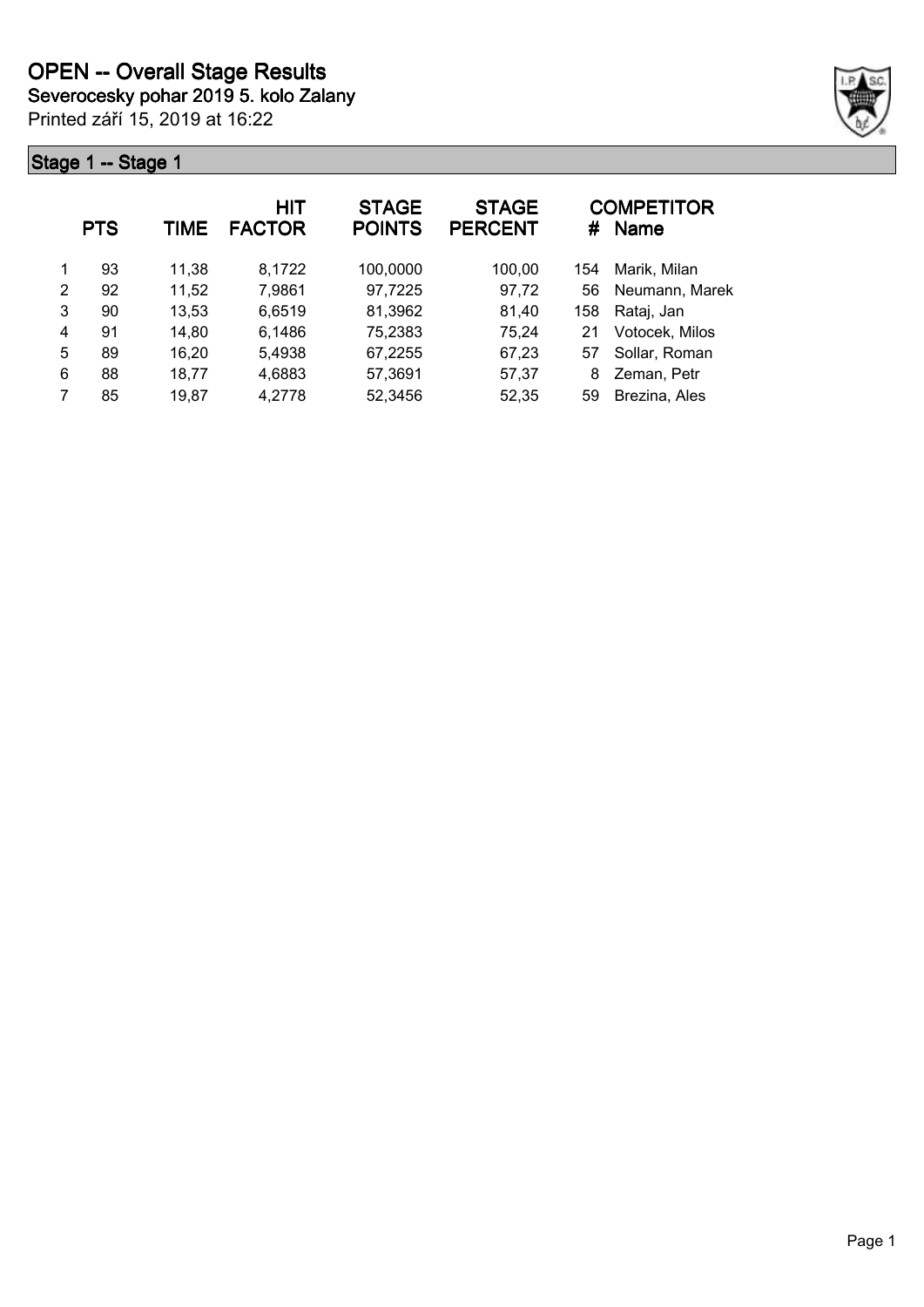# OPEN -- Overall Stage Results

**Severocesky pohar 2019 5. kolo Zalany**

Printed září 15, 2019 at 16:22

## Stage 1 -- Stage 1

| | PTS | TIME | HIT FACTOR | STAGE POINTS | STAGE PERCENT | # | COMPETITOR Name |
|---|---|---|---|---|---|---|---|
| 1 | 93 | 11,38 | 8,1722 | 100,0000 | 100,00 | 154 | Marik, Milan |
| 2 | 92 | 11,52 | 7,9861 | 97,7225 | 97,72 | 56 | Neumann, Marek |
| 3 | 90 | 13,53 | 6,6519 | 81,3962 | 81,40 | 158 | Rataj, Jan |
| 4 | 91 | 14,80 | 6,1486 | 75,2383 | 75,24 | 21 | Votocek, Milos |
| 5 | 89 | 16,20 | 5,4938 | 67,2255 | 67,23 | 57 | Sollar, Roman |
| 6 | 88 | 18,77 | 4,6883 | 57,3691 | 57,37 | 8 | Zeman, Petr |
| 7 | 85 | 19,87 | 4,2778 | 52,3456 | 52,35 | 59 | Brezina, Ales |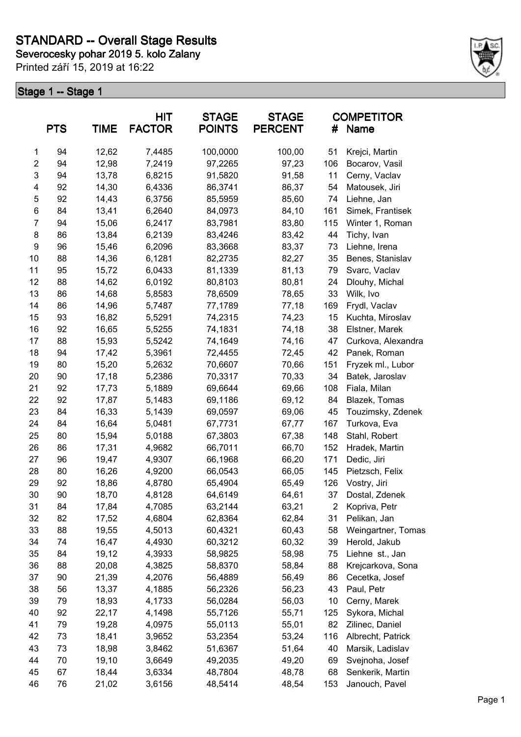# STANDARD -- Overall Stage Results

**Severocesky pohar 2019 5. kolo Zalany**

Printed září 15, 2019 at 16:22

## Stage 1 -- Stage 1

|  | PTS | TIME | HIT FACTOR | STAGE POINTS | STAGE PERCENT | # | COMPETITOR Name |
|---|---|---|---|---|---|---|---|
| 1 | 94 | 12,62 | 7,4485 | 100,0000 | 100,00 | 51 | Krejci, Martin |
| 2 | 94 | 12,98 | 7,2419 | 97,2265 | 97,23 | 106 | Bocarov, Vasil |
| 3 | 94 | 13,78 | 6,8215 | 91,5820 | 91,58 | 11 | Cerny, Vaclav |
| 4 | 92 | 14,30 | 6,4336 | 86,3741 | 86,37 | 54 | Matousek, Jiri |
| 5 | 92 | 14,43 | 6,3756 | 85,5959 | 85,60 | 74 | Liehne, Jan |
| 6 | 84 | 13,41 | 6,2640 | 84,0973 | 84,10 | 161 | Simek, Frantisek |
| 7 | 94 | 15,06 | 6,2417 | 83,7981 | 83,80 | 115 | Winter 1, Roman |
| 8 | 86 | 13,84 | 6,2139 | 83,4246 | 83,42 | 44 | Tichy, Ivan |
| 9 | 96 | 15,46 | 6,2096 | 83,3668 | 83,37 | 73 | Liehne, Irena |
| 10 | 88 | 14,36 | 6,1281 | 82,2735 | 82,27 | 35 | Benes, Stanislav |
| 11 | 95 | 15,72 | 6,0433 | 81,1339 | 81,13 | 79 | Svarc, Vaclav |
| 12 | 88 | 14,62 | 6,0192 | 80,8103 | 80,81 | 24 | Dlouhy, Michal |
| 13 | 86 | 14,68 | 5,8583 | 78,6509 | 78,65 | 33 | Wilk, Ivo |
| 14 | 86 | 14,96 | 5,7487 | 77,1789 | 77,18 | 169 | Frydl, Vaclav |
| 15 | 93 | 16,82 | 5,5291 | 74,2315 | 74,23 | 15 | Kuchta, Miroslav |
| 16 | 92 | 16,65 | 5,5255 | 74,1831 | 74,18 | 38 | Elstner, Marek |
| 17 | 88 | 15,93 | 5,5242 | 74,1649 | 74,16 | 47 | Curkova, Alexandra |
| 18 | 94 | 17,42 | 5,3961 | 72,4455 | 72,45 | 42 | Panek, Roman |
| 19 | 80 | 15,20 | 5,2632 | 70,6607 | 70,66 | 151 | Fryzek ml., Lubor |
| 20 | 90 | 17,18 | 5,2386 | 70,3317 | 70,33 | 34 | Batek, Jaroslav |
| 21 | 92 | 17,73 | 5,1889 | 69,6644 | 69,66 | 108 | Fiala, Milan |
| 22 | 92 | 17,87 | 5,1483 | 69,1186 | 69,12 | 84 | Blazek, Tomas |
| 23 | 84 | 16,33 | 5,1439 | 69,0597 | 69,06 | 45 | Touzimsky, Zdenek |
| 24 | 84 | 16,64 | 5,0481 | 67,7731 | 67,77 | 167 | Turkova, Eva |
| 25 | 80 | 15,94 | 5,0188 | 67,3803 | 67,38 | 148 | Stahl, Robert |
| 26 | 86 | 17,31 | 4,9682 | 66,7011 | 66,70 | 152 | Hradek, Martin |
| 27 | 96 | 19,47 | 4,9307 | 66,1968 | 66,20 | 171 | Dedic, Jiri |
| 28 | 80 | 16,26 | 4,9200 | 66,0543 | 66,05 | 145 | Pietzsch, Felix |
| 29 | 92 | 18,86 | 4,8780 | 65,4904 | 65,49 | 126 | Vostry, Jiri |
| 30 | 90 | 18,70 | 4,8128 | 64,6149 | 64,61 | 37 | Dostal, Zdenek |
| 31 | 84 | 17,84 | 4,7085 | 63,2144 | 63,21 | 2 | Kopriva, Petr |
| 32 | 82 | 17,52 | 4,6804 | 62,8364 | 62,84 | 31 | Pelikan, Jan |
| 33 | 88 | 19,55 | 4,5013 | 60,4321 | 60,43 | 58 | Weingartner, Tomas |
| 34 | 74 | 16,47 | 4,4930 | 60,3212 | 60,32 | 39 | Herold, Jakub |
| 35 | 84 | 19,12 | 4,3933 | 58,9825 | 58,98 | 75 | Liehne st., Jan |
| 36 | 88 | 20,08 | 4,3825 | 58,8370 | 58,84 | 88 | Krejcarkova, Sona |
| 37 | 90 | 21,39 | 4,2076 | 56,4889 | 56,49 | 86 | Cecetka, Josef |
| 38 | 56 | 13,37 | 4,1885 | 56,2326 | 56,23 | 43 | Paul, Petr |
| 39 | 79 | 18,93 | 4,1733 | 56,0284 | 56,03 | 10 | Cerny, Marek |
| 40 | 92 | 22,17 | 4,1498 | 55,7126 | 55,71 | 125 | Sykora, Michal |
| 41 | 79 | 19,28 | 4,0975 | 55,0113 | 55,01 | 82 | Zilinec, Daniel |
| 42 | 73 | 18,41 | 3,9652 | 53,2354 | 53,24 | 116 | Albrecht, Patrick |
| 43 | 73 | 18,98 | 3,8462 | 51,6367 | 51,64 | 40 | Marsik, Ladislav |
| 44 | 70 | 19,10 | 3,6649 | 49,2035 | 49,20 | 69 | Svejnoha, Josef |
| 45 | 67 | 18,44 | 3,6334 | 48,7804 | 48,78 | 68 | Senkerik, Martin |
| 46 | 76 | 21,02 | 3,6156 | 48,5414 | 48,54 | 153 | Janouch, Pavel |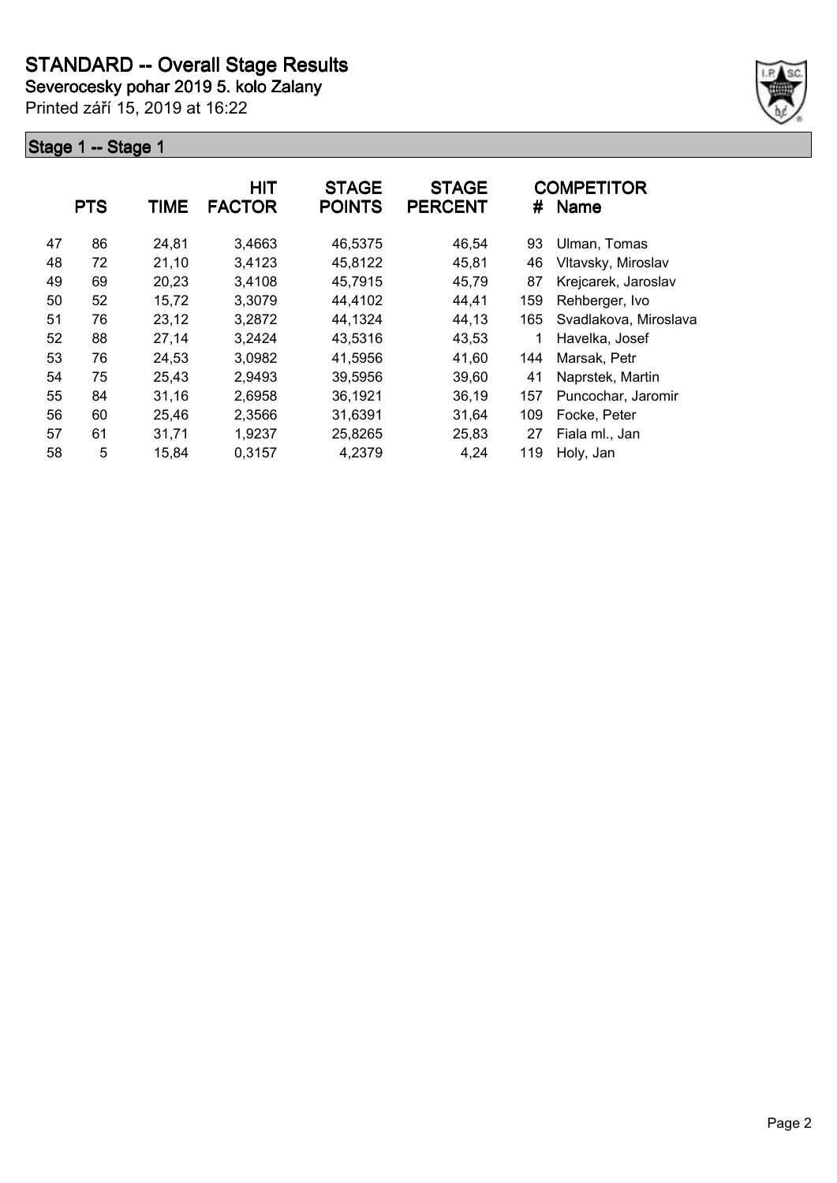# STANDARD -- Overall Stage Results

**Severocesky pohar 2019 5. kolo Zalany**

Printed září 15, 2019 at 16:22

## Stage 1 -- Stage 1

| | PTS | TIME | HIT FACTOR | STAGE POINTS | STAGE PERCENT | # | COMPETITOR Name |
|---|---|---|---|---|---|---|---|
| 47 | 86 | 24,81 | 3,4663 | 46,5375 | 46,54 | 93 | Ulman, Tomas |
| 48 | 72 | 21,10 | 3,4123 | 45,8122 | 45,81 | 46 | Vltavsky, Miroslav |
| 49 | 69 | 20,23 | 3,4108 | 45,7915 | 45,79 | 87 | Krejcarek, Jaroslav |
| 50 | 52 | 15,72 | 3,3079 | 44,4102 | 44,41 | 159 | Rehberger, Ivo |
| 51 | 76 | 23,12 | 3,2872 | 44,1324 | 44,13 | 165 | Svadlakova, Miroslava |
| 52 | 88 | 27,14 | 3,2424 | 43,5316 | 43,53 | 1 | Havelka, Josef |
| 53 | 76 | 24,53 | 3,0982 | 41,5956 | 41,60 | 144 | Marsak, Petr |
| 54 | 75 | 25,43 | 2,9493 | 39,5956 | 39,60 | 41 | Naprstek, Martin |
| 55 | 84 | 31,16 | 2,6958 | 36,1921 | 36,19 | 157 | Puncochar, Jaromir |
| 56 | 60 | 25,46 | 2,3566 | 31,6391 | 31,64 | 109 | Focke, Peter |
| 57 | 61 | 31,71 | 1,9237 | 25,8265 | 25,83 | 27 | Fiala ml., Jan |
| 58 | 5 | 15,84 | 0,3157 | 4,2379 | 4,24 | 119 | Holy, Jan |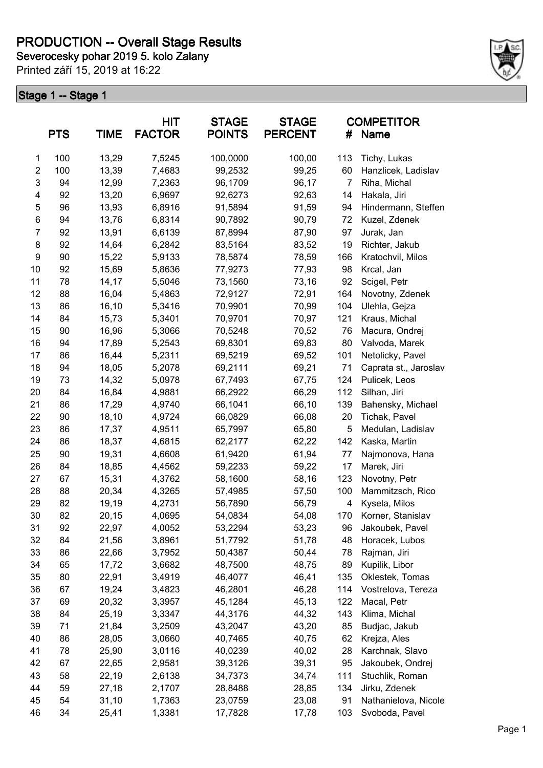# PRODUCTION -- Overall Stage Results

**Severocesky pohar 2019 5. kolo Zalany**

Printed září 15, 2019 at 16:22

## Stage 1 -- Stage 1

| | PTS | TIME | HIT FACTOR | STAGE POINTS | STAGE PERCENT | # | COMPETITOR Name |
|---|---|---|---|---|---|---|---|
| 1 | 100 | 13,29 | 7,5245 | 100,0000 | 100,00 | 113 | Tichy, Lukas |
| 2 | 100 | 13,39 | 7,4683 | 99,2532 | 99,25 | 60 | Hanzlicek, Ladislav |
| 3 | 94 | 12,99 | 7,2363 | 96,1709 | 96,17 | 7 | Riha, Michal |
| 4 | 92 | 13,20 | 6,9697 | 92,6273 | 92,63 | 14 | Hakala, Jiri |
| 5 | 96 | 13,93 | 6,8916 | 91,5894 | 91,59 | 94 | Hindermann, Steffen |
| 6 | 94 | 13,76 | 6,8314 | 90,7892 | 90,79 | 72 | Kuzel, Zdenek |
| 7 | 92 | 13,91 | 6,6139 | 87,8994 | 87,90 | 97 | Jurak, Jan |
| 8 | 92 | 14,64 | 6,2842 | 83,5164 | 83,52 | 19 | Richter, Jakub |
| 9 | 90 | 15,22 | 5,9133 | 78,5874 | 78,59 | 166 | Kratochvil, Milos |
| 10 | 92 | 15,69 | 5,8636 | 77,9273 | 77,93 | 98 | Krcal, Jan |
| 11 | 78 | 14,17 | 5,5046 | 73,1560 | 73,16 | 92 | Scigel, Petr |
| 12 | 88 | 16,04 | 5,4863 | 72,9127 | 72,91 | 164 | Novotny, Zdenek |
| 13 | 86 | 16,10 | 5,3416 | 70,9901 | 70,99 | 104 | Ulehla, Gejza |
| 14 | 84 | 15,73 | 5,3401 | 70,9701 | 70,97 | 121 | Kraus, Michal |
| 15 | 90 | 16,96 | 5,3066 | 70,5248 | 70,52 | 76 | Macura, Ondrej |
| 16 | 94 | 17,89 | 5,2543 | 69,8301 | 69,83 | 80 | Valvoda, Marek |
| 17 | 86 | 16,44 | 5,2311 | 69,5219 | 69,52 | 101 | Netolicky, Pavel |
| 18 | 94 | 18,05 | 5,2078 | 69,2111 | 69,21 | 71 | Caprata st., Jaroslav |
| 19 | 73 | 14,32 | 5,0978 | 67,7493 | 67,75 | 124 | Pulicek, Leos |
| 20 | 84 | 16,84 | 4,9881 | 66,2922 | 66,29 | 112 | Silhan, Jiri |
| 21 | 86 | 17,29 | 4,9740 | 66,1041 | 66,10 | 139 | Bahensky, Michael |
| 22 | 90 | 18,10 | 4,9724 | 66,0829 | 66,08 | 20 | Tichak, Pavel |
| 23 | 86 | 17,37 | 4,9511 | 65,7997 | 65,80 | 5 | Medulan, Ladislav |
| 24 | 86 | 18,37 | 4,6815 | 62,2177 | 62,22 | 142 | Kaska, Martin |
| 25 | 90 | 19,31 | 4,6608 | 61,9420 | 61,94 | 77 | Najmonova, Hana |
| 26 | 84 | 18,85 | 4,4562 | 59,2233 | 59,22 | 17 | Marek, Jiri |
| 27 | 67 | 15,31 | 4,3762 | 58,1600 | 58,16 | 123 | Novotny, Petr |
| 28 | 88 | 20,34 | 4,3265 | 57,4985 | 57,50 | 100 | Mammitzsch, Rico |
| 29 | 82 | 19,19 | 4,2731 | 56,7890 | 56,79 | 4 | Kysela, Milos |
| 30 | 82 | 20,15 | 4,0695 | 54,0834 | 54,08 | 170 | Korner, Stanislav |
| 31 | 92 | 22,97 | 4,0052 | 53,2294 | 53,23 | 96 | Jakoubek, Pavel |
| 32 | 84 | 21,56 | 3,8961 | 51,7792 | 51,78 | 48 | Horacek, Lubos |
| 33 | 86 | 22,66 | 3,7952 | 50,4387 | 50,44 | 78 | Rajman, Jiri |
| 34 | 65 | 17,72 | 3,6682 | 48,7500 | 48,75 | 89 | Kupilik, Libor |
| 35 | 80 | 22,91 | 3,4919 | 46,4077 | 46,41 | 135 | Oklestek, Tomas |
| 36 | 67 | 19,24 | 3,4823 | 46,2801 | 46,28 | 114 | Vostrelova, Tereza |
| 37 | 69 | 20,32 | 3,3957 | 45,1284 | 45,13 | 122 | Macal, Petr |
| 38 | 84 | 25,19 | 3,3347 | 44,3176 | 44,32 | 143 | Klima, Michal |
| 39 | 71 | 21,84 | 3,2509 | 43,2047 | 43,20 | 85 | Budjac, Jakub |
| 40 | 86 | 28,05 | 3,0660 | 40,7465 | 40,75 | 62 | Krejza, Ales |
| 41 | 78 | 25,90 | 3,0116 | 40,0239 | 40,02 | 28 | Karchnak, Slavo |
| 42 | 67 | 22,65 | 2,9581 | 39,3126 | 39,31 | 95 | Jakoubek, Ondrej |
| 43 | 58 | 22,19 | 2,6138 | 34,7373 | 34,74 | 111 | Stuchlik, Roman |
| 44 | 59 | 27,18 | 2,1707 | 28,8488 | 28,85 | 134 | Jirku, Zdenek |
| 45 | 54 | 31,10 | 1,7363 | 23,0759 | 23,08 | 91 | Nathanielova, Nicole |
| 46 | 34 | 25,41 | 1,3381 | 17,7828 | 17,78 | 103 | Svoboda, Pavel |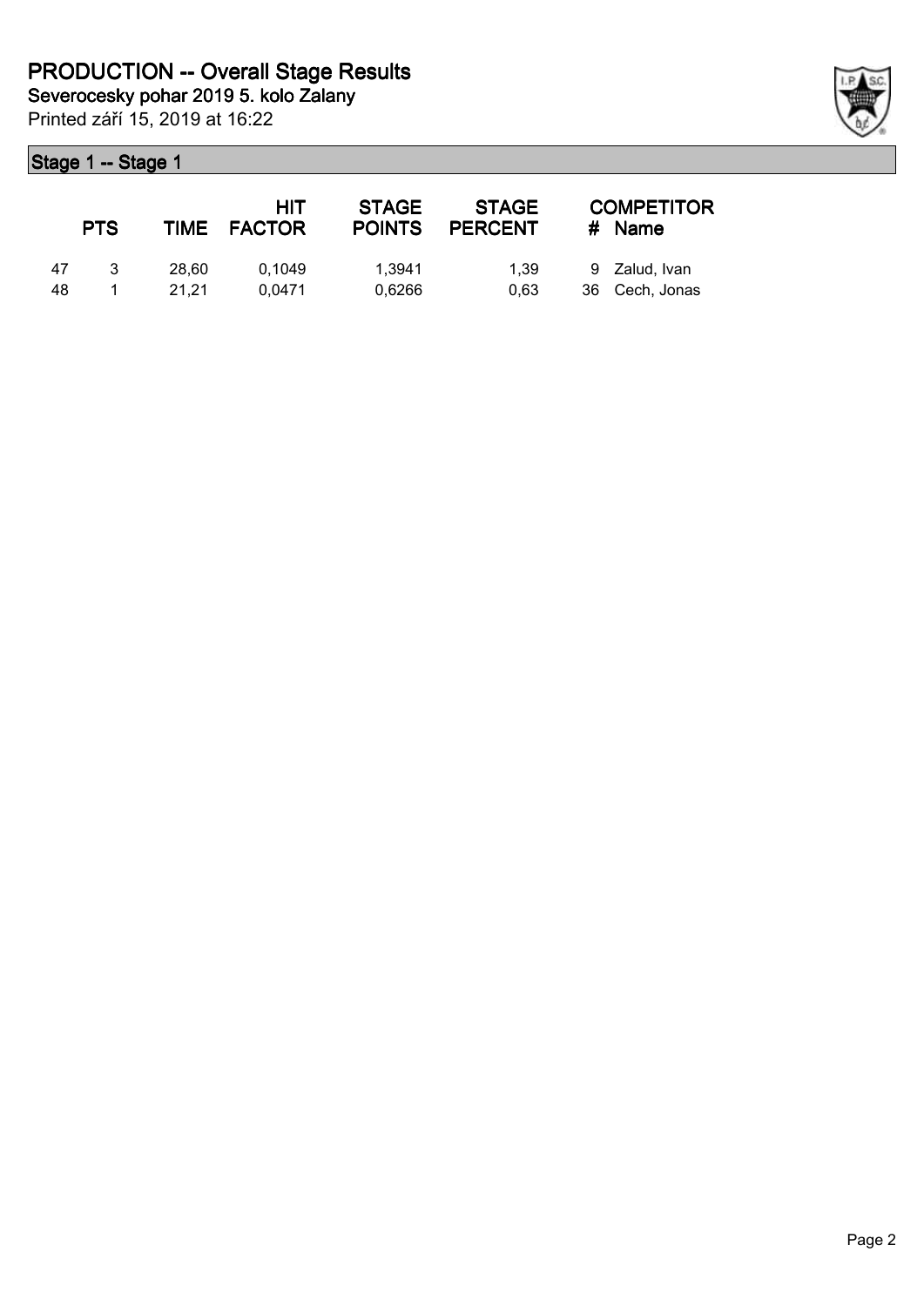# PRODUCTION -- Overall Stage Results

## Severocesky pohar 2019 5. kolo Zalany

Printed září 15, 2019 at 16:22

### Stage 1 -- Stage 1

| | PTS | TIME | HIT FACTOR | STAGE POINTS | STAGE PERCENT | # | COMPETITOR Name |
|---|---|---|---|---|---|---|---|
| 47 | 3 | 28,60 | 0,1049 | 1,3941 | 1,39 | 9 | Zalud, Ivan |
| 48 | 1 | 21,21 | 0,0471 | 0,6266 | 0,63 | 36 | Cech, Jonas |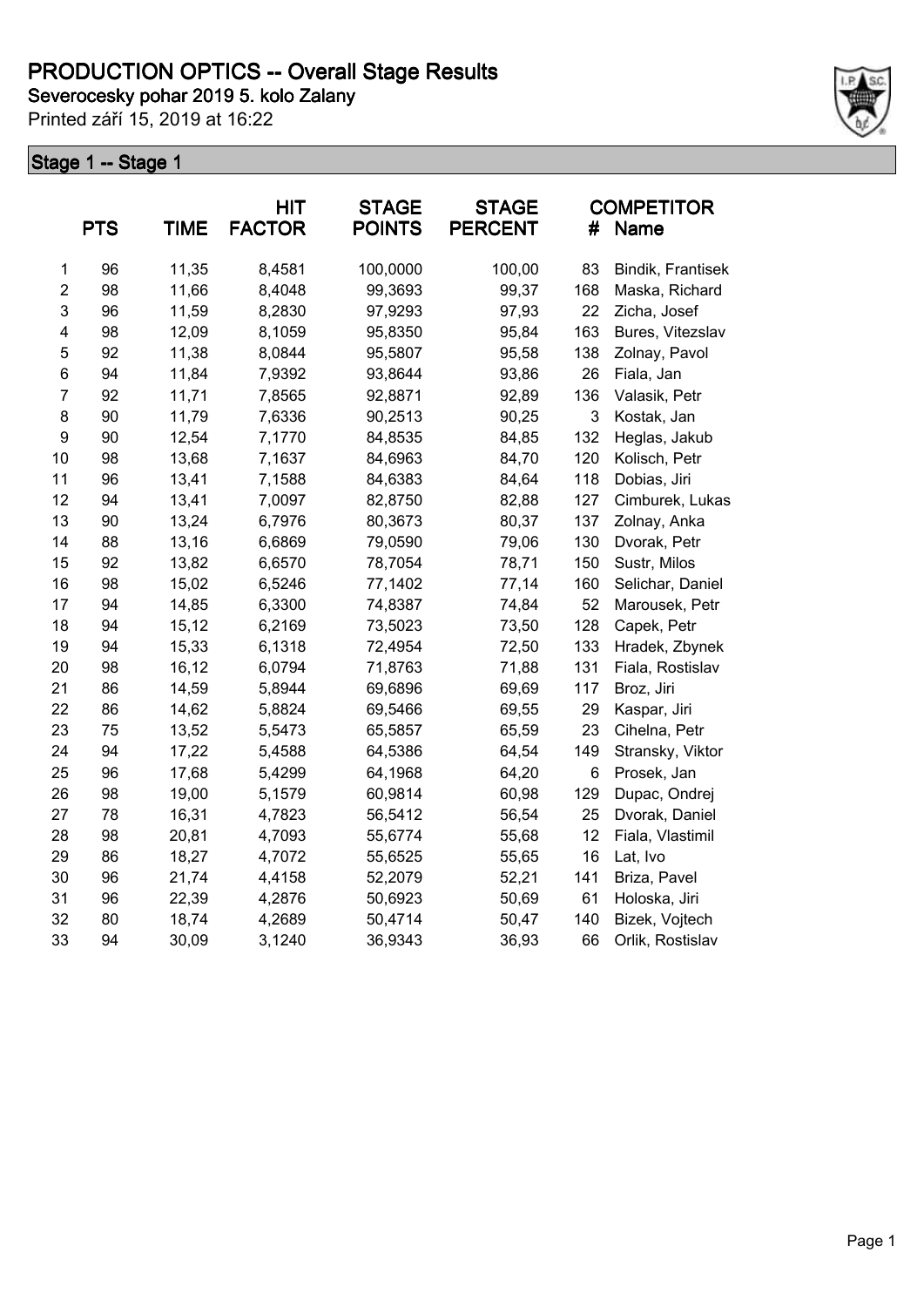# PRODUCTION OPTICS -- Overall Stage Results

**Severocesky pohar 2019 5. kolo Zalany**

Printed září 15, 2019 at 16:22

## Stage 1 -- Stage 1

| | PTS | TIME | HIT FACTOR | STAGE POINTS | STAGE PERCENT | # | COMPETITOR Name |
|---|---|---|---|---|---|---|---|
| 1 | 96 | 11,35 | 8,4581 | 100,0000 | 100,00 | 83 | Bindik, Frantisek |
| 2 | 98 | 11,66 | 8,4048 | 99,3693 | 99,37 | 168 | Maska, Richard |
| 3 | 96 | 11,59 | 8,2830 | 97,9293 | 97,93 | 22 | Zicha, Josef |
| 4 | 98 | 12,09 | 8,1059 | 95,8350 | 95,84 | 163 | Bures, Vitezslav |
| 5 | 92 | 11,38 | 8,0844 | 95,5807 | 95,58 | 138 | Zolnay, Pavol |
| 6 | 94 | 11,84 | 7,9392 | 93,8644 | 93,86 | 26 | Fiala, Jan |
| 7 | 92 | 11,71 | 7,8565 | 92,8871 | 92,89 | 136 | Valasik, Petr |
| 8 | 90 | 11,79 | 7,6336 | 90,2513 | 90,25 | 3 | Kostak, Jan |
| 9 | 90 | 12,54 | 7,1770 | 84,8535 | 84,85 | 132 | Heglas, Jakub |
| 10 | 98 | 13,68 | 7,1637 | 84,6963 | 84,70 | 120 | Kolisch, Petr |
| 11 | 96 | 13,41 | 7,1588 | 84,6383 | 84,64 | 118 | Dobias, Jiri |
| 12 | 94 | 13,41 | 7,0097 | 82,8750 | 82,88 | 127 | Cimburek, Lukas |
| 13 | 90 | 13,24 | 6,7976 | 80,3673 | 80,37 | 137 | Zolnay, Anka |
| 14 | 88 | 13,16 | 6,6869 | 79,0590 | 79,06 | 130 | Dvorak, Petr |
| 15 | 92 | 13,82 | 6,6570 | 78,7054 | 78,71 | 150 | Sustr, Milos |
| 16 | 98 | 15,02 | 6,5246 | 77,1402 | 77,14 | 160 | Selichar, Daniel |
| 17 | 94 | 14,85 | 6,3300 | 74,8387 | 74,84 | 52 | Marousek, Petr |
| 18 | 94 | 15,12 | 6,2169 | 73,5023 | 73,50 | 128 | Capek, Petr |
| 19 | 94 | 15,33 | 6,1318 | 72,4954 | 72,50 | 133 | Hradek, Zbynek |
| 20 | 98 | 16,12 | 6,0794 | 71,8763 | 71,88 | 131 | Fiala, Rostislav |
| 21 | 86 | 14,59 | 5,8944 | 69,6896 | 69,69 | 117 | Broz, Jiri |
| 22 | 86 | 14,62 | 5,8824 | 69,5466 | 69,55 | 29 | Kaspar, Jiri |
| 23 | 75 | 13,52 | 5,5473 | 65,5857 | 65,59 | 23 | Cihelna, Petr |
| 24 | 94 | 17,22 | 5,4588 | 64,5386 | 64,54 | 149 | Stransky, Viktor |
| 25 | 96 | 17,68 | 5,4299 | 64,1968 | 64,20 | 6 | Prosek, Jan |
| 26 | 98 | 19,00 | 5,1579 | 60,9814 | 60,98 | 129 | Dupac, Ondrej |
| 27 | 78 | 16,31 | 4,7823 | 56,5412 | 56,54 | 25 | Dvorak, Daniel |
| 28 | 98 | 20,81 | 4,7093 | 55,6774 | 55,68 | 12 | Fiala, Vlastimil |
| 29 | 86 | 18,27 | 4,7072 | 55,6525 | 55,65 | 16 | Lat, Ivo |
| 30 | 96 | 21,74 | 4,4158 | 52,2079 | 52,21 | 141 | Briza, Pavel |
| 31 | 96 | 22,39 | 4,2876 | 50,6923 | 50,69 | 61 | Holoska, Jiri |
| 32 | 80 | 18,74 | 4,2689 | 50,4714 | 50,47 | 140 | Bizek, Vojtech |
| 33 | 94 | 30,09 | 3,1240 | 36,9343 | 36,93 | 66 | Orlik, Rostislav |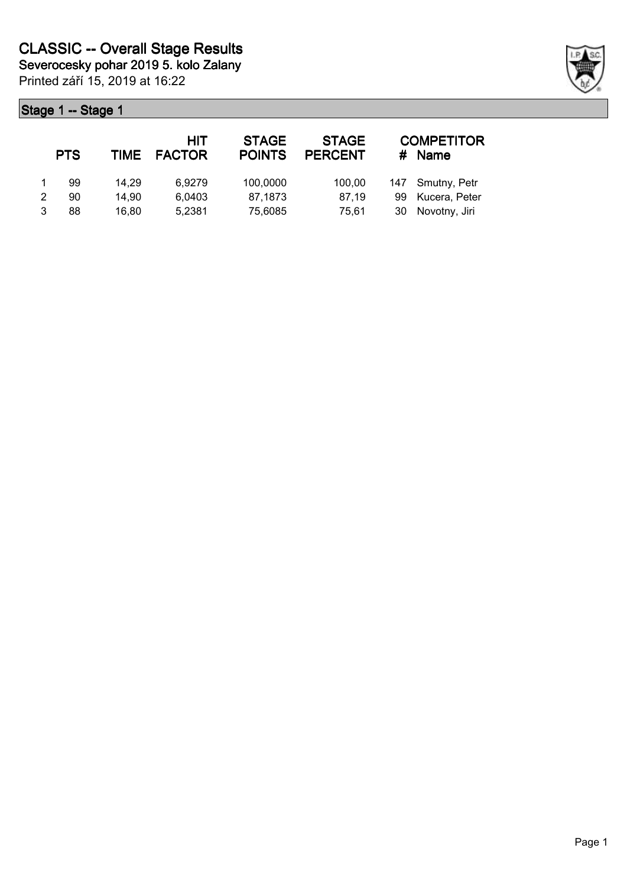# CLASSIC -- Overall Stage Results

**Severocesky pohar 2019 5. kolo Zalany**

Printed září 15, 2019 at 16:22

## Stage 1 -- Stage 1

|   | PTS | TIME | HIT FACTOR | STAGE POINTS | STAGE PERCENT | # | COMPETITOR Name |
|---|---|---|---|---|---|---|---|
| 1 | 99 | 14,29 | 6,9279 | 100,0000 | 100,00 | 147 | Smutny, Petr |
| 2 | 90 | 14,90 | 6,0403 | 87,1873 | 87,19 | 99 | Kucera, Peter |
| 3 | 88 | 16,80 | 5,2381 | 75,6085 | 75,61 | 30 | Novotny, Jiri |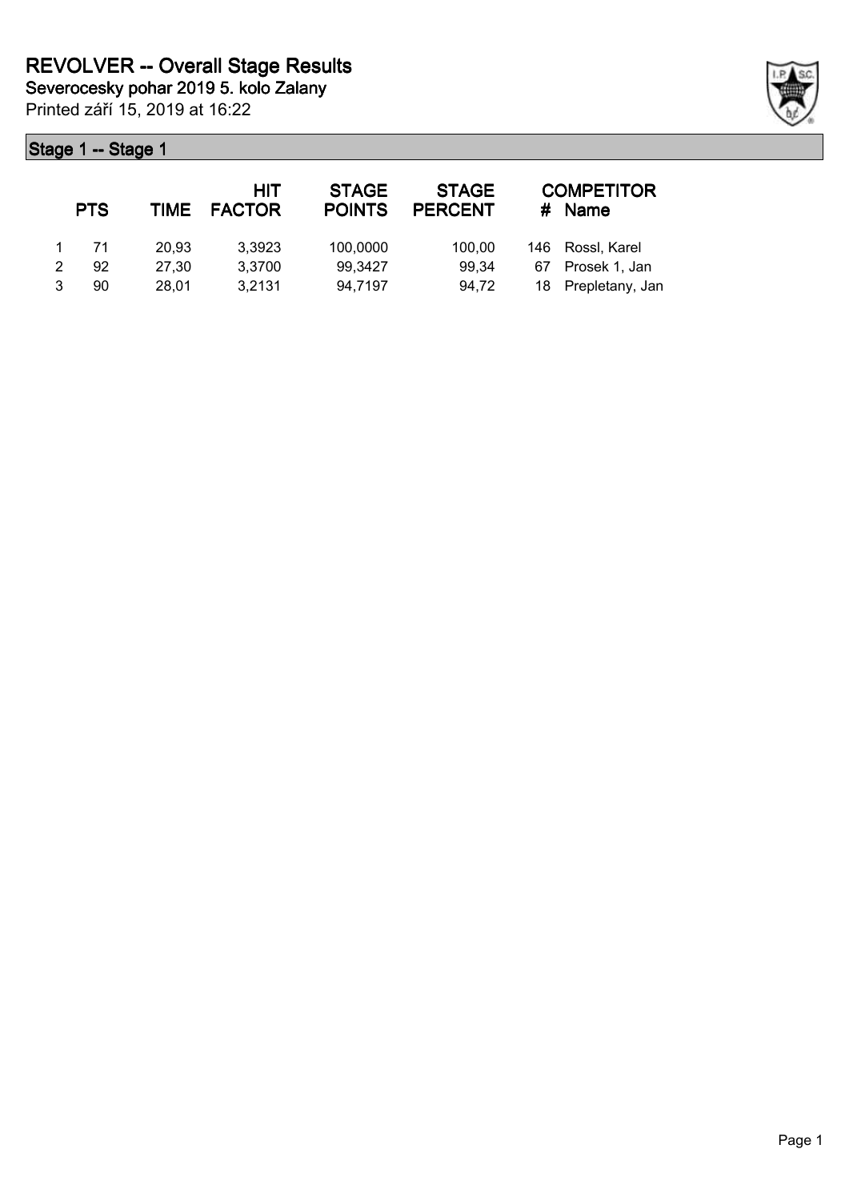# REVOLVER -- Overall Stage Results

**Severocesky pohar 2019 5. kolo Zalany**

Printed září 15, 2019 at 16:22

## Stage 1 -- Stage 1

| | PTS | TIME | HIT FACTOR | STAGE POINTS | STAGE PERCENT | # | COMPETITOR Name |
|---|---|---|---|---|---|---|---|
| 1 | 71 | 20,93 | 3,3923 | 100,0000 | 100,00 | 146 | Rossl, Karel |
| 2 | 92 | 27,30 | 3,3700 | 99,3427 | 99,34 | 67 | Prosek 1, Jan |
| 3 | 90 | 28,01 | 3,2131 | 94,7197 | 94,72 | 18 | Prepletany, Jan |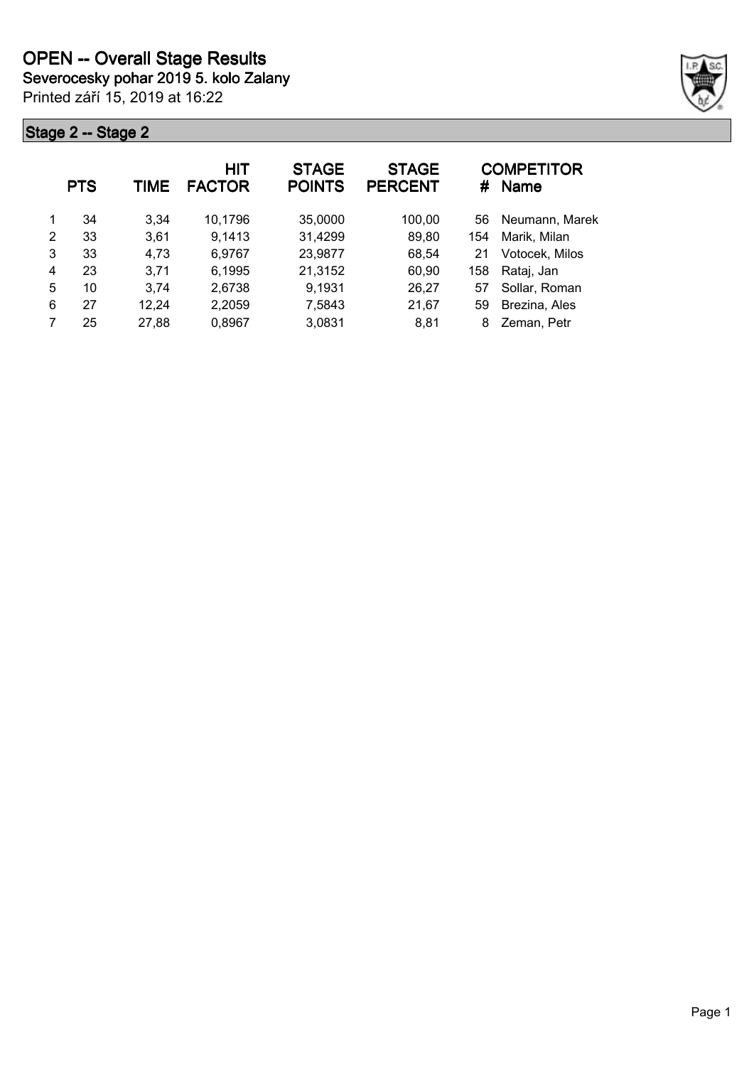# OPEN -- Overall Stage Results

**Severocesky pohar 2019 5. kolo Zalany**

Printed září 15, 2019 at 16:22

## Stage 2 -- Stage 2

| | PTS | TIME | HIT FACTOR | STAGE POINTS | STAGE PERCENT | # | COMPETITOR Name |
|---|---|---|---|---|---|---|---|
| 1 | 34 | 3,34 | 10,1796 | 35,0000 | 100,00 | 56 | Neumann, Marek |
| 2 | 33 | 3,61 | 9,1413 | 31,4299 | 89,80 | 154 | Marik, Milan |
| 3 | 33 | 4,73 | 6,9767 | 23,9877 | 68,54 | 21 | Votocek, Milos |
| 4 | 23 | 3,71 | 6,1995 | 21,3152 | 60,90 | 158 | Rataj, Jan |
| 5 | 10 | 3,74 | 2,6738 | 9,1931 | 26,27 | 57 | Sollar, Roman |
| 6 | 27 | 12,24 | 2,2059 | 7,5843 | 21,67 | 59 | Brezina, Ales |
| 7 | 25 | 27,88 | 0,8967 | 3,0831 | 8,81 | 8 | Zeman, Petr |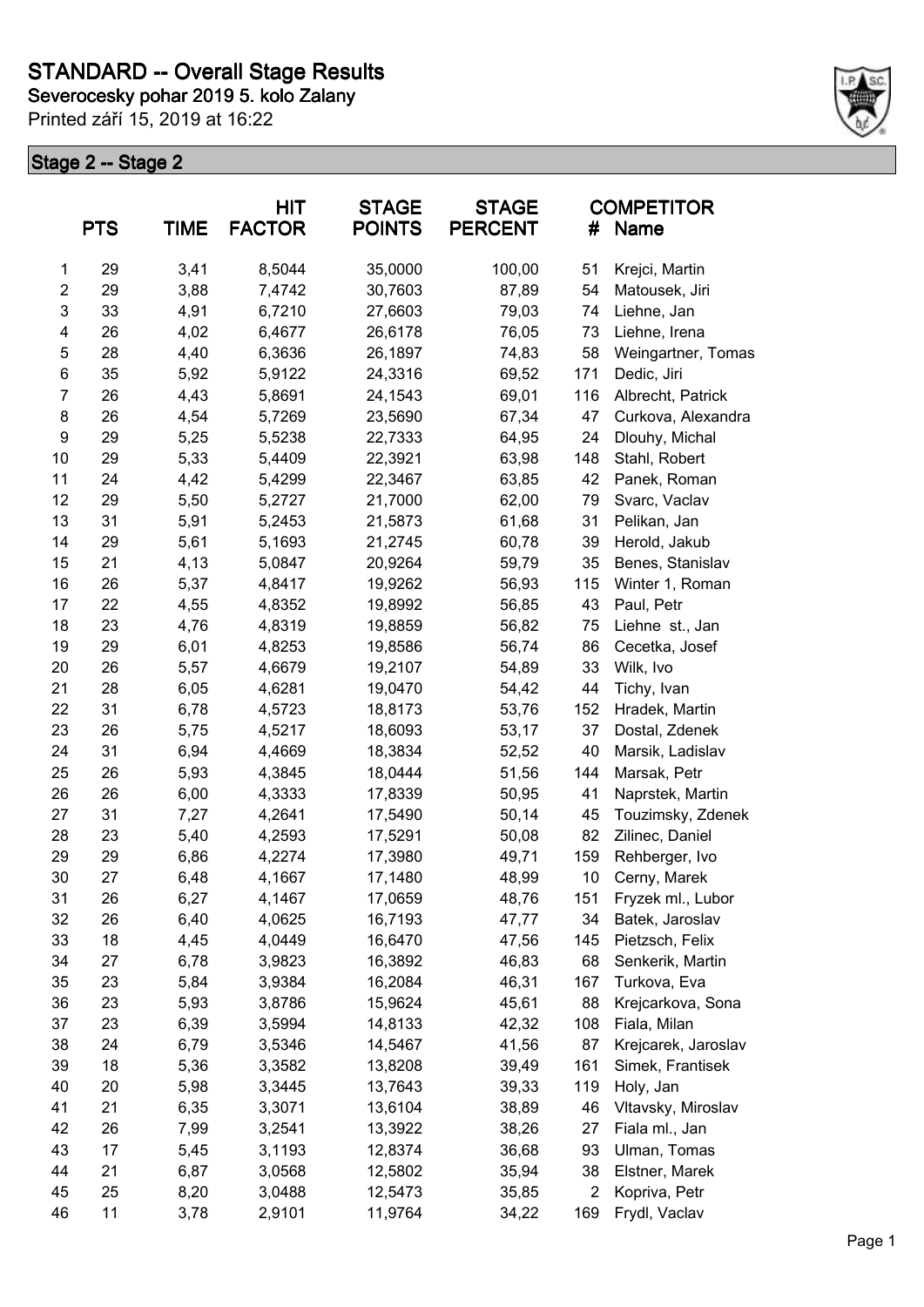# STANDARD -- Overall Stage Results

**Severocesky pohar 2019 5. kolo Zalany**

Printed září 15, 2019 at 16:22

## Stage 2 -- Stage 2

| | PTS | TIME | HIT FACTOR | STAGE POINTS | STAGE PERCENT | # | COMPETITOR Name |
|---|---|---|---|---|---|---|---|
| 1 | 29 | 3,41 | 8,5044 | 35,0000 | 100,00 | 51 | Krejci, Martin |
| 2 | 29 | 3,88 | 7,4742 | 30,7603 | 87,89 | 54 | Matousek, Jiri |
| 3 | 33 | 4,91 | 6,7210 | 27,6603 | 79,03 | 74 | Liehne, Jan |
| 4 | 26 | 4,02 | 6,4677 | 26,6178 | 76,05 | 73 | Liehne, Irena |
| 5 | 28 | 4,40 | 6,3636 | 26,1897 | 74,83 | 58 | Weingartner, Tomas |
| 6 | 35 | 5,92 | 5,9122 | 24,3316 | 69,52 | 171 | Dedic, Jiri |
| 7 | 26 | 4,43 | 5,8691 | 24,1543 | 69,01 | 116 | Albrecht, Patrick |
| 8 | 26 | 4,54 | 5,7269 | 23,5690 | 67,34 | 47 | Curkova, Alexandra |
| 9 | 29 | 5,25 | 5,5238 | 22,7333 | 64,95 | 24 | Dlouhy, Michal |
| 10 | 29 | 5,33 | 5,4409 | 22,3921 | 63,98 | 148 | Stahl, Robert |
| 11 | 24 | 4,42 | 5,4299 | 22,3467 | 63,85 | 42 | Panek, Roman |
| 12 | 29 | 5,50 | 5,2727 | 21,7000 | 62,00 | 79 | Svarc, Vaclav |
| 13 | 31 | 5,91 | 5,2453 | 21,5873 | 61,68 | 31 | Pelikan, Jan |
| 14 | 29 | 5,61 | 5,1693 | 21,2745 | 60,78 | 39 | Herold, Jakub |
| 15 | 21 | 4,13 | 5,0847 | 20,9264 | 59,79 | 35 | Benes, Stanislav |
| 16 | 26 | 5,37 | 4,8417 | 19,9262 | 56,93 | 115 | Winter 1, Roman |
| 17 | 22 | 4,55 | 4,8352 | 19,8992 | 56,85 | 43 | Paul, Petr |
| 18 | 23 | 4,76 | 4,8319 | 19,8859 | 56,82 | 75 | Liehne st., Jan |
| 19 | 29 | 6,01 | 4,8253 | 19,8586 | 56,74 | 86 | Cecetka, Josef |
| 20 | 26 | 5,57 | 4,6679 | 19,2107 | 54,89 | 33 | Wilk, Ivo |
| 21 | 28 | 6,05 | 4,6281 | 19,0470 | 54,42 | 44 | Tichy, Ivan |
| 22 | 31 | 6,78 | 4,5723 | 18,8173 | 53,76 | 152 | Hradek, Martin |
| 23 | 26 | 5,75 | 4,5217 | 18,6093 | 53,17 | 37 | Dostal, Zdenek |
| 24 | 31 | 6,94 | 4,4669 | 18,3834 | 52,52 | 40 | Marsik, Ladislav |
| 25 | 26 | 5,93 | 4,3845 | 18,0444 | 51,56 | 144 | Marsak, Petr |
| 26 | 26 | 6,00 | 4,3333 | 17,8339 | 50,95 | 41 | Naprstek, Martin |
| 27 | 31 | 7,27 | 4,2641 | 17,5490 | 50,14 | 45 | Touzimsky, Zdenek |
| 28 | 23 | 5,40 | 4,2593 | 17,5291 | 50,08 | 82 | Zilinec, Daniel |
| 29 | 29 | 6,86 | 4,2274 | 17,3980 | 49,71 | 159 | Rehberger, Ivo |
| 30 | 27 | 6,48 | 4,1667 | 17,1480 | 48,99 | 10 | Cerny, Marek |
| 31 | 26 | 6,27 | 4,1467 | 17,0659 | 48,76 | 151 | Fryzek ml., Lubor |
| 32 | 26 | 6,40 | 4,0625 | 16,7193 | 47,77 | 34 | Batek, Jaroslav |
| 33 | 18 | 4,45 | 4,0449 | 16,6470 | 47,56 | 145 | Pietzsch, Felix |
| 34 | 27 | 6,78 | 3,9823 | 16,3892 | 46,83 | 68 | Senkerik, Martin |
| 35 | 23 | 5,84 | 3,9384 | 16,2084 | 46,31 | 167 | Turkova, Eva |
| 36 | 23 | 5,93 | 3,8786 | 15,9624 | 45,61 | 88 | Krejcarkova, Sona |
| 37 | 23 | 6,39 | 3,5994 | 14,8133 | 42,32 | 108 | Fiala, Milan |
| 38 | 24 | 6,79 | 3,5346 | 14,5467 | 41,56 | 87 | Krejcarek, Jaroslav |
| 39 | 18 | 5,36 | 3,3582 | 13,8208 | 39,49 | 161 | Simek, Frantisek |
| 40 | 20 | 5,98 | 3,3445 | 13,7643 | 39,33 | 119 | Holy, Jan |
| 41 | 21 | 6,35 | 3,3071 | 13,6104 | 38,89 | 46 | Vltavsky, Miroslav |
| 42 | 26 | 7,99 | 3,2541 | 13,3922 | 38,26 | 27 | Fiala ml., Jan |
| 43 | 17 | 5,45 | 3,1193 | 12,8374 | 36,68 | 93 | Ulman, Tomas |
| 44 | 21 | 6,87 | 3,0568 | 12,5802 | 35,94 | 38 | Elstner, Marek |
| 45 | 25 | 8,20 | 3,0488 | 12,5473 | 35,85 | 2 | Kopriva, Petr |
| 46 | 11 | 3,78 | 2,9101 | 11,9764 | 34,22 | 169 | Frydl, Vaclav |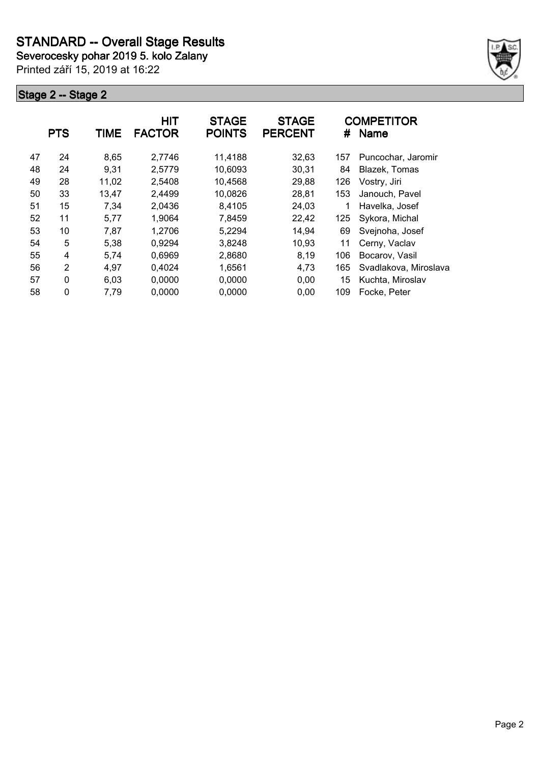# STANDARD -- Overall Stage Results

**Severocesky pohar 2019 5. kolo Zalany**

Printed září 15, 2019 at 16:22

## Stage 2 -- Stage 2

| | PTS | TIME | HIT FACTOR | STAGE POINTS | STAGE PERCENT | # | COMPETITOR Name |
|---|---|---|---|---|---|---|---|
| 47 | 24 | 8,65 | 2,7746 | 11,4188 | 32,63 | 157 | Puncochar, Jaromir |
| 48 | 24 | 9,31 | 2,5779 | 10,6093 | 30,31 | 84 | Blazek, Tomas |
| 49 | 28 | 11,02 | 2,5408 | 10,4568 | 29,88 | 126 | Vostry, Jiri |
| 50 | 33 | 13,47 | 2,4499 | 10,0826 | 28,81 | 153 | Janouch, Pavel |
| 51 | 15 | 7,34 | 2,0436 | 8,4105 | 24,03 | 1 | Havelka, Josef |
| 52 | 11 | 5,77 | 1,9064 | 7,8459 | 22,42 | 125 | Sykora, Michal |
| 53 | 10 | 7,87 | 1,2706 | 5,2294 | 14,94 | 69 | Svejnoha, Josef |
| 54 | 5 | 5,38 | 0,9294 | 3,8248 | 10,93 | 11 | Cerny, Vaclav |
| 55 | 4 | 5,74 | 0,6969 | 2,8680 | 8,19 | 106 | Bocarov, Vasil |
| 56 | 2 | 4,97 | 0,4024 | 1,6561 | 4,73 | 165 | Svadlakova, Miroslava |
| 57 | 0 | 6,03 | 0,0000 | 0,0000 | 0,00 | 15 | Kuchta, Miroslav |
| 58 | 0 | 7,79 | 0,0000 | 0,0000 | 0,00 | 109 | Focke, Peter |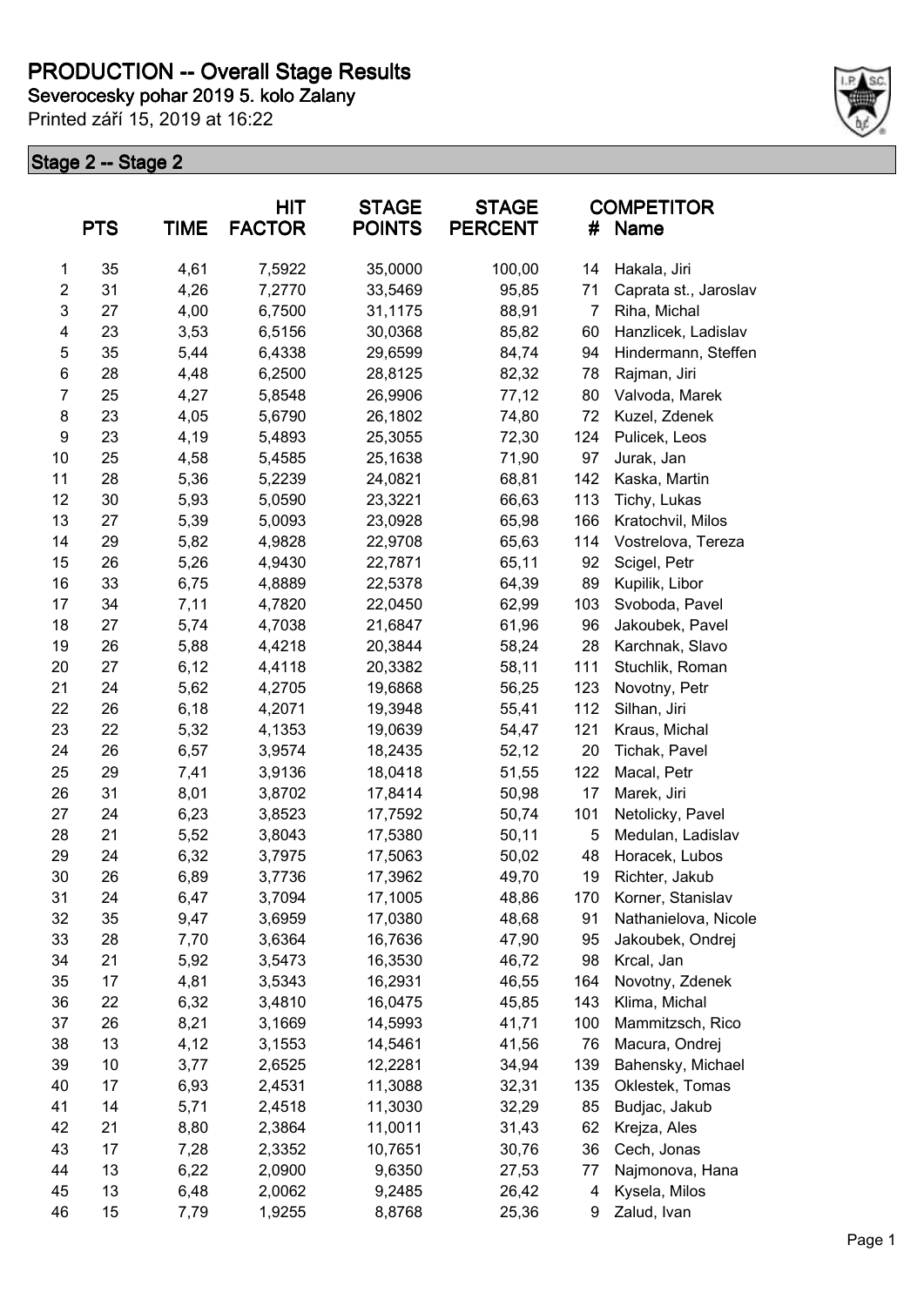# PRODUCTION -- Overall Stage Results

**Severocesky pohar 2019 5. kolo Zalany**

Printed září 15, 2019 at 16:22

## Stage 2 -- Stage 2

| | PTS | TIME | HIT FACTOR | STAGE POINTS | STAGE PERCENT | # | COMPETITOR Name |
|---|---|---|---|---|---|---|---|
| 1 | 35 | 4,61 | 7,5922 | 35,0000 | 100,00 | 14 | Hakala, Jiri |
| 2 | 31 | 4,26 | 7,2770 | 33,5469 | 95,85 | 71 | Caprata st., Jaroslav |
| 3 | 27 | 4,00 | 6,7500 | 31,1175 | 88,91 | 7 | Riha, Michal |
| 4 | 23 | 3,53 | 6,5156 | 30,0368 | 85,82 | 60 | Hanzlicek, Ladislav |
| 5 | 35 | 5,44 | 6,4338 | 29,6599 | 84,74 | 94 | Hindermann, Steffen |
| 6 | 28 | 4,48 | 6,2500 | 28,8125 | 82,32 | 78 | Rajman, Jiri |
| 7 | 25 | 4,27 | 5,8548 | 26,9906 | 77,12 | 80 | Valvoda, Marek |
| 8 | 23 | 4,05 | 5,6790 | 26,1802 | 74,80 | 72 | Kuzel, Zdenek |
| 9 | 23 | 4,19 | 5,4893 | 25,3055 | 72,30 | 124 | Pulicek, Leos |
| 10 | 25 | 4,58 | 5,4585 | 25,1638 | 71,90 | 97 | Jurak, Jan |
| 11 | 28 | 5,36 | 5,2239 | 24,0821 | 68,81 | 142 | Kaska, Martin |
| 12 | 30 | 5,93 | 5,0590 | 23,3221 | 66,63 | 113 | Tichy, Lukas |
| 13 | 27 | 5,39 | 5,0093 | 23,0928 | 65,98 | 166 | Kratochvil, Milos |
| 14 | 29 | 5,82 | 4,9828 | 22,9708 | 65,63 | 114 | Vostrelova, Tereza |
| 15 | 26 | 5,26 | 4,9430 | 22,7871 | 65,11 | 92 | Scigel, Petr |
| 16 | 33 | 6,75 | 4,8889 | 22,5378 | 64,39 | 89 | Kupilik, Libor |
| 17 | 34 | 7,11 | 4,7820 | 22,0450 | 62,99 | 103 | Svoboda, Pavel |
| 18 | 27 | 5,74 | 4,7038 | 21,6847 | 61,96 | 96 | Jakoubek, Pavel |
| 19 | 26 | 5,88 | 4,4218 | 20,3844 | 58,24 | 28 | Karchnak, Slavo |
| 20 | 27 | 6,12 | 4,4118 | 20,3382 | 58,11 | 111 | Stuchlik, Roman |
| 21 | 24 | 5,62 | 4,2705 | 19,6868 | 56,25 | 123 | Novotny, Petr |
| 22 | 26 | 6,18 | 4,2071 | 19,3948 | 55,41 | 112 | Silhan, Jiri |
| 23 | 22 | 5,32 | 4,1353 | 19,0639 | 54,47 | 121 | Kraus, Michal |
| 24 | 26 | 6,57 | 3,9574 | 18,2435 | 52,12 | 20 | Tichak, Pavel |
| 25 | 29 | 7,41 | 3,9136 | 18,0418 | 51,55 | 122 | Macal, Petr |
| 26 | 31 | 8,01 | 3,8702 | 17,8414 | 50,98 | 17 | Marek, Jiri |
| 27 | 24 | 6,23 | 3,8523 | 17,7592 | 50,74 | 101 | Netolicky, Pavel |
| 28 | 21 | 5,52 | 3,8043 | 17,5380 | 50,11 | 5 | Medulan, Ladislav |
| 29 | 24 | 6,32 | 3,7975 | 17,5063 | 50,02 | 48 | Horacek, Lubos |
| 30 | 26 | 6,89 | 3,7736 | 17,3962 | 49,70 | 19 | Richter, Jakub |
| 31 | 24 | 6,47 | 3,7094 | 17,1005 | 48,86 | 170 | Korner, Stanislav |
| 32 | 35 | 9,47 | 3,6959 | 17,0380 | 48,68 | 91 | Nathanielova, Nicole |
| 33 | 28 | 7,70 | 3,6364 | 16,7636 | 47,90 | 95 | Jakoubek, Ondrej |
| 34 | 21 | 5,92 | 3,5473 | 16,3530 | 46,72 | 98 | Krcal, Jan |
| 35 | 17 | 4,81 | 3,5343 | 16,2931 | 46,55 | 164 | Novotny, Zdenek |
| 36 | 22 | 6,32 | 3,4810 | 16,0475 | 45,85 | 143 | Klima, Michal |
| 37 | 26 | 8,21 | 3,1669 | 14,5993 | 41,71 | 100 | Mammitzsch, Rico |
| 38 | 13 | 4,12 | 3,1553 | 14,5461 | 41,56 | 76 | Macura, Ondrej |
| 39 | 10 | 3,77 | 2,6525 | 12,2281 | 34,94 | 139 | Bahensky, Michael |
| 40 | 17 | 6,93 | 2,4531 | 11,3088 | 32,31 | 135 | Oklestek, Tomas |
| 41 | 14 | 5,71 | 2,4518 | 11,3030 | 32,29 | 85 | Budjac, Jakub |
| 42 | 21 | 8,80 | 2,3864 | 11,0011 | 31,43 | 62 | Krejza, Ales |
| 43 | 17 | 7,28 | 2,3352 | 10,7651 | 30,76 | 36 | Cech, Jonas |
| 44 | 13 | 6,22 | 2,0900 | 9,6350 | 27,53 | 77 | Najmonova, Hana |
| 45 | 13 | 6,48 | 2,0062 | 9,2485 | 26,42 | 4 | Kysela, Milos |
| 46 | 15 | 7,79 | 1,9255 | 8,8768 | 25,36 | 9 | Zalud, Ivan |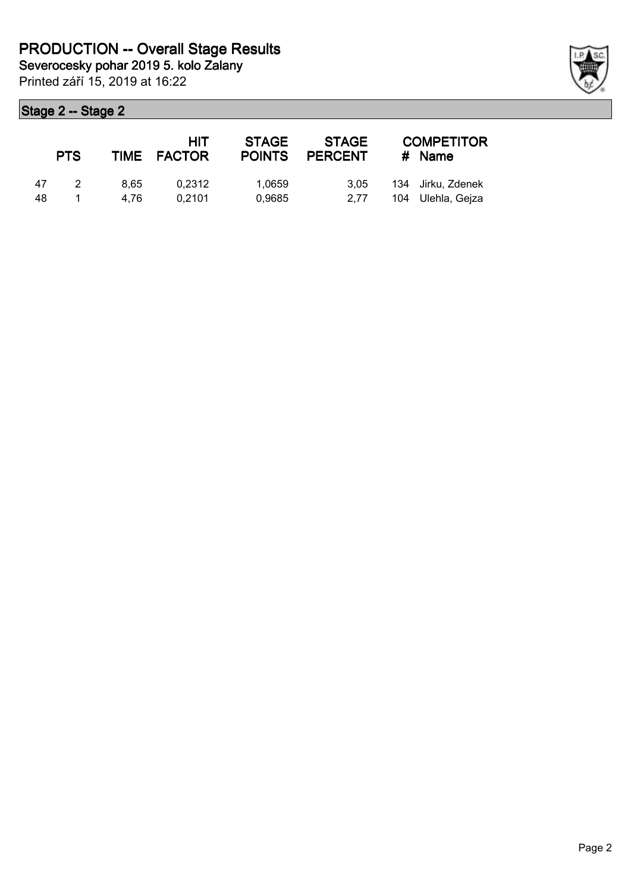# PRODUCTION -- Overall Stage Results

**Severocesky pohar 2019 5. kolo Zalany**

Printed září 15, 2019 at 16:22

## Stage 2 -- Stage 2

| | PTS | TIME | HIT FACTOR | STAGE POINTS | STAGE PERCENT | # | COMPETITOR Name |
|---|---|---|---|---|---|---|---|
| 47 | 2 | 8,65 | 0,2312 | 1,0659 | 3,05 | 134 | Jirku, Zdenek |
| 48 | 1 | 4,76 | 0,2101 | 0,9685 | 2,77 | 104 | Ulehla, Gejza |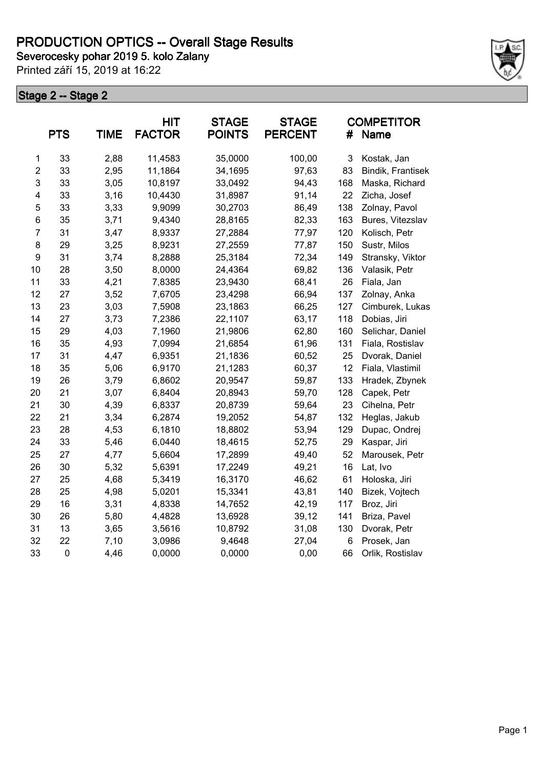# PRODUCTION OPTICS -- Overall Stage Results

**Severocesky pohar 2019 5. kolo Zalany**

Printed září 15, 2019 at 16:22

## Stage 2 -- Stage 2

| | PTS | TIME | HIT FACTOR | STAGE POINTS | STAGE PERCENT | # | COMPETITOR Name |
|---|---|---|---|---|---|---|---|
| 1 | 33 | 2,88 | 11,4583 | 35,0000 | 100,00 | 3 | Kostak, Jan |
| 2 | 33 | 2,95 | 11,1864 | 34,1695 | 97,63 | 83 | Bindik, Frantisek |
| 3 | 33 | 3,05 | 10,8197 | 33,0492 | 94,43 | 168 | Maska, Richard |
| 4 | 33 | 3,16 | 10,4430 | 31,8987 | 91,14 | 22 | Zicha, Josef |
| 5 | 33 | 3,33 | 9,9099 | 30,2703 | 86,49 | 138 | Zolnay, Pavol |
| 6 | 35 | 3,71 | 9,4340 | 28,8165 | 82,33 | 163 | Bures, Vitezslav |
| 7 | 31 | 3,47 | 8,9337 | 27,2884 | 77,97 | 120 | Kolisch, Petr |
| 8 | 29 | 3,25 | 8,9231 | 27,2559 | 77,87 | 150 | Sustr, Milos |
| 9 | 31 | 3,74 | 8,2888 | 25,3184 | 72,34 | 149 | Stransky, Viktor |
| 10 | 28 | 3,50 | 8,0000 | 24,4364 | 69,82 | 136 | Valasik, Petr |
| 11 | 33 | 4,21 | 7,8385 | 23,9430 | 68,41 | 26 | Fiala, Jan |
| 12 | 27 | 3,52 | 7,6705 | 23,4298 | 66,94 | 137 | Zolnay, Anka |
| 13 | 23 | 3,03 | 7,5908 | 23,1863 | 66,25 | 127 | Cimburek, Lukas |
| 14 | 27 | 3,73 | 7,2386 | 22,1107 | 63,17 | 118 | Dobias, Jiri |
| 15 | 29 | 4,03 | 7,1960 | 21,9806 | 62,80 | 160 | Selichar, Daniel |
| 16 | 35 | 4,93 | 7,0994 | 21,6854 | 61,96 | 131 | Fiala, Rostislav |
| 17 | 31 | 4,47 | 6,9351 | 21,1836 | 60,52 | 25 | Dvorak, Daniel |
| 18 | 35 | 5,06 | 6,9170 | 21,1283 | 60,37 | 12 | Fiala, Vlastimil |
| 19 | 26 | 3,79 | 6,8602 | 20,9547 | 59,87 | 133 | Hradek, Zbynek |
| 20 | 21 | 3,07 | 6,8404 | 20,8943 | 59,70 | 128 | Capek, Petr |
| 21 | 30 | 4,39 | 6,8337 | 20,8739 | 59,64 | 23 | Cihelna, Petr |
| 22 | 21 | 3,34 | 6,2874 | 19,2052 | 54,87 | 132 | Heglas, Jakub |
| 23 | 28 | 4,53 | 6,1810 | 18,8802 | 53,94 | 129 | Dupac, Ondrej |
| 24 | 33 | 5,46 | 6,0440 | 18,4615 | 52,75 | 29 | Kaspar, Jiri |
| 25 | 27 | 4,77 | 5,6604 | 17,2899 | 49,40 | 52 | Marousek, Petr |
| 26 | 30 | 5,32 | 5,6391 | 17,2249 | 49,21 | 16 | Lat, Ivo |
| 27 | 25 | 4,68 | 5,3419 | 16,3170 | 46,62 | 61 | Holoska, Jiri |
| 28 | 25 | 4,98 | 5,0201 | 15,3341 | 43,81 | 140 | Bizek, Vojtech |
| 29 | 16 | 3,31 | 4,8338 | 14,7652 | 42,19 | 117 | Broz, Jiri |
| 30 | 26 | 5,80 | 4,4828 | 13,6928 | 39,12 | 141 | Briza, Pavel |
| 31 | 13 | 3,65 | 3,5616 | 10,8792 | 31,08 | 130 | Dvorak, Petr |
| 32 | 22 | 7,10 | 3,0986 | 9,4648 | 27,04 | 6 | Prosek, Jan |
| 33 | 0 | 4,46 | 0,0000 | 0,0000 | 0,00 | 66 | Orlik, Rostislav |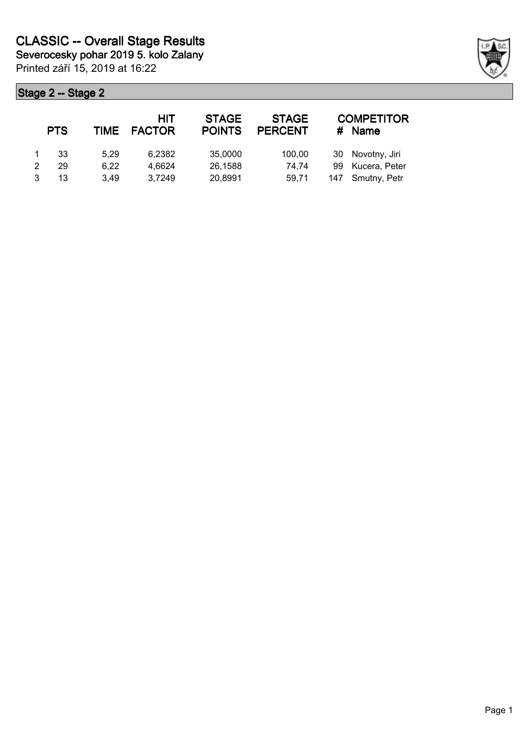# CLASSIC -- Overall Stage Results

**Severocesky pohar 2019 5. kolo Zalany**

Printed září 15, 2019 at 16:22

## Stage 2 -- Stage 2

| | PTS | TIME | HIT FACTOR | STAGE POINTS | STAGE PERCENT | # | COMPETITOR Name |
|---|---|---|---|---|---|---|---|
| 1 | 33 | 5,29 | 6,2382 | 35,0000 | 100,00 | 30 | Novotny, Jiri |
| 2 | 29 | 6,22 | 4,6624 | 26,1588 | 74,74 | 99 | Kucera, Peter |
| 3 | 13 | 3,49 | 3,7249 | 20,8991 | 59,71 | 147 | Smutny, Petr |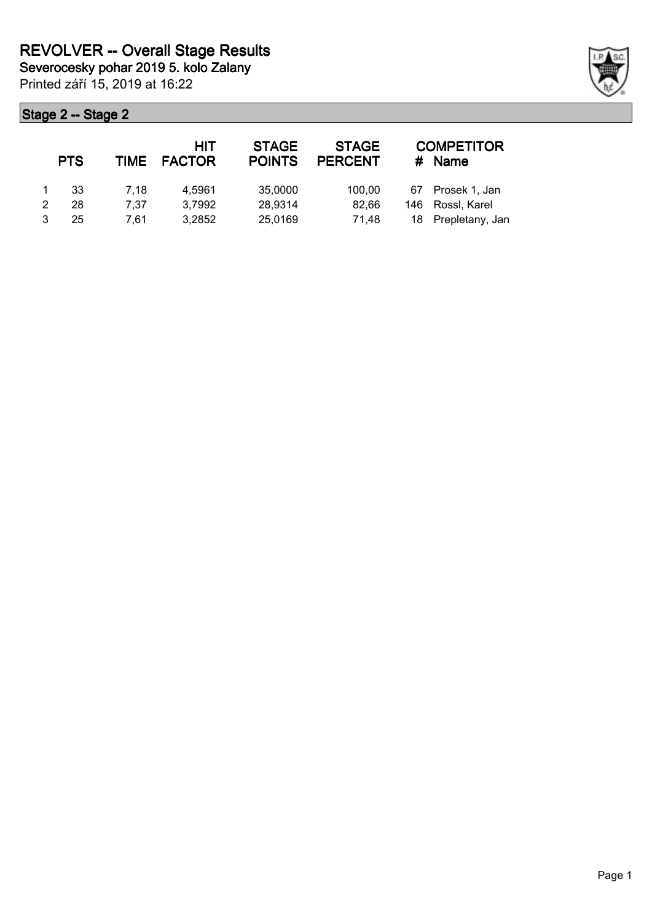# REVOLVER -- Overall Stage Results

**Severocesky pohar 2019 5. kolo Zalany**

Printed září 15, 2019 at 16:22

## Stage 2 -- Stage 2

| | PTS | TIME | HIT FACTOR | STAGE POINTS | STAGE PERCENT | # | COMPETITOR Name |
|---|---|---|---|---|---|---|---|
| 1 | 33 | 7,18 | 4,5961 | 35,0000 | 100,00 | 67 | Prosek 1, Jan |
| 2 | 28 | 7,37 | 3,7992 | 28,9314 | 82,66 | 146 | Rossl, Karel |
| 3 | 25 | 7,61 | 3,2852 | 25,0169 | 71,48 | 18 | Prepletany, Jan |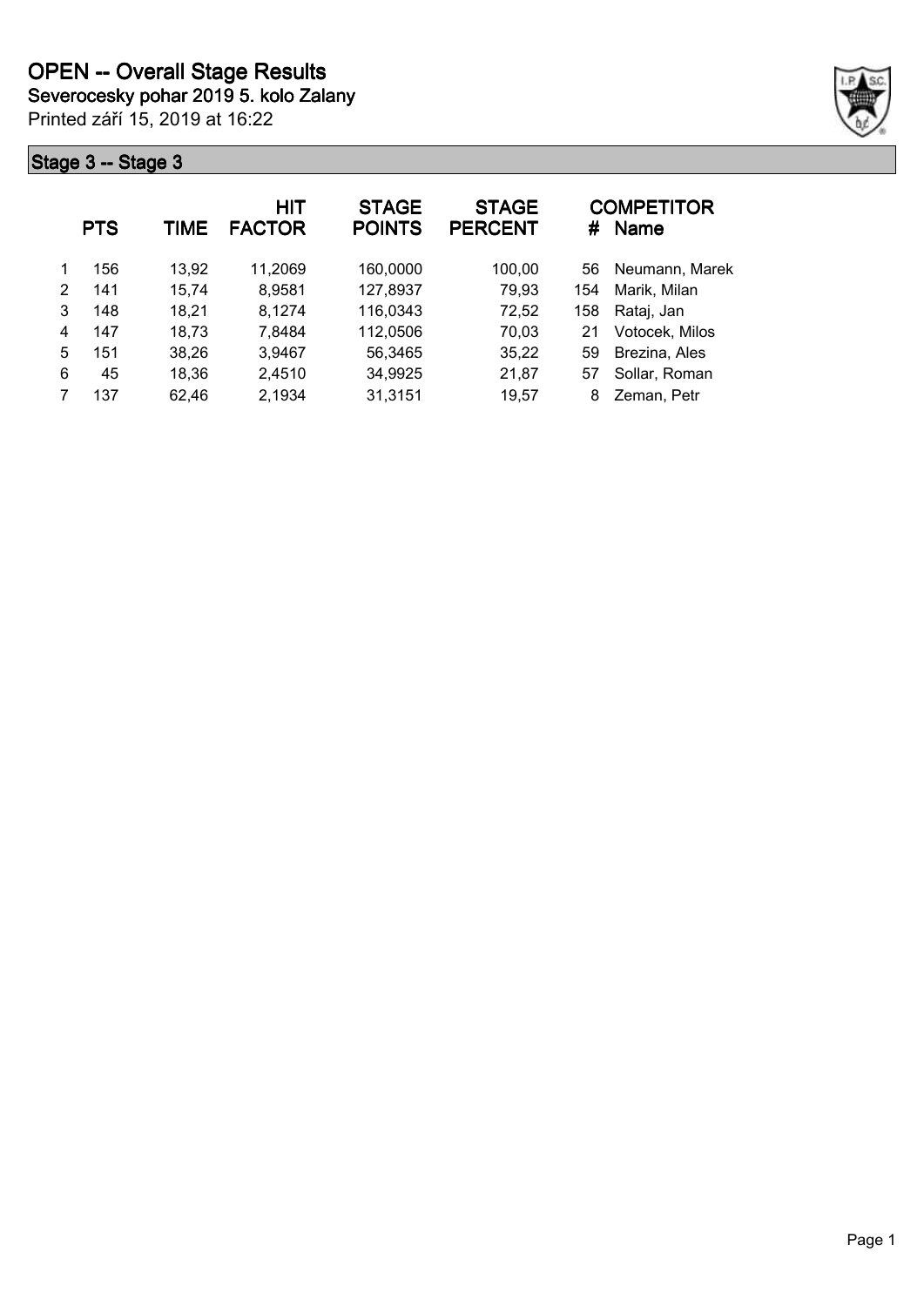# OPEN -- Overall Stage Results

**Severocesky pohar 2019 5. kolo Zalany**

Printed září 15, 2019 at 16:22

## Stage 3 -- Stage 3

| | PTS | TIME | HIT FACTOR | STAGE POINTS | STAGE PERCENT | # | COMPETITOR Name |
|---|---|---|---|---|---|---|---|
| 1 | 156 | 13,92 | 11,2069 | 160,0000 | 100,00 | 56 | Neumann, Marek |
| 2 | 141 | 15,74 | 8,9581 | 127,8937 | 79,93 | 154 | Marik, Milan |
| 3 | 148 | 18,21 | 8,1274 | 116,0343 | 72,52 | 158 | Rataj, Jan |
| 4 | 147 | 18,73 | 7,8484 | 112,0506 | 70,03 | 21 | Votocek, Milos |
| 5 | 151 | 38,26 | 3,9467 | 56,3465 | 35,22 | 59 | Brezina, Ales |
| 6 | 45 | 18,36 | 2,4510 | 34,9925 | 21,87 | 57 | Sollar, Roman |
| 7 | 137 | 62,46 | 2,1934 | 31,3151 | 19,57 | 8 | Zeman, Petr |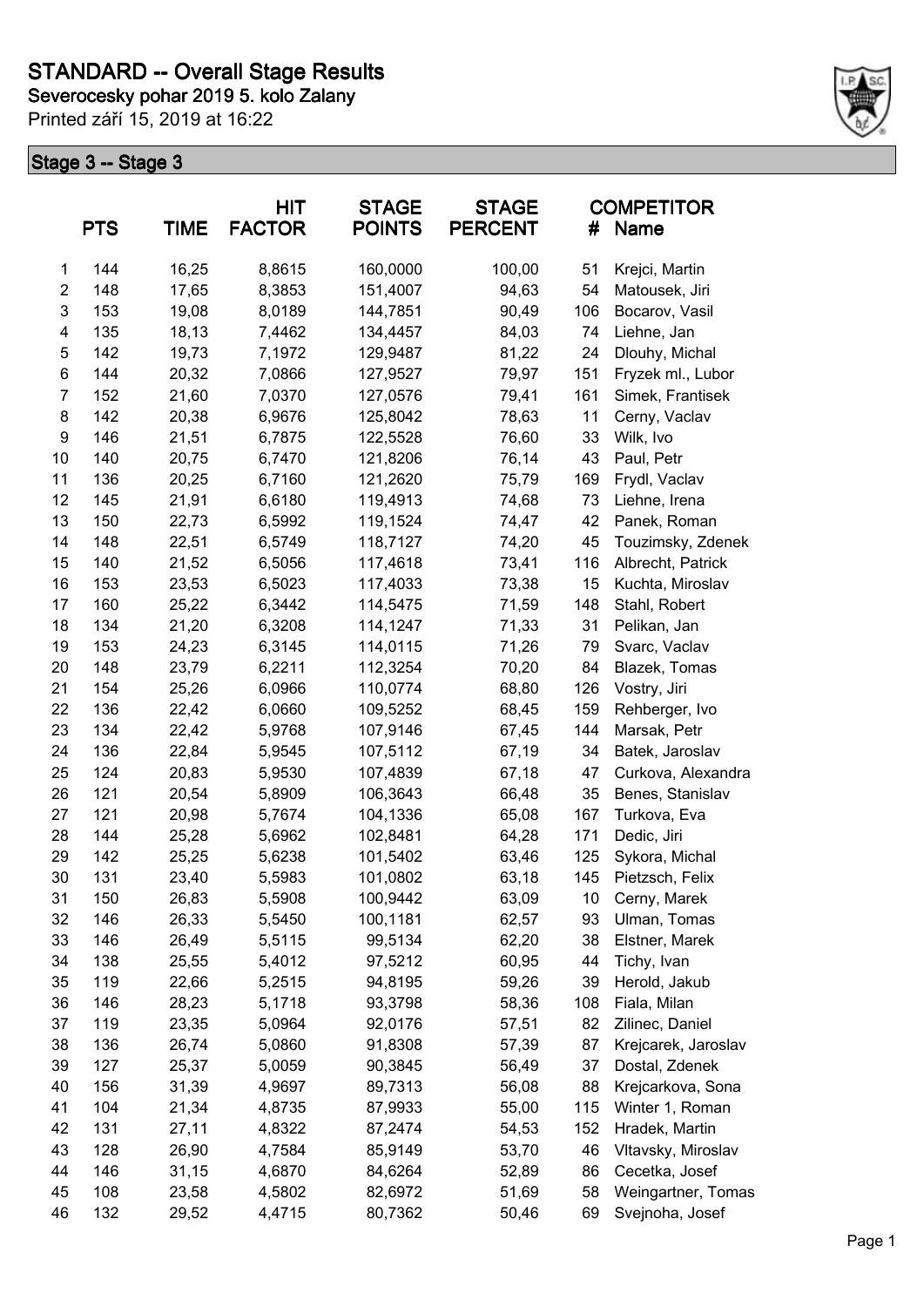# STANDARD -- Overall Stage Results

**Severocesky pohar 2019 5. kolo Zalany**

Printed září 15, 2019 at 16:22

## Stage 3 -- Stage 3

| | PTS | TIME | HIT FACTOR | STAGE POINTS | STAGE PERCENT | # | COMPETITOR Name |
|---|---|---|---|---|---|---|---|
| 1 | 144 | 16,25 | 8,8615 | 160,0000 | 100,00 | 51 | Krejci, Martin |
| 2 | 148 | 17,65 | 8,3853 | 151,4007 | 94,63 | 54 | Matousek, Jiri |
| 3 | 153 | 19,08 | 8,0189 | 144,7851 | 90,49 | 106 | Bocarov, Vasil |
| 4 | 135 | 18,13 | 7,4462 | 134,4457 | 84,03 | 74 | Liehne, Jan |
| 5 | 142 | 19,73 | 7,1972 | 129,9487 | 81,22 | 24 | Dlouhy, Michal |
| 6 | 144 | 20,32 | 7,0866 | 127,9527 | 79,97 | 151 | Fryzek ml., Lubor |
| 7 | 152 | 21,60 | 7,0370 | 127,0576 | 79,41 | 161 | Simek, Frantisek |
| 8 | 142 | 20,38 | 6,9676 | 125,8042 | 78,63 | 11 | Cerny, Vaclav |
| 9 | 146 | 21,51 | 6,7875 | 122,5528 | 76,60 | 33 | Wilk, Ivo |
| 10 | 140 | 20,75 | 6,7470 | 121,8206 | 76,14 | 43 | Paul, Petr |
| 11 | 136 | 20,25 | 6,7160 | 121,2620 | 75,79 | 169 | Frydl, Vaclav |
| 12 | 145 | 21,91 | 6,6180 | 119,4913 | 74,68 | 73 | Liehne, Irena |
| 13 | 150 | 22,73 | 6,5992 | 119,1524 | 74,47 | 42 | Panek, Roman |
| 14 | 148 | 22,51 | 6,5749 | 118,7127 | 74,20 | 45 | Touzimsky, Zdenek |
| 15 | 140 | 21,52 | 6,5056 | 117,4618 | 73,41 | 116 | Albrecht, Patrick |
| 16 | 153 | 23,53 | 6,5023 | 117,4033 | 73,38 | 15 | Kuchta, Miroslav |
| 17 | 160 | 25,22 | 6,3442 | 114,5475 | 71,59 | 148 | Stahl, Robert |
| 18 | 134 | 21,20 | 6,3208 | 114,1247 | 71,33 | 31 | Pelikan, Jan |
| 19 | 153 | 24,23 | 6,3145 | 114,0115 | 71,26 | 79 | Svarc, Vaclav |
| 20 | 148 | 23,79 | 6,2211 | 112,3254 | 70,20 | 84 | Blazek, Tomas |
| 21 | 154 | 25,26 | 6,0966 | 110,0774 | 68,80 | 126 | Vostry, Jiri |
| 22 | 136 | 22,42 | 6,0660 | 109,5252 | 68,45 | 159 | Rehberger, Ivo |
| 23 | 134 | 22,42 | 5,9768 | 107,9146 | 67,45 | 144 | Marsak, Petr |
| 24 | 136 | 22,84 | 5,9545 | 107,5112 | 67,19 | 34 | Batek, Jaroslav |
| 25 | 124 | 20,83 | 5,9530 | 107,4839 | 67,18 | 47 | Curkova, Alexandra |
| 26 | 121 | 20,54 | 5,8909 | 106,3643 | 66,48 | 35 | Benes, Stanislav |
| 27 | 121 | 20,98 | 5,7674 | 104,1336 | 65,08 | 167 | Turkova, Eva |
| 28 | 144 | 25,28 | 5,6962 | 102,8481 | 64,28 | 171 | Dedic, Jiri |
| 29 | 142 | 25,25 | 5,6238 | 101,5402 | 63,46 | 125 | Sykora, Michal |
| 30 | 131 | 23,40 | 5,5983 | 101,0802 | 63,18 | 145 | Pietzsch, Felix |
| 31 | 150 | 26,83 | 5,5908 | 100,9442 | 63,09 | 10 | Cerny, Marek |
| 32 | 146 | 26,33 | 5,5450 | 100,1181 | 62,57 | 93 | Ulman, Tomas |
| 33 | 146 | 26,49 | 5,5115 | 99,5134 | 62,20 | 38 | Elstner, Marek |
| 34 | 138 | 25,55 | 5,4012 | 97,5212 | 60,95 | 44 | Tichy, Ivan |
| 35 | 119 | 22,66 | 5,2515 | 94,8195 | 59,26 | 39 | Herold, Jakub |
| 36 | 146 | 28,23 | 5,1718 | 93,3798 | 58,36 | 108 | Fiala, Milan |
| 37 | 119 | 23,35 | 5,0964 | 92,0176 | 57,51 | 82 | Zilinec, Daniel |
| 38 | 136 | 26,74 | 5,0860 | 91,8308 | 57,39 | 87 | Krejcarek, Jaroslav |
| 39 | 127 | 25,37 | 5,0059 | 90,3845 | 56,49 | 37 | Dostal, Zdenek |
| 40 | 156 | 31,39 | 4,9697 | 89,7313 | 56,08 | 88 | Krejcarkova, Sona |
| 41 | 104 | 21,34 | 4,8735 | 87,9933 | 55,00 | 115 | Winter 1, Roman |
| 42 | 131 | 27,11 | 4,8322 | 87,2474 | 54,53 | 152 | Hradek, Martin |
| 43 | 128 | 26,90 | 4,7584 | 85,9149 | 53,70 | 46 | Vltavsky, Miroslav |
| 44 | 146 | 31,15 | 4,6870 | 84,6264 | 52,89 | 86 | Cecetka, Josef |
| 45 | 108 | 23,58 | 4,5802 | 82,6972 | 51,69 | 58 | Weingartner, Tomas |
| 46 | 132 | 29,52 | 4,4715 | 80,7362 | 50,46 | 69 | Svejnoha, Josef |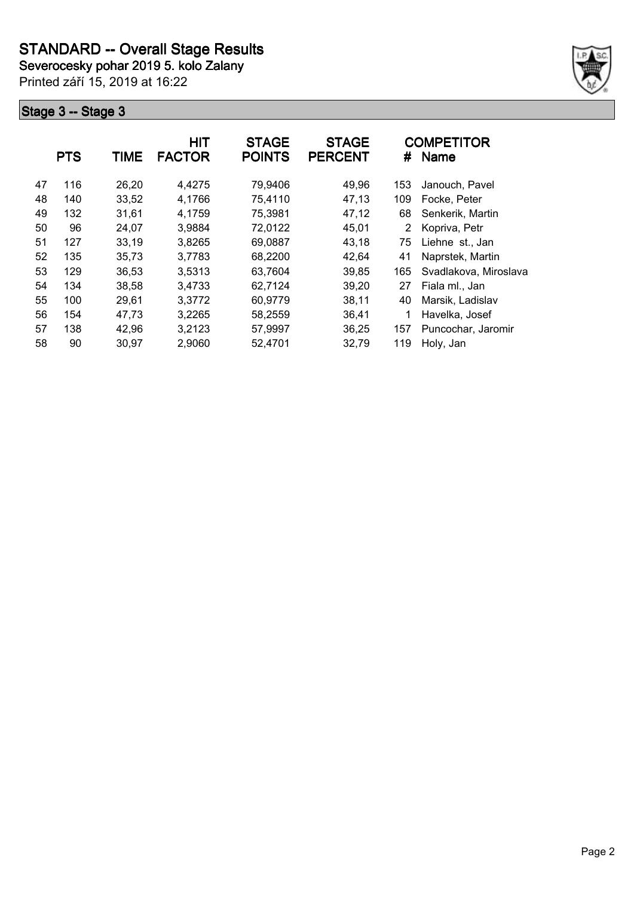# STANDARD -- Overall Stage Results

**Severocesky pohar 2019 5. kolo Zalany**

Printed září 15, 2019 at 16:22

## Stage 3 -- Stage 3

| | PTS | TIME | HIT FACTOR | STAGE POINTS | STAGE PERCENT | # | COMPETITOR Name |
|---|---|---|---|---|---|---|---|
| 47 | 116 | 26,20 | 4,4275 | 79,9406 | 49,96 | 153 | Janouch, Pavel |
| 48 | 140 | 33,52 | 4,1766 | 75,4110 | 47,13 | 109 | Focke, Peter |
| 49 | 132 | 31,61 | 4,1759 | 75,3981 | 47,12 | 68 | Senkerik, Martin |
| 50 | 96 | 24,07 | 3,9884 | 72,0122 | 45,01 | 2 | Kopriva, Petr |
| 51 | 127 | 33,19 | 3,8265 | 69,0887 | 43,18 | 75 | Liehne st., Jan |
| 52 | 135 | 35,73 | 3,7783 | 68,2200 | 42,64 | 41 | Naprstek, Martin |
| 53 | 129 | 36,53 | 3,5313 | 63,7604 | 39,85 | 165 | Svadlakova, Miroslava |
| 54 | 134 | 38,58 | 3,4733 | 62,7124 | 39,20 | 27 | Fiala ml., Jan |
| 55 | 100 | 29,61 | 3,3772 | 60,9779 | 38,11 | 40 | Marsik, Ladislav |
| 56 | 154 | 47,73 | 3,2265 | 58,2559 | 36,41 | 1 | Havelka, Josef |
| 57 | 138 | 42,96 | 3,2123 | 57,9997 | 36,25 | 157 | Puncochar, Jaromir |
| 58 | 90 | 30,97 | 2,9060 | 52,4701 | 32,79 | 119 | Holy, Jan |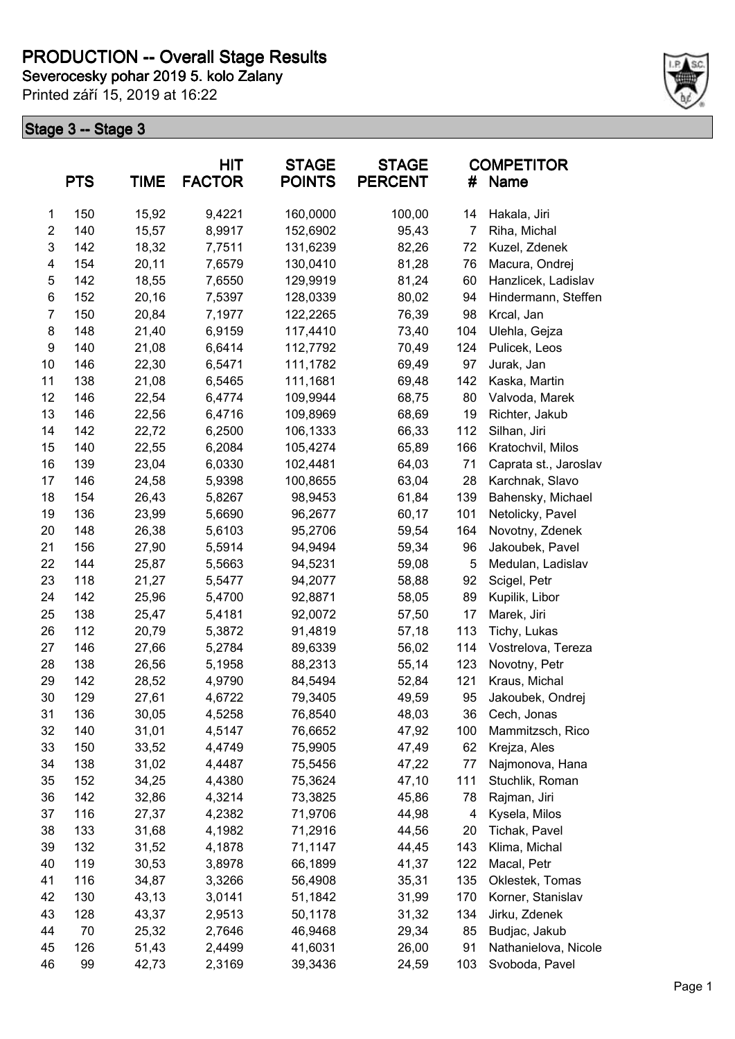# PRODUCTION -- Overall Stage Results

**Severocesky pohar 2019 5. kolo Zalany**

Printed září 15, 2019 at 16:22

## Stage 3 -- Stage 3

| | PTS | TIME | HIT FACTOR | STAGE POINTS | STAGE PERCENT | # | COMPETITOR Name |
|---|---|---|---|---|---|---|---|
| 1 | 150 | 15,92 | 9,4221 | 160,0000 | 100,00 | 14 | Hakala, Jiri |
| 2 | 140 | 15,57 | 8,9917 | 152,6902 | 95,43 | 7 | Riha, Michal |
| 3 | 142 | 18,32 | 7,7511 | 131,6239 | 82,26 | 72 | Kuzel, Zdenek |
| 4 | 154 | 20,11 | 7,6579 | 130,0410 | 81,28 | 76 | Macura, Ondrej |
| 5 | 142 | 18,55 | 7,6550 | 129,9919 | 81,24 | 60 | Hanzlicek, Ladislav |
| 6 | 152 | 20,16 | 7,5397 | 128,0339 | 80,02 | 94 | Hindermann, Steffen |
| 7 | 150 | 20,84 | 7,1977 | 122,2265 | 76,39 | 98 | Krcal, Jan |
| 8 | 148 | 21,40 | 6,9159 | 117,4410 | 73,40 | 104 | Ulehla, Gejza |
| 9 | 140 | 21,08 | 6,6414 | 112,7792 | 70,49 | 124 | Pulicek, Leos |
| 10 | 146 | 22,30 | 6,5471 | 111,1782 | 69,49 | 97 | Jurak, Jan |
| 11 | 138 | 21,08 | 6,5465 | 111,1681 | 69,48 | 142 | Kaska, Martin |
| 12 | 146 | 22,54 | 6,4774 | 109,9944 | 68,75 | 80 | Valvoda, Marek |
| 13 | 146 | 22,56 | 6,4716 | 109,8969 | 68,69 | 19 | Richter, Jakub |
| 14 | 142 | 22,72 | 6,2500 | 106,1333 | 66,33 | 112 | Silhan, Jiri |
| 15 | 140 | 22,55 | 6,2084 | 105,4274 | 65,89 | 166 | Kratochvil, Milos |
| 16 | 139 | 23,04 | 6,0330 | 102,4481 | 64,03 | 71 | Caprata st., Jaroslav |
| 17 | 146 | 24,58 | 5,9398 | 100,8655 | 63,04 | 28 | Karchnak, Slavo |
| 18 | 154 | 26,43 | 5,8267 | 98,9453 | 61,84 | 139 | Bahensky, Michael |
| 19 | 136 | 23,99 | 5,6690 | 96,2677 | 60,17 | 101 | Netolicky, Pavel |
| 20 | 148 | 26,38 | 5,6103 | 95,2706 | 59,54 | 164 | Novotny, Zdenek |
| 21 | 156 | 27,90 | 5,5914 | 94,9494 | 59,34 | 96 | Jakoubek, Pavel |
| 22 | 144 | 25,87 | 5,5663 | 94,5231 | 59,08 | 5 | Medulan, Ladislav |
| 23 | 118 | 21,27 | 5,5477 | 94,2077 | 58,88 | 92 | Scigel, Petr |
| 24 | 142 | 25,96 | 5,4700 | 92,8871 | 58,05 | 89 | Kupilik, Libor |
| 25 | 138 | 25,47 | 5,4181 | 92,0072 | 57,50 | 17 | Marek, Jiri |
| 26 | 112 | 20,79 | 5,3872 | 91,4819 | 57,18 | 113 | Tichy, Lukas |
| 27 | 146 | 27,66 | 5,2784 | 89,6339 | 56,02 | 114 | Vostrelova, Tereza |
| 28 | 138 | 26,56 | 5,1958 | 88,2313 | 55,14 | 123 | Novotny, Petr |
| 29 | 142 | 28,52 | 4,9790 | 84,5494 | 52,84 | 121 | Kraus, Michal |
| 30 | 129 | 27,61 | 4,6722 | 79,3405 | 49,59 | 95 | Jakoubek, Ondrej |
| 31 | 136 | 30,05 | 4,5258 | 76,8540 | 48,03 | 36 | Cech, Jonas |
| 32 | 140 | 31,01 | 4,5147 | 76,6652 | 47,92 | 100 | Mammitzsch, Rico |
| 33 | 150 | 33,52 | 4,4749 | 75,9905 | 47,49 | 62 | Krejza, Ales |
| 34 | 138 | 31,02 | 4,4487 | 75,5456 | 47,22 | 77 | Najmonova, Hana |
| 35 | 152 | 34,25 | 4,4380 | 75,3624 | 47,10 | 111 | Stuchlik, Roman |
| 36 | 142 | 32,86 | 4,3214 | 73,3825 | 45,86 | 78 | Rajman, Jiri |
| 37 | 116 | 27,37 | 4,2382 | 71,9706 | 44,98 | 4 | Kysela, Milos |
| 38 | 133 | 31,68 | 4,1982 | 71,2916 | 44,56 | 20 | Tichak, Pavel |
| 39 | 132 | 31,52 | 4,1878 | 71,1147 | 44,45 | 143 | Klima, Michal |
| 40 | 119 | 30,53 | 3,8978 | 66,1899 | 41,37 | 122 | Macal, Petr |
| 41 | 116 | 34,87 | 3,3266 | 56,4908 | 35,31 | 135 | Oklestek, Tomas |
| 42 | 130 | 43,13 | 3,0141 | 51,1842 | 31,99 | 170 | Korner, Stanislav |
| 43 | 128 | 43,37 | 2,9513 | 50,1178 | 31,32 | 134 | Jirku, Zdenek |
| 44 | 70 | 25,32 | 2,7646 | 46,9468 | 29,34 | 85 | Budjac, Jakub |
| 45 | 126 | 51,43 | 2,4499 | 41,6031 | 26,00 | 91 | Nathanielova, Nicole |
| 46 | 99 | 42,73 | 2,3169 | 39,3436 | 24,59 | 103 | Svoboda, Pavel |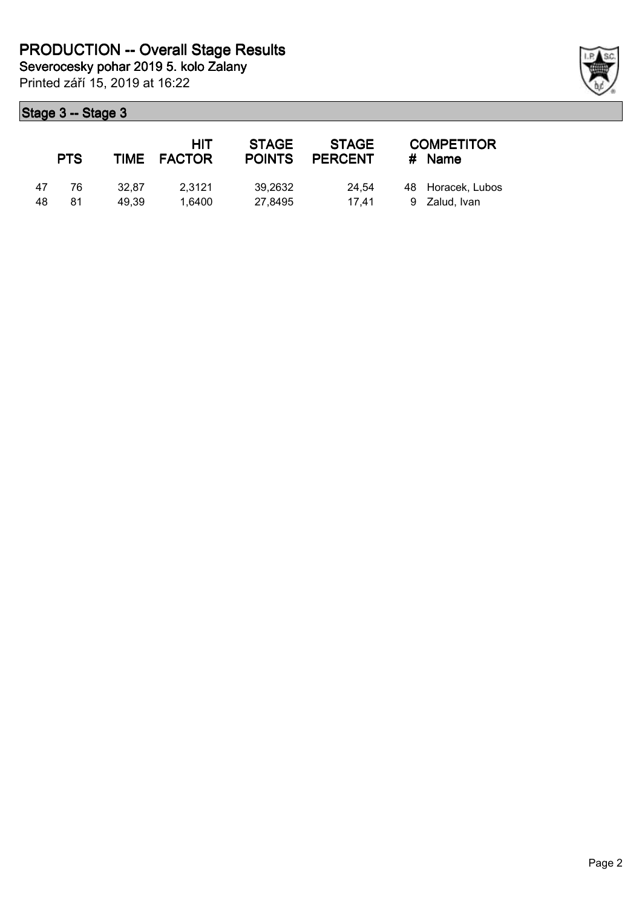# PRODUCTION -- Overall Stage Results

**Severocesky pohar 2019 5. kolo Zalany**

Printed září 15, 2019 at 16:22

## Stage 3 -- Stage 3

| | PTS | TIME | HIT FACTOR | STAGE POINTS | STAGE PERCENT | COMPETITOR # | Name |
|---|---|---|---|---|---|---|---|
| 47 | 76 | 32,87 | 2,3121 | 39,2632 | 24,54 | 48 | Horacek, Lubos |
| 48 | 81 | 49,39 | 1,6400 | 27,8495 | 17,41 | 9 | Zalud, Ivan |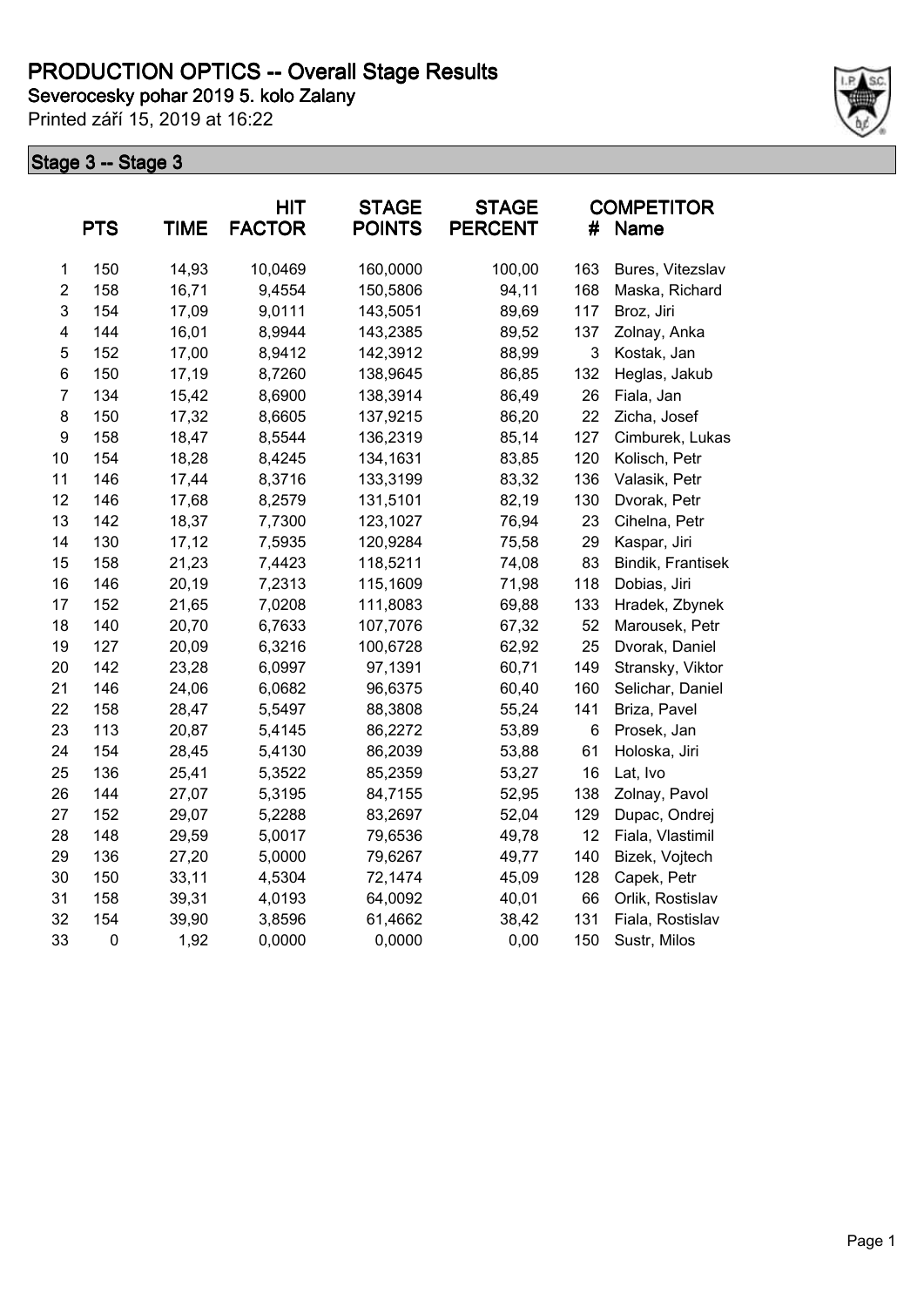# PRODUCTION OPTICS -- Overall Stage Results

**Severocesky pohar 2019 5. kolo Zalany**

Printed září 15, 2019 at 16:22

## Stage 3 -- Stage 3

| | PTS | TIME | HIT FACTOR | STAGE POINTS | STAGE PERCENT | # | COMPETITOR Name |
|---|---|---|---|---|---|---|---|
| 1 | 150 | 14,93 | 10,0469 | 160,0000 | 100,00 | 163 | Bures, Vitezslav |
| 2 | 158 | 16,71 | 9,4554 | 150,5806 | 94,11 | 168 | Maska, Richard |
| 3 | 154 | 17,09 | 9,0111 | 143,5051 | 89,69 | 117 | Broz, Jiri |
| 4 | 144 | 16,01 | 8,9944 | 143,2385 | 89,52 | 137 | Zolnay, Anka |
| 5 | 152 | 17,00 | 8,9412 | 142,3912 | 88,99 | 3 | Kostak, Jan |
| 6 | 150 | 17,19 | 8,7260 | 138,9645 | 86,85 | 132 | Heglas, Jakub |
| 7 | 134 | 15,42 | 8,6900 | 138,3914 | 86,49 | 26 | Fiala, Jan |
| 8 | 150 | 17,32 | 8,6605 | 137,9215 | 86,20 | 22 | Zicha, Josef |
| 9 | 158 | 18,47 | 8,5544 | 136,2319 | 85,14 | 127 | Cimburek, Lukas |
| 10 | 154 | 18,28 | 8,4245 | 134,1631 | 83,85 | 120 | Kolisch, Petr |
| 11 | 146 | 17,44 | 8,3716 | 133,3199 | 83,32 | 136 | Valasik, Petr |
| 12 | 146 | 17,68 | 8,2579 | 131,5101 | 82,19 | 130 | Dvorak, Petr |
| 13 | 142 | 18,37 | 7,7300 | 123,1027 | 76,94 | 23 | Cihelna, Petr |
| 14 | 130 | 17,12 | 7,5935 | 120,9284 | 75,58 | 29 | Kaspar, Jiri |
| 15 | 158 | 21,23 | 7,4423 | 118,5211 | 74,08 | 83 | Bindik, Frantisek |
| 16 | 146 | 20,19 | 7,2313 | 115,1609 | 71,98 | 118 | Dobias, Jiri |
| 17 | 152 | 21,65 | 7,0208 | 111,8083 | 69,88 | 133 | Hradek, Zbynek |
| 18 | 140 | 20,70 | 6,7633 | 107,7076 | 67,32 | 52 | Marousek, Petr |
| 19 | 127 | 20,09 | 6,3216 | 100,6728 | 62,92 | 25 | Dvorak, Daniel |
| 20 | 142 | 23,28 | 6,0997 | 97,1391 | 60,71 | 149 | Stransky, Viktor |
| 21 | 146 | 24,06 | 6,0682 | 96,6375 | 60,40 | 160 | Selichar, Daniel |
| 22 | 158 | 28,47 | 5,5497 | 88,3808 | 55,24 | 141 | Briza, Pavel |
| 23 | 113 | 20,87 | 5,4145 | 86,2272 | 53,89 | 6 | Prosek, Jan |
| 24 | 154 | 28,45 | 5,4130 | 86,2039 | 53,88 | 61 | Holoska, Jiri |
| 25 | 136 | 25,41 | 5,3522 | 85,2359 | 53,27 | 16 | Lat, Ivo |
| 26 | 144 | 27,07 | 5,3195 | 84,7155 | 52,95 | 138 | Zolnay, Pavol |
| 27 | 152 | 29,07 | 5,2288 | 83,2697 | 52,04 | 129 | Dupac, Ondrej |
| 28 | 148 | 29,59 | 5,0017 | 79,6536 | 49,78 | 12 | Fiala, Vlastimil |
| 29 | 136 | 27,20 | 5,0000 | 79,6267 | 49,77 | 140 | Bizek, Vojtech |
| 30 | 150 | 33,11 | 4,5304 | 72,1474 | 45,09 | 128 | Capek, Petr |
| 31 | 158 | 39,31 | 4,0193 | 64,0092 | 40,01 | 66 | Orlik, Rostislav |
| 32 | 154 | 39,90 | 3,8596 | 61,4662 | 38,42 | 131 | Fiala, Rostislav |
| 33 | 0 | 1,92 | 0,0000 | 0,0000 | 0,00 | 150 | Sustr, Milos |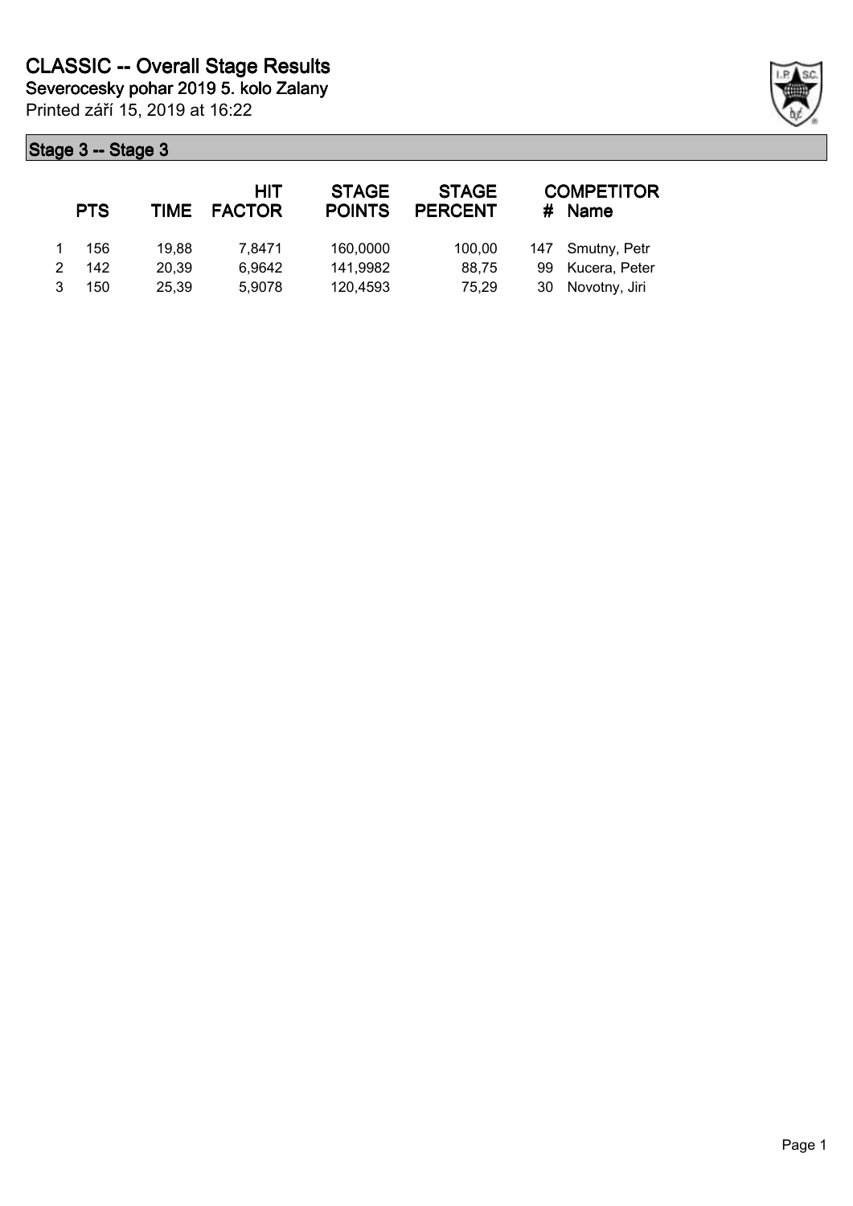# CLASSIC -- Overall Stage Results

**Severocesky pohar 2019 5. kolo Zalany**

Printed září 15, 2019 at 16:22

## Stage 3 -- Stage 3

| | PTS | TIME | HIT FACTOR | STAGE POINTS | STAGE PERCENT | # | COMPETITOR Name |
|---|---|---|---|---|---|---|---|
| 1 | 156 | 19,88 | 7,8471 | 160,0000 | 100,00 | 147 | Smutny, Petr |
| 2 | 142 | 20,39 | 6,9642 | 141,9982 | 88,75 | 99 | Kucera, Peter |
| 3 | 150 | 25,39 | 5,9078 | 120,4593 | 75,29 | 30 | Novotny, Jiri |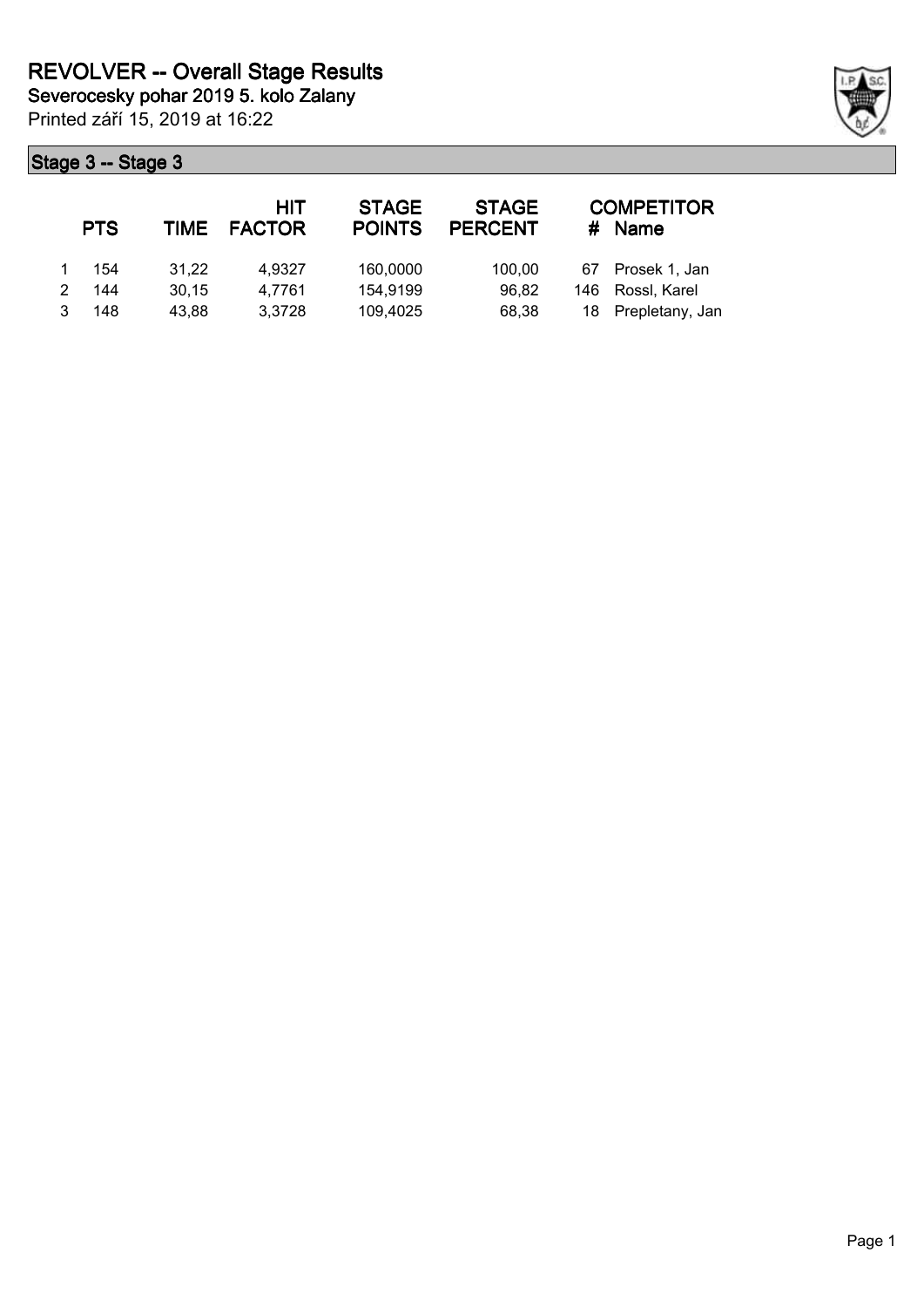# REVOLVER -- Overall Stage Results

**Severocesky pohar 2019 5. kolo Zalany**

Printed září 15, 2019 at 16:22

## Stage 3 -- Stage 3

| | PTS | TIME | HIT FACTOR | STAGE POINTS | STAGE PERCENT | # | COMPETITOR Name |
|---|---|---|---|---|---|---|---|
| 1 | 154 | 31,22 | 4,9327 | 160,0000 | 100,00 | 67 | Prosek 1, Jan |
| 2 | 144 | 30,15 | 4,7761 | 154,9199 | 96,82 | 146 | Rossl, Karel |
| 3 | 148 | 43,88 | 3,3728 | 109,4025 | 68,38 | 18 | Prepletany, Jan |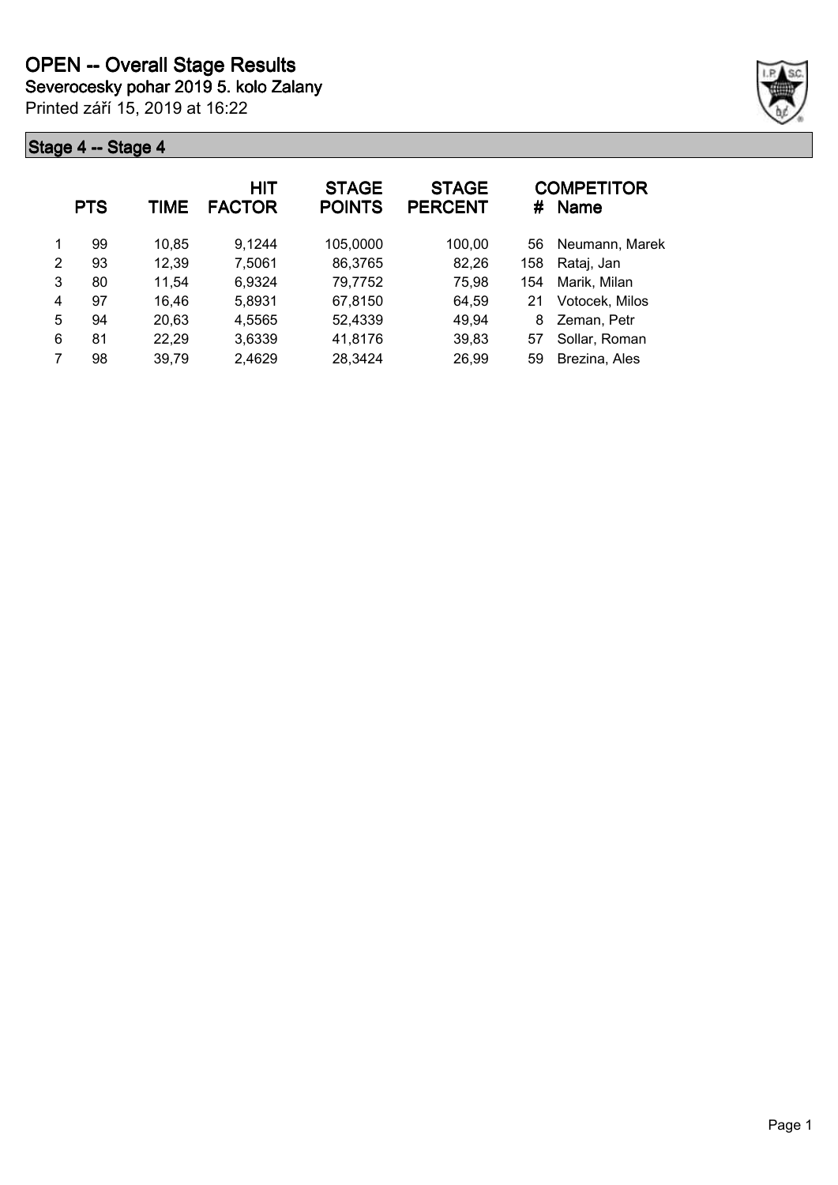# OPEN -- Overall Stage Results

**Severocesky pohar 2019 5. kolo Zalany**

Printed září 15, 2019 at 16:22

## Stage 4 -- Stage 4

| | PTS | TIME | HIT FACTOR | STAGE POINTS | STAGE PERCENT | # | COMPETITOR Name |
|---|---|---|---|---|---|---|---|
| 1 | 99 | 10,85 | 9,1244 | 105,0000 | 100,00 | 56 | Neumann, Marek |
| 2 | 93 | 12,39 | 7,5061 | 86,3765 | 82,26 | 158 | Rataj, Jan |
| 3 | 80 | 11,54 | 6,9324 | 79,7752 | 75,98 | 154 | Marik, Milan |
| 4 | 97 | 16,46 | 5,8931 | 67,8150 | 64,59 | 21 | Votocek, Milos |
| 5 | 94 | 20,63 | 4,5565 | 52,4339 | 49,94 | 8 | Zeman, Petr |
| 6 | 81 | 22,29 | 3,6339 | 41,8176 | 39,83 | 57 | Sollar, Roman |
| 7 | 98 | 39,79 | 2,4629 | 28,3424 | 26,99 | 59 | Brezina, Ales |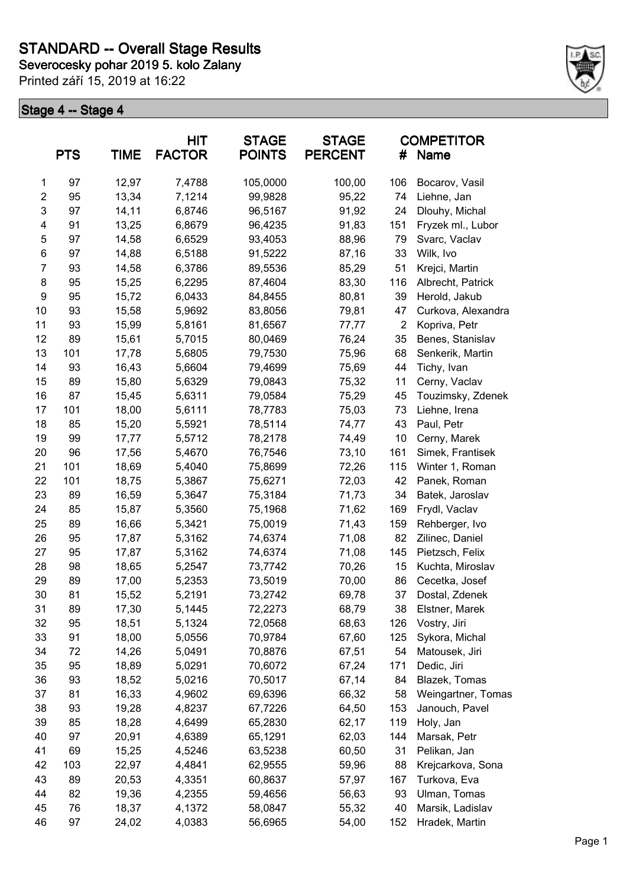# STANDARD -- Overall Stage Results

**Severocesky pohar 2019 5. kolo Zalany**

Printed září 15, 2019 at 16:22

## Stage 4 -- Stage 4

| | PTS | TIME | HIT FACTOR | STAGE POINTS | STAGE PERCENT | # | COMPETITOR Name |
|---|---|---|---|---|---|---|---|
| 1 | 97 | 12,97 | 7,4788 | 105,0000 | 100,00 | 106 | Bocarov, Vasil |
| 2 | 95 | 13,34 | 7,1214 | 99,9828 | 95,22 | 74 | Liehne, Jan |
| 3 | 97 | 14,11 | 6,8746 | 96,5167 | 91,92 | 24 | Dlouhy, Michal |
| 4 | 91 | 13,25 | 6,8679 | 96,4235 | 91,83 | 151 | Fryzek ml., Lubor |
| 5 | 97 | 14,58 | 6,6529 | 93,4053 | 88,96 | 79 | Svarc, Vaclav |
| 6 | 97 | 14,88 | 6,5188 | 91,5222 | 87,16 | 33 | Wilk, Ivo |
| 7 | 93 | 14,58 | 6,3786 | 89,5536 | 85,29 | 51 | Krejci, Martin |
| 8 | 95 | 15,25 | 6,2295 | 87,4604 | 83,30 | 116 | Albrecht, Patrick |
| 9 | 95 | 15,72 | 6,0433 | 84,8455 | 80,81 | 39 | Herold, Jakub |
| 10 | 93 | 15,58 | 5,9692 | 83,8056 | 79,81 | 47 | Curkova, Alexandra |
| 11 | 93 | 15,99 | 5,8161 | 81,6567 | 77,77 | 2 | Kopriva, Petr |
| 12 | 89 | 15,61 | 5,7015 | 80,0469 | 76,24 | 35 | Benes, Stanislav |
| 13 | 101 | 17,78 | 5,6805 | 79,7530 | 75,96 | 68 | Senkerik, Martin |
| 14 | 93 | 16,43 | 5,6604 | 79,4699 | 75,69 | 44 | Tichy, Ivan |
| 15 | 89 | 15,80 | 5,6329 | 79,0843 | 75,32 | 11 | Cerny, Vaclav |
| 16 | 87 | 15,45 | 5,6311 | 79,0584 | 75,29 | 45 | Touzimsky, Zdenek |
| 17 | 101 | 18,00 | 5,6111 | 78,7783 | 75,03 | 73 | Liehne, Irena |
| 18 | 85 | 15,20 | 5,5921 | 78,5114 | 74,77 | 43 | Paul, Petr |
| 19 | 99 | 17,77 | 5,5712 | 78,2178 | 74,49 | 10 | Cerny, Marek |
| 20 | 96 | 17,56 | 5,4670 | 76,7546 | 73,10 | 161 | Simek, Frantisek |
| 21 | 101 | 18,69 | 5,4040 | 75,8699 | 72,26 | 115 | Winter 1, Roman |
| 22 | 101 | 18,75 | 5,3867 | 75,6271 | 72,03 | 42 | Panek, Roman |
| 23 | 89 | 16,59 | 5,3647 | 75,3184 | 71,73 | 34 | Batek, Jaroslav |
| 24 | 85 | 15,87 | 5,3560 | 75,1968 | 71,62 | 169 | Frydl, Vaclav |
| 25 | 89 | 16,66 | 5,3421 | 75,0019 | 71,43 | 159 | Rehberger, Ivo |
| 26 | 95 | 17,87 | 5,3162 | 74,6374 | 71,08 | 82 | Zilinec, Daniel |
| 27 | 95 | 17,87 | 5,3162 | 74,6374 | 71,08 | 145 | Pietzsch, Felix |
| 28 | 98 | 18,65 | 5,2547 | 73,7742 | 70,26 | 15 | Kuchta, Miroslav |
| 29 | 89 | 17,00 | 5,2353 | 73,5019 | 70,00 | 86 | Cecetka, Josef |
| 30 | 81 | 15,52 | 5,2191 | 73,2742 | 69,78 | 37 | Dostal, Zdenek |
| 31 | 89 | 17,30 | 5,1445 | 72,2273 | 68,79 | 38 | Elstner, Marek |
| 32 | 95 | 18,51 | 5,1324 | 72,0568 | 68,63 | 126 | Vostry, Jiri |
| 33 | 91 | 18,00 | 5,0556 | 70,9784 | 67,60 | 125 | Sykora, Michal |
| 34 | 72 | 14,26 | 5,0491 | 70,8876 | 67,51 | 54 | Matousek, Jiri |
| 35 | 95 | 18,89 | 5,0291 | 70,6072 | 67,24 | 171 | Dedic, Jiri |
| 36 | 93 | 18,52 | 5,0216 | 70,5017 | 67,14 | 84 | Blazek, Tomas |
| 37 | 81 | 16,33 | 4,9602 | 69,6396 | 66,32 | 58 | Weingartner, Tomas |
| 38 | 93 | 19,28 | 4,8237 | 67,7226 | 64,50 | 153 | Janouch, Pavel |
| 39 | 85 | 18,28 | 4,6499 | 65,2830 | 62,17 | 119 | Holy, Jan |
| 40 | 97 | 20,91 | 4,6389 | 65,1291 | 62,03 | 144 | Marsak, Petr |
| 41 | 69 | 15,25 | 4,5246 | 63,5238 | 60,50 | 31 | Pelikan, Jan |
| 42 | 103 | 22,97 | 4,4841 | 62,9555 | 59,96 | 88 | Krejcarkova, Sona |
| 43 | 89 | 20,53 | 4,3351 | 60,8637 | 57,97 | 167 | Turkova, Eva |
| 44 | 82 | 19,36 | 4,2355 | 59,4656 | 56,63 | 93 | Ulman, Tomas |
| 45 | 76 | 18,37 | 4,1372 | 58,0847 | 55,32 | 40 | Marsik, Ladislav |
| 46 | 97 | 24,02 | 4,0383 | 56,6965 | 54,00 | 152 | Hradek, Martin |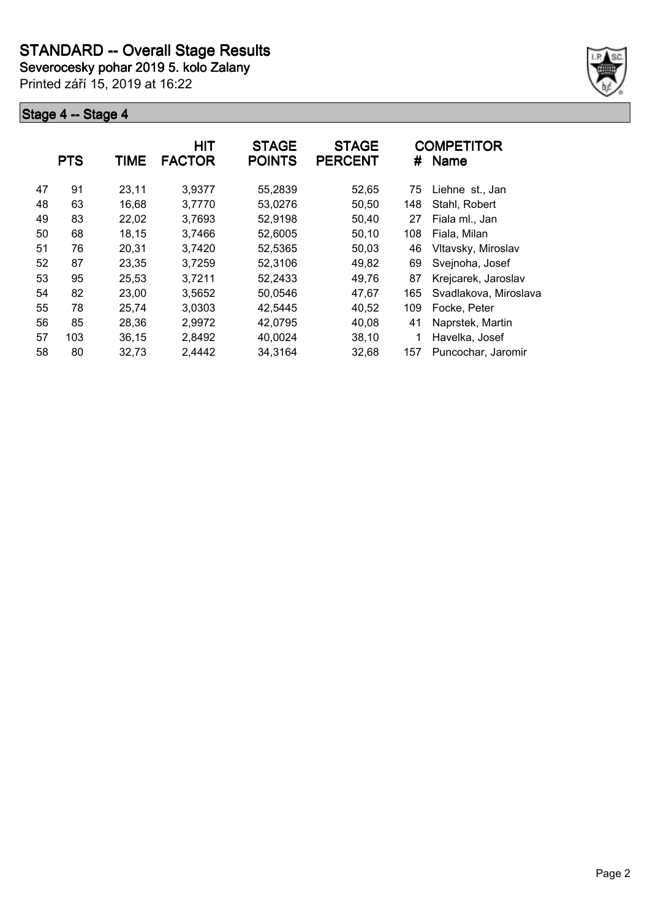# STANDARD -- Overall Stage Results

**Severocesky pohar 2019 5. kolo Zalany**

Printed září 15, 2019 at 16:22

## Stage 4 -- Stage 4

| | PTS | TIME | HIT FACTOR | STAGE POINTS | STAGE PERCENT | # | COMPETITOR Name |
|---|---|---|---|---|---|---|---|
| 47 | 91 | 23,11 | 3,9377 | 55,2839 | 52,65 | 75 | Liehne st., Jan |
| 48 | 63 | 16,68 | 3,7770 | 53,0276 | 50,50 | 148 | Stahl, Robert |
| 49 | 83 | 22,02 | 3,7693 | 52,9198 | 50,40 | 27 | Fiala ml., Jan |
| 50 | 68 | 18,15 | 3,7466 | 52,6005 | 50,10 | 108 | Fiala, Milan |
| 51 | 76 | 20,31 | 3,7420 | 52,5365 | 50,03 | 46 | Vltavsky, Miroslav |
| 52 | 87 | 23,35 | 3,7259 | 52,3106 | 49,82 | 69 | Svejnoha, Josef |
| 53 | 95 | 25,53 | 3,7211 | 52,2433 | 49,76 | 87 | Krejcarek, Jaroslav |
| 54 | 82 | 23,00 | 3,5652 | 50,0546 | 47,67 | 165 | Svadlakova, Miroslava |
| 55 | 78 | 25,74 | 3,0303 | 42,5445 | 40,52 | 109 | Focke, Peter |
| 56 | 85 | 28,36 | 2,9972 | 42,0795 | 40,08 | 41 | Naprstek, Martin |
| 57 | 103 | 36,15 | 2,8492 | 40,0024 | 38,10 | 1 | Havelka, Josef |
| 58 | 80 | 32,73 | 2,4442 | 34,3164 | 32,68 | 157 | Puncochar, Jaromir |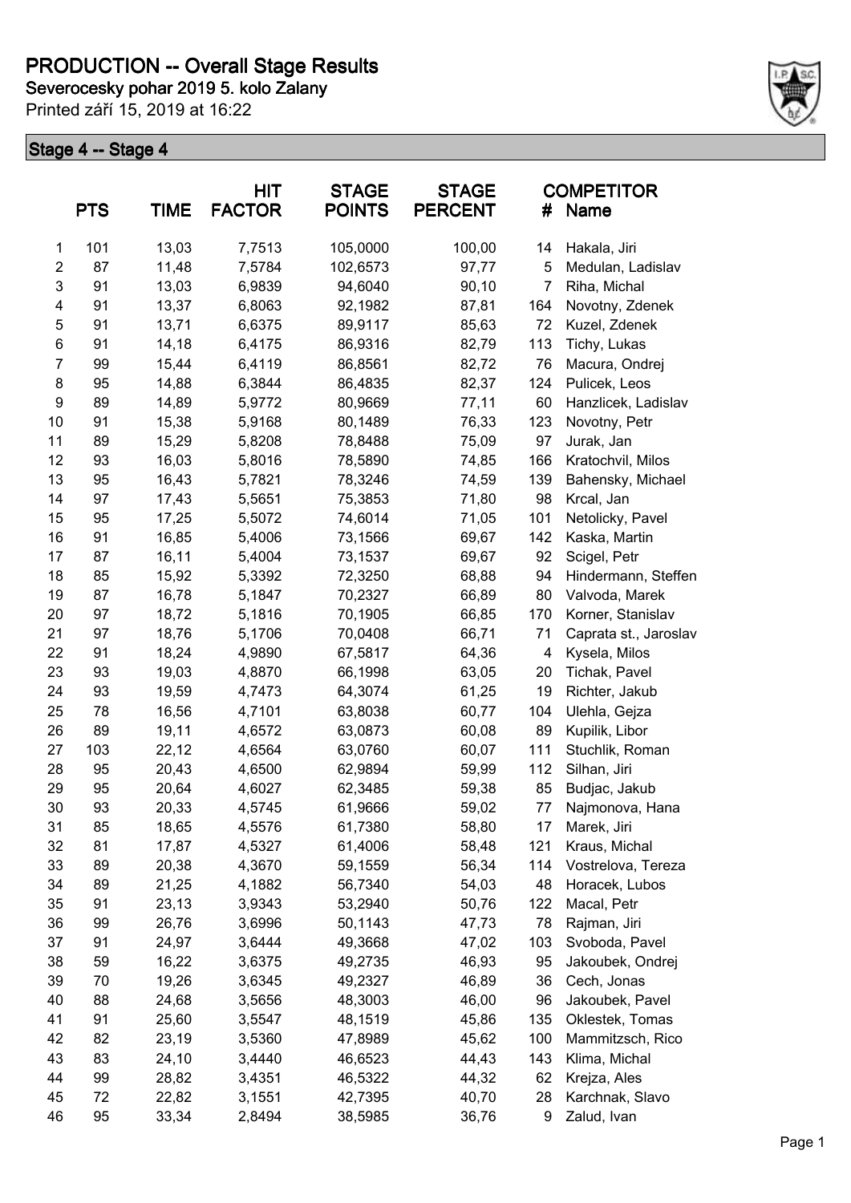# PRODUCTION -- Overall Stage Results

**Severocesky pohar 2019 5. kolo Zalany**

Printed září 15, 2019 at 16:22

## Stage 4 -- Stage 4

|  | PTS | TIME | HIT FACTOR | STAGE POINTS | STAGE PERCENT | # | COMPETITOR Name |
|---|---|---|---|---|---|---|---|
| 1 | 101 | 13,03 | 7,7513 | 105,0000 | 100,00 | 14 | Hakala, Jiri |
| 2 | 87 | 11,48 | 7,5784 | 102,6573 | 97,77 | 5 | Medulan, Ladislav |
| 3 | 91 | 13,03 | 6,9839 | 94,6040 | 90,10 | 7 | Riha, Michal |
| 4 | 91 | 13,37 | 6,8063 | 92,1982 | 87,81 | 164 | Novotny, Zdenek |
| 5 | 91 | 13,71 | 6,6375 | 89,9117 | 85,63 | 72 | Kuzel, Zdenek |
| 6 | 91 | 14,18 | 6,4175 | 86,9316 | 82,79 | 113 | Tichy, Lukas |
| 7 | 99 | 15,44 | 6,4119 | 86,8561 | 82,72 | 76 | Macura, Ondrej |
| 8 | 95 | 14,88 | 6,3844 | 86,4835 | 82,37 | 124 | Pulicek, Leos |
| 9 | 89 | 14,89 | 5,9772 | 80,9669 | 77,11 | 60 | Hanzlicek, Ladislav |
| 10 | 91 | 15,38 | 5,9168 | 80,1489 | 76,33 | 123 | Novotny, Petr |
| 11 | 89 | 15,29 | 5,8208 | 78,8488 | 75,09 | 97 | Jurak, Jan |
| 12 | 93 | 16,03 | 5,8016 | 78,5890 | 74,85 | 166 | Kratochvil, Milos |
| 13 | 95 | 16,43 | 5,7821 | 78,3246 | 74,59 | 139 | Bahensky, Michael |
| 14 | 97 | 17,43 | 5,5651 | 75,3853 | 71,80 | 98 | Krcal, Jan |
| 15 | 95 | 17,25 | 5,5072 | 74,6014 | 71,05 | 101 | Netolicky, Pavel |
| 16 | 91 | 16,85 | 5,4006 | 73,1566 | 69,67 | 142 | Kaska, Martin |
| 17 | 87 | 16,11 | 5,4004 | 73,1537 | 69,67 | 92 | Scigel, Petr |
| 18 | 85 | 15,92 | 5,3392 | 72,3250 | 68,88 | 94 | Hindermann, Steffen |
| 19 | 87 | 16,78 | 5,1847 | 70,2327 | 66,89 | 80 | Valvoda, Marek |
| 20 | 97 | 18,72 | 5,1816 | 70,1905 | 66,85 | 170 | Korner, Stanislav |
| 21 | 97 | 18,76 | 5,1706 | 70,0408 | 66,71 | 71 | Caprata st., Jaroslav |
| 22 | 91 | 18,24 | 4,9890 | 67,5817 | 64,36 | 4 | Kysela, Milos |
| 23 | 93 | 19,03 | 4,8870 | 66,1998 | 63,05 | 20 | Tichak, Pavel |
| 24 | 93 | 19,59 | 4,7473 | 64,3074 | 61,25 | 19 | Richter, Jakub |
| 25 | 78 | 16,56 | 4,7101 | 63,8038 | 60,77 | 104 | Ulehla, Gejza |
| 26 | 89 | 19,11 | 4,6572 | 63,0873 | 60,08 | 89 | Kupilik, Libor |
| 27 | 103 | 22,12 | 4,6564 | 63,0760 | 60,07 | 111 | Stuchlik, Roman |
| 28 | 95 | 20,43 | 4,6500 | 62,9894 | 59,99 | 112 | Silhan, Jiri |
| 29 | 95 | 20,64 | 4,6027 | 62,3485 | 59,38 | 85 | Budjac, Jakub |
| 30 | 93 | 20,33 | 4,5745 | 61,9666 | 59,02 | 77 | Najmonova, Hana |
| 31 | 85 | 18,65 | 4,5576 | 61,7380 | 58,80 | 17 | Marek, Jiri |
| 32 | 81 | 17,87 | 4,5327 | 61,4006 | 58,48 | 121 | Kraus, Michal |
| 33 | 89 | 20,38 | 4,3670 | 59,1559 | 56,34 | 114 | Vostrelova, Tereza |
| 34 | 89 | 21,25 | 4,1882 | 56,7340 | 54,03 | 48 | Horacek, Lubos |
| 35 | 91 | 23,13 | 3,9343 | 53,2940 | 50,76 | 122 | Macal, Petr |
| 36 | 99 | 26,76 | 3,6996 | 50,1143 | 47,73 | 78 | Rajman, Jiri |
| 37 | 91 | 24,97 | 3,6444 | 49,3668 | 47,02 | 103 | Svoboda, Pavel |
| 38 | 59 | 16,22 | 3,6375 | 49,2735 | 46,93 | 95 | Jakoubek, Ondrej |
| 39 | 70 | 19,26 | 3,6345 | 49,2327 | 46,89 | 36 | Cech, Jonas |
| 40 | 88 | 24,68 | 3,5656 | 48,3003 | 46,00 | 96 | Jakoubek, Pavel |
| 41 | 91 | 25,60 | 3,5547 | 48,1519 | 45,86 | 135 | Oklestek, Tomas |
| 42 | 82 | 23,19 | 3,5360 | 47,8989 | 45,62 | 100 | Mammitzsch, Rico |
| 43 | 83 | 24,10 | 3,4440 | 46,6523 | 44,43 | 143 | Klima, Michal |
| 44 | 99 | 28,82 | 3,4351 | 46,5322 | 44,32 | 62 | Krejza, Ales |
| 45 | 72 | 22,82 | 3,1551 | 42,7395 | 40,70 | 28 | Karchnak, Slavo |
| 46 | 95 | 33,34 | 2,8494 | 38,5985 | 36,76 | 9 | Zalud, Ivan |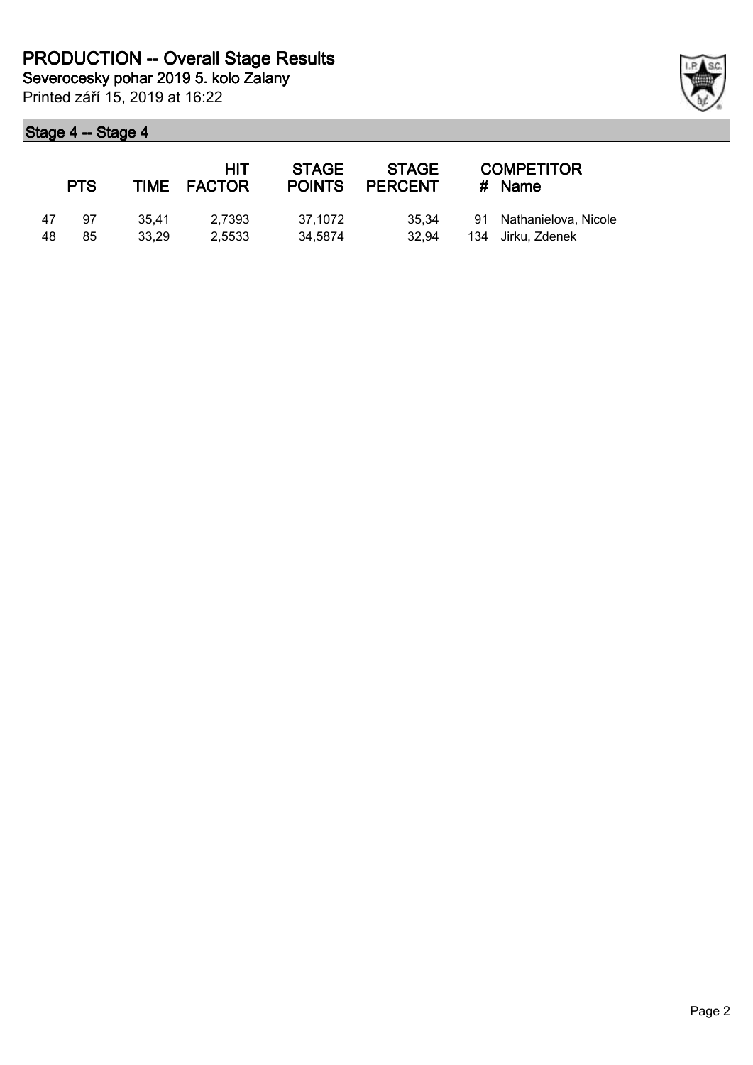# PRODUCTION -- Overall Stage Results

**Severocesky pohar 2019 5. kolo Zalany**

Printed září 15, 2019 at 16:22

## Stage 4 -- Stage 4

| | PTS | TIME | HIT FACTOR | STAGE POINTS | STAGE PERCENT | # | COMPETITOR Name |
|---|---|---|---|---|---|---|---|
| 47 | 97 | 35,41 | 2,7393 | 37,1072 | 35,34 | 91 | Nathanielova, Nicole |
| 48 | 85 | 33,29 | 2,5533 | 34,5874 | 32,94 | 134 | Jirku, Zdenek |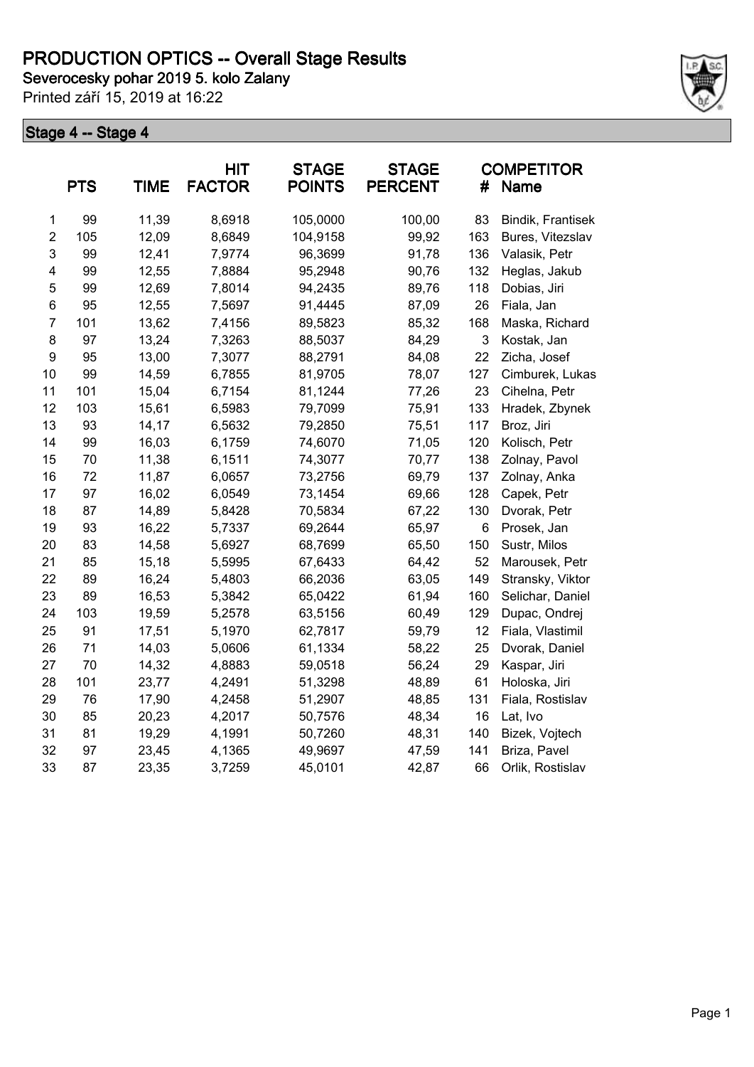# PRODUCTION OPTICS -- Overall Stage Results

**Severocesky pohar 2019 5. kolo Zalany**

Printed září 15, 2019 at 16:22

## Stage 4 -- Stage 4

| | PTS | TIME | HIT FACTOR | STAGE POINTS | STAGE PERCENT | # | COMPETITOR Name |
|---|---|---|---|---|---|---|---|
| 1 | 99 | 11,39 | 8,6918 | 105,0000 | 100,00 | 83 | Bindik, Frantisek |
| 2 | 105 | 12,09 | 8,6849 | 104,9158 | 99,92 | 163 | Bures, Vitezslav |
| 3 | 99 | 12,41 | 7,9774 | 96,3699 | 91,78 | 136 | Valasik, Petr |
| 4 | 99 | 12,55 | 7,8884 | 95,2948 | 90,76 | 132 | Heglas, Jakub |
| 5 | 99 | 12,69 | 7,8014 | 94,2435 | 89,76 | 118 | Dobias, Jiri |
| 6 | 95 | 12,55 | 7,5697 | 91,4445 | 87,09 | 26 | Fiala, Jan |
| 7 | 101 | 13,62 | 7,4156 | 89,5823 | 85,32 | 168 | Maska, Richard |
| 8 | 97 | 13,24 | 7,3263 | 88,5037 | 84,29 | 3 | Kostak, Jan |
| 9 | 95 | 13,00 | 7,3077 | 88,2791 | 84,08 | 22 | Zicha, Josef |
| 10 | 99 | 14,59 | 6,7855 | 81,9705 | 78,07 | 127 | Cimburek, Lukas |
| 11 | 101 | 15,04 | 6,7154 | 81,1244 | 77,26 | 23 | Cihelna, Petr |
| 12 | 103 | 15,61 | 6,5983 | 79,7099 | 75,91 | 133 | Hradek, Zbynek |
| 13 | 93 | 14,17 | 6,5632 | 79,2850 | 75,51 | 117 | Broz, Jiri |
| 14 | 99 | 16,03 | 6,1759 | 74,6070 | 71,05 | 120 | Kolisch, Petr |
| 15 | 70 | 11,38 | 6,1511 | 74,3077 | 70,77 | 138 | Zolnay, Pavol |
| 16 | 72 | 11,87 | 6,0657 | 73,2756 | 69,79 | 137 | Zolnay, Anka |
| 17 | 97 | 16,02 | 6,0549 | 73,1454 | 69,66 | 128 | Capek, Petr |
| 18 | 87 | 14,89 | 5,8428 | 70,5834 | 67,22 | 130 | Dvorak, Petr |
| 19 | 93 | 16,22 | 5,7337 | 69,2644 | 65,97 | 6 | Prosek, Jan |
| 20 | 83 | 14,58 | 5,6927 | 68,7699 | 65,50 | 150 | Sustr, Milos |
| 21 | 85 | 15,18 | 5,5995 | 67,6433 | 64,42 | 52 | Marousek, Petr |
| 22 | 89 | 16,24 | 5,4803 | 66,2036 | 63,05 | 149 | Stransky, Viktor |
| 23 | 89 | 16,53 | 5,3842 | 65,0422 | 61,94 | 160 | Selichar, Daniel |
| 24 | 103 | 19,59 | 5,2578 | 63,5156 | 60,49 | 129 | Dupac, Ondrej |
| 25 | 91 | 17,51 | 5,1970 | 62,7817 | 59,79 | 12 | Fiala, Vlastimil |
| 26 | 71 | 14,03 | 5,0606 | 61,1334 | 58,22 | 25 | Dvorak, Daniel |
| 27 | 70 | 14,32 | 4,8883 | 59,0518 | 56,24 | 29 | Kaspar, Jiri |
| 28 | 101 | 23,77 | 4,2491 | 51,3298 | 48,89 | 61 | Holoska, Jiri |
| 29 | 76 | 17,90 | 4,2458 | 51,2907 | 48,85 | 131 | Fiala, Rostislav |
| 30 | 85 | 20,23 | 4,2017 | 50,7576 | 48,34 | 16 | Lat, Ivo |
| 31 | 81 | 19,29 | 4,1991 | 50,7260 | 48,31 | 140 | Bizek, Vojtech |
| 32 | 97 | 23,45 | 4,1365 | 49,9697 | 47,59 | 141 | Briza, Pavel |
| 33 | 87 | 23,35 | 3,7259 | 45,0101 | 42,87 | 66 | Orlik, Rostislav |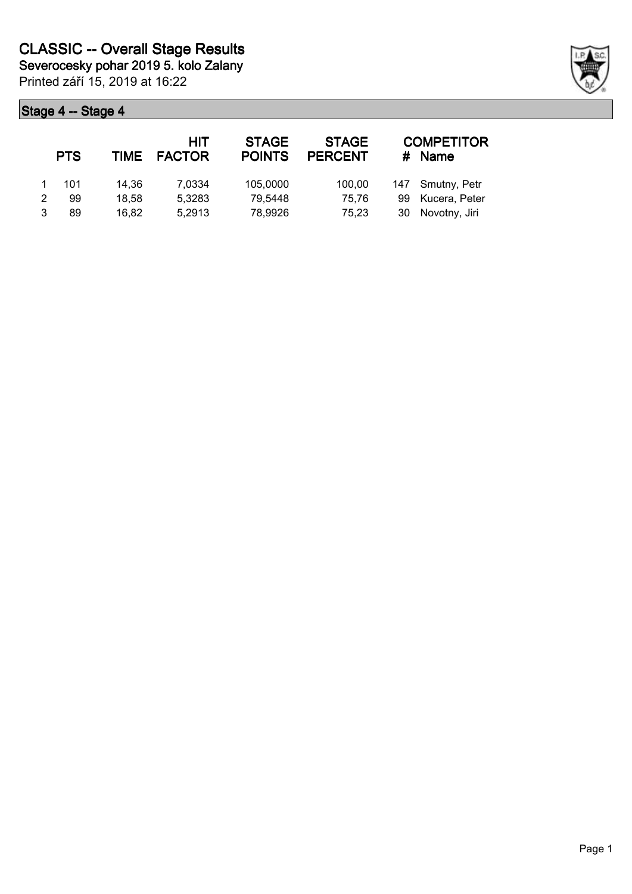# CLASSIC -- Overall Stage Results

**Severocesky pohar 2019 5. kolo Zalany**

Printed září 15, 2019 at 16:22

## Stage 4 -- Stage 4

| | PTS | TIME | HIT FACTOR | STAGE POINTS | STAGE PERCENT | # | COMPETITOR Name |
|---|---|---|---|---|---|---|---|
| 1 | 101 | 14,36 | 7,0334 | 105,0000 | 100,00 | 147 | Smutny, Petr |
| 2 | 99 | 18,58 | 5,3283 | 79,5448 | 75,76 | 99 | Kucera, Peter |
| 3 | 89 | 16,82 | 5,2913 | 78,9926 | 75,23 | 30 | Novotny, Jiri |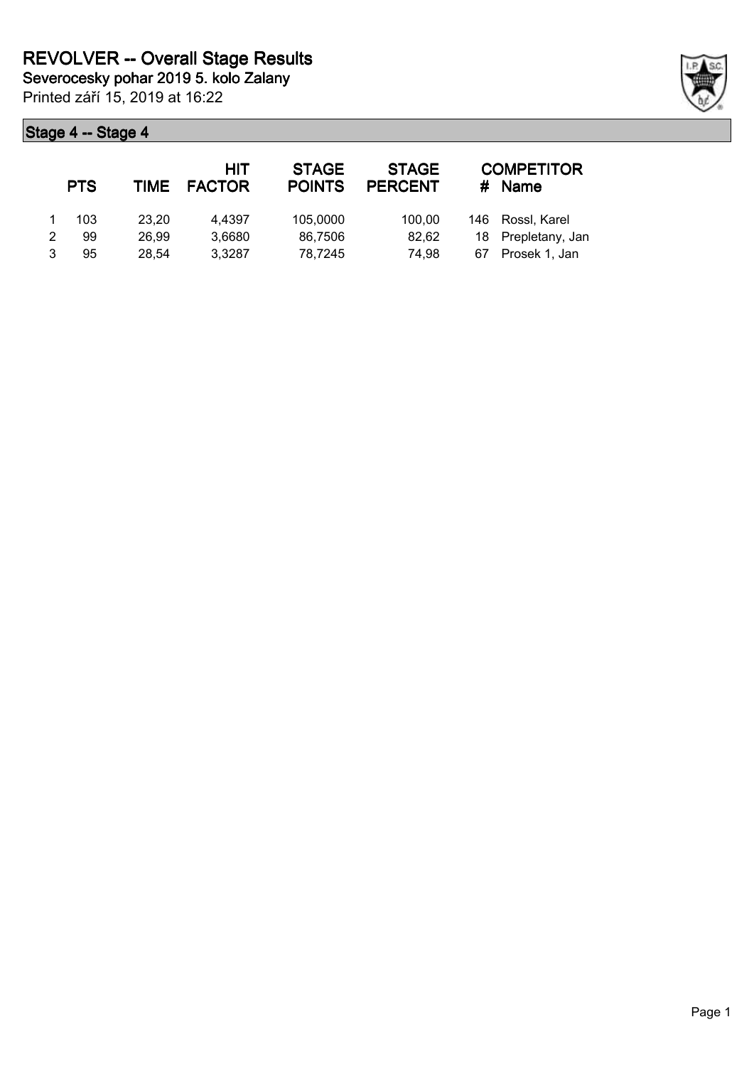# REVOLVER -- Overall Stage Results

**Severocesky pohar 2019 5. kolo Zalany**

Printed září 15, 2019 at 16:22

## Stage 4 -- Stage 4

|  | PTS | TIME | HIT FACTOR | STAGE POINTS | STAGE PERCENT | # | COMPETITOR Name |
|---|---|---|---|---|---|---|---|
| 1 | 103 | 23,20 | 4,4397 | 105,0000 | 100,00 | 146 | Rossl, Karel |
| 2 | 99 | 26,99 | 3,6680 | 86,7506 | 82,62 | 18 | Prepletany, Jan |
| 3 | 95 | 28,54 | 3,3287 | 78,7245 | 74,98 | 67 | Prosek 1, Jan |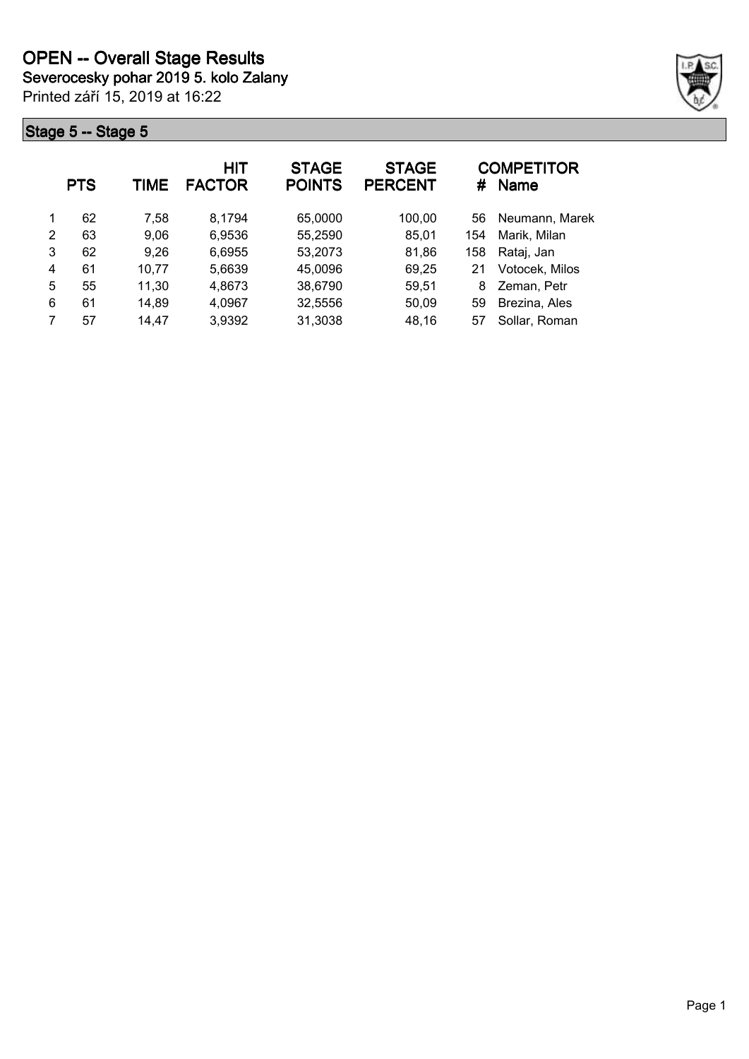# OPEN -- Overall Stage Results

**Severocesky pohar 2019 5. kolo Zalany**

Printed září 15, 2019 at 16:22

## Stage 5 -- Stage 5

| | PTS | TIME | HIT FACTOR | STAGE POINTS | STAGE PERCENT | # | COMPETITOR Name |
|---|---|---|---|---|---|---|---|
| 1 | 62 | 7,58 | 8,1794 | 65,0000 | 100,00 | 56 | Neumann, Marek |
| 2 | 63 | 9,06 | 6,9536 | 55,2590 | 85,01 | 154 | Marik, Milan |
| 3 | 62 | 9,26 | 6,6955 | 53,2073 | 81,86 | 158 | Rataj, Jan |
| 4 | 61 | 10,77 | 5,6639 | 45,0096 | 69,25 | 21 | Votocek, Milos |
| 5 | 55 | 11,30 | 4,8673 | 38,6790 | 59,51 | 8 | Zeman, Petr |
| 6 | 61 | 14,89 | 4,0967 | 32,5556 | 50,09 | 59 | Brezina, Ales |
| 7 | 57 | 14,47 | 3,9392 | 31,3038 | 48,16 | 57 | Sollar, Roman |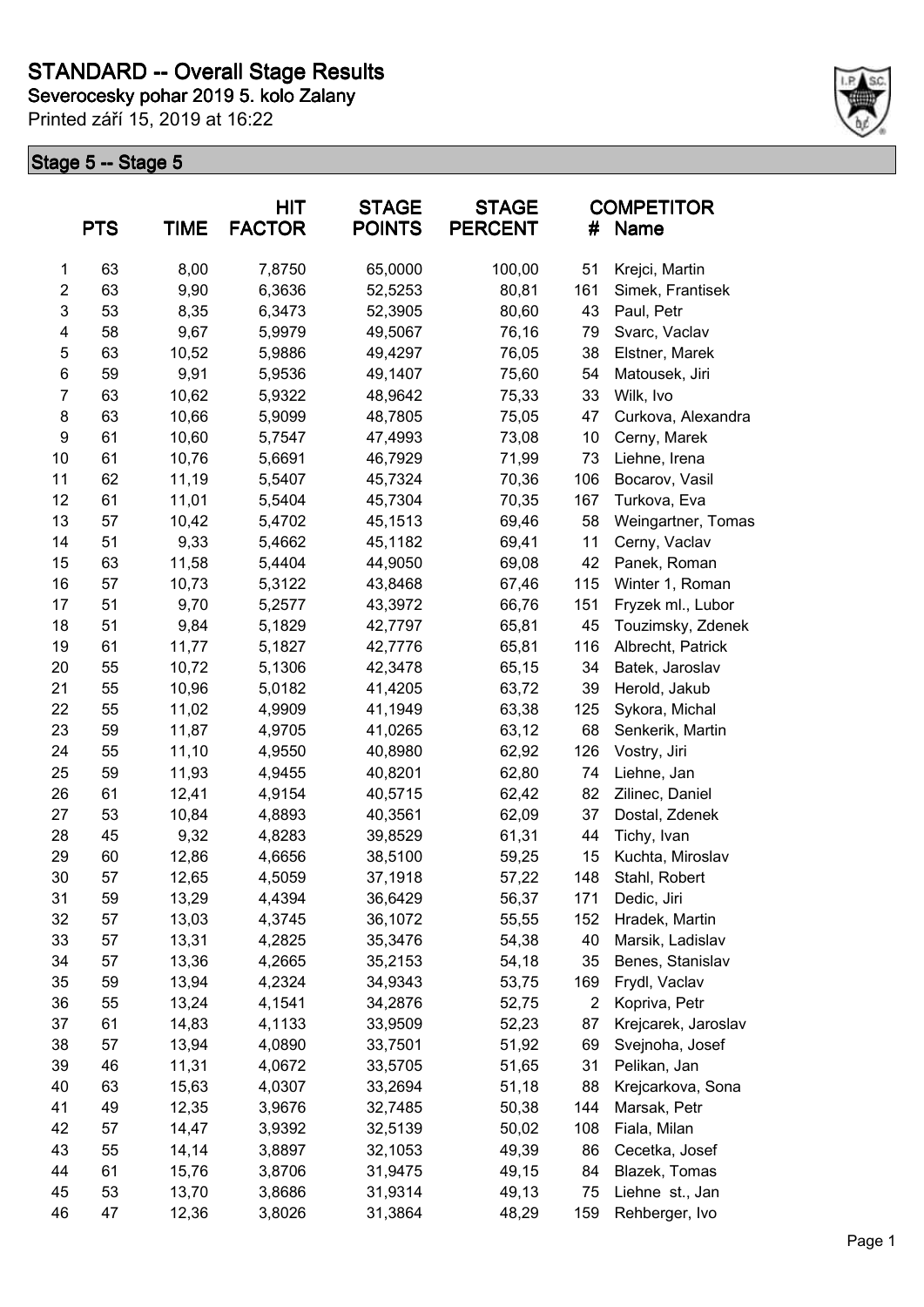# STANDARD -- Overall Stage Results

## Severocesky pohar 2019 5. kolo Zalany

Printed září 15, 2019 at 16:22

### Stage 5 -- Stage 5

| | PTS | TIME | HIT FACTOR | STAGE POINTS | STAGE PERCENT | # | COMPETITOR Name |
|---|---|---|---|---|---|---|---|
| 1 | 63 | 8,00 | 7,8750 | 65,0000 | 100,00 | 51 | Krejci, Martin |
| 2 | 63 | 9,90 | 6,3636 | 52,5253 | 80,81 | 161 | Simek, Frantisek |
| 3 | 53 | 8,35 | 6,3473 | 52,3905 | 80,60 | 43 | Paul, Petr |
| 4 | 58 | 9,67 | 5,9979 | 49,5067 | 76,16 | 79 | Svarc, Vaclav |
| 5 | 63 | 10,52 | 5,9886 | 49,4297 | 76,05 | 38 | Elstner, Marek |
| 6 | 59 | 9,91 | 5,9536 | 49,1407 | 75,60 | 54 | Matousek, Jiri |
| 7 | 63 | 10,62 | 5,9322 | 48,9642 | 75,33 | 33 | Wilk, Ivo |
| 8 | 63 | 10,66 | 5,9099 | 48,7805 | 75,05 | 47 | Curkova, Alexandra |
| 9 | 61 | 10,60 | 5,7547 | 47,4993 | 73,08 | 10 | Cerny, Marek |
| 10 | 61 | 10,76 | 5,6691 | 46,7929 | 71,99 | 73 | Liehne, Irena |
| 11 | 62 | 11,19 | 5,5407 | 45,7324 | 70,36 | 106 | Bocarov, Vasil |
| 12 | 61 | 11,01 | 5,5404 | 45,7304 | 70,35 | 167 | Turkova, Eva |
| 13 | 57 | 10,42 | 5,4702 | 45,1513 | 69,46 | 58 | Weingartner, Tomas |
| 14 | 51 | 9,33 | 5,4662 | 45,1182 | 69,41 | 11 | Cerny, Vaclav |
| 15 | 63 | 11,58 | 5,4404 | 44,9050 | 69,08 | 42 | Panek, Roman |
| 16 | 57 | 10,73 | 5,3122 | 43,8468 | 67,46 | 115 | Winter 1, Roman |
| 17 | 51 | 9,70 | 5,2577 | 43,3972 | 66,76 | 151 | Fryzek ml., Lubor |
| 18 | 51 | 9,84 | 5,1829 | 42,7797 | 65,81 | 45 | Touzimsky, Zdenek |
| 19 | 61 | 11,77 | 5,1827 | 42,7776 | 65,81 | 116 | Albrecht, Patrick |
| 20 | 55 | 10,72 | 5,1306 | 42,3478 | 65,15 | 34 | Batek, Jaroslav |
| 21 | 55 | 10,96 | 5,0182 | 41,4205 | 63,72 | 39 | Herold, Jakub |
| 22 | 55 | 11,02 | 4,9909 | 41,1949 | 63,38 | 125 | Sykora, Michal |
| 23 | 59 | 11,87 | 4,9705 | 41,0265 | 63,12 | 68 | Senkerik, Martin |
| 24 | 55 | 11,10 | 4,9550 | 40,8980 | 62,92 | 126 | Vostry, Jiri |
| 25 | 59 | 11,93 | 4,9455 | 40,8201 | 62,80 | 74 | Liehne, Jan |
| 26 | 61 | 12,41 | 4,9154 | 40,5715 | 62,42 | 82 | Zilinec, Daniel |
| 27 | 53 | 10,84 | 4,8893 | 40,3561 | 62,09 | 37 | Dostal, Zdenek |
| 28 | 45 | 9,32 | 4,8283 | 39,8529 | 61,31 | 44 | Tichy, Ivan |
| 29 | 60 | 12,86 | 4,6656 | 38,5100 | 59,25 | 15 | Kuchta, Miroslav |
| 30 | 57 | 12,65 | 4,5059 | 37,1918 | 57,22 | 148 | Stahl, Robert |
| 31 | 59 | 13,29 | 4,4394 | 36,6429 | 56,37 | 171 | Dedic, Jiri |
| 32 | 57 | 13,03 | 4,3745 | 36,1072 | 55,55 | 152 | Hradek, Martin |
| 33 | 57 | 13,31 | 4,2825 | 35,3476 | 54,38 | 40 | Marsik, Ladislav |
| 34 | 57 | 13,36 | 4,2665 | 35,2153 | 54,18 | 35 | Benes, Stanislav |
| 35 | 59 | 13,94 | 4,2324 | 34,9343 | 53,75 | 169 | Frydl, Vaclav |
| 36 | 55 | 13,24 | 4,1541 | 34,2876 | 52,75 | 2 | Kopriva, Petr |
| 37 | 61 | 14,83 | 4,1133 | 33,9509 | 52,23 | 87 | Krejcarek, Jaroslav |
| 38 | 57 | 13,94 | 4,0890 | 33,7501 | 51,92 | 69 | Svejnoha, Josef |
| 39 | 46 | 11,31 | 4,0672 | 33,5705 | 51,65 | 31 | Pelikan, Jan |
| 40 | 63 | 15,63 | 4,0307 | 33,2694 | 51,18 | 88 | Krejcarkova, Sona |
| 41 | 49 | 12,35 | 3,9676 | 32,7485 | 50,38 | 144 | Marsak, Petr |
| 42 | 57 | 14,47 | 3,9392 | 32,5139 | 50,02 | 108 | Fiala, Milan |
| 43 | 55 | 14,14 | 3,8897 | 32,1053 | 49,39 | 86 | Cecetka, Josef |
| 44 | 61 | 15,76 | 3,8706 | 31,9475 | 49,15 | 84 | Blazek, Tomas |
| 45 | 53 | 13,70 | 3,8686 | 31,9314 | 49,13 | 75 | Liehne st., Jan |
| 46 | 47 | 12,36 | 3,8026 | 31,3864 | 48,29 | 159 | Rehberger, Ivo |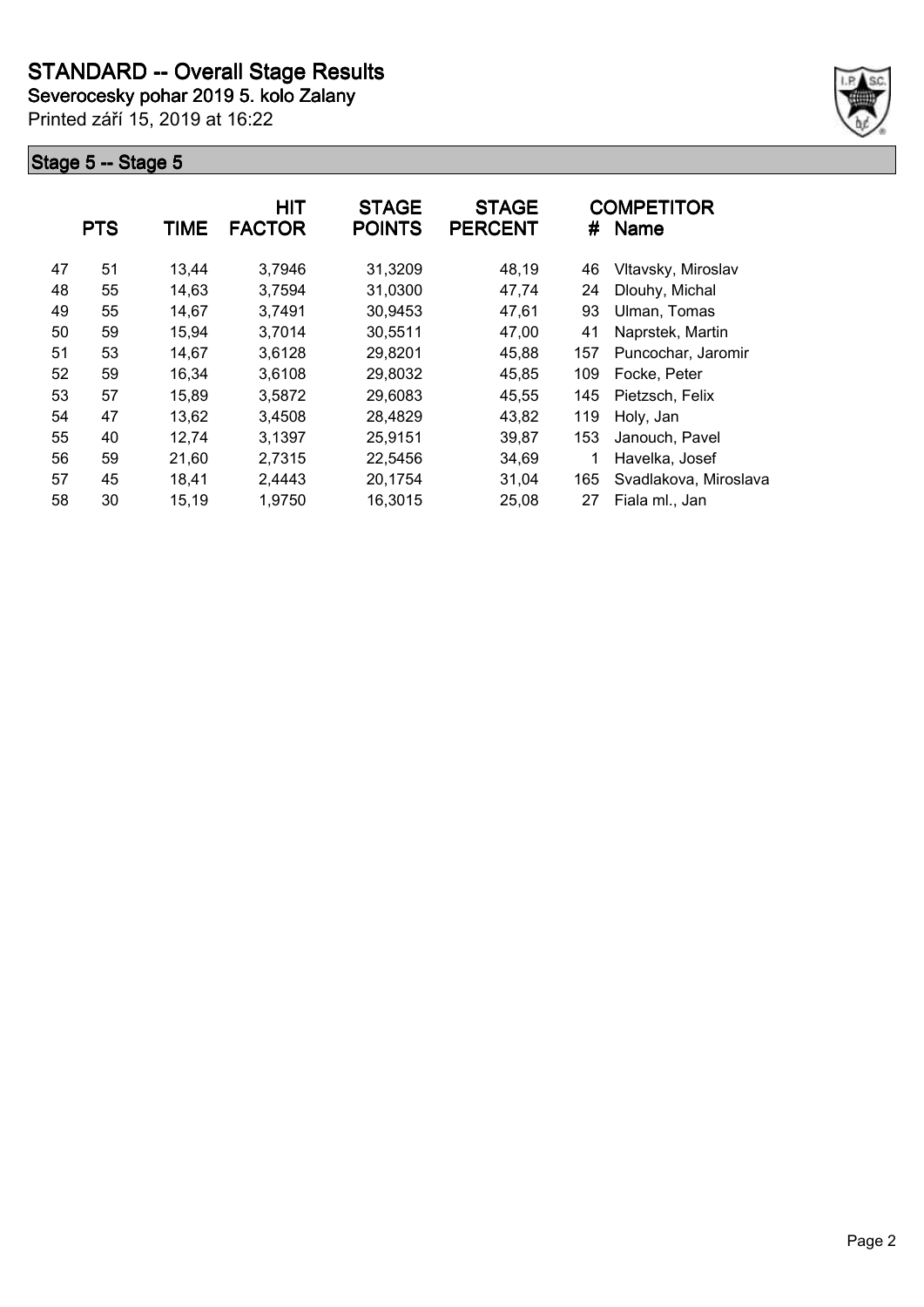# STANDARD -- Overall Stage Results

**Severocesky pohar 2019 5. kolo Zalany**

Printed září 15, 2019 at 16:22

## Stage 5 -- Stage 5

| | PTS | TIME | HIT FACTOR | STAGE POINTS | STAGE PERCENT | # | COMPETITOR Name |
|---|---|---|---|---|---|---|---|
| 47 | 51 | 13,44 | 3,7946 | 31,3209 | 48,19 | 46 | Vltavsky, Miroslav |
| 48 | 55 | 14,63 | 3,7594 | 31,0300 | 47,74 | 24 | Dlouhy, Michal |
| 49 | 55 | 14,67 | 3,7491 | 30,9453 | 47,61 | 93 | Ulman, Tomas |
| 50 | 59 | 15,94 | 3,7014 | 30,5511 | 47,00 | 41 | Naprstek, Martin |
| 51 | 53 | 14,67 | 3,6128 | 29,8201 | 45,88 | 157 | Puncochar, Jaromir |
| 52 | 59 | 16,34 | 3,6108 | 29,8032 | 45,85 | 109 | Focke, Peter |
| 53 | 57 | 15,89 | 3,5872 | 29,6083 | 45,55 | 145 | Pietzsch, Felix |
| 54 | 47 | 13,62 | 3,4508 | 28,4829 | 43,82 | 119 | Holy, Jan |
| 55 | 40 | 12,74 | 3,1397 | 25,9151 | 39,87 | 153 | Janouch, Pavel |
| 56 | 59 | 21,60 | 2,7315 | 22,5456 | 34,69 | 1 | Havelka, Josef |
| 57 | 45 | 18,41 | 2,4443 | 20,1754 | 31,04 | 165 | Svadlakova, Miroslava |
| 58 | 30 | 15,19 | 1,9750 | 16,3015 | 25,08 | 27 | Fiala ml., Jan |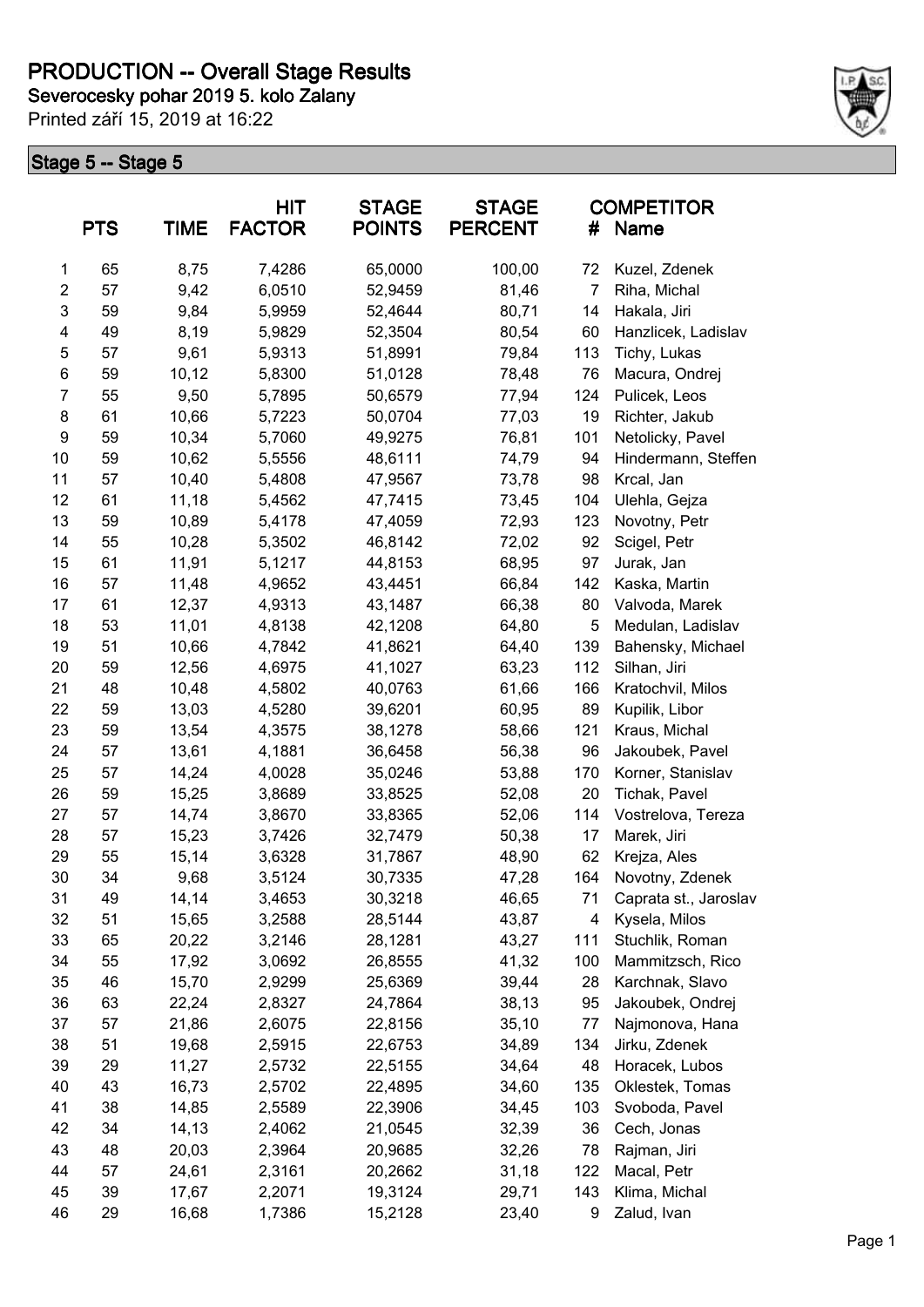# PRODUCTION -- Overall Stage Results

**Severocesky pohar 2019 5. kolo Zalany**

Printed září 15, 2019 at 16:22

## Stage 5 -- Stage 5

| | PTS | TIME | HIT FACTOR | STAGE POINTS | STAGE PERCENT | # | COMPETITOR Name |
|---|---|---|---|---|---|---|---|
| 1 | 65 | 8,75 | 7,4286 | 65,0000 | 100,00 | 72 | Kuzel, Zdenek |
| 2 | 57 | 9,42 | 6,0510 | 52,9459 | 81,46 | 7 | Riha, Michal |
| 3 | 59 | 9,84 | 5,9959 | 52,4644 | 80,71 | 14 | Hakala, Jiri |
| 4 | 49 | 8,19 | 5,9829 | 52,3504 | 80,54 | 60 | Hanzlicek, Ladislav |
| 5 | 57 | 9,61 | 5,9313 | 51,8991 | 79,84 | 113 | Tichy, Lukas |
| 6 | 59 | 10,12 | 5,8300 | 51,0128 | 78,48 | 76 | Macura, Ondrej |
| 7 | 55 | 9,50 | 5,7895 | 50,6579 | 77,94 | 124 | Pulicek, Leos |
| 8 | 61 | 10,66 | 5,7223 | 50,0704 | 77,03 | 19 | Richter, Jakub |
| 9 | 59 | 10,34 | 5,7060 | 49,9275 | 76,81 | 101 | Netolicky, Pavel |
| 10 | 59 | 10,62 | 5,5556 | 48,6111 | 74,79 | 94 | Hindermann, Steffen |
| 11 | 57 | 10,40 | 5,4808 | 47,9567 | 73,78 | 98 | Krcal, Jan |
| 12 | 61 | 11,18 | 5,4562 | 47,7415 | 73,45 | 104 | Ulehla, Gejza |
| 13 | 59 | 10,89 | 5,4178 | 47,4059 | 72,93 | 123 | Novotny, Petr |
| 14 | 55 | 10,28 | 5,3502 | 46,8142 | 72,02 | 92 | Scigel, Petr |
| 15 | 61 | 11,91 | 5,1217 | 44,8153 | 68,95 | 97 | Jurak, Jan |
| 16 | 57 | 11,48 | 4,9652 | 43,4451 | 66,84 | 142 | Kaska, Martin |
| 17 | 61 | 12,37 | 4,9313 | 43,1487 | 66,38 | 80 | Valvoda, Marek |
| 18 | 53 | 11,01 | 4,8138 | 42,1208 | 64,80 | 5 | Medulan, Ladislav |
| 19 | 51 | 10,66 | 4,7842 | 41,8621 | 64,40 | 139 | Bahensky, Michael |
| 20 | 59 | 12,56 | 4,6975 | 41,1027 | 63,23 | 112 | Silhan, Jiri |
| 21 | 48 | 10,48 | 4,5802 | 40,0763 | 61,66 | 166 | Kratochvil, Milos |
| 22 | 59 | 13,03 | 4,5280 | 39,6201 | 60,95 | 89 | Kupilik, Libor |
| 23 | 59 | 13,54 | 4,3575 | 38,1278 | 58,66 | 121 | Kraus, Michal |
| 24 | 57 | 13,61 | 4,1881 | 36,6458 | 56,38 | 96 | Jakoubek, Pavel |
| 25 | 57 | 14,24 | 4,0028 | 35,0246 | 53,88 | 170 | Korner, Stanislav |
| 26 | 59 | 15,25 | 3,8689 | 33,8525 | 52,08 | 20 | Tichak, Pavel |
| 27 | 57 | 14,74 | 3,8670 | 33,8365 | 52,06 | 114 | Vostrelova, Tereza |
| 28 | 57 | 15,23 | 3,7426 | 32,7479 | 50,38 | 17 | Marek, Jiri |
| 29 | 55 | 15,14 | 3,6328 | 31,7867 | 48,90 | 62 | Krejza, Ales |
| 30 | 34 | 9,68 | 3,5124 | 30,7335 | 47,28 | 164 | Novotny, Zdenek |
| 31 | 49 | 14,14 | 3,4653 | 30,3218 | 46,65 | 71 | Caprata st., Jaroslav |
| 32 | 51 | 15,65 | 3,2588 | 28,5144 | 43,87 | 4 | Kysela, Milos |
| 33 | 65 | 20,22 | 3,2146 | 28,1281 | 43,27 | 111 | Stuchlik, Roman |
| 34 | 55 | 17,92 | 3,0692 | 26,8555 | 41,32 | 100 | Mammitzsch, Rico |
| 35 | 46 | 15,70 | 2,9299 | 25,6369 | 39,44 | 28 | Karchnak, Slavo |
| 36 | 63 | 22,24 | 2,8327 | 24,7864 | 38,13 | 95 | Jakoubek, Ondrej |
| 37 | 57 | 21,86 | 2,6075 | 22,8156 | 35,10 | 77 | Najmonova, Hana |
| 38 | 51 | 19,68 | 2,5915 | 22,6753 | 34,89 | 134 | Jirku, Zdenek |
| 39 | 29 | 11,27 | 2,5732 | 22,5155 | 34,64 | 48 | Horacek, Lubos |
| 40 | 43 | 16,73 | 2,5702 | 22,4895 | 34,60 | 135 | Oklestek, Tomas |
| 41 | 38 | 14,85 | 2,5589 | 22,3906 | 34,45 | 103 | Svoboda, Pavel |
| 42 | 34 | 14,13 | 2,4062 | 21,0545 | 32,39 | 36 | Cech, Jonas |
| 43 | 48 | 20,03 | 2,3964 | 20,9685 | 32,26 | 78 | Rajman, Jiri |
| 44 | 57 | 24,61 | 2,3161 | 20,2662 | 31,18 | 122 | Macal, Petr |
| 45 | 39 | 17,67 | 2,2071 | 19,3124 | 29,71 | 143 | Klima, Michal |
| 46 | 29 | 16,68 | 1,7386 | 15,2128 | 23,40 | 9 | Zalud, Ivan |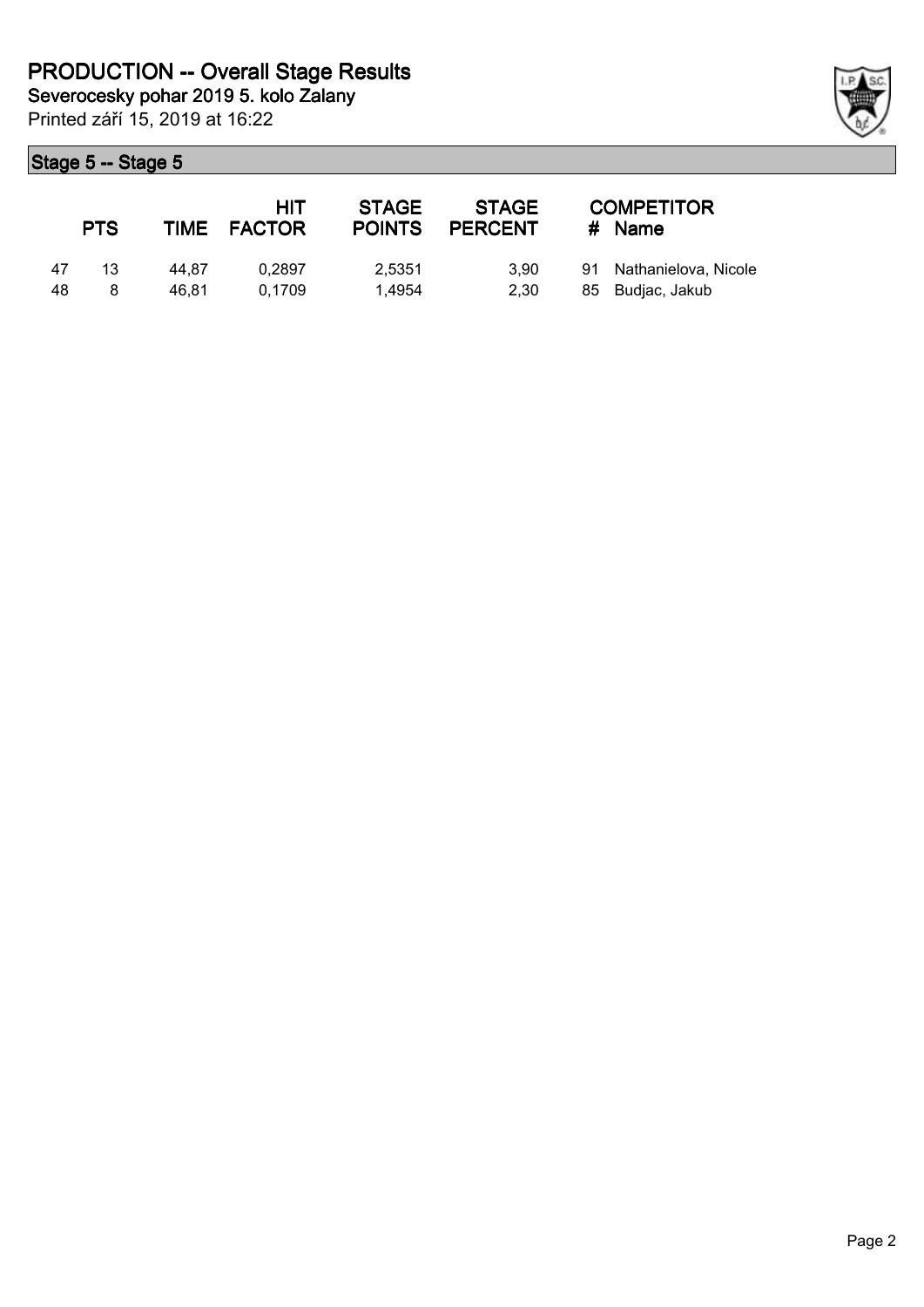# PRODUCTION -- Overall Stage Results

**Severocesky pohar 2019 5. kolo Zalany**

Printed září 15, 2019 at 16:22

## Stage 5 -- Stage 5

| | PTS | TIME | HIT FACTOR | STAGE POINTS | STAGE PERCENT | # | COMPETITOR Name |
|---|---|---|---|---|---|---|---|
| 47 | 13 | 44,87 | 0,2897 | 2,5351 | 3,90 | 91 | Nathanielova, Nicole |
| 48 | 8 | 46,81 | 0,1709 | 1,4954 | 2,30 | 85 | Budjac, Jakub |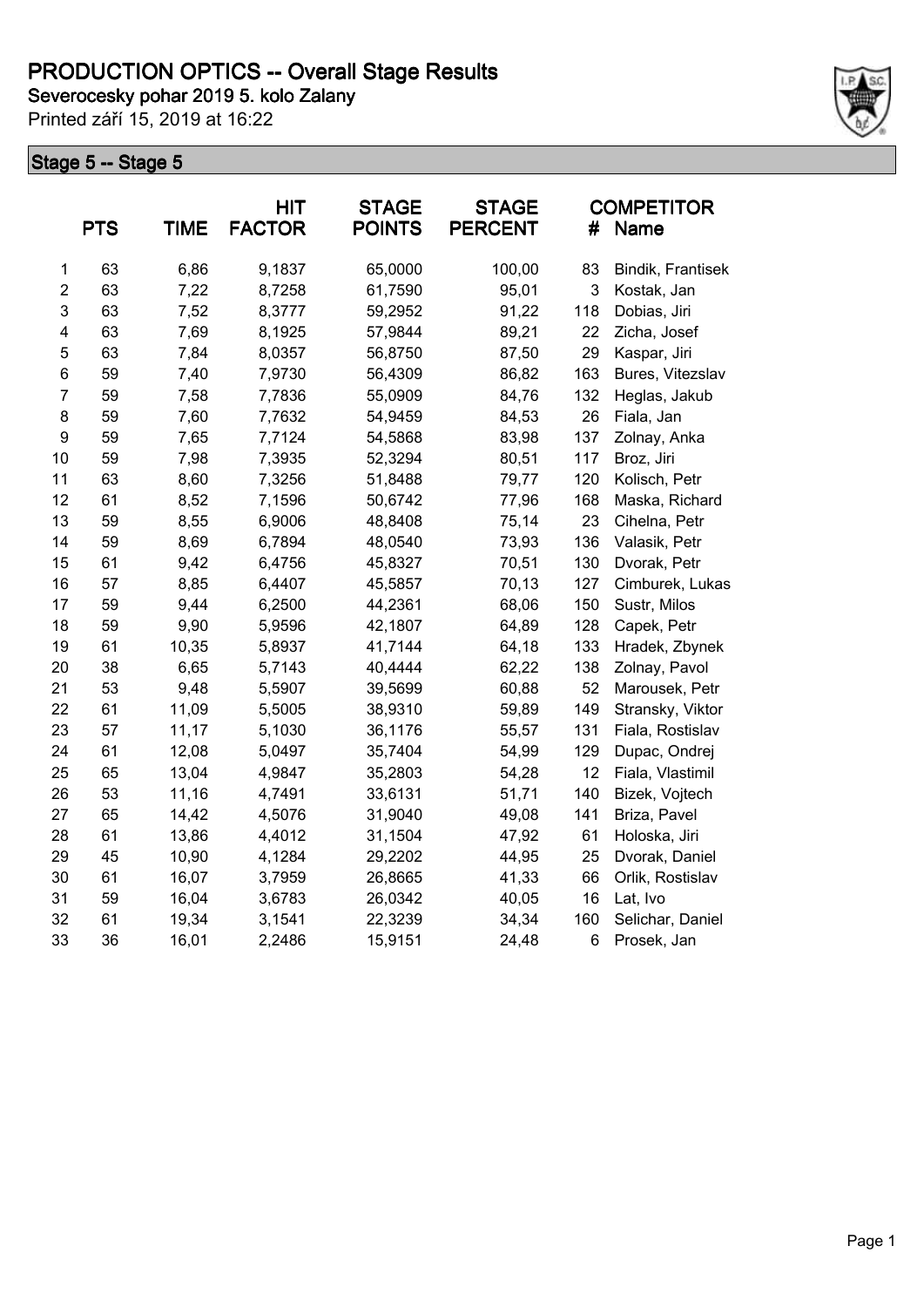# PRODUCTION OPTICS -- Overall Stage Results

**Severocesky pohar 2019 5. kolo Zalany**

Printed září 15, 2019 at 16:22

## Stage 5 -- Stage 5

| | PTS | TIME | HIT FACTOR | STAGE POINTS | STAGE PERCENT | # | COMPETITOR Name |
|---|---|---|---|---|---|---|---|
| 1 | 63 | 6,86 | 9,1837 | 65,0000 | 100,00 | 83 | Bindik, Frantisek |
| 2 | 63 | 7,22 | 8,7258 | 61,7590 | 95,01 | 3 | Kostak, Jan |
| 3 | 63 | 7,52 | 8,3777 | 59,2952 | 91,22 | 118 | Dobias, Jiri |
| 4 | 63 | 7,69 | 8,1925 | 57,9844 | 89,21 | 22 | Zicha, Josef |
| 5 | 63 | 7,84 | 8,0357 | 56,8750 | 87,50 | 29 | Kaspar, Jiri |
| 6 | 59 | 7,40 | 7,9730 | 56,4309 | 86,82 | 163 | Bures, Vitezslav |
| 7 | 59 | 7,58 | 7,7836 | 55,0909 | 84,76 | 132 | Heglas, Jakub |
| 8 | 59 | 7,60 | 7,7632 | 54,9459 | 84,53 | 26 | Fiala, Jan |
| 9 | 59 | 7,65 | 7,7124 | 54,5868 | 83,98 | 137 | Zolnay, Anka |
| 10 | 59 | 7,98 | 7,3935 | 52,3294 | 80,51 | 117 | Broz, Jiri |
| 11 | 63 | 8,60 | 7,3256 | 51,8488 | 79,77 | 120 | Kolisch, Petr |
| 12 | 61 | 8,52 | 7,1596 | 50,6742 | 77,96 | 168 | Maska, Richard |
| 13 | 59 | 8,55 | 6,9006 | 48,8408 | 75,14 | 23 | Cihelna, Petr |
| 14 | 59 | 8,69 | 6,7894 | 48,0540 | 73,93 | 136 | Valasik, Petr |
| 15 | 61 | 9,42 | 6,4756 | 45,8327 | 70,51 | 130 | Dvorak, Petr |
| 16 | 57 | 8,85 | 6,4407 | 45,5857 | 70,13 | 127 | Cimburek, Lukas |
| 17 | 59 | 9,44 | 6,2500 | 44,2361 | 68,06 | 150 | Sustr, Milos |
| 18 | 59 | 9,90 | 5,9596 | 42,1807 | 64,89 | 128 | Capek, Petr |
| 19 | 61 | 10,35 | 5,8937 | 41,7144 | 64,18 | 133 | Hradek, Zbynek |
| 20 | 38 | 6,65 | 5,7143 | 40,4444 | 62,22 | 138 | Zolnay, Pavol |
| 21 | 53 | 9,48 | 5,5907 | 39,5699 | 60,88 | 52 | Marousek, Petr |
| 22 | 61 | 11,09 | 5,5005 | 38,9310 | 59,89 | 149 | Stransky, Viktor |
| 23 | 57 | 11,17 | 5,1030 | 36,1176 | 55,57 | 131 | Fiala, Rostislav |
| 24 | 61 | 12,08 | 5,0497 | 35,7404 | 54,99 | 129 | Dupac, Ondrej |
| 25 | 65 | 13,04 | 4,9847 | 35,2803 | 54,28 | 12 | Fiala, Vlastimil |
| 26 | 53 | 11,16 | 4,7491 | 33,6131 | 51,71 | 140 | Bizek, Vojtech |
| 27 | 65 | 14,42 | 4,5076 | 31,9040 | 49,08 | 141 | Briza, Pavel |
| 28 | 61 | 13,86 | 4,4012 | 31,1504 | 47,92 | 61 | Holoska, Jiri |
| 29 | 45 | 10,90 | 4,1284 | 29,2202 | 44,95 | 25 | Dvorak, Daniel |
| 30 | 61 | 16,07 | 3,7959 | 26,8665 | 41,33 | 66 | Orlik, Rostislav |
| 31 | 59 | 16,04 | 3,6783 | 26,0342 | 40,05 | 16 | Lat, Ivo |
| 32 | 61 | 19,34 | 3,1541 | 22,3239 | 34,34 | 160 | Selichar, Daniel |
| 33 | 36 | 16,01 | 2,2486 | 15,9151 | 24,48 | 6 | Prosek, Jan |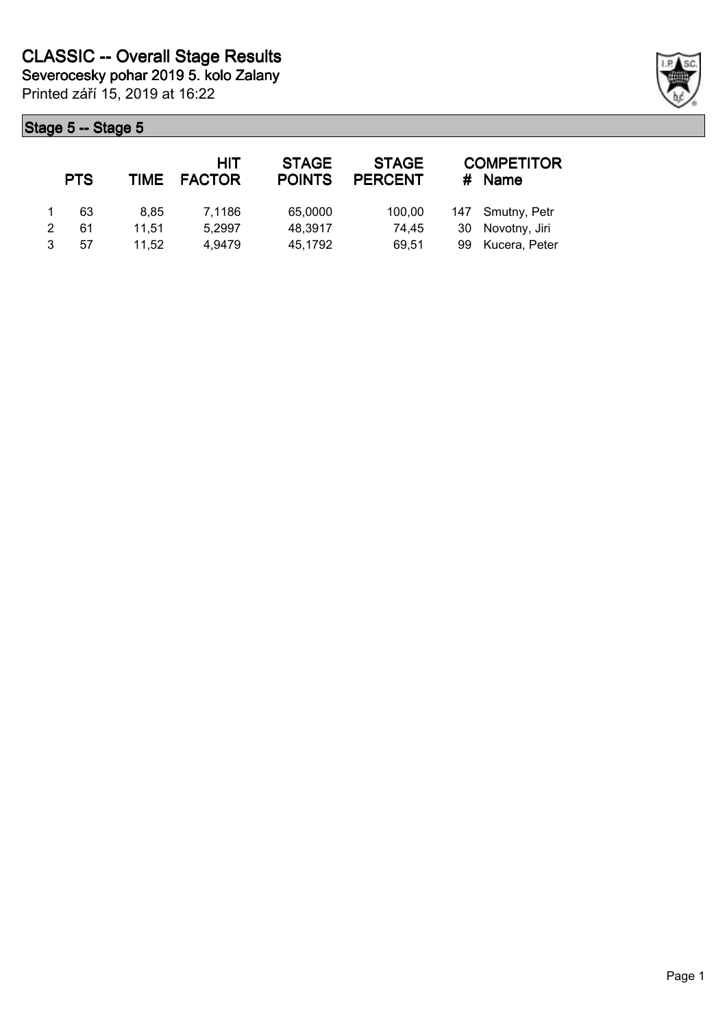# CLASSIC -- Overall Stage Results

**Severocesky pohar 2019 5. kolo Zalany**

Printed září 15, 2019 at 16:22

## Stage 5 -- Stage 5

| | PTS | TIME | HIT FACTOR | STAGE POINTS | STAGE PERCENT | # | COMPETITOR Name |
|---|---|---|---|---|---|---|---|
| 1 | 63 | 8,85 | 7,1186 | 65,0000 | 100,00 | 147 | Smutny, Petr |
| 2 | 61 | 11,51 | 5,2997 | 48,3917 | 74,45 | 30 | Novotny, Jiri |
| 3 | 57 | 11,52 | 4,9479 | 45,1792 | 69,51 | 99 | Kucera, Peter |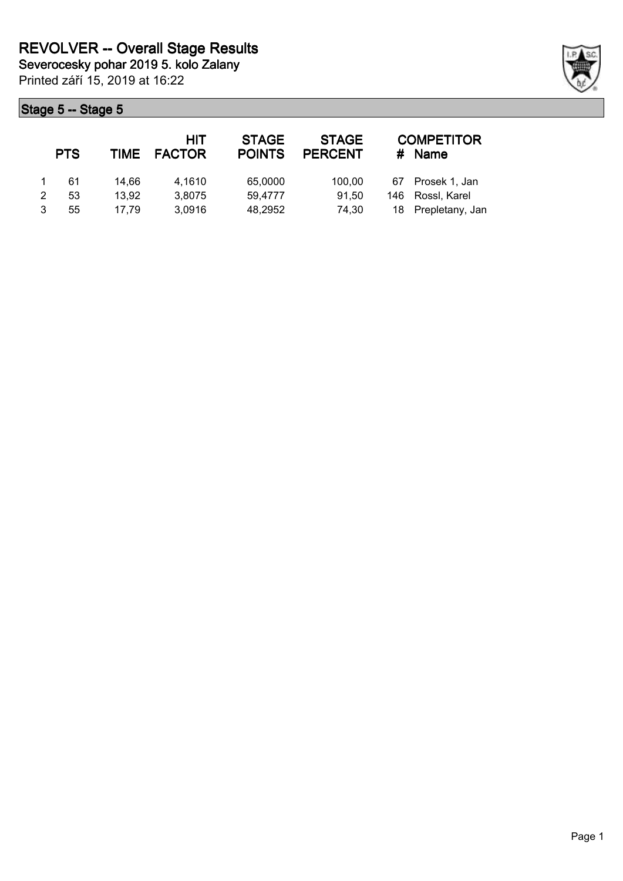# REVOLVER -- Overall Stage Results

**Severocesky pohar 2019 5. kolo Zalany**

Printed září 15, 2019 at 16:22

## Stage 5 -- Stage 5

| | PTS | TIME | HIT FACTOR | STAGE POINTS | STAGE PERCENT | # | COMPETITOR Name |
|---|---|---|---|---|---|---|---|
| 1 | 61 | 14,66 | 4,1610 | 65,0000 | 100,00 | 67 | Prosek 1, Jan |
| 2 | 53 | 13,92 | 3,8075 | 59,4777 | 91,50 | 146 | Rossl, Karel |
| 3 | 55 | 17,79 | 3,0916 | 48,2952 | 74,30 | 18 | Prepletany, Jan |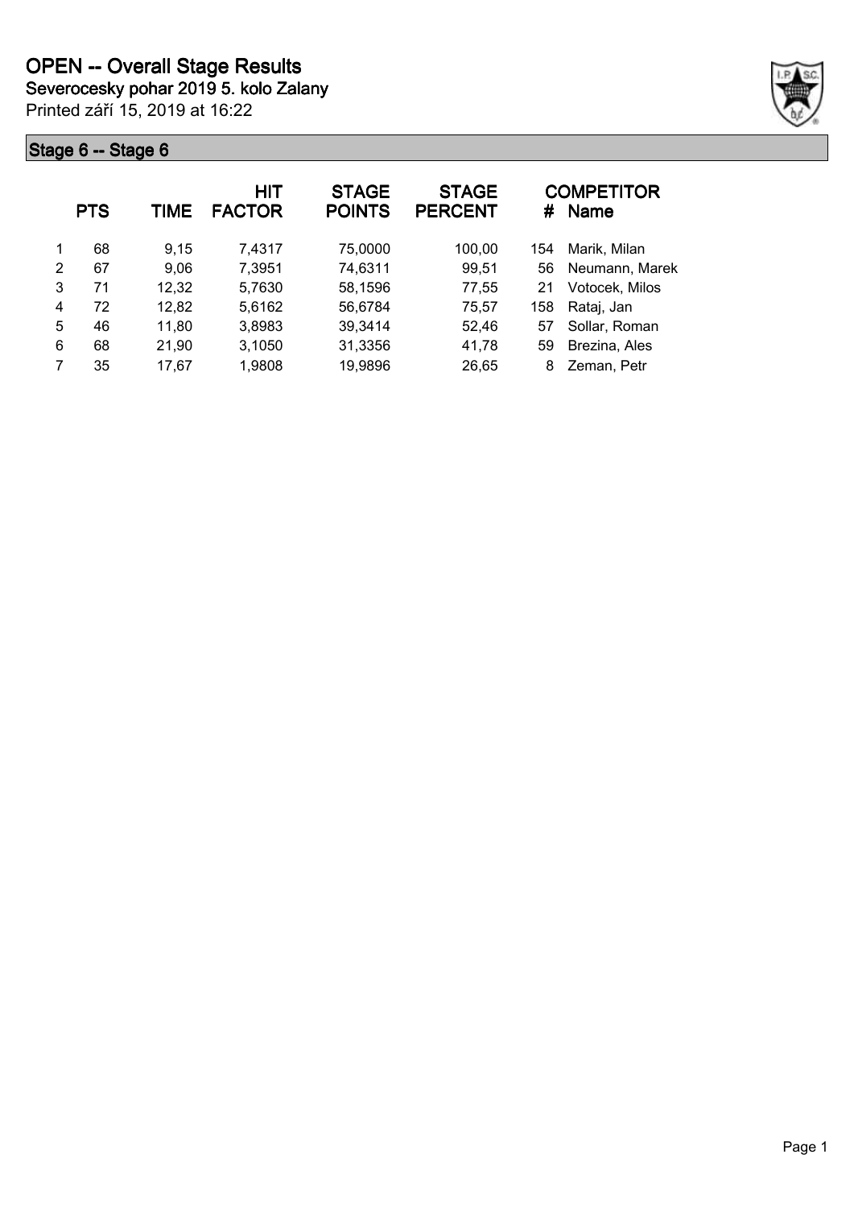# OPEN -- Overall Stage Results

**Severocesky pohar 2019 5. kolo Zalany**

Printed září 15, 2019 at 16:22

## Stage 6 -- Stage 6

| | PTS | TIME | HIT FACTOR | STAGE POINTS | STAGE PERCENT | # | COMPETITOR Name |
|---|---|---|---|---|---|---|---|
| 1 | 68 | 9,15 | 7,4317 | 75,0000 | 100,00 | 154 | Marik, Milan |
| 2 | 67 | 9,06 | 7,3951 | 74,6311 | 99,51 | 56 | Neumann, Marek |
| 3 | 71 | 12,32 | 5,7630 | 58,1596 | 77,55 | 21 | Votocek, Milos |
| 4 | 72 | 12,82 | 5,6162 | 56,6784 | 75,57 | 158 | Rataj, Jan |
| 5 | 46 | 11,80 | 3,8983 | 39,3414 | 52,46 | 57 | Sollar, Roman |
| 6 | 68 | 21,90 | 3,1050 | 31,3356 | 41,78 | 59 | Brezina, Ales |
| 7 | 35 | 17,67 | 1,9808 | 19,9896 | 26,65 | 8 | Zeman, Petr |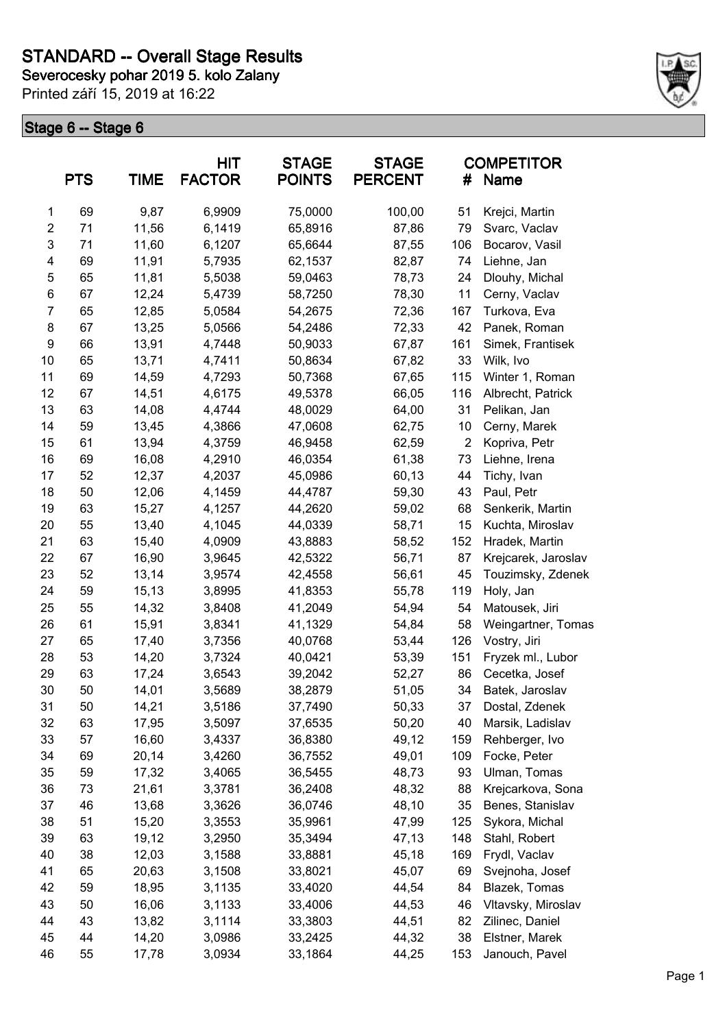# STANDARD -- Overall Stage Results

**Severocesky pohar 2019 5. kolo Zalany**

Printed září 15, 2019 at 16:22

## Stage 6 -- Stage 6

| | PTS | TIME | HIT FACTOR | STAGE POINTS | STAGE PERCENT | # | COMPETITOR Name |
|---|---|---|---|---|---|---|---|
| 1 | 69 | 9,87 | 6,9909 | 75,0000 | 100,00 | 51 | Krejci, Martin |
| 2 | 71 | 11,56 | 6,1419 | 65,8916 | 87,86 | 79 | Svarc, Vaclav |
| 3 | 71 | 11,60 | 6,1207 | 65,6644 | 87,55 | 106 | Bocarov, Vasil |
| 4 | 69 | 11,91 | 5,7935 | 62,1537 | 82,87 | 74 | Liehne, Jan |
| 5 | 65 | 11,81 | 5,5038 | 59,0463 | 78,73 | 24 | Dlouhy, Michal |
| 6 | 67 | 12,24 | 5,4739 | 58,7250 | 78,30 | 11 | Cerny, Vaclav |
| 7 | 65 | 12,85 | 5,0584 | 54,2675 | 72,36 | 167 | Turkova, Eva |
| 8 | 67 | 13,25 | 5,0566 | 54,2486 | 72,33 | 42 | Panek, Roman |
| 9 | 66 | 13,91 | 4,7448 | 50,9033 | 67,87 | 161 | Simek, Frantisek |
| 10 | 65 | 13,71 | 4,7411 | 50,8634 | 67,82 | 33 | Wilk, Ivo |
| 11 | 69 | 14,59 | 4,7293 | 50,7368 | 67,65 | 115 | Winter 1, Roman |
| 12 | 67 | 14,51 | 4,6175 | 49,5378 | 66,05 | 116 | Albrecht, Patrick |
| 13 | 63 | 14,08 | 4,4744 | 48,0029 | 64,00 | 31 | Pelikan, Jan |
| 14 | 59 | 13,45 | 4,3866 | 47,0608 | 62,75 | 10 | Cerny, Marek |
| 15 | 61 | 13,94 | 4,3759 | 46,9458 | 62,59 | 2 | Kopriva, Petr |
| 16 | 69 | 16,08 | 4,2910 | 46,0354 | 61,38 | 73 | Liehne, Irena |
| 17 | 52 | 12,37 | 4,2037 | 45,0986 | 60,13 | 44 | Tichy, Ivan |
| 18 | 50 | 12,06 | 4,1459 | 44,4787 | 59,30 | 43 | Paul, Petr |
| 19 | 63 | 15,27 | 4,1257 | 44,2620 | 59,02 | 68 | Senkerik, Martin |
| 20 | 55 | 13,40 | 4,1045 | 44,0339 | 58,71 | 15 | Kuchta, Miroslav |
| 21 | 63 | 15,40 | 4,0909 | 43,8883 | 58,52 | 152 | Hradek, Martin |
| 22 | 67 | 16,90 | 3,9645 | 42,5322 | 56,71 | 87 | Krejcarek, Jaroslav |
| 23 | 52 | 13,14 | 3,9574 | 42,4558 | 56,61 | 45 | Touzimsky, Zdenek |
| 24 | 59 | 15,13 | 3,8995 | 41,8353 | 55,78 | 119 | Holy, Jan |
| 25 | 55 | 14,32 | 3,8408 | 41,2049 | 54,94 | 54 | Matousek, Jiri |
| 26 | 61 | 15,91 | 3,8341 | 41,1329 | 54,84 | 58 | Weingartner, Tomas |
| 27 | 65 | 17,40 | 3,7356 | 40,0768 | 53,44 | 126 | Vostry, Jiri |
| 28 | 53 | 14,20 | 3,7324 | 40,0421 | 53,39 | 151 | Fryzek ml., Lubor |
| 29 | 63 | 17,24 | 3,6543 | 39,2042 | 52,27 | 86 | Cecetka, Josef |
| 30 | 50 | 14,01 | 3,5689 | 38,2879 | 51,05 | 34 | Batek, Jaroslav |
| 31 | 50 | 14,21 | 3,5186 | 37,7490 | 50,33 | 37 | Dostal, Zdenek |
| 32 | 63 | 17,95 | 3,5097 | 37,6535 | 50,20 | 40 | Marsik, Ladislav |
| 33 | 57 | 16,60 | 3,4337 | 36,8380 | 49,12 | 159 | Rehberger, Ivo |
| 34 | 69 | 20,14 | 3,4260 | 36,7552 | 49,01 | 109 | Focke, Peter |
| 35 | 59 | 17,32 | 3,4065 | 36,5455 | 48,73 | 93 | Ulman, Tomas |
| 36 | 73 | 21,61 | 3,3781 | 36,2408 | 48,32 | 88 | Krejcarkova, Sona |
| 37 | 46 | 13,68 | 3,3626 | 36,0746 | 48,10 | 35 | Benes, Stanislav |
| 38 | 51 | 15,20 | 3,3553 | 35,9961 | 47,99 | 125 | Sykora, Michal |
| 39 | 63 | 19,12 | 3,2950 | 35,3494 | 47,13 | 148 | Stahl, Robert |
| 40 | 38 | 12,03 | 3,1588 | 33,8881 | 45,18 | 169 | Frydl, Vaclav |
| 41 | 65 | 20,63 | 3,1508 | 33,8021 | 45,07 | 69 | Svejnoha, Josef |
| 42 | 59 | 18,95 | 3,1135 | 33,4020 | 44,54 | 84 | Blazek, Tomas |
| 43 | 50 | 16,06 | 3,1133 | 33,4006 | 44,53 | 46 | Vltavsky, Miroslav |
| 44 | 43 | 13,82 | 3,1114 | 33,3803 | 44,51 | 82 | Zilinec, Daniel |
| 45 | 44 | 14,20 | 3,0986 | 33,2425 | 44,32 | 38 | Elstner, Marek |
| 46 | 55 | 17,78 | 3,0934 | 33,1864 | 44,25 | 153 | Janouch, Pavel |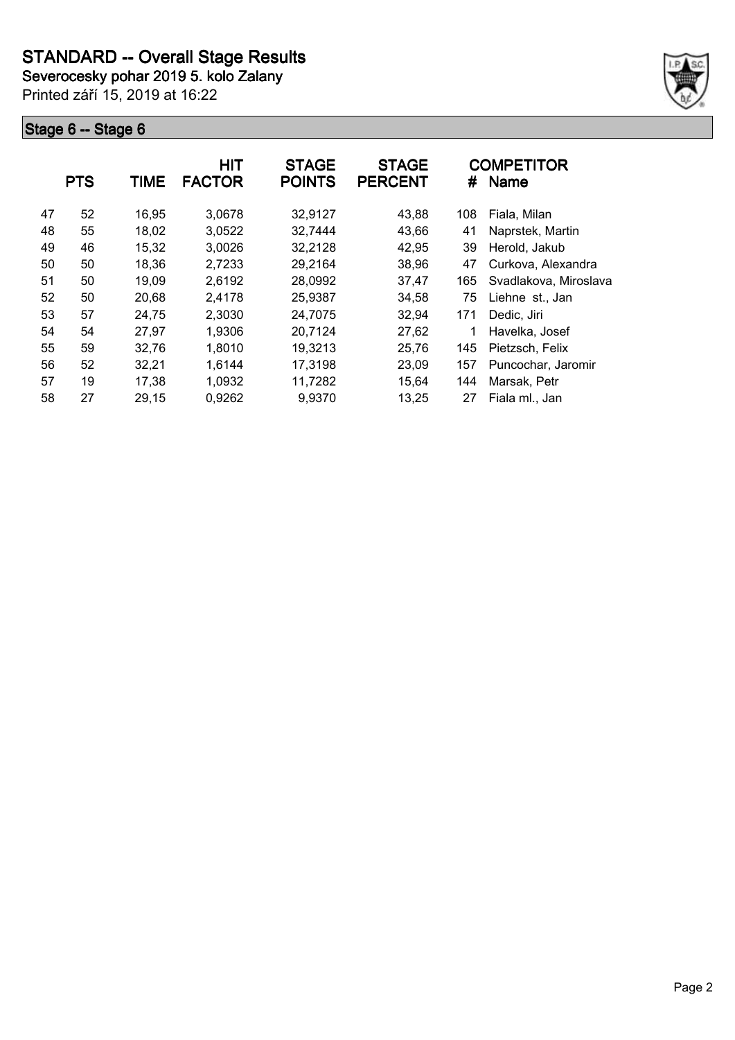# STANDARD -- Overall Stage Results

**Severocesky pohar 2019 5. kolo Zalany**

Printed září 15, 2019 at 16:22

## Stage 6 -- Stage 6

| | PTS | TIME | HIT FACTOR | STAGE POINTS | STAGE PERCENT | # | COMPETITOR Name |
|---|---|---|---|---|---|---|---|
| 47 | 52 | 16,95 | 3,0678 | 32,9127 | 43,88 | 108 | Fiala, Milan |
| 48 | 55 | 18,02 | 3,0522 | 32,7444 | 43,66 | 41 | Naprstek, Martin |
| 49 | 46 | 15,32 | 3,0026 | 32,2128 | 42,95 | 39 | Herold, Jakub |
| 50 | 50 | 18,36 | 2,7233 | 29,2164 | 38,96 | 47 | Curkova, Alexandra |
| 51 | 50 | 19,09 | 2,6192 | 28,0992 | 37,47 | 165 | Svadlakova, Miroslava |
| 52 | 50 | 20,68 | 2,4178 | 25,9387 | 34,58 | 75 | Liehne st., Jan |
| 53 | 57 | 24,75 | 2,3030 | 24,7075 | 32,94 | 171 | Dedic, Jiri |
| 54 | 54 | 27,97 | 1,9306 | 20,7124 | 27,62 | 1 | Havelka, Josef |
| 55 | 59 | 32,76 | 1,8010 | 19,3213 | 25,76 | 145 | Pietzsch, Felix |
| 56 | 52 | 32,21 | 1,6144 | 17,3198 | 23,09 | 157 | Puncochar, Jaromir |
| 57 | 19 | 17,38 | 1,0932 | 11,7282 | 15,64 | 144 | Marsak, Petr |
| 58 | 27 | 29,15 | 0,9262 | 9,9370 | 13,25 | 27 | Fiala ml., Jan |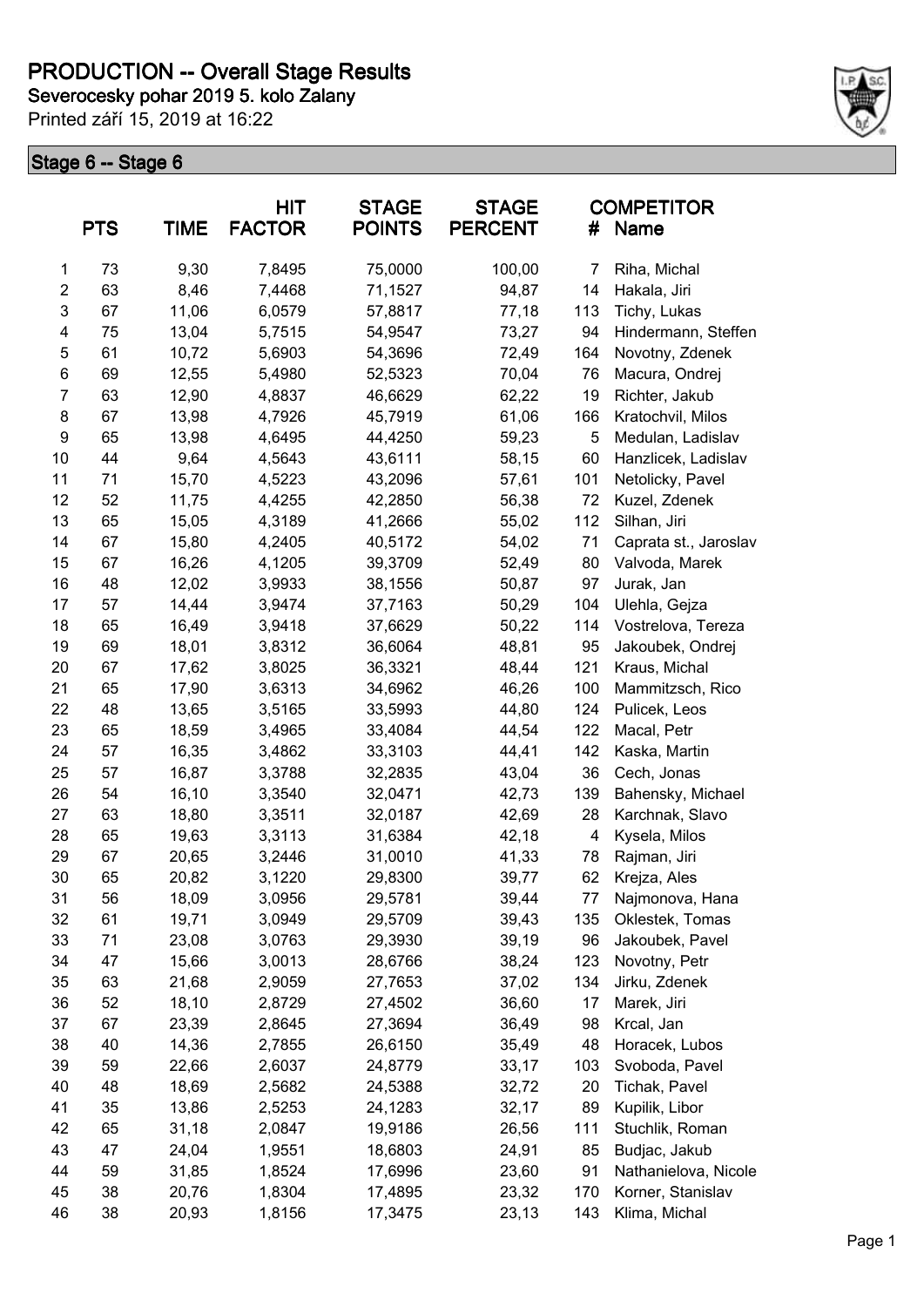# PRODUCTION -- Overall Stage Results

**Severocesky pohar 2019 5. kolo Zalany**

Printed září 15, 2019 at 16:22

## Stage 6 -- Stage 6

| | PTS | TIME | HIT FACTOR | STAGE POINTS | STAGE PERCENT | # | COMPETITOR Name |
|---|---|---|---|---|---|---|---|
| 1 | 73 | 9,30 | 7,8495 | 75,0000 | 100,00 | 7 | Riha, Michal |
| 2 | 63 | 8,46 | 7,4468 | 71,1527 | 94,87 | 14 | Hakala, Jiri |
| 3 | 67 | 11,06 | 6,0579 | 57,8817 | 77,18 | 113 | Tichy, Lukas |
| 4 | 75 | 13,04 | 5,7515 | 54,9547 | 73,27 | 94 | Hindermann, Steffen |
| 5 | 61 | 10,72 | 5,6903 | 54,3696 | 72,49 | 164 | Novotny, Zdenek |
| 6 | 69 | 12,55 | 5,4980 | 52,5323 | 70,04 | 76 | Macura, Ondrej |
| 7 | 63 | 12,90 | 4,8837 | 46,6629 | 62,22 | 19 | Richter, Jakub |
| 8 | 67 | 13,98 | 4,7926 | 45,7919 | 61,06 | 166 | Kratochvil, Milos |
| 9 | 65 | 13,98 | 4,6495 | 44,4250 | 59,23 | 5 | Medulan, Ladislav |
| 10 | 44 | 9,64 | 4,5643 | 43,6111 | 58,15 | 60 | Hanzlicek, Ladislav |
| 11 | 71 | 15,70 | 4,5223 | 43,2096 | 57,61 | 101 | Netolicky, Pavel |
| 12 | 52 | 11,75 | 4,4255 | 42,2850 | 56,38 | 72 | Kuzel, Zdenek |
| 13 | 65 | 15,05 | 4,3189 | 41,2666 | 55,02 | 112 | Silhan, Jiri |
| 14 | 67 | 15,80 | 4,2405 | 40,5172 | 54,02 | 71 | Caprata st., Jaroslav |
| 15 | 67 | 16,26 | 4,1205 | 39,3709 | 52,49 | 80 | Valvoda, Marek |
| 16 | 48 | 12,02 | 3,9933 | 38,1556 | 50,87 | 97 | Jurak, Jan |
| 17 | 57 | 14,44 | 3,9474 | 37,7163 | 50,29 | 104 | Ulehla, Gejza |
| 18 | 65 | 16,49 | 3,9418 | 37,6629 | 50,22 | 114 | Vostrelova, Tereza |
| 19 | 69 | 18,01 | 3,8312 | 36,6064 | 48,81 | 95 | Jakoubek, Ondrej |
| 20 | 67 | 17,62 | 3,8025 | 36,3321 | 48,44 | 121 | Kraus, Michal |
| 21 | 65 | 17,90 | 3,6313 | 34,6962 | 46,26 | 100 | Mammitzsch, Rico |
| 22 | 48 | 13,65 | 3,5165 | 33,5993 | 44,80 | 124 | Pulicek, Leos |
| 23 | 65 | 18,59 | 3,4965 | 33,4084 | 44,54 | 122 | Macal, Petr |
| 24 | 57 | 16,35 | 3,4862 | 33,3103 | 44,41 | 142 | Kaska, Martin |
| 25 | 57 | 16,87 | 3,3788 | 32,2835 | 43,04 | 36 | Cech, Jonas |
| 26 | 54 | 16,10 | 3,3540 | 32,0471 | 42,73 | 139 | Bahensky, Michael |
| 27 | 63 | 18,80 | 3,3511 | 32,0187 | 42,69 | 28 | Karchnak, Slavo |
| 28 | 65 | 19,63 | 3,3113 | 31,6384 | 42,18 | 4 | Kysela, Milos |
| 29 | 67 | 20,65 | 3,2446 | 31,0010 | 41,33 | 78 | Rajman, Jiri |
| 30 | 65 | 20,82 | 3,1220 | 29,8300 | 39,77 | 62 | Krejza, Ales |
| 31 | 56 | 18,09 | 3,0956 | 29,5781 | 39,44 | 77 | Najmonova, Hana |
| 32 | 61 | 19,71 | 3,0949 | 29,5709 | 39,43 | 135 | Oklestek, Tomas |
| 33 | 71 | 23,08 | 3,0763 | 29,3930 | 39,19 | 96 | Jakoubek, Pavel |
| 34 | 47 | 15,66 | 3,0013 | 28,6766 | 38,24 | 123 | Novotny, Petr |
| 35 | 63 | 21,68 | 2,9059 | 27,7653 | 37,02 | 134 | Jirku, Zdenek |
| 36 | 52 | 18,10 | 2,8729 | 27,4502 | 36,60 | 17 | Marek, Jiri |
| 37 | 67 | 23,39 | 2,8645 | 27,3694 | 36,49 | 98 | Krcal, Jan |
| 38 | 40 | 14,36 | 2,7855 | 26,6150 | 35,49 | 48 | Horacek, Lubos |
| 39 | 59 | 22,66 | 2,6037 | 24,8779 | 33,17 | 103 | Svoboda, Pavel |
| 40 | 48 | 18,69 | 2,5682 | 24,5388 | 32,72 | 20 | Tichak, Pavel |
| 41 | 35 | 13,86 | 2,5253 | 24,1283 | 32,17 | 89 | Kupilik, Libor |
| 42 | 65 | 31,18 | 2,0847 | 19,9186 | 26,56 | 111 | Stuchlik, Roman |
| 43 | 47 | 24,04 | 1,9551 | 18,6803 | 24,91 | 85 | Budjac, Jakub |
| 44 | 59 | 31,85 | 1,8524 | 17,6996 | 23,60 | 91 | Nathanielova, Nicole |
| 45 | 38 | 20,76 | 1,8304 | 17,4895 | 23,32 | 170 | Korner, Stanislav |
| 46 | 38 | 20,93 | 1,8156 | 17,3475 | 23,13 | 143 | Klima, Michal |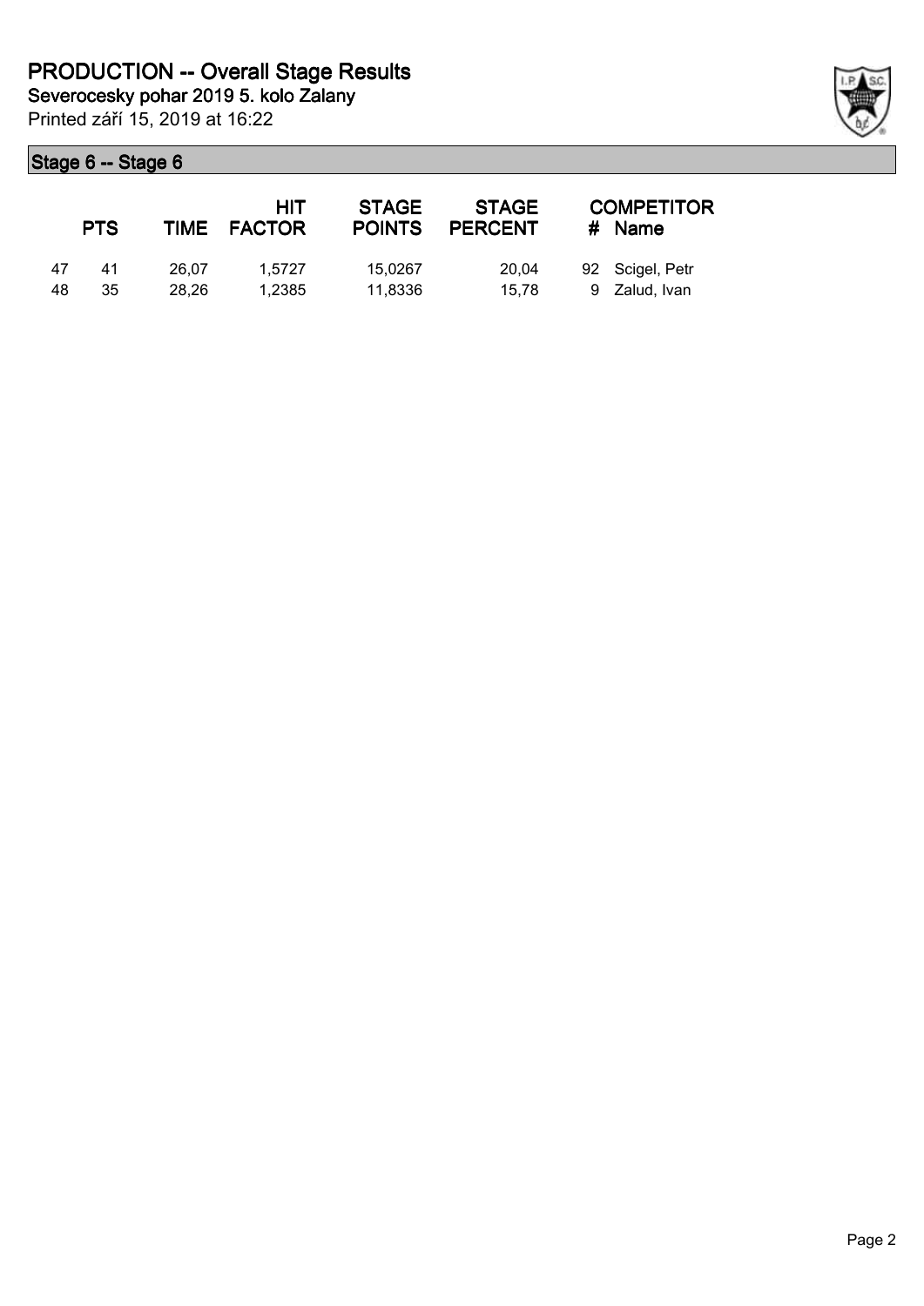# PRODUCTION -- Overall Stage Results

**Severocesky pohar 2019 5. kolo Zalany**

Printed září 15, 2019 at 16:22

## Stage 6 -- Stage 6

| | PTS | TIME | HIT FACTOR | STAGE POINTS | STAGE PERCENT | # | COMPETITOR Name |
|---|---|---|---|---|---|---|---|
| 47 | 41 | 26,07 | 1,5727 | 15,0267 | 20,04 | 92 | Scigel, Petr |
| 48 | 35 | 28,26 | 1,2385 | 11,8336 | 15,78 | 9 | Zalud, Ivan |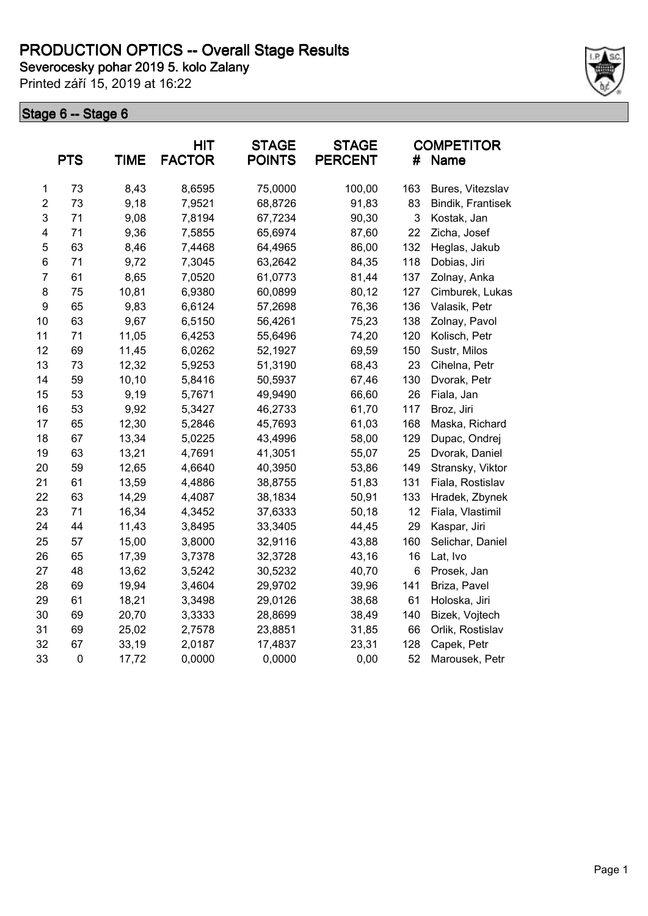# PRODUCTION OPTICS -- Overall Stage Results

**Severocesky pohar 2019 5. kolo Zalany**

Printed září 15, 2019 at 16:22

## Stage 6 -- Stage 6

| | PTS | TIME | HIT FACTOR | STAGE POINTS | STAGE PERCENT | # | COMPETITOR Name |
|---|---|---|---|---|---|---|---|
| 1 | 73 | 8,43 | 8,6595 | 75,0000 | 100,00 | 163 | Bures, Vitezslav |
| 2 | 73 | 9,18 | 7,9521 | 68,8726 | 91,83 | 83 | Bindik, Frantisek |
| 3 | 71 | 9,08 | 7,8194 | 67,7234 | 90,30 | 3 | Kostak, Jan |
| 4 | 71 | 9,36 | 7,5855 | 65,6974 | 87,60 | 22 | Zicha, Josef |
| 5 | 63 | 8,46 | 7,4468 | 64,4965 | 86,00 | 132 | Heglas, Jakub |
| 6 | 71 | 9,72 | 7,3045 | 63,2642 | 84,35 | 118 | Dobias, Jiri |
| 7 | 61 | 8,65 | 7,0520 | 61,0773 | 81,44 | 137 | Zolnay, Anka |
| 8 | 75 | 10,81 | 6,9380 | 60,0899 | 80,12 | 127 | Cimburek, Lukas |
| 9 | 65 | 9,83 | 6,6124 | 57,2698 | 76,36 | 136 | Valasik, Petr |
| 10 | 63 | 9,67 | 6,5150 | 56,4261 | 75,23 | 138 | Zolnay, Pavol |
| 11 | 71 | 11,05 | 6,4253 | 55,6496 | 74,20 | 120 | Kolisch, Petr |
| 12 | 69 | 11,45 | 6,0262 | 52,1927 | 69,59 | 150 | Sustr, Milos |
| 13 | 73 | 12,32 | 5,9253 | 51,3190 | 68,43 | 23 | Cihelna, Petr |
| 14 | 59 | 10,10 | 5,8416 | 50,5937 | 67,46 | 130 | Dvorak, Petr |
| 15 | 53 | 9,19 | 5,7671 | 49,9490 | 66,60 | 26 | Fiala, Jan |
| 16 | 53 | 9,92 | 5,3427 | 46,2733 | 61,70 | 117 | Broz, Jiri |
| 17 | 65 | 12,30 | 5,2846 | 45,7693 | 61,03 | 168 | Maska, Richard |
| 18 | 67 | 13,34 | 5,0225 | 43,4996 | 58,00 | 129 | Dupac, Ondrej |
| 19 | 63 | 13,21 | 4,7691 | 41,3051 | 55,07 | 25 | Dvorak, Daniel |
| 20 | 59 | 12,65 | 4,6640 | 40,3950 | 53,86 | 149 | Stransky, Viktor |
| 21 | 61 | 13,59 | 4,4886 | 38,8755 | 51,83 | 131 | Fiala, Rostislav |
| 22 | 63 | 14,29 | 4,4087 | 38,1834 | 50,91 | 133 | Hradek, Zbynek |
| 23 | 71 | 16,34 | 4,3452 | 37,6333 | 50,18 | 12 | Fiala, Vlastimil |
| 24 | 44 | 11,43 | 3,8495 | 33,3405 | 44,45 | 29 | Kaspar, Jiri |
| 25 | 57 | 15,00 | 3,8000 | 32,9116 | 43,88 | 160 | Selichar, Daniel |
| 26 | 65 | 17,39 | 3,7378 | 32,3728 | 43,16 | 16 | Lat, Ivo |
| 27 | 48 | 13,62 | 3,5242 | 30,5232 | 40,70 | 6 | Prosek, Jan |
| 28 | 69 | 19,94 | 3,4604 | 29,9702 | 39,96 | 141 | Briza, Pavel |
| 29 | 61 | 18,21 | 3,3498 | 29,0126 | 38,68 | 61 | Holoska, Jiri |
| 30 | 69 | 20,70 | 3,3333 | 28,8699 | 38,49 | 140 | Bizek, Vojtech |
| 31 | 69 | 25,02 | 2,7578 | 23,8851 | 31,85 | 66 | Orlik, Rostislav |
| 32 | 67 | 33,19 | 2,0187 | 17,4837 | 23,31 | 128 | Capek, Petr |
| 33 | 0 | 17,72 | 0,0000 | 0,0000 | 0,00 | 52 | Marousek, Petr |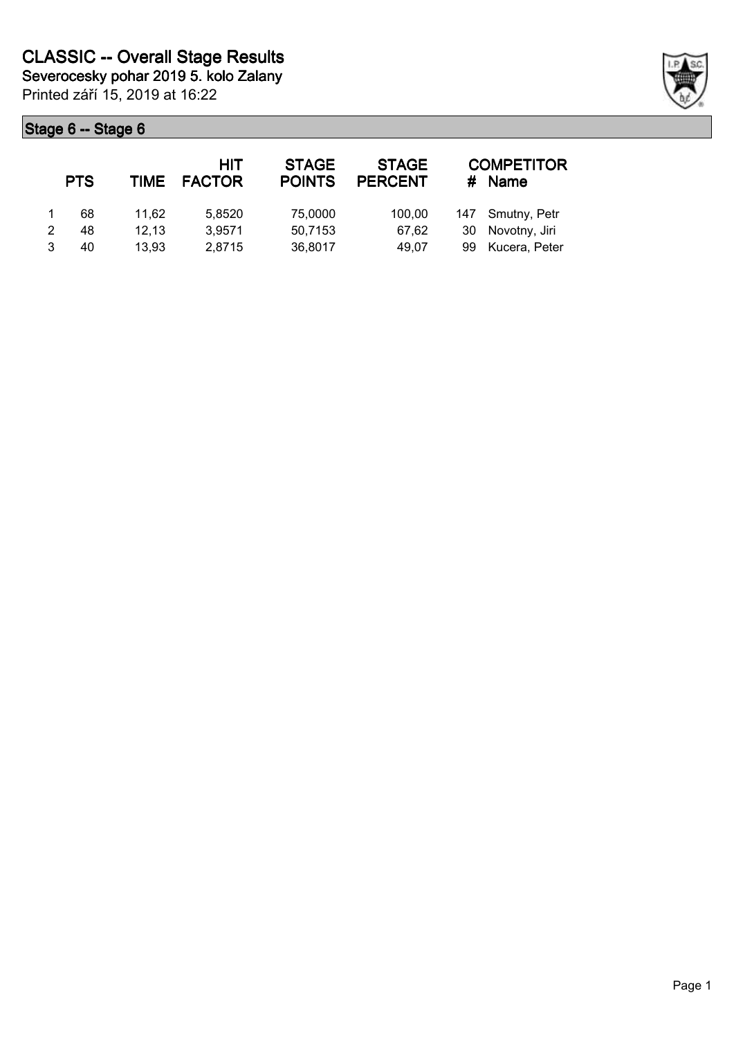# CLASSIC -- Overall Stage Results

**Severocesky pohar 2019 5. kolo Zalany**

Printed září 15, 2019 at 16:22

## Stage 6 -- Stage 6

| | PTS | TIME | HIT FACTOR | STAGE POINTS | STAGE PERCENT | # | COMPETITOR Name |
|---|---|---|---|---|---|---|---|
| 1 | 68 | 11,62 | 5,8520 | 75,0000 | 100,00 | 147 | Smutny, Petr |
| 2 | 48 | 12,13 | 3,9571 | 50,7153 | 67,62 | 30 | Novotny, Jiri |
| 3 | 40 | 13,93 | 2,8715 | 36,8017 | 49,07 | 99 | Kucera, Peter |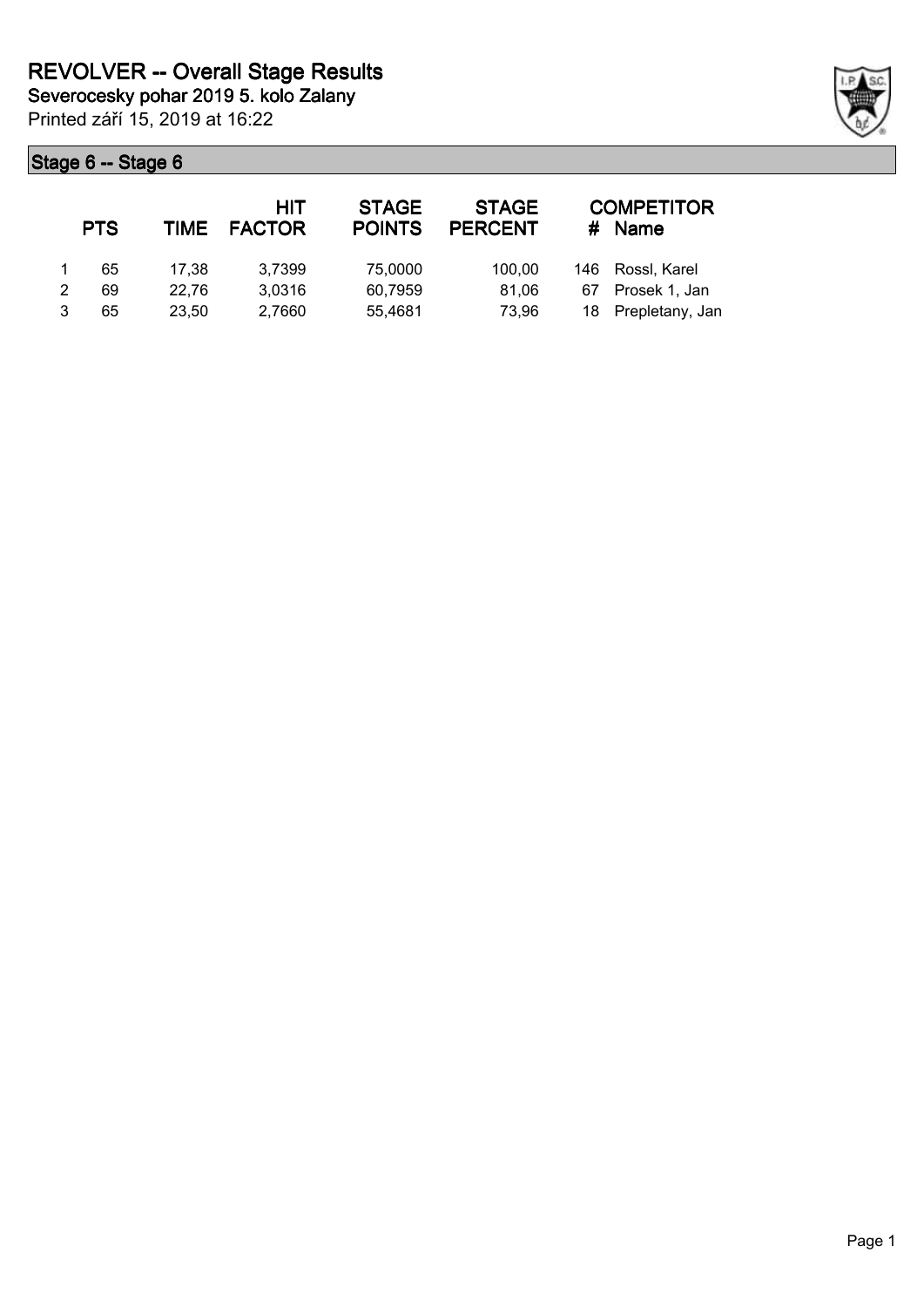# REVOLVER -- Overall Stage Results

**Severocesky pohar 2019 5. kolo Zalany**

Printed září 15, 2019 at 16:22

## Stage 6 -- Stage 6

| | PTS | TIME | HIT FACTOR | STAGE POINTS | STAGE PERCENT | # | COMPETITOR Name |
|---|---|---|---|---|---|---|---|
| 1 | 65 | 17,38 | 3,7399 | 75,0000 | 100,00 | 146 | Rossl, Karel |
| 2 | 69 | 22,76 | 3,0316 | 60,7959 | 81,06 | 67 | Prosek 1, Jan |
| 3 | 65 | 23,50 | 2,7660 | 55,4681 | 73,96 | 18 | Prepletany, Jan |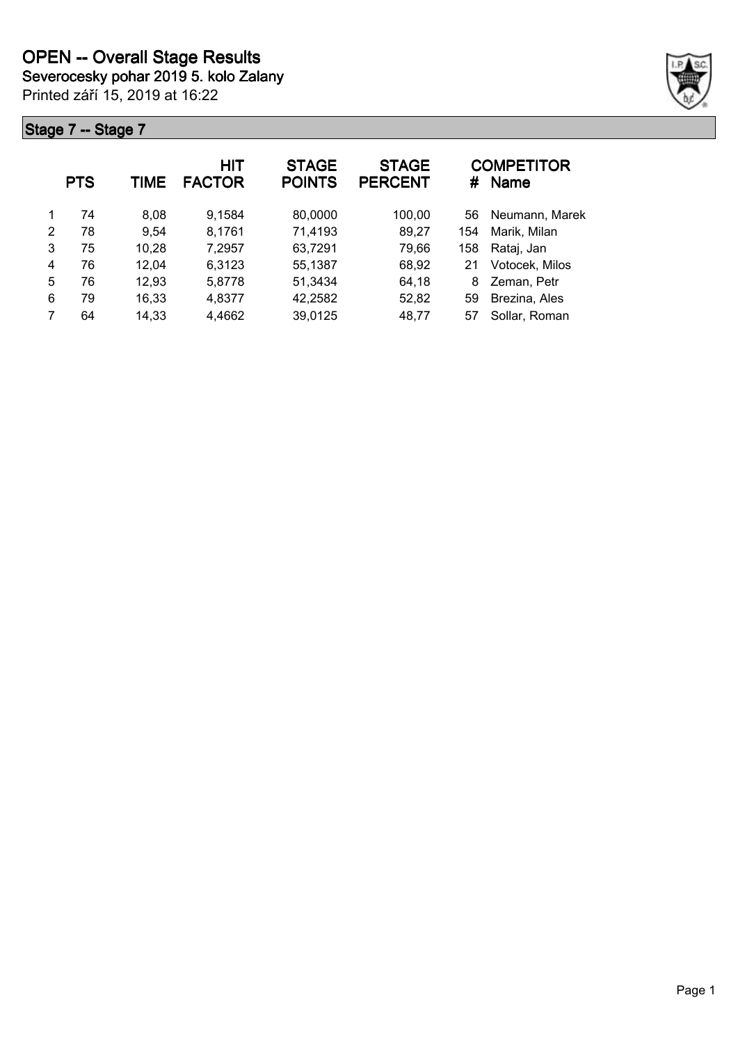# OPEN -- Overall Stage Results

**Severocesky pohar 2019 5. kolo Zalany**

Printed září 15, 2019 at 16:22

## Stage 7 -- Stage 7

| | PTS | TIME | HIT FACTOR | STAGE POINTS | STAGE PERCENT | # | COMPETITOR Name |
|---|---|---|---|---|---|---|---|
| 1 | 74 | 8,08 | 9,1584 | 80,0000 | 100,00 | 56 | Neumann, Marek |
| 2 | 78 | 9,54 | 8,1761 | 71,4193 | 89,27 | 154 | Marik, Milan |
| 3 | 75 | 10,28 | 7,2957 | 63,7291 | 79,66 | 158 | Rataj, Jan |
| 4 | 76 | 12,04 | 6,3123 | 55,1387 | 68,92 | 21 | Votocek, Milos |
| 5 | 76 | 12,93 | 5,8778 | 51,3434 | 64,18 | 8 | Zeman, Petr |
| 6 | 79 | 16,33 | 4,8377 | 42,2582 | 52,82 | 59 | Brezina, Ales |
| 7 | 64 | 14,33 | 4,4662 | 39,0125 | 48,77 | 57 | Sollar, Roman |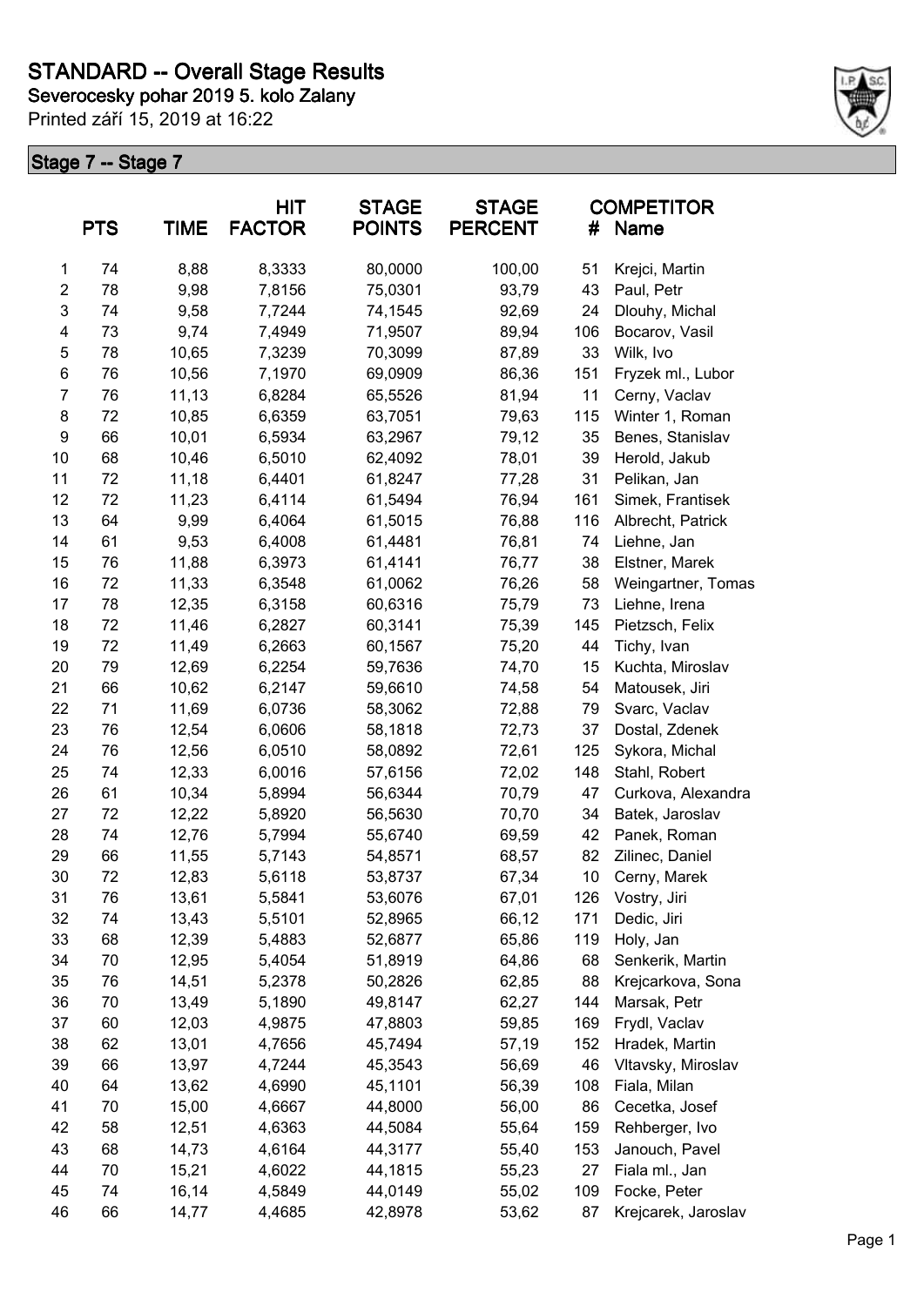# STANDARD -- Overall Stage Results

**Severocesky pohar 2019 5. kolo Zalany**

Printed září 15, 2019 at 16:22

## Stage 7 -- Stage 7

| | PTS | TIME | HIT FACTOR | STAGE POINTS | STAGE PERCENT | # | COMPETITOR Name |
|---|---|---|---|---|---|---|---|
| 1 | 74 | 8,88 | 8,3333 | 80,0000 | 100,00 | 51 | Krejci, Martin |
| 2 | 78 | 9,98 | 7,8156 | 75,0301 | 93,79 | 43 | Paul, Petr |
| 3 | 74 | 9,58 | 7,7244 | 74,1545 | 92,69 | 24 | Dlouhy, Michal |
| 4 | 73 | 9,74 | 7,4949 | 71,9507 | 89,94 | 106 | Bocarov, Vasil |
| 5 | 78 | 10,65 | 7,3239 | 70,3099 | 87,89 | 33 | Wilk, Ivo |
| 6 | 76 | 10,56 | 7,1970 | 69,0909 | 86,36 | 151 | Fryzek ml., Lubor |
| 7 | 76 | 11,13 | 6,8284 | 65,5526 | 81,94 | 11 | Cerny, Vaclav |
| 8 | 72 | 10,85 | 6,6359 | 63,7051 | 79,63 | 115 | Winter 1, Roman |
| 9 | 66 | 10,01 | 6,5934 | 63,2967 | 79,12 | 35 | Benes, Stanislav |
| 10 | 68 | 10,46 | 6,5010 | 62,4092 | 78,01 | 39 | Herold, Jakub |
| 11 | 72 | 11,18 | 6,4401 | 61,8247 | 77,28 | 31 | Pelikan, Jan |
| 12 | 72 | 11,23 | 6,4114 | 61,5494 | 76,94 | 161 | Simek, Frantisek |
| 13 | 64 | 9,99 | 6,4064 | 61,5015 | 76,88 | 116 | Albrecht, Patrick |
| 14 | 61 | 9,53 | 6,4008 | 61,4481 | 76,81 | 74 | Liehne, Jan |
| 15 | 76 | 11,88 | 6,3973 | 61,4141 | 76,77 | 38 | Elstner, Marek |
| 16 | 72 | 11,33 | 6,3548 | 61,0062 | 76,26 | 58 | Weingartner, Tomas |
| 17 | 78 | 12,35 | 6,3158 | 60,6316 | 75,79 | 73 | Liehne, Irena |
| 18 | 72 | 11,46 | 6,2827 | 60,3141 | 75,39 | 145 | Pietzsch, Felix |
| 19 | 72 | 11,49 | 6,2663 | 60,1567 | 75,20 | 44 | Tichy, Ivan |
| 20 | 79 | 12,69 | 6,2254 | 59,7636 | 74,70 | 15 | Kuchta, Miroslav |
| 21 | 66 | 10,62 | 6,2147 | 59,6610 | 74,58 | 54 | Matousek, Jiri |
| 22 | 71 | 11,69 | 6,0736 | 58,3062 | 72,88 | 79 | Svarc, Vaclav |
| 23 | 76 | 12,54 | 6,0606 | 58,1818 | 72,73 | 37 | Dostal, Zdenek |
| 24 | 76 | 12,56 | 6,0510 | 58,0892 | 72,61 | 125 | Sykora, Michal |
| 25 | 74 | 12,33 | 6,0016 | 57,6156 | 72,02 | 148 | Stahl, Robert |
| 26 | 61 | 10,34 | 5,8994 | 56,6344 | 70,79 | 47 | Curkova, Alexandra |
| 27 | 72 | 12,22 | 5,8920 | 56,5630 | 70,70 | 34 | Batek, Jaroslav |
| 28 | 74 | 12,76 | 5,7994 | 55,6740 | 69,59 | 42 | Panek, Roman |
| 29 | 66 | 11,55 | 5,7143 | 54,8571 | 68,57 | 82 | Zilinec, Daniel |
| 30 | 72 | 12,83 | 5,6118 | 53,8737 | 67,34 | 10 | Cerny, Marek |
| 31 | 76 | 13,61 | 5,5841 | 53,6076 | 67,01 | 126 | Vostry, Jiri |
| 32 | 74 | 13,43 | 5,5101 | 52,8965 | 66,12 | 171 | Dedic, Jiri |
| 33 | 68 | 12,39 | 5,4883 | 52,6877 | 65,86 | 119 | Holy, Jan |
| 34 | 70 | 12,95 | 5,4054 | 51,8919 | 64,86 | 68 | Senkerik, Martin |
| 35 | 76 | 14,51 | 5,2378 | 50,2826 | 62,85 | 88 | Krejcarkova, Sona |
| 36 | 70 | 13,49 | 5,1890 | 49,8147 | 62,27 | 144 | Marsak, Petr |
| 37 | 60 | 12,03 | 4,9875 | 47,8803 | 59,85 | 169 | Frydl, Vaclav |
| 38 | 62 | 13,01 | 4,7656 | 45,7494 | 57,19 | 152 | Hradek, Martin |
| 39 | 66 | 13,97 | 4,7244 | 45,3543 | 56,69 | 46 | Vltavsky, Miroslav |
| 40 | 64 | 13,62 | 4,6990 | 45,1101 | 56,39 | 108 | Fiala, Milan |
| 41 | 70 | 15,00 | 4,6667 | 44,8000 | 56,00 | 86 | Cecetka, Josef |
| 42 | 58 | 12,51 | 4,6363 | 44,5084 | 55,64 | 159 | Rehberger, Ivo |
| 43 | 68 | 14,73 | 4,6164 | 44,3177 | 55,40 | 153 | Janouch, Pavel |
| 44 | 70 | 15,21 | 4,6022 | 44,1815 | 55,23 | 27 | Fiala ml., Jan |
| 45 | 74 | 16,14 | 4,5849 | 44,0149 | 55,02 | 109 | Focke, Peter |
| 46 | 66 | 14,77 | 4,4685 | 42,8978 | 53,62 | 87 | Krejcarek, Jaroslav |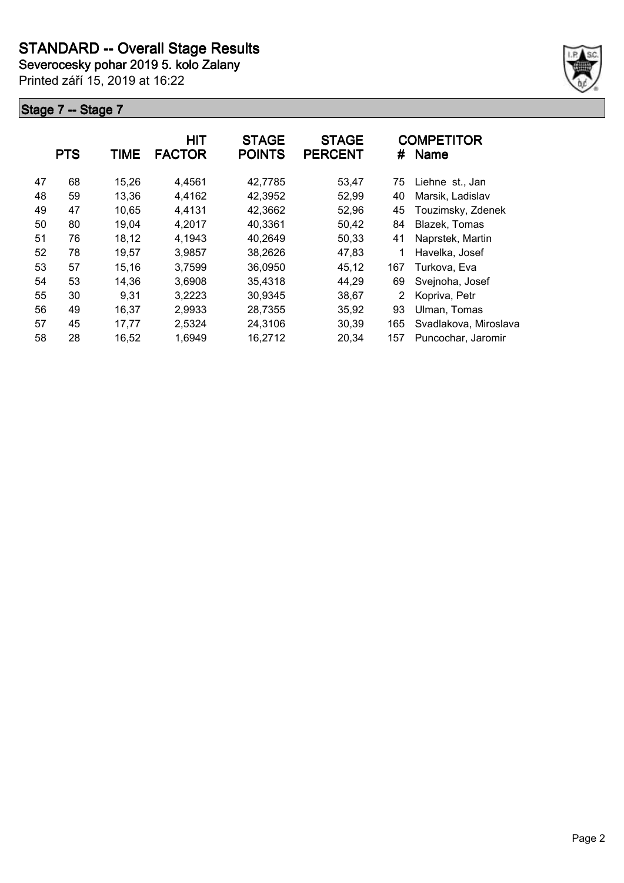# STANDARD -- Overall Stage Results

**Severocesky pohar 2019 5. kolo Zalany**

Printed září 15, 2019 at 16:22

## Stage 7 -- Stage 7

| | PTS | TIME | HIT FACTOR | STAGE POINTS | STAGE PERCENT | # | COMPETITOR Name |
|---|---|---|---|---|---|---|---|
| 47 | 68 | 15,26 | 4,4561 | 42,7785 | 53,47 | 75 | Liehne st., Jan |
| 48 | 59 | 13,36 | 4,4162 | 42,3952 | 52,99 | 40 | Marsik, Ladislav |
| 49 | 47 | 10,65 | 4,4131 | 42,3662 | 52,96 | 45 | Touzimsky, Zdenek |
| 50 | 80 | 19,04 | 4,2017 | 40,3361 | 50,42 | 84 | Blazek, Tomas |
| 51 | 76 | 18,12 | 4,1943 | 40,2649 | 50,33 | 41 | Naprstek, Martin |
| 52 | 78 | 19,57 | 3,9857 | 38,2626 | 47,83 | 1 | Havelka, Josef |
| 53 | 57 | 15,16 | 3,7599 | 36,0950 | 45,12 | 167 | Turkova, Eva |
| 54 | 53 | 14,36 | 3,6908 | 35,4318 | 44,29 | 69 | Svejnoha, Josef |
| 55 | 30 | 9,31 | 3,2223 | 30,9345 | 38,67 | 2 | Kopriva, Petr |
| 56 | 49 | 16,37 | 2,9933 | 28,7355 | 35,92 | 93 | Ulman, Tomas |
| 57 | 45 | 17,77 | 2,5324 | 24,3106 | 30,39 | 165 | Svadlakova, Miroslava |
| 58 | 28 | 16,52 | 1,6949 | 16,2712 | 20,34 | 157 | Puncochar, Jaromir |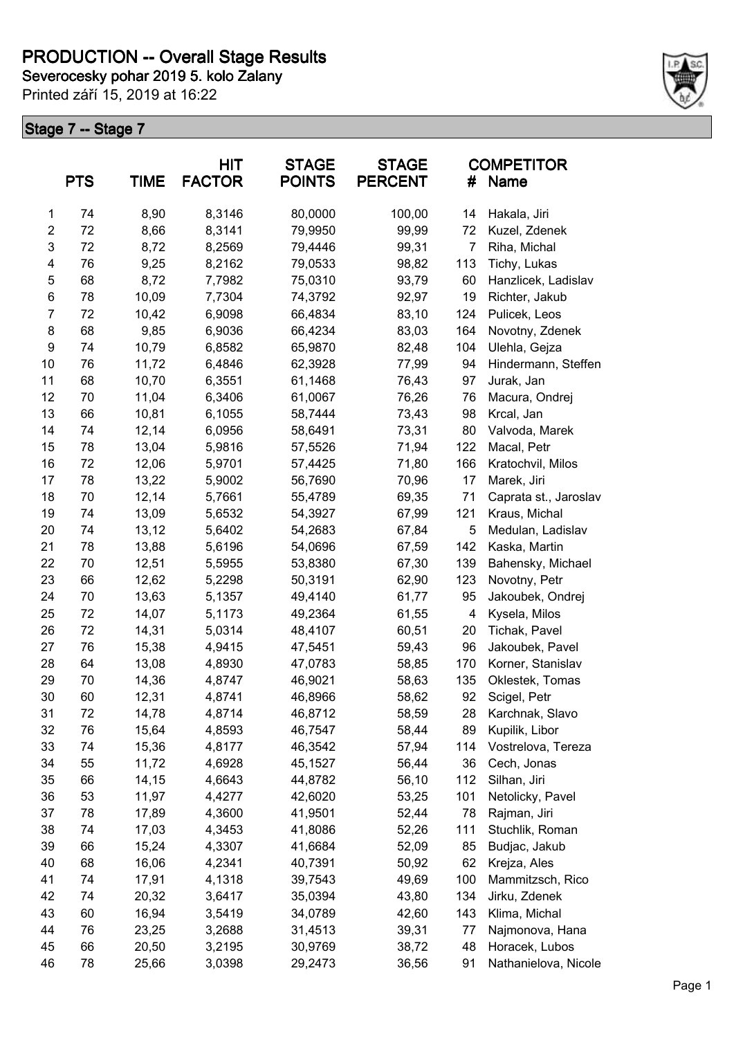# PRODUCTION -- Overall Stage Results

**Severocesky pohar 2019 5. kolo Zalany**

Printed září 15, 2019 at 16:22

## Stage 7 -- Stage 7

| | PTS | TIME | HIT FACTOR | STAGE POINTS | STAGE PERCENT | # | COMPETITOR Name |
|---|---|---|---|---|---|---|---|
| 1 | 74 | 8,90 | 8,3146 | 80,0000 | 100,00 | 14 | Hakala, Jiri |
| 2 | 72 | 8,66 | 8,3141 | 79,9950 | 99,99 | 72 | Kuzel, Zdenek |
| 3 | 72 | 8,72 | 8,2569 | 79,4446 | 99,31 | 7 | Riha, Michal |
| 4 | 76 | 9,25 | 8,2162 | 79,0533 | 98,82 | 113 | Tichy, Lukas |
| 5 | 68 | 8,72 | 7,7982 | 75,0310 | 93,79 | 60 | Hanzlicek, Ladislav |
| 6 | 78 | 10,09 | 7,7304 | 74,3792 | 92,97 | 19 | Richter, Jakub |
| 7 | 72 | 10,42 | 6,9098 | 66,4834 | 83,10 | 124 | Pulicek, Leos |
| 8 | 68 | 9,85 | 6,9036 | 66,4234 | 83,03 | 164 | Novotny, Zdenek |
| 9 | 74 | 10,79 | 6,8582 | 65,9870 | 82,48 | 104 | Ulehla, Gejza |
| 10 | 76 | 11,72 | 6,4846 | 62,3928 | 77,99 | 94 | Hindermann, Steffen |
| 11 | 68 | 10,70 | 6,3551 | 61,1468 | 76,43 | 97 | Jurak, Jan |
| 12 | 70 | 11,04 | 6,3406 | 61,0067 | 76,26 | 76 | Macura, Ondrej |
| 13 | 66 | 10,81 | 6,1055 | 58,7444 | 73,43 | 98 | Krcal, Jan |
| 14 | 74 | 12,14 | 6,0956 | 58,6491 | 73,31 | 80 | Valvoda, Marek |
| 15 | 78 | 13,04 | 5,9816 | 57,5526 | 71,94 | 122 | Macal, Petr |
| 16 | 72 | 12,06 | 5,9701 | 57,4425 | 71,80 | 166 | Kratochvil, Milos |
| 17 | 78 | 13,22 | 5,9002 | 56,7690 | 70,96 | 17 | Marek, Jiri |
| 18 | 70 | 12,14 | 5,7661 | 55,4789 | 69,35 | 71 | Caprata st., Jaroslav |
| 19 | 74 | 13,09 | 5,6532 | 54,3927 | 67,99 | 121 | Kraus, Michal |
| 20 | 74 | 13,12 | 5,6402 | 54,2683 | 67,84 | 5 | Medulan, Ladislav |
| 21 | 78 | 13,88 | 5,6196 | 54,0696 | 67,59 | 142 | Kaska, Martin |
| 22 | 70 | 12,51 | 5,5955 | 53,8380 | 67,30 | 139 | Bahensky, Michael |
| 23 | 66 | 12,62 | 5,2298 | 50,3191 | 62,90 | 123 | Novotny, Petr |
| 24 | 70 | 13,63 | 5,1357 | 49,4140 | 61,77 | 95 | Jakoubek, Ondrej |
| 25 | 72 | 14,07 | 5,1173 | 49,2364 | 61,55 | 4 | Kysela, Milos |
| 26 | 72 | 14,31 | 5,0314 | 48,4107 | 60,51 | 20 | Tichak, Pavel |
| 27 | 76 | 15,38 | 4,9415 | 47,5451 | 59,43 | 96 | Jakoubek, Pavel |
| 28 | 64 | 13,08 | 4,8930 | 47,0783 | 58,85 | 170 | Korner, Stanislav |
| 29 | 70 | 14,36 | 4,8747 | 46,9021 | 58,63 | 135 | Oklestek, Tomas |
| 30 | 60 | 12,31 | 4,8741 | 46,8966 | 58,62 | 92 | Scigel, Petr |
| 31 | 72 | 14,78 | 4,8714 | 46,8712 | 58,59 | 28 | Karchnak, Slavo |
| 32 | 76 | 15,64 | 4,8593 | 46,7547 | 58,44 | 89 | Kupilik, Libor |
| 33 | 74 | 15,36 | 4,8177 | 46,3542 | 57,94 | 114 | Vostrelova, Tereza |
| 34 | 55 | 11,72 | 4,6928 | 45,1527 | 56,44 | 36 | Cech, Jonas |
| 35 | 66 | 14,15 | 4,6643 | 44,8782 | 56,10 | 112 | Silhan, Jiri |
| 36 | 53 | 11,97 | 4,4277 | 42,6020 | 53,25 | 101 | Netolicky, Pavel |
| 37 | 78 | 17,89 | 4,3600 | 41,9501 | 52,44 | 78 | Rajman, Jiri |
| 38 | 74 | 17,03 | 4,3453 | 41,8086 | 52,26 | 111 | Stuchlik, Roman |
| 39 | 66 | 15,24 | 4,3307 | 41,6684 | 52,09 | 85 | Budjac, Jakub |
| 40 | 68 | 16,06 | 4,2341 | 40,7391 | 50,92 | 62 | Krejza, Ales |
| 41 | 74 | 17,91 | 4,1318 | 39,7543 | 49,69 | 100 | Mammitzsch, Rico |
| 42 | 74 | 20,32 | 3,6417 | 35,0394 | 43,80 | 134 | Jirku, Zdenek |
| 43 | 60 | 16,94 | 3,5419 | 34,0789 | 42,60 | 143 | Klima, Michal |
| 44 | 76 | 23,25 | 3,2688 | 31,4513 | 39,31 | 77 | Najmonova, Hana |
| 45 | 66 | 20,50 | 3,2195 | 30,9769 | 38,72 | 48 | Horacek, Lubos |
| 46 | 78 | 25,66 | 3,0398 | 29,2473 | 36,56 | 91 | Nathanielova, Nicole |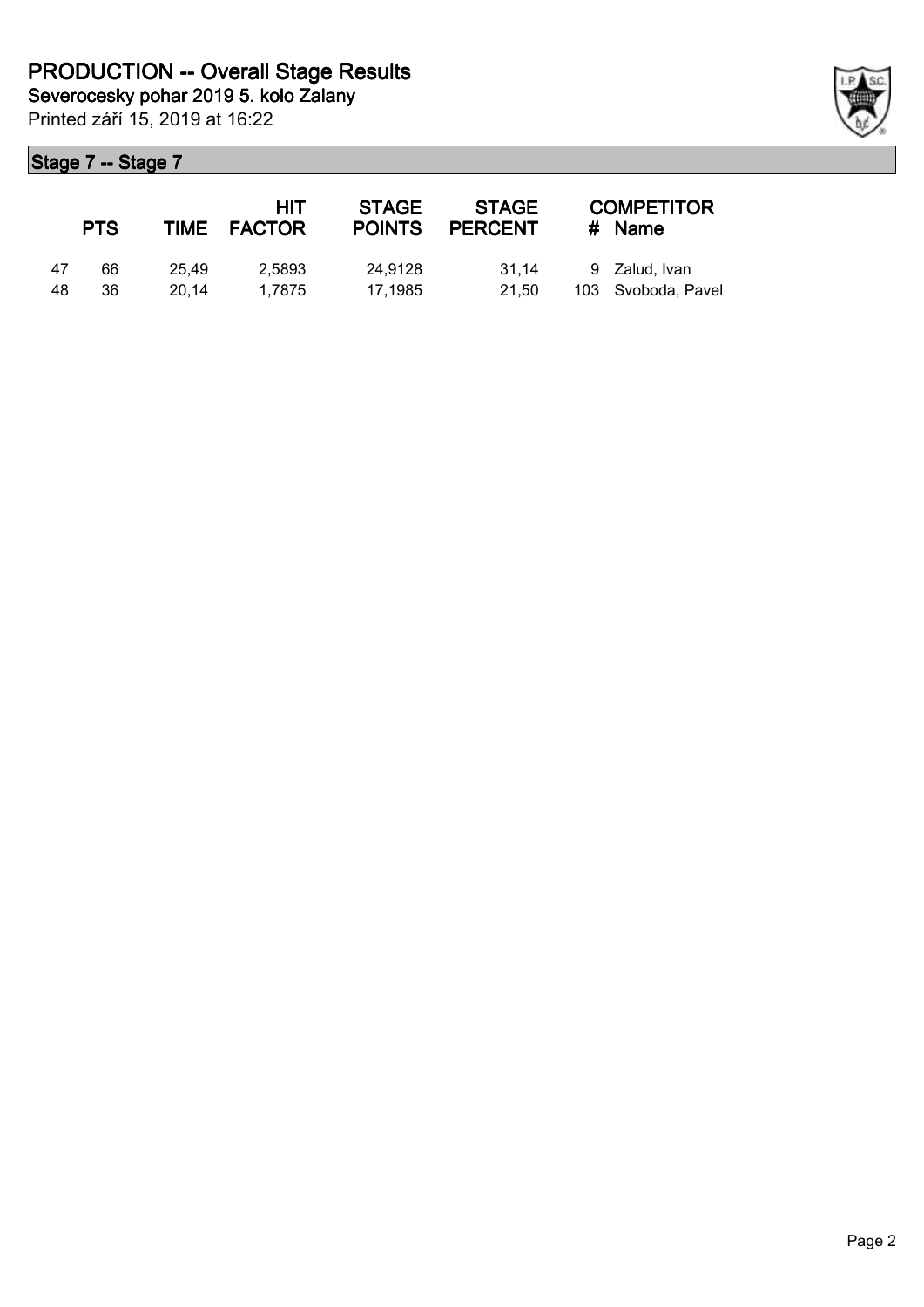# PRODUCTION -- Overall Stage Results

**Severocesky pohar 2019 5. kolo Zalany**

Printed září 15, 2019 at 16:22

## Stage 7 -- Stage 7

| | PTS | TIME | HIT FACTOR | STAGE POINTS | STAGE PERCENT | # | COMPETITOR Name |
|---|---|---|---|---|---|---|---|
| 47 | 66 | 25,49 | 2,5893 | 24,9128 | 31,14 | 9 | Zalud, Ivan |
| 48 | 36 | 20,14 | 1,7875 | 17,1985 | 21,50 | 103 | Svoboda, Pavel |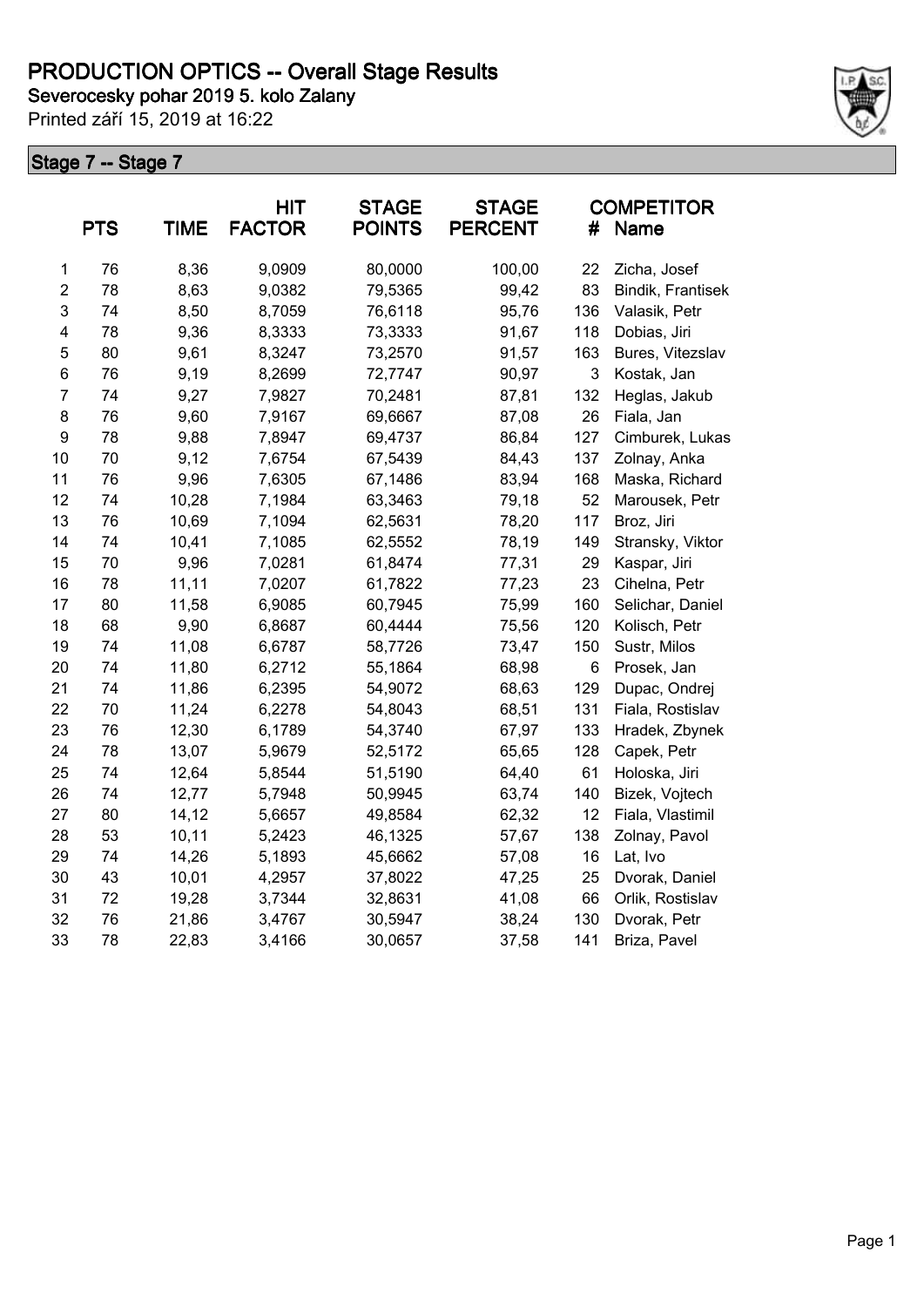# PRODUCTION OPTICS -- Overall Stage Results

**Severocesky pohar 2019 5. kolo Zalany**

Printed září 15, 2019 at 16:22

## Stage 7 -- Stage 7

| | PTS | TIME | HIT FACTOR | STAGE POINTS | STAGE PERCENT | # | COMPETITOR Name |
|---|---|---|---|---|---|---|---|
| 1 | 76 | 8,36 | 9,0909 | 80,0000 | 100,00 | 22 | Zicha, Josef |
| 2 | 78 | 8,63 | 9,0382 | 79,5365 | 99,42 | 83 | Bindik, Frantisek |
| 3 | 74 | 8,50 | 8,7059 | 76,6118 | 95,76 | 136 | Valasik, Petr |
| 4 | 78 | 9,36 | 8,3333 | 73,3333 | 91,67 | 118 | Dobias, Jiri |
| 5 | 80 | 9,61 | 8,3247 | 73,2570 | 91,57 | 163 | Bures, Vitezslav |
| 6 | 76 | 9,19 | 8,2699 | 72,7747 | 90,97 | 3 | Kostak, Jan |
| 7 | 74 | 9,27 | 7,9827 | 70,2481 | 87,81 | 132 | Heglas, Jakub |
| 8 | 76 | 9,60 | 7,9167 | 69,6667 | 87,08 | 26 | Fiala, Jan |
| 9 | 78 | 9,88 | 7,8947 | 69,4737 | 86,84 | 127 | Cimburek, Lukas |
| 10 | 70 | 9,12 | 7,6754 | 67,5439 | 84,43 | 137 | Zolnay, Anka |
| 11 | 76 | 9,96 | 7,6305 | 67,1486 | 83,94 | 168 | Maska, Richard |
| 12 | 74 | 10,28 | 7,1984 | 63,3463 | 79,18 | 52 | Marousek, Petr |
| 13 | 76 | 10,69 | 7,1094 | 62,5631 | 78,20 | 117 | Broz, Jiri |
| 14 | 74 | 10,41 | 7,1085 | 62,5552 | 78,19 | 149 | Stransky, Viktor |
| 15 | 70 | 9,96 | 7,0281 | 61,8474 | 77,31 | 29 | Kaspar, Jiri |
| 16 | 78 | 11,11 | 7,0207 | 61,7822 | 77,23 | 23 | Cihelna, Petr |
| 17 | 80 | 11,58 | 6,9085 | 60,7945 | 75,99 | 160 | Selichar, Daniel |
| 18 | 68 | 9,90 | 6,8687 | 60,4444 | 75,56 | 120 | Kolisch, Petr |
| 19 | 74 | 11,08 | 6,6787 | 58,7726 | 73,47 | 150 | Sustr, Milos |
| 20 | 74 | 11,80 | 6,2712 | 55,1864 | 68,98 | 6 | Prosek, Jan |
| 21 | 74 | 11,86 | 6,2395 | 54,9072 | 68,63 | 129 | Dupac, Ondrej |
| 22 | 70 | 11,24 | 6,2278 | 54,8043 | 68,51 | 131 | Fiala, Rostislav |
| 23 | 76 | 12,30 | 6,1789 | 54,3740 | 67,97 | 133 | Hradek, Zbynek |
| 24 | 78 | 13,07 | 5,9679 | 52,5172 | 65,65 | 128 | Capek, Petr |
| 25 | 74 | 12,64 | 5,8544 | 51,5190 | 64,40 | 61 | Holoska, Jiri |
| 26 | 74 | 12,77 | 5,7948 | 50,9945 | 63,74 | 140 | Bizek, Vojtech |
| 27 | 80 | 14,12 | 5,6657 | 49,8584 | 62,32 | 12 | Fiala, Vlastimil |
| 28 | 53 | 10,11 | 5,2423 | 46,1325 | 57,67 | 138 | Zolnay, Pavol |
| 29 | 74 | 14,26 | 5,1893 | 45,6662 | 57,08 | 16 | Lat, Ivo |
| 30 | 43 | 10,01 | 4,2957 | 37,8022 | 47,25 | 25 | Dvorak, Daniel |
| 31 | 72 | 19,28 | 3,7344 | 32,8631 | 41,08 | 66 | Orlik, Rostislav |
| 32 | 76 | 21,86 | 3,4767 | 30,5947 | 38,24 | 130 | Dvorak, Petr |
| 33 | 78 | 22,83 | 3,4166 | 30,0657 | 37,58 | 141 | Briza, Pavel |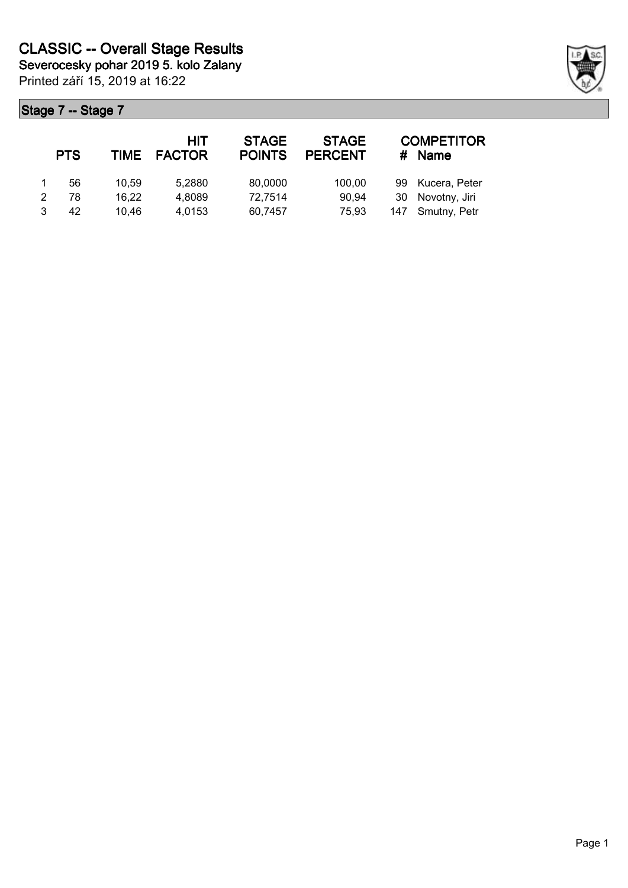# CLASSIC -- Overall Stage Results

**Severocesky pohar 2019 5. kolo Zalany**

Printed září 15, 2019 at 16:22

## Stage 7 -- Stage 7

| | PTS | TIME | HIT FACTOR | STAGE POINTS | STAGE PERCENT | # | COMPETITOR Name |
|---|---|---|---|---|---|---|---|
| 1 | 56 | 10,59 | 5,2880 | 80,0000 | 100,00 | 99 | Kucera, Peter |
| 2 | 78 | 16,22 | 4,8089 | 72,7514 | 90,94 | 30 | Novotny, Jiri |
| 3 | 42 | 10,46 | 4,0153 | 60,7457 | 75,93 | 147 | Smutny, Petr |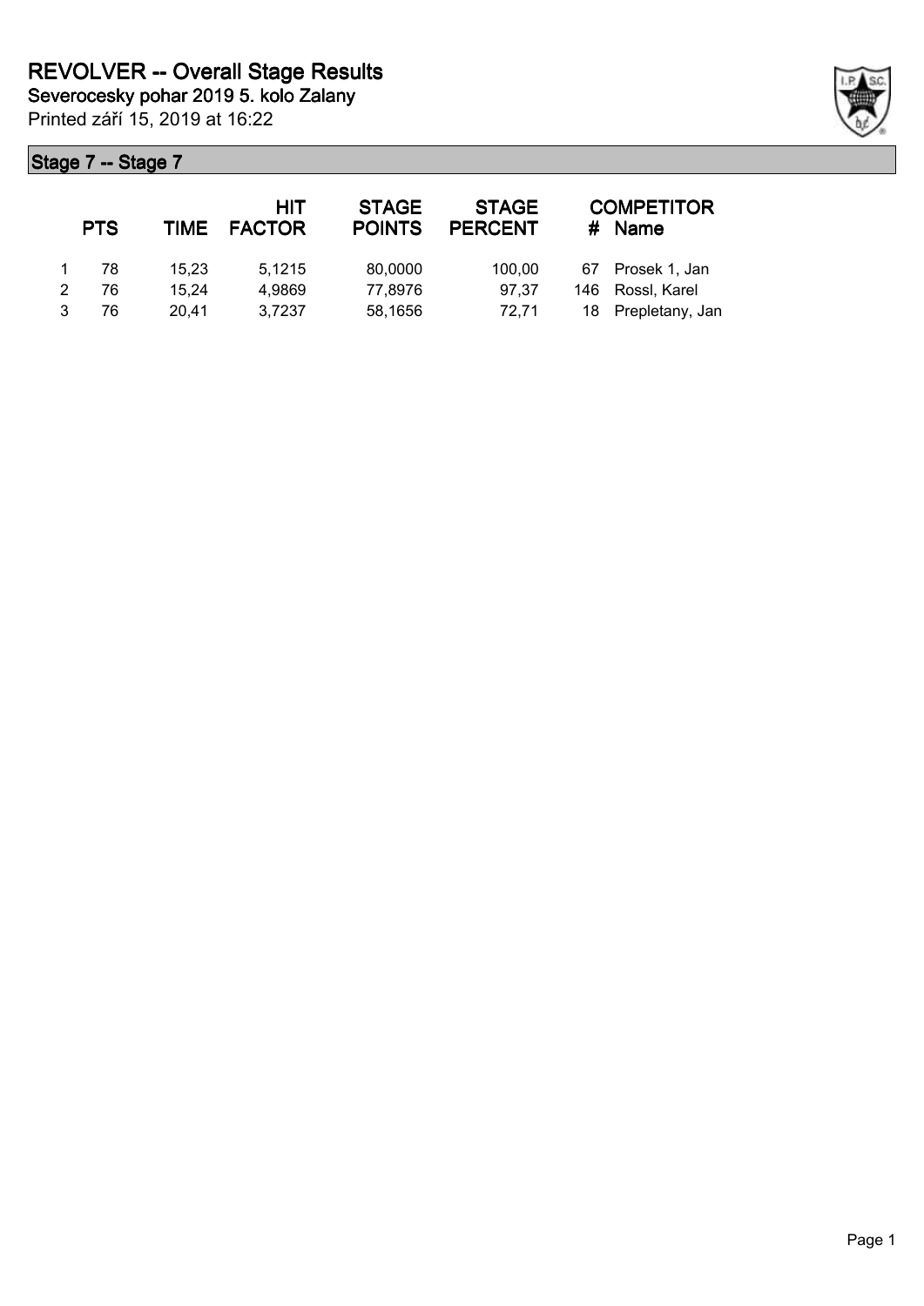# REVOLVER -- Overall Stage Results

**Severocesky pohar 2019 5. kolo Zalany**

Printed září 15, 2019 at 16:22

## Stage 7 -- Stage 7

| | PTS | TIME | HIT FACTOR | STAGE POINTS | STAGE PERCENT | # | COMPETITOR Name |
|---|---|---|---|---|---|---|---|
| 1 | 78 | 15,23 | 5,1215 | 80,0000 | 100,00 | 67 | Prosek 1, Jan |
| 2 | 76 | 15,24 | 4,9869 | 77,8976 | 97,37 | 146 | Rossl, Karel |
| 3 | 76 | 20,41 | 3,7237 | 58,1656 | 72,71 | 18 | Prepletany, Jan |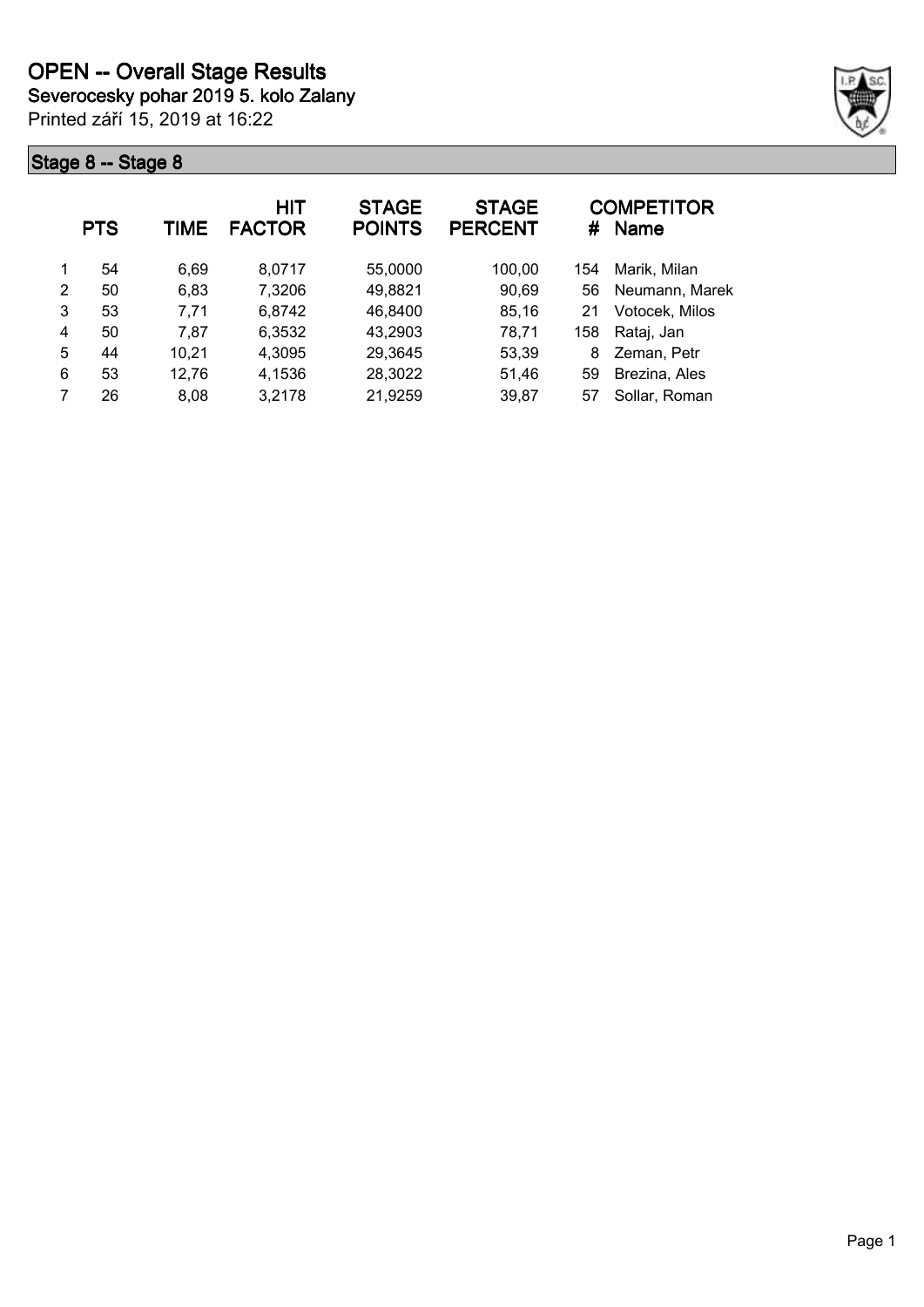# OPEN -- Overall Stage Results

**Severocesky pohar 2019 5. kolo Zalany**

Printed září 15, 2019 at 16:22

## Stage 8 -- Stage 8

| | PTS | TIME | HIT FACTOR | STAGE POINTS | STAGE PERCENT | # | COMPETITOR Name |
|---|---|---|---|---|---|---|---|
| 1 | 54 | 6,69 | 8,0717 | 55,0000 | 100,00 | 154 | Marik, Milan |
| 2 | 50 | 6,83 | 7,3206 | 49,8821 | 90,69 | 56 | Neumann, Marek |
| 3 | 53 | 7,71 | 6,8742 | 46,8400 | 85,16 | 21 | Votocek, Milos |
| 4 | 50 | 7,87 | 6,3532 | 43,2903 | 78,71 | 158 | Rataj, Jan |
| 5 | 44 | 10,21 | 4,3095 | 29,3645 | 53,39 | 8 | Zeman, Petr |
| 6 | 53 | 12,76 | 4,1536 | 28,3022 | 51,46 | 59 | Brezina, Ales |
| 7 | 26 | 8,08 | 3,2178 | 21,9259 | 39,87 | 57 | Sollar, Roman |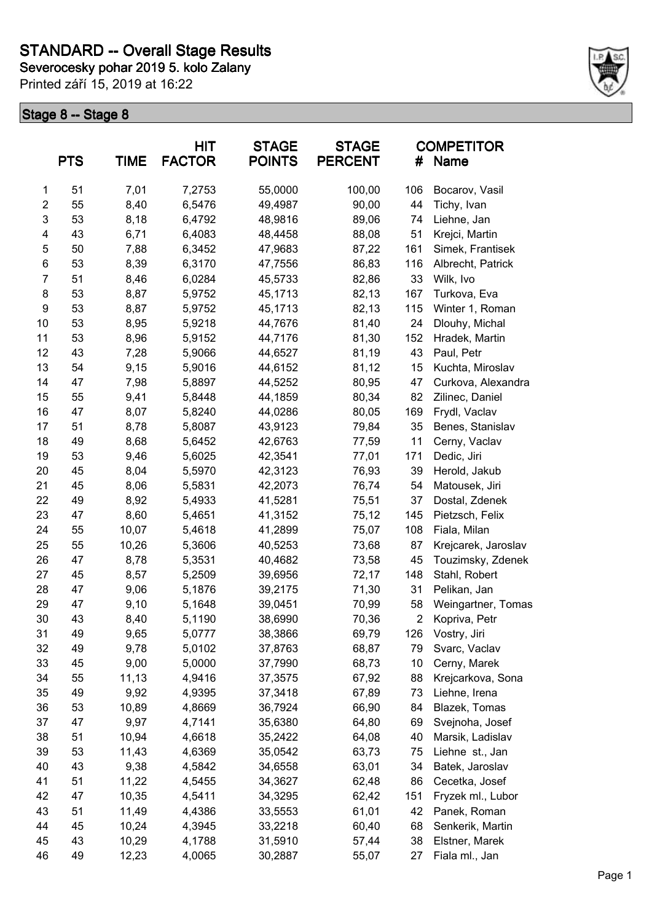# STANDARD -- Overall Stage Results

**Severocesky pohar 2019 5. kolo Zalany**

Printed září 15, 2019 at 16:22

## Stage 8 -- Stage 8

| | PTS | TIME | HIT FACTOR | STAGE POINTS | STAGE PERCENT | # | COMPETITOR Name |
|---|---|---|---|---|---|---|---|
| 1 | 51 | 7,01 | 7,2753 | 55,0000 | 100,00 | 106 | Bocarov, Vasil |
| 2 | 55 | 8,40 | 6,5476 | 49,4987 | 90,00 | 44 | Tichy, Ivan |
| 3 | 53 | 8,18 | 6,4792 | 48,9816 | 89,06 | 74 | Liehne, Jan |
| 4 | 43 | 6,71 | 6,4083 | 48,4458 | 88,08 | 51 | Krejci, Martin |
| 5 | 50 | 7,88 | 6,3452 | 47,9683 | 87,22 | 161 | Simek, Frantisek |
| 6 | 53 | 8,39 | 6,3170 | 47,7556 | 86,83 | 116 | Albrecht, Patrick |
| 7 | 51 | 8,46 | 6,0284 | 45,5733 | 82,86 | 33 | Wilk, Ivo |
| 8 | 53 | 8,87 | 5,9752 | 45,1713 | 82,13 | 167 | Turkova, Eva |
| 9 | 53 | 8,87 | 5,9752 | 45,1713 | 82,13 | 115 | Winter 1, Roman |
| 10 | 53 | 8,95 | 5,9218 | 44,7676 | 81,40 | 24 | Dlouhy, Michal |
| 11 | 53 | 8,96 | 5,9152 | 44,7176 | 81,30 | 152 | Hradek, Martin |
| 12 | 43 | 7,28 | 5,9066 | 44,6527 | 81,19 | 43 | Paul, Petr |
| 13 | 54 | 9,15 | 5,9016 | 44,6152 | 81,12 | 15 | Kuchta, Miroslav |
| 14 | 47 | 7,98 | 5,8897 | 44,5252 | 80,95 | 47 | Curkova, Alexandra |
| 15 | 55 | 9,41 | 5,8448 | 44,1859 | 80,34 | 82 | Zilinec, Daniel |
| 16 | 47 | 8,07 | 5,8240 | 44,0286 | 80,05 | 169 | Frydl, Vaclav |
| 17 | 51 | 8,78 | 5,8087 | 43,9123 | 79,84 | 35 | Benes, Stanislav |
| 18 | 49 | 8,68 | 5,6452 | 42,6763 | 77,59 | 11 | Cerny, Vaclav |
| 19 | 53 | 9,46 | 5,6025 | 42,3541 | 77,01 | 171 | Dedic, Jiri |
| 20 | 45 | 8,04 | 5,5970 | 42,3123 | 76,93 | 39 | Herold, Jakub |
| 21 | 45 | 8,06 | 5,5831 | 42,2073 | 76,74 | 54 | Matousek, Jiri |
| 22 | 49 | 8,92 | 5,4933 | 41,5281 | 75,51 | 37 | Dostal, Zdenek |
| 23 | 47 | 8,60 | 5,4651 | 41,3152 | 75,12 | 145 | Pietzsch, Felix |
| 24 | 55 | 10,07 | 5,4618 | 41,2899 | 75,07 | 108 | Fiala, Milan |
| 25 | 55 | 10,26 | 5,3606 | 40,5253 | 73,68 | 87 | Krejcarek, Jaroslav |
| 26 | 47 | 8,78 | 5,3531 | 40,4682 | 73,58 | 45 | Touzimsky, Zdenek |
| 27 | 45 | 8,57 | 5,2509 | 39,6956 | 72,17 | 148 | Stahl, Robert |
| 28 | 47 | 9,06 | 5,1876 | 39,2175 | 71,30 | 31 | Pelikan, Jan |
| 29 | 47 | 9,10 | 5,1648 | 39,0451 | 70,99 | 58 | Weingartner, Tomas |
| 30 | 43 | 8,40 | 5,1190 | 38,6990 | 70,36 | 2 | Kopriva, Petr |
| 31 | 49 | 9,65 | 5,0777 | 38,3866 | 69,79 | 126 | Vostry, Jiri |
| 32 | 49 | 9,78 | 5,0102 | 37,8763 | 68,87 | 79 | Svarc, Vaclav |
| 33 | 45 | 9,00 | 5,0000 | 37,7990 | 68,73 | 10 | Cerny, Marek |
| 34 | 55 | 11,13 | 4,9416 | 37,3575 | 67,92 | 88 | Krejcarkova, Sona |
| 35 | 49 | 9,92 | 4,9395 | 37,3418 | 67,89 | 73 | Liehne, Irena |
| 36 | 53 | 10,89 | 4,8669 | 36,7924 | 66,90 | 84 | Blazek, Tomas |
| 37 | 47 | 9,97 | 4,7141 | 35,6380 | 64,80 | 69 | Svejnoha, Josef |
| 38 | 51 | 10,94 | 4,6618 | 35,2422 | 64,08 | 40 | Marsik, Ladislav |
| 39 | 53 | 11,43 | 4,6369 | 35,0542 | 63,73 | 75 | Liehne st., Jan |
| 40 | 43 | 9,38 | 4,5842 | 34,6558 | 63,01 | 34 | Batek, Jaroslav |
| 41 | 51 | 11,22 | 4,5455 | 34,3627 | 62,48 | 86 | Cecetka, Josef |
| 42 | 47 | 10,35 | 4,5411 | 34,3295 | 62,42 | 151 | Fryzek ml., Lubor |
| 43 | 51 | 11,49 | 4,4386 | 33,5553 | 61,01 | 42 | Panek, Roman |
| 44 | 45 | 10,24 | 4,3945 | 33,2218 | 60,40 | 68 | Senkerik, Martin |
| 45 | 43 | 10,29 | 4,1788 | 31,5910 | 57,44 | 38 | Elstner, Marek |
| 46 | 49 | 12,23 | 4,0065 | 30,2887 | 55,07 | 27 | Fiala ml., Jan |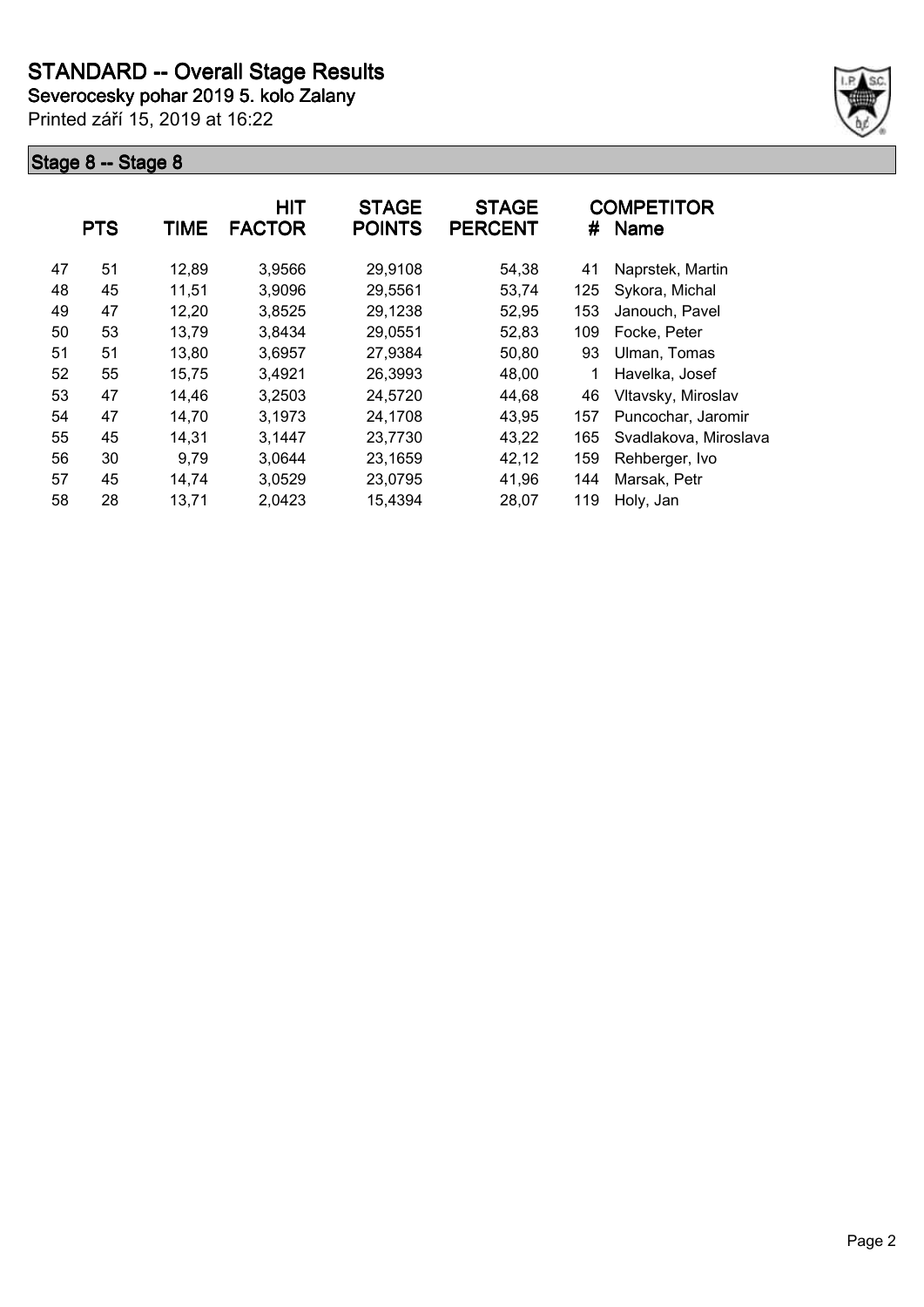# STANDARD -- Overall Stage Results

**Severocesky pohar 2019 5. kolo Zalany**

Printed září 15, 2019 at 16:22

## Stage 8 -- Stage 8

| | PTS | TIME | HIT FACTOR | STAGE POINTS | STAGE PERCENT | # | COMPETITOR Name |
|---|---|---|---|---|---|---|---|
| 47 | 51 | 12,89 | 3,9566 | 29,9108 | 54,38 | 41 | Naprstek, Martin |
| 48 | 45 | 11,51 | 3,9096 | 29,5561 | 53,74 | 125 | Sykora, Michal |
| 49 | 47 | 12,20 | 3,8525 | 29,1238 | 52,95 | 153 | Janouch, Pavel |
| 50 | 53 | 13,79 | 3,8434 | 29,0551 | 52,83 | 109 | Focke, Peter |
| 51 | 51 | 13,80 | 3,6957 | 27,9384 | 50,80 | 93 | Ulman, Tomas |
| 52 | 55 | 15,75 | 3,4921 | 26,3993 | 48,00 | 1 | Havelka, Josef |
| 53 | 47 | 14,46 | 3,2503 | 24,5720 | 44,68 | 46 | Vltavsky, Miroslav |
| 54 | 47 | 14,70 | 3,1973 | 24,1708 | 43,95 | 157 | Puncochar, Jaromir |
| 55 | 45 | 14,31 | 3,1447 | 23,7730 | 43,22 | 165 | Svadlakova, Miroslava |
| 56 | 30 | 9,79 | 3,0644 | 23,1659 | 42,12 | 159 | Rehberger, Ivo |
| 57 | 45 | 14,74 | 3,0529 | 23,0795 | 41,96 | 144 | Marsak, Petr |
| 58 | 28 | 13,71 | 2,0423 | 15,4394 | 28,07 | 119 | Holy, Jan |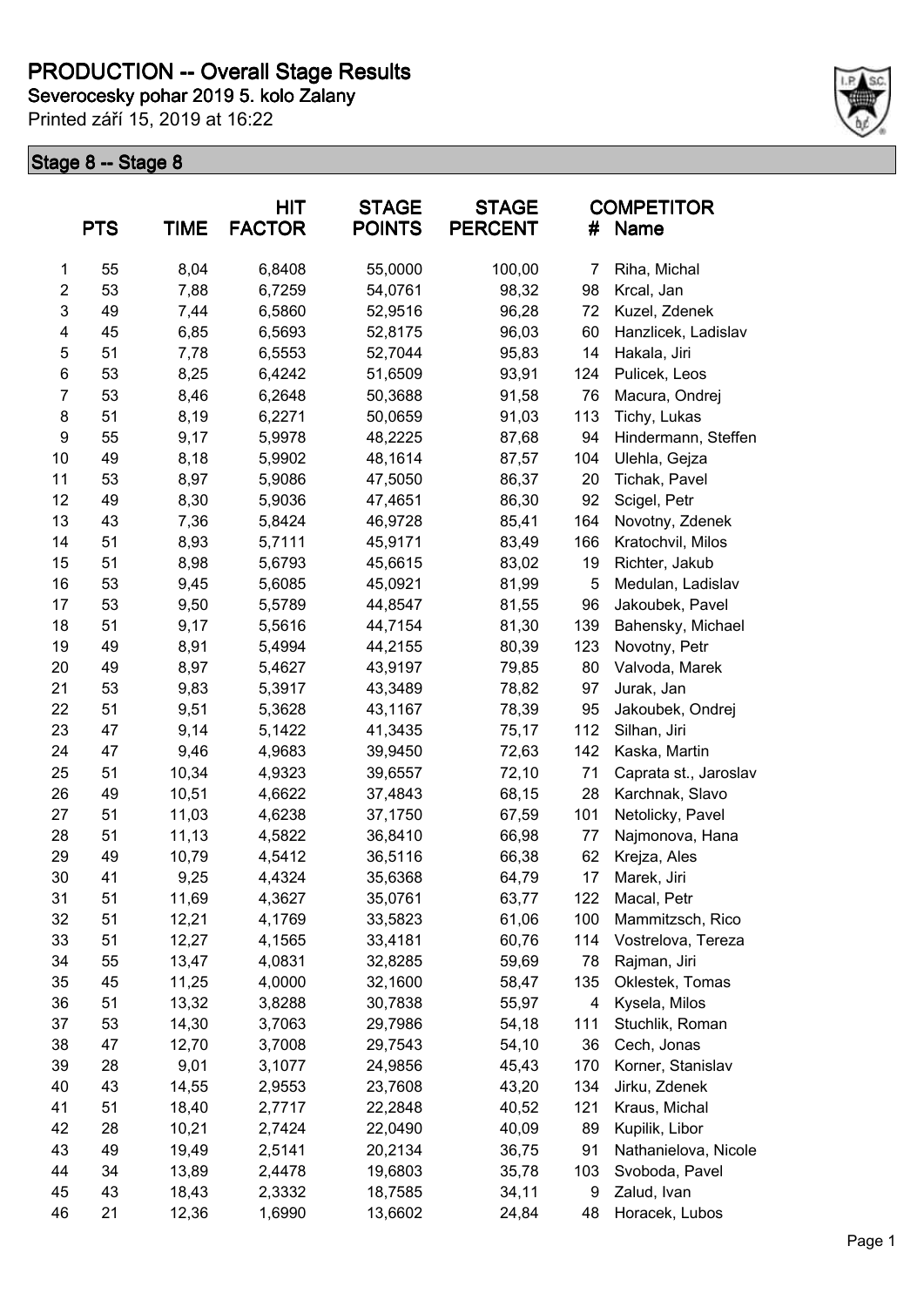# PRODUCTION -- Overall Stage Results

**Severocesky pohar 2019 5. kolo Zalany**

Printed září 15, 2019 at 16:22

## Stage 8 -- Stage 8

| | PTS | TIME | HIT FACTOR | STAGE POINTS | STAGE PERCENT | # | COMPETITOR Name |
|---|---|---|---|---|---|---|---|
| 1 | 55 | 8,04 | 6,8408 | 55,0000 | 100,00 | 7 | Riha, Michal |
| 2 | 53 | 7,88 | 6,7259 | 54,0761 | 98,32 | 98 | Krcal, Jan |
| 3 | 49 | 7,44 | 6,5860 | 52,9516 | 96,28 | 72 | Kuzel, Zdenek |
| 4 | 45 | 6,85 | 6,5693 | 52,8175 | 96,03 | 60 | Hanzlicek, Ladislav |
| 5 | 51 | 7,78 | 6,5553 | 52,7044 | 95,83 | 14 | Hakala, Jiri |
| 6 | 53 | 8,25 | 6,4242 | 51,6509 | 93,91 | 124 | Pulicek, Leos |
| 7 | 53 | 8,46 | 6,2648 | 50,3688 | 91,58 | 76 | Macura, Ondrej |
| 8 | 51 | 8,19 | 6,2271 | 50,0659 | 91,03 | 113 | Tichy, Lukas |
| 9 | 55 | 9,17 | 5,9978 | 48,2225 | 87,68 | 94 | Hindermann, Steffen |
| 10 | 49 | 8,18 | 5,9902 | 48,1614 | 87,57 | 104 | Ulehla, Gejza |
| 11 | 53 | 8,97 | 5,9086 | 47,5050 | 86,37 | 20 | Tichak, Pavel |
| 12 | 49 | 8,30 | 5,9036 | 47,4651 | 86,30 | 92 | Scigel, Petr |
| 13 | 43 | 7,36 | 5,8424 | 46,9728 | 85,41 | 164 | Novotny, Zdenek |
| 14 | 51 | 8,93 | 5,7111 | 45,9171 | 83,49 | 166 | Kratochvil, Milos |
| 15 | 51 | 8,98 | 5,6793 | 45,6615 | 83,02 | 19 | Richter, Jakub |
| 16 | 53 | 9,45 | 5,6085 | 45,0921 | 81,99 | 5 | Medulan, Ladislav |
| 17 | 53 | 9,50 | 5,5789 | 44,8547 | 81,55 | 96 | Jakoubek, Pavel |
| 18 | 51 | 9,17 | 5,5616 | 44,7154 | 81,30 | 139 | Bahensky, Michael |
| 19 | 49 | 8,91 | 5,4994 | 44,2155 | 80,39 | 123 | Novotny, Petr |
| 20 | 49 | 8,97 | 5,4627 | 43,9197 | 79,85 | 80 | Valvoda, Marek |
| 21 | 53 | 9,83 | 5,3917 | 43,3489 | 78,82 | 97 | Jurak, Jan |
| 22 | 51 | 9,51 | 5,3628 | 43,1167 | 78,39 | 95 | Jakoubek, Ondrej |
| 23 | 47 | 9,14 | 5,1422 | 41,3435 | 75,17 | 112 | Silhan, Jiri |
| 24 | 47 | 9,46 | 4,9683 | 39,9450 | 72,63 | 142 | Kaska, Martin |
| 25 | 51 | 10,34 | 4,9323 | 39,6557 | 72,10 | 71 | Caprata st., Jaroslav |
| 26 | 49 | 10,51 | 4,6622 | 37,4843 | 68,15 | 28 | Karchnak, Slavo |
| 27 | 51 | 11,03 | 4,6238 | 37,1750 | 67,59 | 101 | Netolicky, Pavel |
| 28 | 51 | 11,13 | 4,5822 | 36,8410 | 66,98 | 77 | Najmonova, Hana |
| 29 | 49 | 10,79 | 4,5412 | 36,5116 | 66,38 | 62 | Krejza, Ales |
| 30 | 41 | 9,25 | 4,4324 | 35,6368 | 64,79 | 17 | Marek, Jiri |
| 31 | 51 | 11,69 | 4,3627 | 35,0761 | 63,77 | 122 | Macal, Petr |
| 32 | 51 | 12,21 | 4,1769 | 33,5823 | 61,06 | 100 | Mammitzsch, Rico |
| 33 | 51 | 12,27 | 4,1565 | 33,4181 | 60,76 | 114 | Vostrelova, Tereza |
| 34 | 55 | 13,47 | 4,0831 | 32,8285 | 59,69 | 78 | Rajman, Jiri |
| 35 | 45 | 11,25 | 4,0000 | 32,1600 | 58,47 | 135 | Oklestek, Tomas |
| 36 | 51 | 13,32 | 3,8288 | 30,7838 | 55,97 | 4 | Kysela, Milos |
| 37 | 53 | 14,30 | 3,7063 | 29,7986 | 54,18 | 111 | Stuchlik, Roman |
| 38 | 47 | 12,70 | 3,7008 | 29,7543 | 54,10 | 36 | Cech, Jonas |
| 39 | 28 | 9,01 | 3,1077 | 24,9856 | 45,43 | 170 | Korner, Stanislav |
| 40 | 43 | 14,55 | 2,9553 | 23,7608 | 43,20 | 134 | Jirku, Zdenek |
| 41 | 51 | 18,40 | 2,7717 | 22,2848 | 40,52 | 121 | Kraus, Michal |
| 42 | 28 | 10,21 | 2,7424 | 22,0490 | 40,09 | 89 | Kupilik, Libor |
| 43 | 49 | 19,49 | 2,5141 | 20,2134 | 36,75 | 91 | Nathanielova, Nicole |
| 44 | 34 | 13,89 | 2,4478 | 19,6803 | 35,78 | 103 | Svoboda, Pavel |
| 45 | 43 | 18,43 | 2,3332 | 18,7585 | 34,11 | 9 | Zalud, Ivan |
| 46 | 21 | 12,36 | 1,6990 | 13,6602 | 24,84 | 48 | Horacek, Lubos |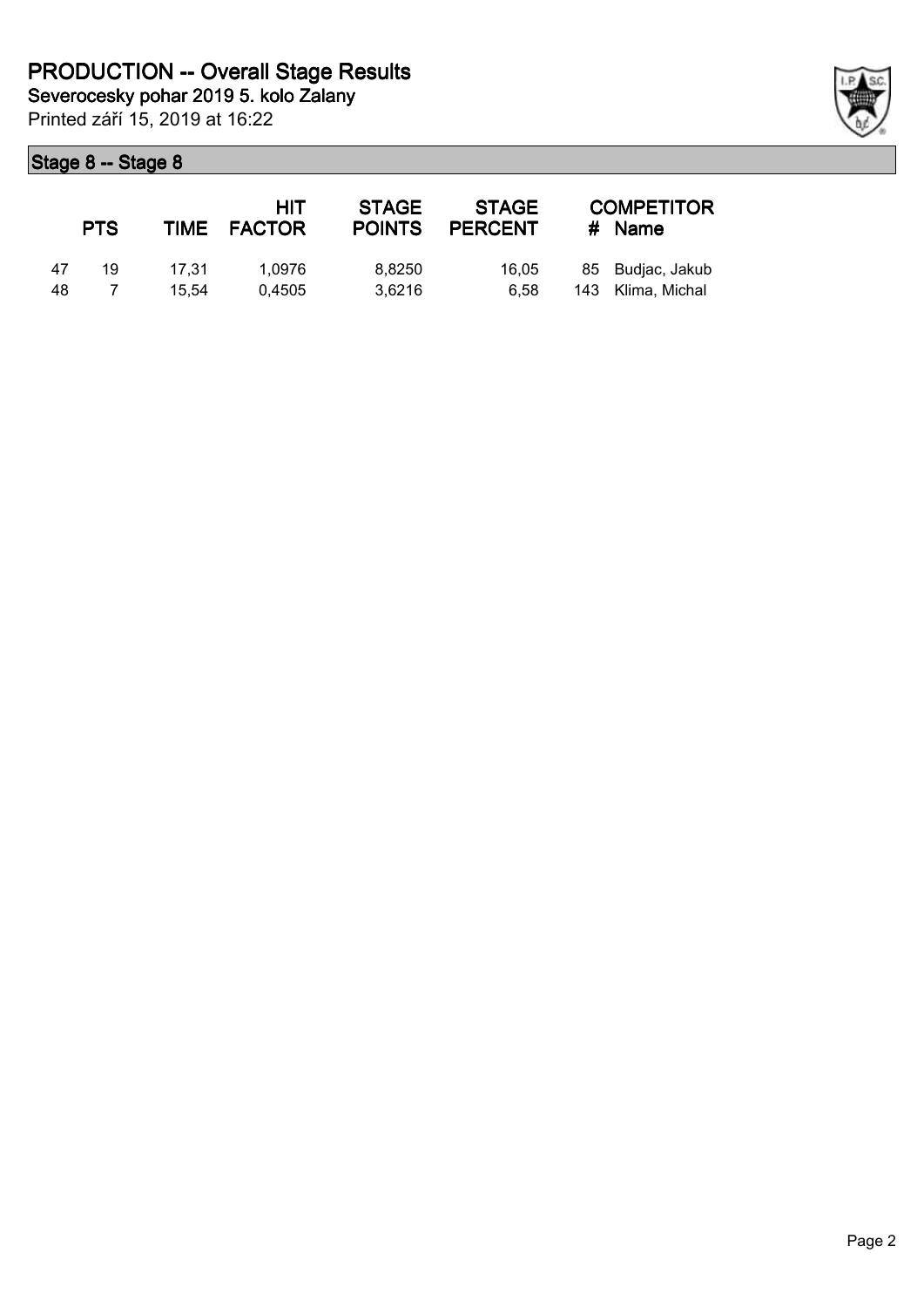# PRODUCTION -- Overall Stage Results

**Severocesky pohar 2019 5. kolo Zalany**

Printed září 15, 2019 at 16:22

## Stage 8 -- Stage 8

| | PTS | TIME | HIT FACTOR | STAGE POINTS | STAGE PERCENT | # | COMPETITOR Name |
|---|---|---|---|---|---|---|---|
| 47 | 19 | 17,31 | 1,0976 | 8,8250 | 16,05 | 85 | Budjac, Jakub |
| 48 | 7 | 15,54 | 0,4505 | 3,6216 | 6,58 | 143 | Klima, Michal |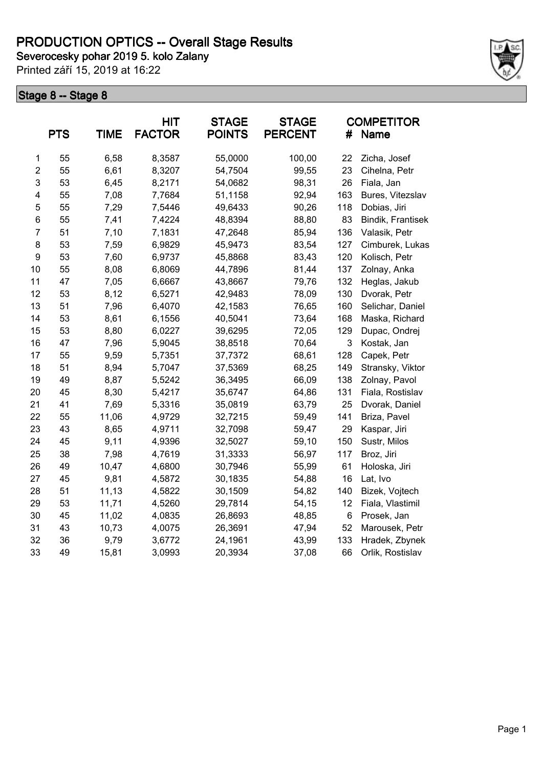# PRODUCTION OPTICS -- Overall Stage Results

**Severocesky pohar 2019 5. kolo Zalany**

Printed září 15, 2019 at 16:22

## Stage 8 -- Stage 8

| | PTS | TIME | HIT FACTOR | STAGE POINTS | STAGE PERCENT | # | COMPETITOR Name |
|---|---|---|---|---|---|---|---|
| 1 | 55 | 6,58 | 8,3587 | 55,0000 | 100,00 | 22 | Zicha, Josef |
| 2 | 55 | 6,61 | 8,3207 | 54,7504 | 99,55 | 23 | Cihelna, Petr |
| 3 | 53 | 6,45 | 8,2171 | 54,0682 | 98,31 | 26 | Fiala, Jan |
| 4 | 55 | 7,08 | 7,7684 | 51,1158 | 92,94 | 163 | Bures, Vitezslav |
| 5 | 55 | 7,29 | 7,5446 | 49,6433 | 90,26 | 118 | Dobias, Jiri |
| 6 | 55 | 7,41 | 7,4224 | 48,8394 | 88,80 | 83 | Bindik, Frantisek |
| 7 | 51 | 7,10 | 7,1831 | 47,2648 | 85,94 | 136 | Valasik, Petr |
| 8 | 53 | 7,59 | 6,9829 | 45,9473 | 83,54 | 127 | Cimburek, Lukas |
| 9 | 53 | 7,60 | 6,9737 | 45,8868 | 83,43 | 120 | Kolisch, Petr |
| 10 | 55 | 8,08 | 6,8069 | 44,7896 | 81,44 | 137 | Zolnay, Anka |
| 11 | 47 | 7,05 | 6,6667 | 43,8667 | 79,76 | 132 | Heglas, Jakub |
| 12 | 53 | 8,12 | 6,5271 | 42,9483 | 78,09 | 130 | Dvorak, Petr |
| 13 | 51 | 7,96 | 6,4070 | 42,1583 | 76,65 | 160 | Selichar, Daniel |
| 14 | 53 | 8,61 | 6,1556 | 40,5041 | 73,64 | 168 | Maska, Richard |
| 15 | 53 | 8,80 | 6,0227 | 39,6295 | 72,05 | 129 | Dupac, Ondrej |
| 16 | 47 | 7,96 | 5,9045 | 38,8518 | 70,64 | 3 | Kostak, Jan |
| 17 | 55 | 9,59 | 5,7351 | 37,7372 | 68,61 | 128 | Capek, Petr |
| 18 | 51 | 8,94 | 5,7047 | 37,5369 | 68,25 | 149 | Stransky, Viktor |
| 19 | 49 | 8,87 | 5,5242 | 36,3495 | 66,09 | 138 | Zolnay, Pavol |
| 20 | 45 | 8,30 | 5,4217 | 35,6747 | 64,86 | 131 | Fiala, Rostislav |
| 21 | 41 | 7,69 | 5,3316 | 35,0819 | 63,79 | 25 | Dvorak, Daniel |
| 22 | 55 | 11,06 | 4,9729 | 32,7215 | 59,49 | 141 | Briza, Pavel |
| 23 | 43 | 8,65 | 4,9711 | 32,7098 | 59,47 | 29 | Kaspar, Jiri |
| 24 | 45 | 9,11 | 4,9396 | 32,5027 | 59,10 | 150 | Sustr, Milos |
| 25 | 38 | 7,98 | 4,7619 | 31,3333 | 56,97 | 117 | Broz, Jiri |
| 26 | 49 | 10,47 | 4,6800 | 30,7946 | 55,99 | 61 | Holoska, Jiri |
| 27 | 45 | 9,81 | 4,5872 | 30,1835 | 54,88 | 16 | Lat, Ivo |
| 28 | 51 | 11,13 | 4,5822 | 30,1509 | 54,82 | 140 | Bizek, Vojtech |
| 29 | 53 | 11,71 | 4,5260 | 29,7814 | 54,15 | 12 | Fiala, Vlastimil |
| 30 | 45 | 11,02 | 4,0835 | 26,8693 | 48,85 | 6 | Prosek, Jan |
| 31 | 43 | 10,73 | 4,0075 | 26,3691 | 47,94 | 52 | Marousek, Petr |
| 32 | 36 | 9,79 | 3,6772 | 24,1961 | 43,99 | 133 | Hradek, Zbynek |
| 33 | 49 | 15,81 | 3,0993 | 20,3934 | 37,08 | 66 | Orlik, Rostislav |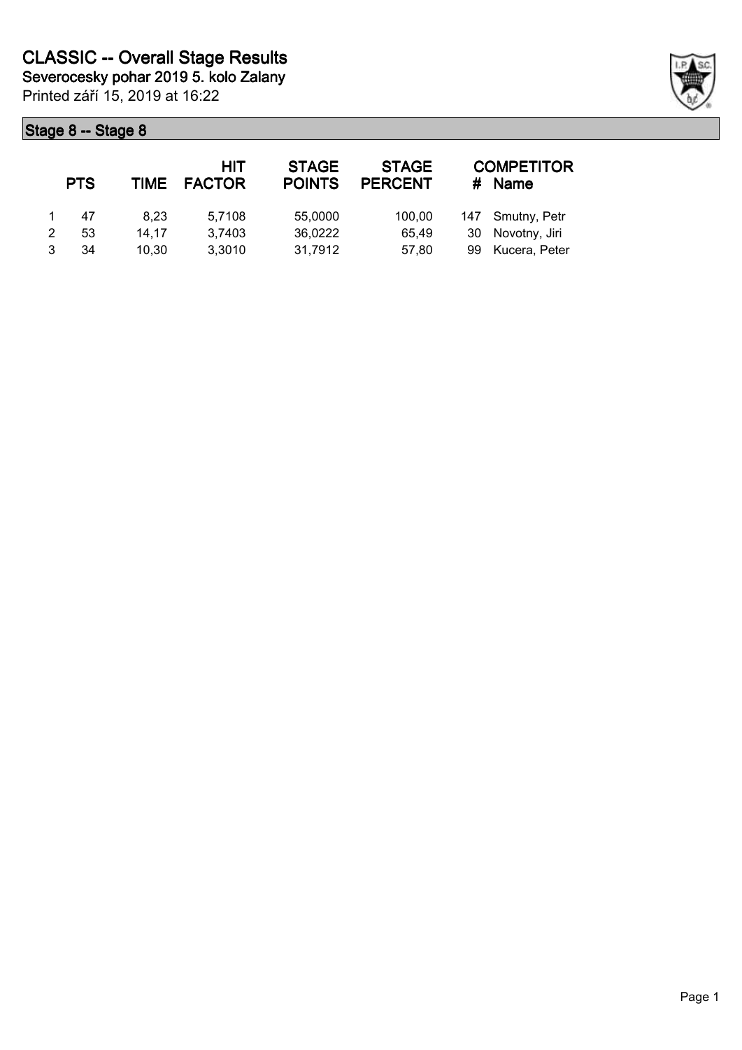# CLASSIC -- Overall Stage Results

**Severocesky pohar 2019 5. kolo Zalany**

Printed září 15, 2019 at 16:22

## Stage 8 -- Stage 8

| | PTS | TIME | HIT FACTOR | STAGE POINTS | STAGE PERCENT | # | COMPETITOR Name |
|---|---|---|---|---|---|---|---|
| 1 | 47 | 8,23 | 5,7108 | 55,0000 | 100,00 | 147 | Smutny, Petr |
| 2 | 53 | 14,17 | 3,7403 | 36,0222 | 65,49 | 30 | Novotny, Jiri |
| 3 | 34 | 10,30 | 3,3010 | 31,7912 | 57,80 | 99 | Kucera, Peter |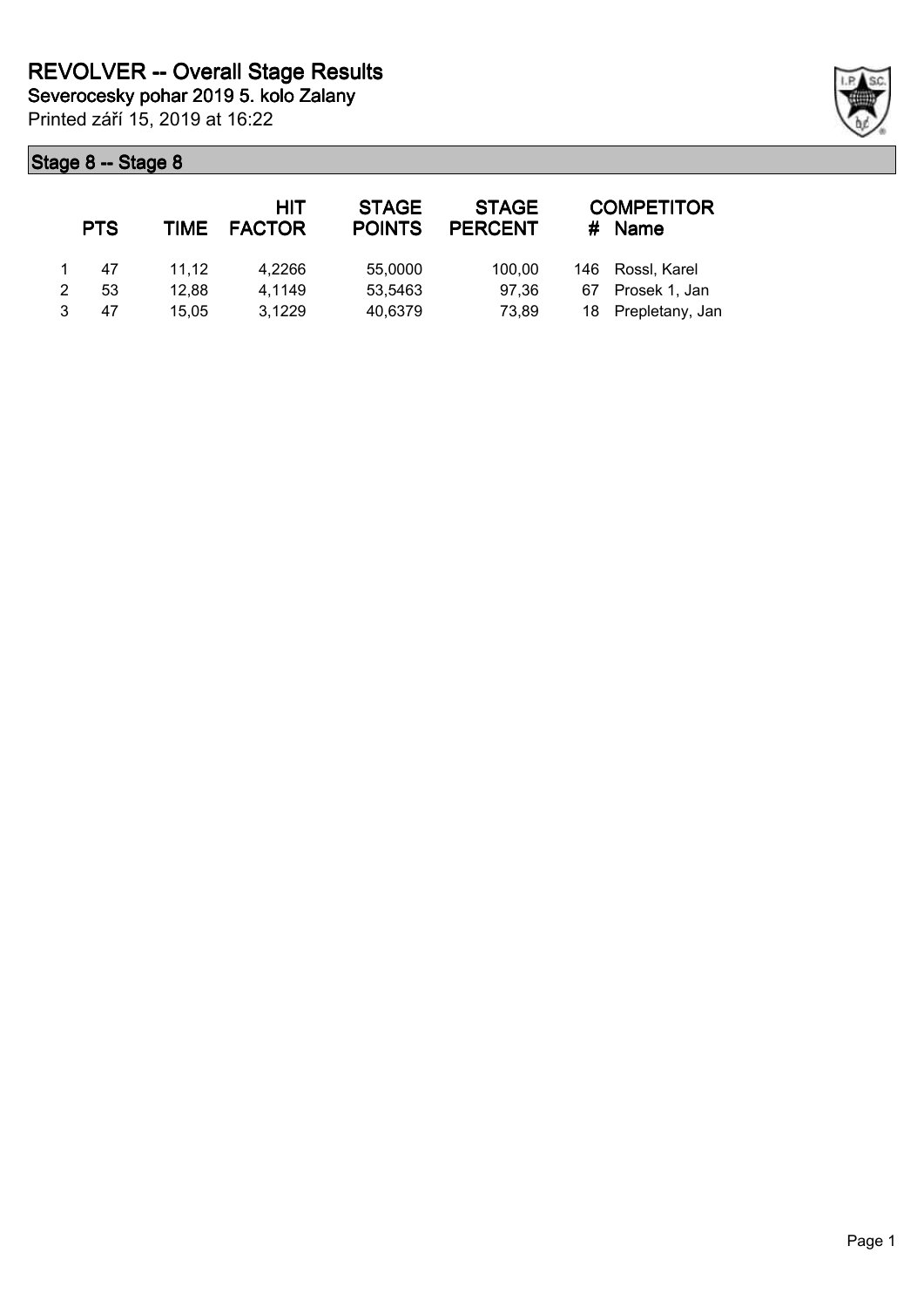# REVOLVER -- Overall Stage Results

**Severocesky pohar 2019 5. kolo Zalany**

Printed září 15, 2019 at 16:22

## Stage 8 -- Stage 8

| | PTS | TIME | HIT FACTOR | STAGE POINTS | STAGE PERCENT | # | COMPETITOR Name |
|---|---|---|---|---|---|---|---|
| 1 | 47 | 11,12 | 4,2266 | 55,0000 | 100,00 | 146 | Rossl, Karel |
| 2 | 53 | 12,88 | 4,1149 | 53,5463 | 97,36 | 67 | Prosek 1, Jan |
| 3 | 47 | 15,05 | 3,1229 | 40,6379 | 73,89 | 18 | Prepletany, Jan |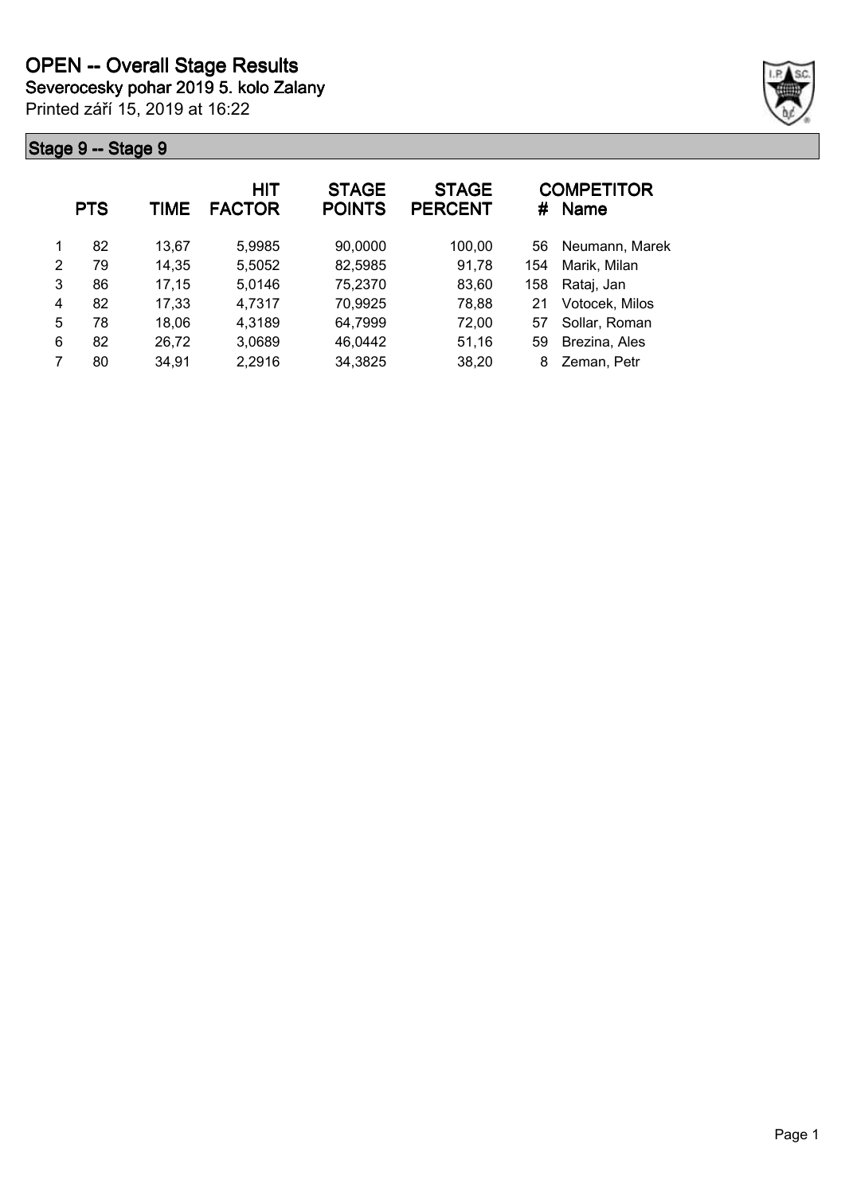# OPEN -- Overall Stage Results

**Severocesky pohar 2019 5. kolo Zalany**

Printed září 15, 2019 at 16:22

## Stage 9 -- Stage 9

| | PTS | TIME | HIT FACTOR | STAGE POINTS | STAGE PERCENT | # | COMPETITOR Name |
|---|---|---|---|---|---|---|---|
| 1 | 82 | 13,67 | 5,9985 | 90,0000 | 100,00 | 56 | Neumann, Marek |
| 2 | 79 | 14,35 | 5,5052 | 82,5985 | 91,78 | 154 | Marik, Milan |
| 3 | 86 | 17,15 | 5,0146 | 75,2370 | 83,60 | 158 | Rataj, Jan |
| 4 | 82 | 17,33 | 4,7317 | 70,9925 | 78,88 | 21 | Votocek, Milos |
| 5 | 78 | 18,06 | 4,3189 | 64,7999 | 72,00 | 57 | Sollar, Roman |
| 6 | 82 | 26,72 | 3,0689 | 46,0442 | 51,16 | 59 | Brezina, Ales |
| 7 | 80 | 34,91 | 2,2916 | 34,3825 | 38,20 | 8 | Zeman, Petr |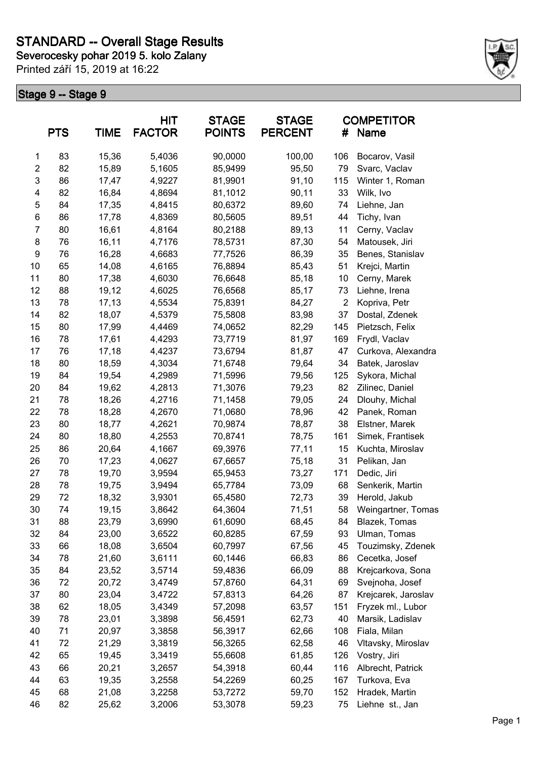# STANDARD -- Overall Stage Results

**Severocesky pohar 2019 5. kolo Zalany**

Printed září 15, 2019 at 16:22

## Stage 9 -- Stage 9

| | PTS | TIME | HIT FACTOR | STAGE POINTS | STAGE PERCENT | # | COMPETITOR Name |
|---|---|---|---|---|---|---|---|
| 1 | 83 | 15,36 | 5,4036 | 90,0000 | 100,00 | 106 | Bocarov, Vasil |
| 2 | 82 | 15,89 | 5,1605 | 85,9499 | 95,50 | 79 | Svarc, Vaclav |
| 3 | 86 | 17,47 | 4,9227 | 81,9901 | 91,10 | 115 | Winter 1, Roman |
| 4 | 82 | 16,84 | 4,8694 | 81,1012 | 90,11 | 33 | Wilk, Ivo |
| 5 | 84 | 17,35 | 4,8415 | 80,6372 | 89,60 | 74 | Liehne, Jan |
| 6 | 86 | 17,78 | 4,8369 | 80,5605 | 89,51 | 44 | Tichy, Ivan |
| 7 | 80 | 16,61 | 4,8164 | 80,2188 | 89,13 | 11 | Cerny, Vaclav |
| 8 | 76 | 16,11 | 4,7176 | 78,5731 | 87,30 | 54 | Matousek, Jiri |
| 9 | 76 | 16,28 | 4,6683 | 77,7526 | 86,39 | 35 | Benes, Stanislav |
| 10 | 65 | 14,08 | 4,6165 | 76,8894 | 85,43 | 51 | Krejci, Martin |
| 11 | 80 | 17,38 | 4,6030 | 76,6648 | 85,18 | 10 | Cerny, Marek |
| 12 | 88 | 19,12 | 4,6025 | 76,6568 | 85,17 | 73 | Liehne, Irena |
| 13 | 78 | 17,13 | 4,5534 | 75,8391 | 84,27 | 2 | Kopriva, Petr |
| 14 | 82 | 18,07 | 4,5379 | 75,5808 | 83,98 | 37 | Dostal, Zdenek |
| 15 | 80 | 17,99 | 4,4469 | 74,0652 | 82,29 | 145 | Pietzsch, Felix |
| 16 | 78 | 17,61 | 4,4293 | 73,7719 | 81,97 | 169 | Frydl, Vaclav |
| 17 | 76 | 17,18 | 4,4237 | 73,6794 | 81,87 | 47 | Curkova, Alexandra |
| 18 | 80 | 18,59 | 4,3034 | 71,6748 | 79,64 | 34 | Batek, Jaroslav |
| 19 | 84 | 19,54 | 4,2989 | 71,5996 | 79,56 | 125 | Sykora, Michal |
| 20 | 84 | 19,62 | 4,2813 | 71,3076 | 79,23 | 82 | Zilinec, Daniel |
| 21 | 78 | 18,26 | 4,2716 | 71,1458 | 79,05 | 24 | Dlouhy, Michal |
| 22 | 78 | 18,28 | 4,2670 | 71,0680 | 78,96 | 42 | Panek, Roman |
| 23 | 80 | 18,77 | 4,2621 | 70,9874 | 78,87 | 38 | Elstner, Marek |
| 24 | 80 | 18,80 | 4,2553 | 70,8741 | 78,75 | 161 | Simek, Frantisek |
| 25 | 86 | 20,64 | 4,1667 | 69,3976 | 77,11 | 15 | Kuchta, Miroslav |
| 26 | 70 | 17,23 | 4,0627 | 67,6657 | 75,18 | 31 | Pelikan, Jan |
| 27 | 78 | 19,70 | 3,9594 | 65,9453 | 73,27 | 171 | Dedic, Jiri |
| 28 | 78 | 19,75 | 3,9494 | 65,7784 | 73,09 | 68 | Senkerik, Martin |
| 29 | 72 | 18,32 | 3,9301 | 65,4580 | 72,73 | 39 | Herold, Jakub |
| 30 | 74 | 19,15 | 3,8642 | 64,3604 | 71,51 | 58 | Weingartner, Tomas |
| 31 | 88 | 23,79 | 3,6990 | 61,6090 | 68,45 | 84 | Blazek, Tomas |
| 32 | 84 | 23,00 | 3,6522 | 60,8285 | 67,59 | 93 | Ulman, Tomas |
| 33 | 66 | 18,08 | 3,6504 | 60,7997 | 67,56 | 45 | Touzimsky, Zdenek |
| 34 | 78 | 21,60 | 3,6111 | 60,1446 | 66,83 | 86 | Cecetka, Josef |
| 35 | 84 | 23,52 | 3,5714 | 59,4836 | 66,09 | 88 | Krejcarkova, Sona |
| 36 | 72 | 20,72 | 3,4749 | 57,8760 | 64,31 | 69 | Svejnoha, Josef |
| 37 | 80 | 23,04 | 3,4722 | 57,8313 | 64,26 | 87 | Krejcarek, Jaroslav |
| 38 | 62 | 18,05 | 3,4349 | 57,2098 | 63,57 | 151 | Fryzek ml., Lubor |
| 39 | 78 | 23,01 | 3,3898 | 56,4591 | 62,73 | 40 | Marsik, Ladislav |
| 40 | 71 | 20,97 | 3,3858 | 56,3917 | 62,66 | 108 | Fiala, Milan |
| 41 | 72 | 21,29 | 3,3819 | 56,3265 | 62,58 | 46 | Vltavsky, Miroslav |
| 42 | 65 | 19,45 | 3,3419 | 55,6608 | 61,85 | 126 | Vostry, Jiri |
| 43 | 66 | 20,21 | 3,2657 | 54,3918 | 60,44 | 116 | Albrecht, Patrick |
| 44 | 63 | 19,35 | 3,2558 | 54,2269 | 60,25 | 167 | Turkova, Eva |
| 45 | 68 | 21,08 | 3,2258 | 53,7272 | 59,70 | 152 | Hradek, Martin |
| 46 | 82 | 25,62 | 3,2006 | 53,3078 | 59,23 | 75 | Liehne st., Jan |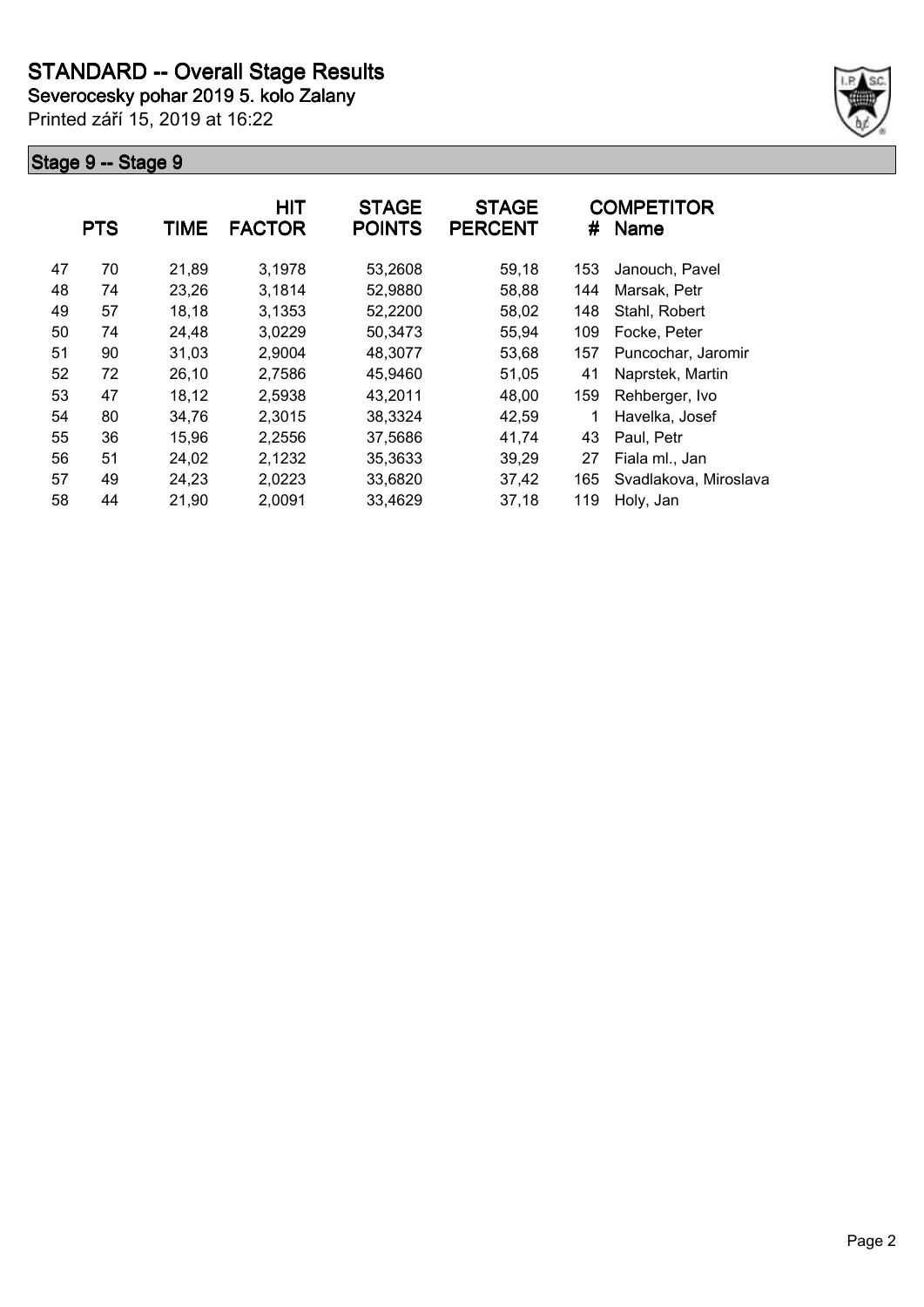# STANDARD -- Overall Stage Results

**Severocesky pohar 2019 5. kolo Zalany**

Printed září 15, 2019 at 16:22

## Stage 9 -- Stage 9

| | PTS | TIME | HIT FACTOR | STAGE POINTS | STAGE PERCENT | # | COMPETITOR Name |
|---|---|---|---|---|---|---|---|
| 47 | 70 | 21,89 | 3,1978 | 53,2608 | 59,18 | 153 | Janouch, Pavel |
| 48 | 74 | 23,26 | 3,1814 | 52,9880 | 58,88 | 144 | Marsak, Petr |
| 49 | 57 | 18,18 | 3,1353 | 52,2200 | 58,02 | 148 | Stahl, Robert |
| 50 | 74 | 24,48 | 3,0229 | 50,3473 | 55,94 | 109 | Focke, Peter |
| 51 | 90 | 31,03 | 2,9004 | 48,3077 | 53,68 | 157 | Puncochar, Jaromir |
| 52 | 72 | 26,10 | 2,7586 | 45,9460 | 51,05 | 41 | Naprstek, Martin |
| 53 | 47 | 18,12 | 2,5938 | 43,2011 | 48,00 | 159 | Rehberger, Ivo |
| 54 | 80 | 34,76 | 2,3015 | 38,3324 | 42,59 | 1 | Havelka, Josef |
| 55 | 36 | 15,96 | 2,2556 | 37,5686 | 41,74 | 43 | Paul, Petr |
| 56 | 51 | 24,02 | 2,1232 | 35,3633 | 39,29 | 27 | Fiala ml., Jan |
| 57 | 49 | 24,23 | 2,0223 | 33,6820 | 37,42 | 165 | Svadlakova, Miroslava |
| 58 | 44 | 21,90 | 2,0091 | 33,4629 | 37,18 | 119 | Holy, Jan |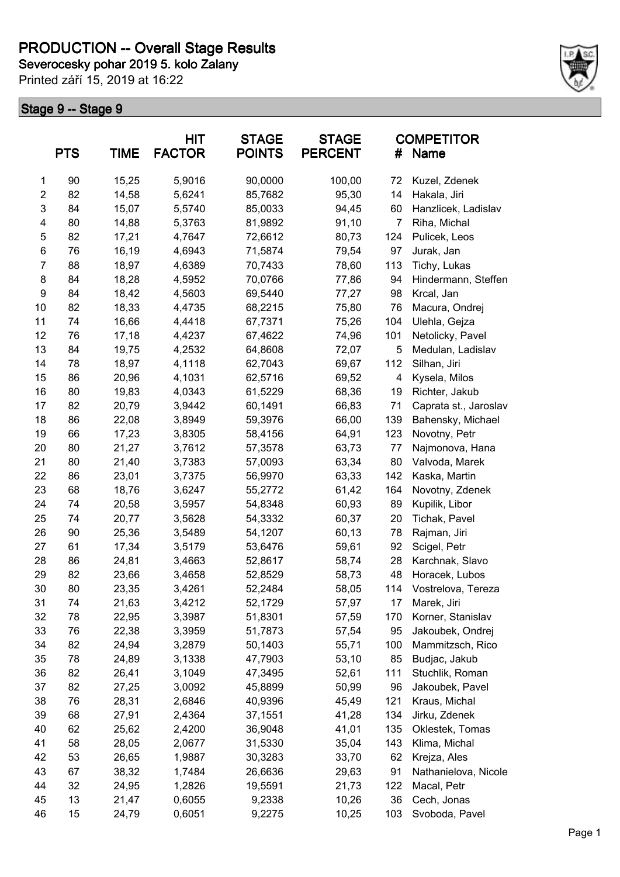# PRODUCTION -- Overall Stage Results

**Severocesky pohar 2019 5. kolo Zalany**

Printed září 15, 2019 at 16:22

## Stage 9 -- Stage 9

|  | PTS | TIME | HIT FACTOR | STAGE POINTS | STAGE PERCENT | # | COMPETITOR Name |
|---|---|---|---|---|---|---|---|
| 1 | 90 | 15,25 | 5,9016 | 90,0000 | 100,00 | 72 | Kuzel, Zdenek |
| 2 | 82 | 14,58 | 5,6241 | 85,7682 | 95,30 | 14 | Hakala, Jiri |
| 3 | 84 | 15,07 | 5,5740 | 85,0033 | 94,45 | 60 | Hanzlicek, Ladislav |
| 4 | 80 | 14,88 | 5,3763 | 81,9892 | 91,10 | 7 | Riha, Michal |
| 5 | 82 | 17,21 | 4,7647 | 72,6612 | 80,73 | 124 | Pulicek, Leos |
| 6 | 76 | 16,19 | 4,6943 | 71,5874 | 79,54 | 97 | Jurak, Jan |
| 7 | 88 | 18,97 | 4,6389 | 70,7433 | 78,60 | 113 | Tichy, Lukas |
| 8 | 84 | 18,28 | 4,5952 | 70,0766 | 77,86 | 94 | Hindermann, Steffen |
| 9 | 84 | 18,42 | 4,5603 | 69,5440 | 77,27 | 98 | Krcal, Jan |
| 10 | 82 | 18,33 | 4,4735 | 68,2215 | 75,80 | 76 | Macura, Ondrej |
| 11 | 74 | 16,66 | 4,4418 | 67,7371 | 75,26 | 104 | Ulehla, Gejza |
| 12 | 76 | 17,18 | 4,4237 | 67,4622 | 74,96 | 101 | Netolicky, Pavel |
| 13 | 84 | 19,75 | 4,2532 | 64,8608 | 72,07 | 5 | Medulan, Ladislav |
| 14 | 78 | 18,97 | 4,1118 | 62,7043 | 69,67 | 112 | Silhan, Jiri |
| 15 | 86 | 20,96 | 4,1031 | 62,5716 | 69,52 | 4 | Kysela, Milos |
| 16 | 80 | 19,83 | 4,0343 | 61,5229 | 68,36 | 19 | Richter, Jakub |
| 17 | 82 | 20,79 | 3,9442 | 60,1491 | 66,83 | 71 | Caprata st., Jaroslav |
| 18 | 86 | 22,08 | 3,8949 | 59,3976 | 66,00 | 139 | Bahensky, Michael |
| 19 | 66 | 17,23 | 3,8305 | 58,4156 | 64,91 | 123 | Novotny, Petr |
| 20 | 80 | 21,27 | 3,7612 | 57,3578 | 63,73 | 77 | Najmonova, Hana |
| 21 | 80 | 21,40 | 3,7383 | 57,0093 | 63,34 | 80 | Valvoda, Marek |
| 22 | 86 | 23,01 | 3,7375 | 56,9970 | 63,33 | 142 | Kaska, Martin |
| 23 | 68 | 18,76 | 3,6247 | 55,2772 | 61,42 | 164 | Novotny, Zdenek |
| 24 | 74 | 20,58 | 3,5957 | 54,8348 | 60,93 | 89 | Kupilik, Libor |
| 25 | 74 | 20,77 | 3,5628 | 54,3332 | 60,37 | 20 | Tichak, Pavel |
| 26 | 90 | 25,36 | 3,5489 | 54,1207 | 60,13 | 78 | Rajman, Jiri |
| 27 | 61 | 17,34 | 3,5179 | 53,6476 | 59,61 | 92 | Scigel, Petr |
| 28 | 86 | 24,81 | 3,4663 | 52,8617 | 58,74 | 28 | Karchnak, Slavo |
| 29 | 82 | 23,66 | 3,4658 | 52,8529 | 58,73 | 48 | Horacek, Lubos |
| 30 | 80 | 23,35 | 3,4261 | 52,2484 | 58,05 | 114 | Vostrelova, Tereza |
| 31 | 74 | 21,63 | 3,4212 | 52,1729 | 57,97 | 17 | Marek, Jiri |
| 32 | 78 | 22,95 | 3,3987 | 51,8301 | 57,59 | 170 | Korner, Stanislav |
| 33 | 76 | 22,38 | 3,3959 | 51,7873 | 57,54 | 95 | Jakoubek, Ondrej |
| 34 | 82 | 24,94 | 3,2879 | 50,1403 | 55,71 | 100 | Mammitzsch, Rico |
| 35 | 78 | 24,89 | 3,1338 | 47,7903 | 53,10 | 85 | Budjac, Jakub |
| 36 | 82 | 26,41 | 3,1049 | 47,3495 | 52,61 | 111 | Stuchlik, Roman |
| 37 | 82 | 27,25 | 3,0092 | 45,8899 | 50,99 | 96 | Jakoubek, Pavel |
| 38 | 76 | 28,31 | 2,6846 | 40,9396 | 45,49 | 121 | Kraus, Michal |
| 39 | 68 | 27,91 | 2,4364 | 37,1551 | 41,28 | 134 | Jirku, Zdenek |
| 40 | 62 | 25,62 | 2,4200 | 36,9048 | 41,01 | 135 | Oklestek, Tomas |
| 41 | 58 | 28,05 | 2,0677 | 31,5330 | 35,04 | 143 | Klima, Michal |
| 42 | 53 | 26,65 | 1,9887 | 30,3283 | 33,70 | 62 | Krejza, Ales |
| 43 | 67 | 38,32 | 1,7484 | 26,6636 | 29,63 | 91 | Nathanielova, Nicole |
| 44 | 32 | 24,95 | 1,2826 | 19,5591 | 21,73 | 122 | Macal, Petr |
| 45 | 13 | 21,47 | 0,6055 | 9,2338 | 10,26 | 36 | Cech, Jonas |
| 46 | 15 | 24,79 | 0,6051 | 9,2275 | 10,25 | 103 | Svoboda, Pavel |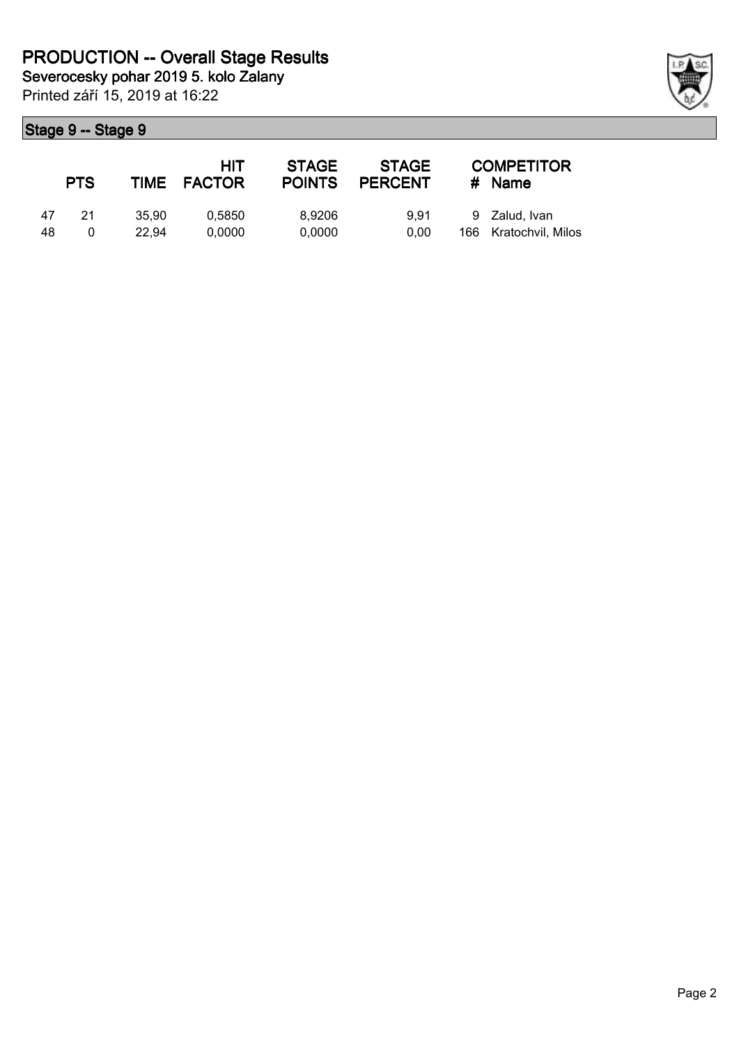# PRODUCTION -- Overall Stage Results

**Severocesky pohar 2019 5. kolo Zalany**

Printed září 15, 2019 at 16:22

## Stage 9 -- Stage 9

| | PTS | TIME | HIT FACTOR | STAGE POINTS | STAGE PERCENT | # | COMPETITOR Name |
|---|---|---|---|---|---|---|---|
| 47 | 21 | 35,90 | 0,5850 | 8,9206 | 9,91 | 9 | Zalud, Ivan |
| 48 | 0 | 22,94 | 0,0000 | 0,0000 | 0,00 | 166 | Kratochvil, Milos |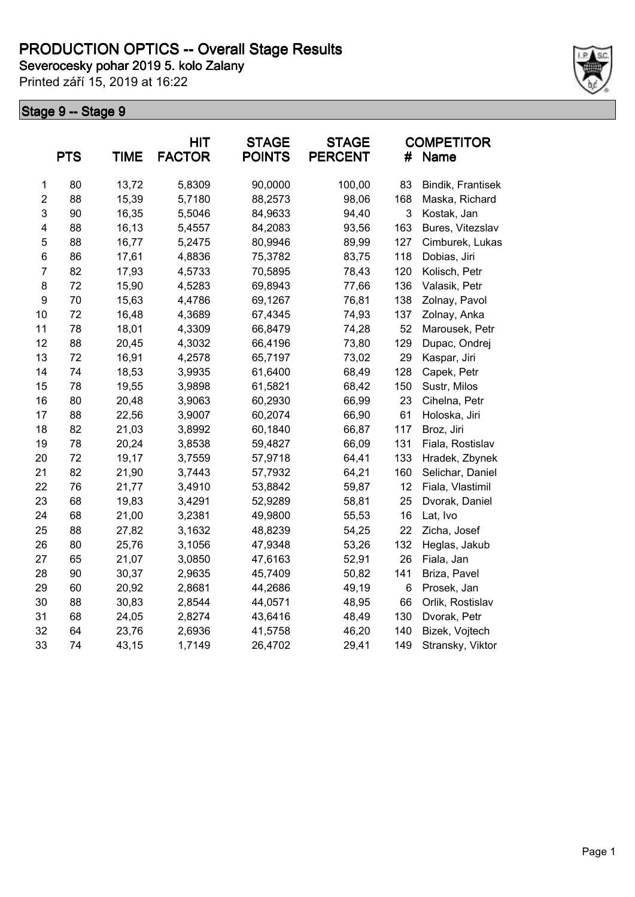# PRODUCTION OPTICS -- Overall Stage Results

**Severocesky pohar 2019 5. kolo Zalany**

Printed září 15, 2019 at 16:22

## Stage 9 -- Stage 9

| | PTS | TIME | HIT FACTOR | STAGE POINTS | STAGE PERCENT | # | COMPETITOR Name |
|---|---|---|---|---|---|---|---|
| 1 | 80 | 13,72 | 5,8309 | 90,0000 | 100,00 | 83 | Bindik, Frantisek |
| 2 | 88 | 15,39 | 5,7180 | 88,2573 | 98,06 | 168 | Maska, Richard |
| 3 | 90 | 16,35 | 5,5046 | 84,9633 | 94,40 | 3 | Kostak, Jan |
| 4 | 88 | 16,13 | 5,4557 | 84,2083 | 93,56 | 163 | Bures, Vitezslav |
| 5 | 88 | 16,77 | 5,2475 | 80,9946 | 89,99 | 127 | Cimburek, Lukas |
| 6 | 86 | 17,61 | 4,8836 | 75,3782 | 83,75 | 118 | Dobias, Jiri |
| 7 | 82 | 17,93 | 4,5733 | 70,5895 | 78,43 | 120 | Kolisch, Petr |
| 8 | 72 | 15,90 | 4,5283 | 69,8943 | 77,66 | 136 | Valasik, Petr |
| 9 | 70 | 15,63 | 4,4786 | 69,1267 | 76,81 | 138 | Zolnay, Pavol |
| 10 | 72 | 16,48 | 4,3689 | 67,4345 | 74,93 | 137 | Zolnay, Anka |
| 11 | 78 | 18,01 | 4,3309 | 66,8479 | 74,28 | 52 | Marousek, Petr |
| 12 | 88 | 20,45 | 4,3032 | 66,4196 | 73,80 | 129 | Dupac, Ondrej |
| 13 | 72 | 16,91 | 4,2578 | 65,7197 | 73,02 | 29 | Kaspar, Jiri |
| 14 | 74 | 18,53 | 3,9935 | 61,6400 | 68,49 | 128 | Capek, Petr |
| 15 | 78 | 19,55 | 3,9898 | 61,5821 | 68,42 | 150 | Sustr, Milos |
| 16 | 80 | 20,48 | 3,9063 | 60,2930 | 66,99 | 23 | Cihelna, Petr |
| 17 | 88 | 22,56 | 3,9007 | 60,2074 | 66,90 | 61 | Holoska, Jiri |
| 18 | 82 | 21,03 | 3,8992 | 60,1840 | 66,87 | 117 | Broz, Jiri |
| 19 | 78 | 20,24 | 3,8538 | 59,4827 | 66,09 | 131 | Fiala, Rostislav |
| 20 | 72 | 19,17 | 3,7559 | 57,9718 | 64,41 | 133 | Hradek, Zbynek |
| 21 | 82 | 21,90 | 3,7443 | 57,7932 | 64,21 | 160 | Selichar, Daniel |
| 22 | 76 | 21,77 | 3,4910 | 53,8842 | 59,87 | 12 | Fiala, Vlastimil |
| 23 | 68 | 19,83 | 3,4291 | 52,9289 | 58,81 | 25 | Dvorak, Daniel |
| 24 | 68 | 21,00 | 3,2381 | 49,9800 | 55,53 | 16 | Lat, Ivo |
| 25 | 88 | 27,82 | 3,1632 | 48,8239 | 54,25 | 22 | Zicha, Josef |
| 26 | 80 | 25,76 | 3,1056 | 47,9348 | 53,26 | 132 | Heglas, Jakub |
| 27 | 65 | 21,07 | 3,0850 | 47,6163 | 52,91 | 26 | Fiala, Jan |
| 28 | 90 | 30,37 | 2,9635 | 45,7409 | 50,82 | 141 | Briza, Pavel |
| 29 | 60 | 20,92 | 2,8681 | 44,2686 | 49,19 | 6 | Prosek, Jan |
| 30 | 88 | 30,83 | 2,8544 | 44,0571 | 48,95 | 66 | Orlik, Rostislav |
| 31 | 68 | 24,05 | 2,8274 | 43,6416 | 48,49 | 130 | Dvorak, Petr |
| 32 | 64 | 23,76 | 2,6936 | 41,5758 | 46,20 | 140 | Bizek, Vojtech |
| 33 | 74 | 43,15 | 1,7149 | 26,4702 | 29,41 | 149 | Stransky, Viktor |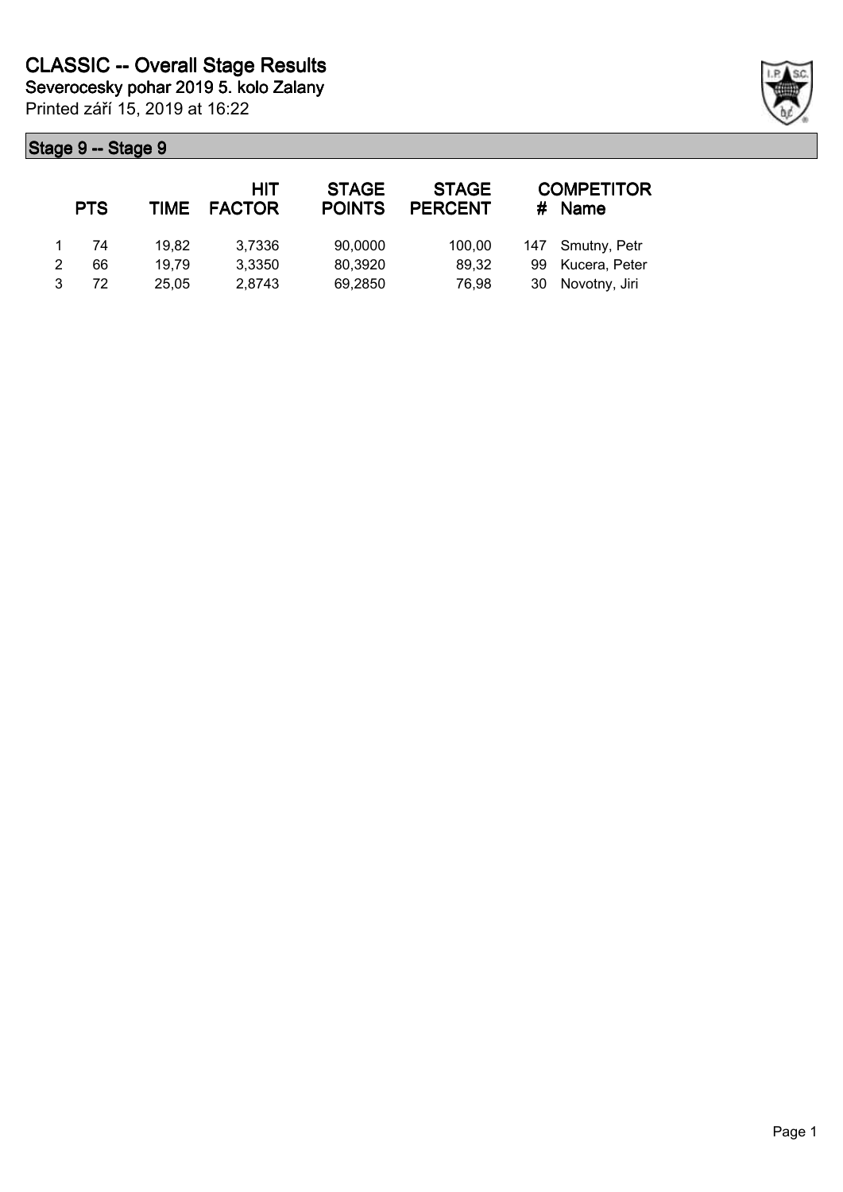# CLASSIC -- Overall Stage Results

**Severocesky pohar 2019 5. kolo Zalany**

Printed září 15, 2019 at 16:22

## Stage 9 -- Stage 9

| | PTS | TIME | HIT FACTOR | STAGE POINTS | STAGE PERCENT | # | COMPETITOR Name |
|---|---|---|---|---|---|---|---|
| 1 | 74 | 19,82 | 3,7336 | 90,0000 | 100,00 | 147 | Smutny, Petr |
| 2 | 66 | 19,79 | 3,3350 | 80,3920 | 89,32 | 99 | Kucera, Peter |
| 3 | 72 | 25,05 | 2,8743 | 69,2850 | 76,98 | 30 | Novotny, Jiri |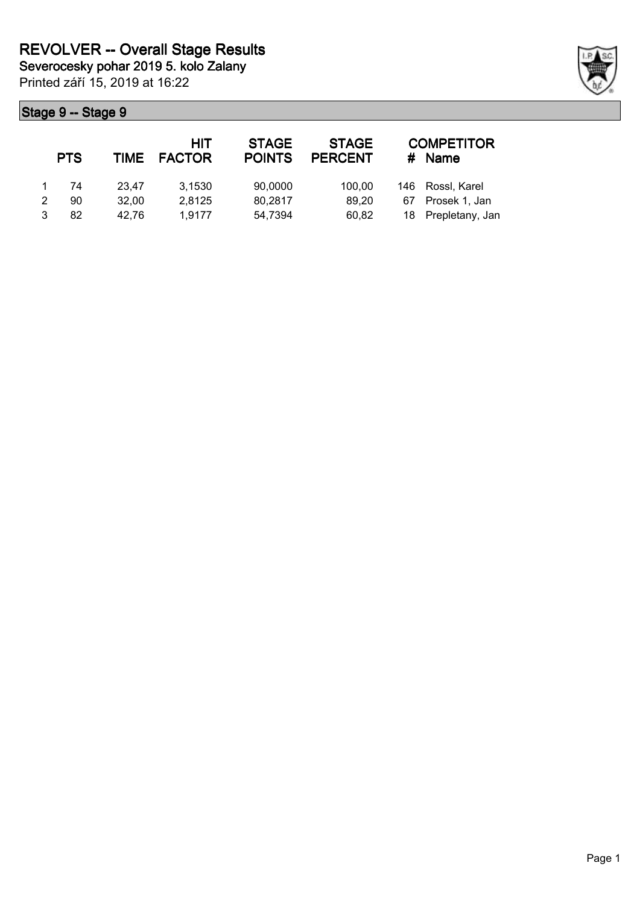# REVOLVER -- Overall Stage Results

**Severocesky pohar 2019 5. kolo Zalany**

Printed září 15, 2019 at 16:22

## Stage 9 -- Stage 9

| | PTS | TIME | HIT FACTOR | STAGE POINTS | STAGE PERCENT | # | COMPETITOR Name |
|---|---|---|---|---|---|---|---|
| 1 | 74 | 23,47 | 3,1530 | 90,0000 | 100,00 | 146 | Rossl, Karel |
| 2 | 90 | 32,00 | 2,8125 | 80,2817 | 89,20 | 67 | Prosek 1, Jan |
| 3 | 82 | 42,76 | 1,9177 | 54,7394 | 60,82 | 18 | Prepletany, Jan |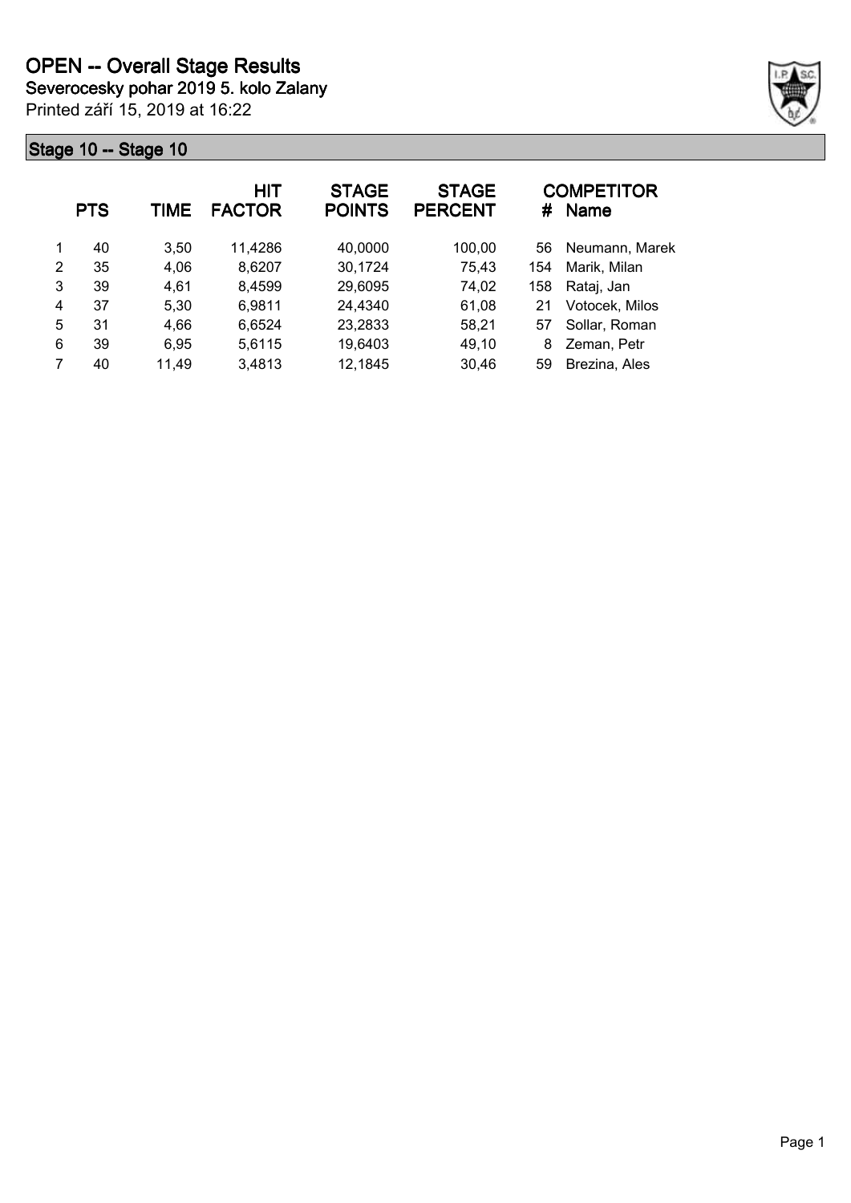# OPEN -- Overall Stage Results

**Severocesky pohar 2019 5. kolo Zalany**

Printed září 15, 2019 at 16:22

## Stage 10 -- Stage 10

| | PTS | TIME | HIT FACTOR | STAGE POINTS | STAGE PERCENT | # | COMPETITOR Name |
|---|---|---|---|---|---|---|---|
| 1 | 40 | 3,50 | 11,4286 | 40,0000 | 100,00 | 56 | Neumann, Marek |
| 2 | 35 | 4,06 | 8,6207 | 30,1724 | 75,43 | 154 | Marik, Milan |
| 3 | 39 | 4,61 | 8,4599 | 29,6095 | 74,02 | 158 | Rataj, Jan |
| 4 | 37 | 5,30 | 6,9811 | 24,4340 | 61,08 | 21 | Votocek, Milos |
| 5 | 31 | 4,66 | 6,6524 | 23,2833 | 58,21 | 57 | Sollar, Roman |
| 6 | 39 | 6,95 | 5,6115 | 19,6403 | 49,10 | 8 | Zeman, Petr |
| 7 | 40 | 11,49 | 3,4813 | 12,1845 | 30,46 | 59 | Brezina, Ales |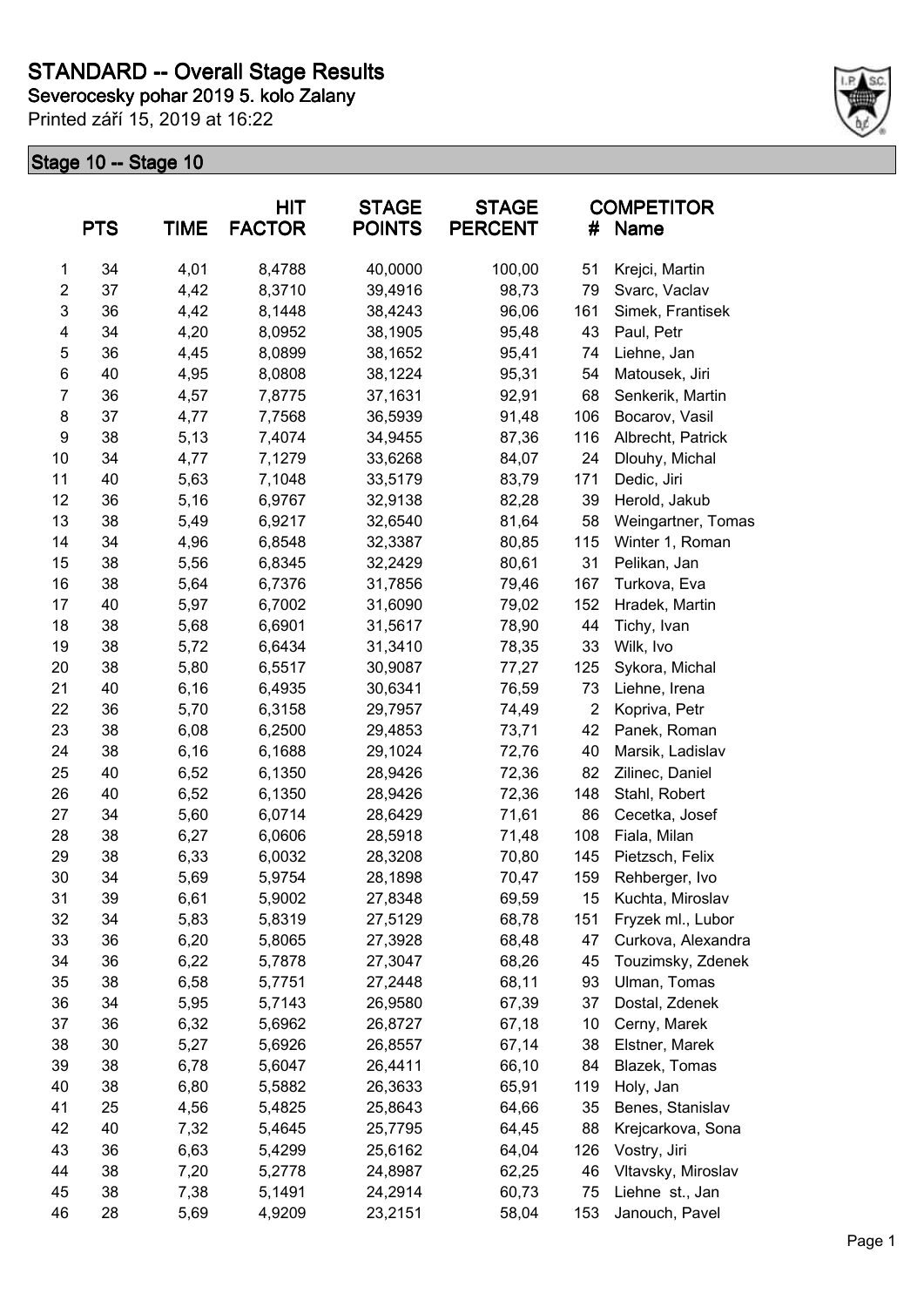# STANDARD -- Overall Stage Results

**Severocesky pohar 2019 5. kolo Zalany**

Printed září 15, 2019 at 16:22

## Stage 10 -- Stage 10

| | PTS | TIME | HIT FACTOR | STAGE POINTS | STAGE PERCENT | # | COMPETITOR Name |
|---|---|---|---|---|---|---|---|
| 1 | 34 | 4,01 | 8,4788 | 40,0000 | 100,00 | 51 | Krejci, Martin |
| 2 | 37 | 4,42 | 8,3710 | 39,4916 | 98,73 | 79 | Svarc, Vaclav |
| 3 | 36 | 4,42 | 8,1448 | 38,4243 | 96,06 | 161 | Simek, Frantisek |
| 4 | 34 | 4,20 | 8,0952 | 38,1905 | 95,48 | 43 | Paul, Petr |
| 5 | 36 | 4,45 | 8,0899 | 38,1652 | 95,41 | 74 | Liehne, Jan |
| 6 | 40 | 4,95 | 8,0808 | 38,1224 | 95,31 | 54 | Matousek, Jiri |
| 7 | 36 | 4,57 | 7,8775 | 37,1631 | 92,91 | 68 | Senkerik, Martin |
| 8 | 37 | 4,77 | 7,7568 | 36,5939 | 91,48 | 106 | Bocarov, Vasil |
| 9 | 38 | 5,13 | 7,4074 | 34,9455 | 87,36 | 116 | Albrecht, Patrick |
| 10 | 34 | 4,77 | 7,1279 | 33,6268 | 84,07 | 24 | Dlouhy, Michal |
| 11 | 40 | 5,63 | 7,1048 | 33,5179 | 83,79 | 171 | Dedic, Jiri |
| 12 | 36 | 5,16 | 6,9767 | 32,9138 | 82,28 | 39 | Herold, Jakub |
| 13 | 38 | 5,49 | 6,9217 | 32,6540 | 81,64 | 58 | Weingartner, Tomas |
| 14 | 34 | 4,96 | 6,8548 | 32,3387 | 80,85 | 115 | Winter 1, Roman |
| 15 | 38 | 5,56 | 6,8345 | 32,2429 | 80,61 | 31 | Pelikan, Jan |
| 16 | 38 | 5,64 | 6,7376 | 31,7856 | 79,46 | 167 | Turkova, Eva |
| 17 | 40 | 5,97 | 6,7002 | 31,6090 | 79,02 | 152 | Hradek, Martin |
| 18 | 38 | 5,68 | 6,6901 | 31,5617 | 78,90 | 44 | Tichy, Ivan |
| 19 | 38 | 5,72 | 6,6434 | 31,3410 | 78,35 | 33 | Wilk, Ivo |
| 20 | 38 | 5,80 | 6,5517 | 30,9087 | 77,27 | 125 | Sykora, Michal |
| 21 | 40 | 6,16 | 6,4935 | 30,6341 | 76,59 | 73 | Liehne, Irena |
| 22 | 36 | 5,70 | 6,3158 | 29,7957 | 74,49 | 2 | Kopriva, Petr |
| 23 | 38 | 6,08 | 6,2500 | 29,4853 | 73,71 | 42 | Panek, Roman |
| 24 | 38 | 6,16 | 6,1688 | 29,1024 | 72,76 | 40 | Marsik, Ladislav |
| 25 | 40 | 6,52 | 6,1350 | 28,9426 | 72,36 | 82 | Zilinec, Daniel |
| 26 | 40 | 6,52 | 6,1350 | 28,9426 | 72,36 | 148 | Stahl, Robert |
| 27 | 34 | 5,60 | 6,0714 | 28,6429 | 71,61 | 86 | Cecetka, Josef |
| 28 | 38 | 6,27 | 6,0606 | 28,5918 | 71,48 | 108 | Fiala, Milan |
| 29 | 38 | 6,33 | 6,0032 | 28,3208 | 70,80 | 145 | Pietzsch, Felix |
| 30 | 34 | 5,69 | 5,9754 | 28,1898 | 70,47 | 159 | Rehberger, Ivo |
| 31 | 39 | 6,61 | 5,9002 | 27,8348 | 69,59 | 15 | Kuchta, Miroslav |
| 32 | 34 | 5,83 | 5,8319 | 27,5129 | 68,78 | 151 | Fryzek ml., Lubor |
| 33 | 36 | 6,20 | 5,8065 | 27,3928 | 68,48 | 47 | Curkova, Alexandra |
| 34 | 36 | 6,22 | 5,7878 | 27,3047 | 68,26 | 45 | Touzimsky, Zdenek |
| 35 | 38 | 6,58 | 5,7751 | 27,2448 | 68,11 | 93 | Ulman, Tomas |
| 36 | 34 | 5,95 | 5,7143 | 26,9580 | 67,39 | 37 | Dostal, Zdenek |
| 37 | 36 | 6,32 | 5,6962 | 26,8727 | 67,18 | 10 | Cerny, Marek |
| 38 | 30 | 5,27 | 5,6926 | 26,8557 | 67,14 | 38 | Elstner, Marek |
| 39 | 38 | 6,78 | 5,6047 | 26,4411 | 66,10 | 84 | Blazek, Tomas |
| 40 | 38 | 6,80 | 5,5882 | 26,3633 | 65,91 | 119 | Holy, Jan |
| 41 | 25 | 4,56 | 5,4825 | 25,8643 | 64,66 | 35 | Benes, Stanislav |
| 42 | 40 | 7,32 | 5,4645 | 25,7795 | 64,45 | 88 | Krejcarkova, Sona |
| 43 | 36 | 6,63 | 5,4299 | 25,6162 | 64,04 | 126 | Vostry, Jiri |
| 44 | 38 | 7,20 | 5,2778 | 24,8987 | 62,25 | 46 | Vltavsky, Miroslav |
| 45 | 38 | 7,38 | 5,1491 | 24,2914 | 60,73 | 75 | Liehne st., Jan |
| 46 | 28 | 5,69 | 4,9209 | 23,2151 | 58,04 | 153 | Janouch, Pavel |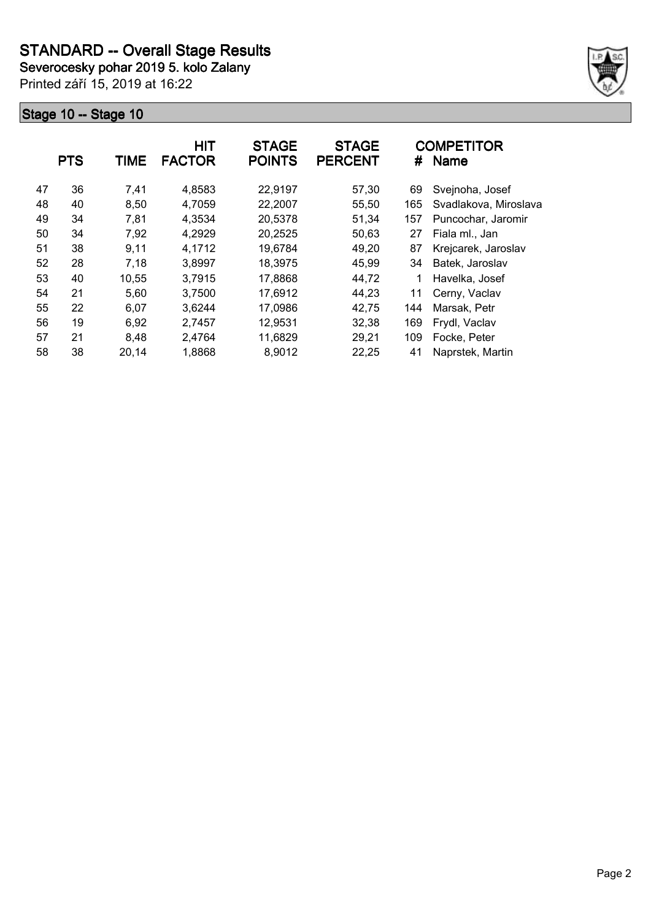# STANDARD -- Overall Stage Results

**Severocesky pohar 2019 5. kolo Zalany**

Printed září 15, 2019 at 16:22

## Stage 10 -- Stage 10

| | PTS | TIME | HIT FACTOR | STAGE POINTS | STAGE PERCENT | # | COMPETITOR Name |
|---|---|---|---|---|---|---|---|
| 47 | 36 | 7,41 | 4,8583 | 22,9197 | 57,30 | 69 | Svejnoha, Josef |
| 48 | 40 | 8,50 | 4,7059 | 22,2007 | 55,50 | 165 | Svadlakova, Miroslava |
| 49 | 34 | 7,81 | 4,3534 | 20,5378 | 51,34 | 157 | Puncochar, Jaromir |
| 50 | 34 | 7,92 | 4,2929 | 20,2525 | 50,63 | 27 | Fiala ml., Jan |
| 51 | 38 | 9,11 | 4,1712 | 19,6784 | 49,20 | 87 | Krejcarek, Jaroslav |
| 52 | 28 | 7,18 | 3,8997 | 18,3975 | 45,99 | 34 | Batek, Jaroslav |
| 53 | 40 | 10,55 | 3,7915 | 17,8868 | 44,72 | 1 | Havelka, Josef |
| 54 | 21 | 5,60 | 3,7500 | 17,6912 | 44,23 | 11 | Cerny, Vaclav |
| 55 | 22 | 6,07 | 3,6244 | 17,0986 | 42,75 | 144 | Marsak, Petr |
| 56 | 19 | 6,92 | 2,7457 | 12,9531 | 32,38 | 169 | Frydl, Vaclav |
| 57 | 21 | 8,48 | 2,4764 | 11,6829 | 29,21 | 109 | Focke, Peter |
| 58 | 38 | 20,14 | 1,8868 | 8,9012 | 22,25 | 41 | Naprstek, Martin |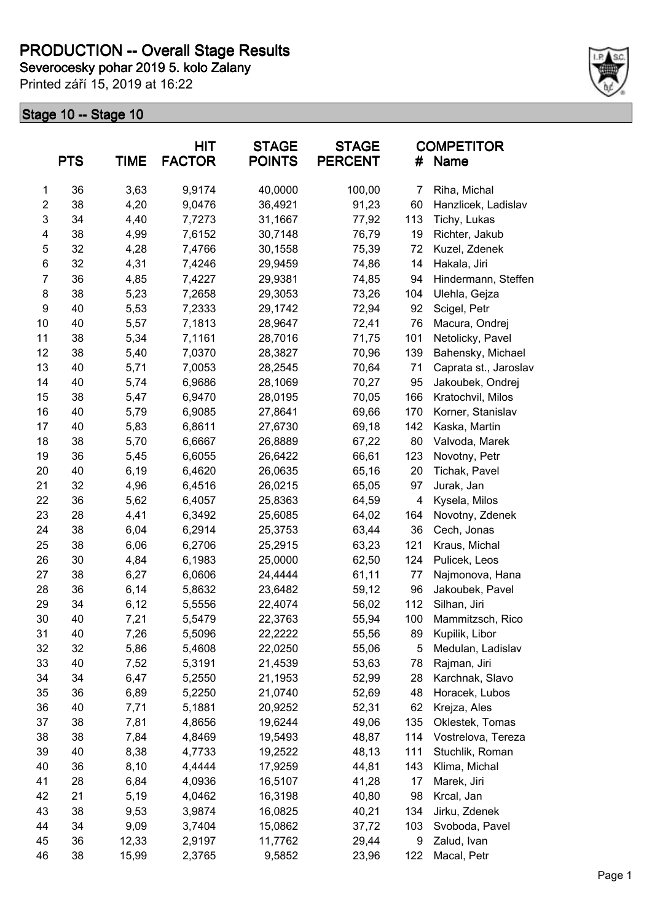# PRODUCTION -- Overall Stage Results

**Severocesky pohar 2019 5. kolo Zalany**

Printed září 15, 2019 at 16:22

## Stage 10 -- Stage 10

| | PTS | TIME | HIT FACTOR | STAGE POINTS | STAGE PERCENT | # | COMPETITOR Name |
|---|---|---|---|---|---|---|---|
| 1 | 36 | 3,63 | 9,9174 | 40,0000 | 100,00 | 7 | Riha, Michal |
| 2 | 38 | 4,20 | 9,0476 | 36,4921 | 91,23 | 60 | Hanzlicek, Ladislav |
| 3 | 34 | 4,40 | 7,7273 | 31,1667 | 77,92 | 113 | Tichy, Lukas |
| 4 | 38 | 4,99 | 7,6152 | 30,7148 | 76,79 | 19 | Richter, Jakub |
| 5 | 32 | 4,28 | 7,4766 | 30,1558 | 75,39 | 72 | Kuzel, Zdenek |
| 6 | 32 | 4,31 | 7,4246 | 29,9459 | 74,86 | 14 | Hakala, Jiri |
| 7 | 36 | 4,85 | 7,4227 | 29,9381 | 74,85 | 94 | Hindermann, Steffen |
| 8 | 38 | 5,23 | 7,2658 | 29,3053 | 73,26 | 104 | Ulehla, Gejza |
| 9 | 40 | 5,53 | 7,2333 | 29,1742 | 72,94 | 92 | Scigel, Petr |
| 10 | 40 | 5,57 | 7,1813 | 28,9647 | 72,41 | 76 | Macura, Ondrej |
| 11 | 38 | 5,34 | 7,1161 | 28,7016 | 71,75 | 101 | Netolicky, Pavel |
| 12 | 38 | 5,40 | 7,0370 | 28,3827 | 70,96 | 139 | Bahensky, Michael |
| 13 | 40 | 5,71 | 7,0053 | 28,2545 | 70,64 | 71 | Caprata st., Jaroslav |
| 14 | 40 | 5,74 | 6,9686 | 28,1069 | 70,27 | 95 | Jakoubek, Ondrej |
| 15 | 38 | 5,47 | 6,9470 | 28,0195 | 70,05 | 166 | Kratochvil, Milos |
| 16 | 40 | 5,79 | 6,9085 | 27,8641 | 69,66 | 170 | Korner, Stanislav |
| 17 | 40 | 5,83 | 6,8611 | 27,6730 | 69,18 | 142 | Kaska, Martin |
| 18 | 38 | 5,70 | 6,6667 | 26,8889 | 67,22 | 80 | Valvoda, Marek |
| 19 | 36 | 5,45 | 6,6055 | 26,6422 | 66,61 | 123 | Novotny, Petr |
| 20 | 40 | 6,19 | 6,4620 | 26,0635 | 65,16 | 20 | Tichak, Pavel |
| 21 | 32 | 4,96 | 6,4516 | 26,0215 | 65,05 | 97 | Jurak, Jan |
| 22 | 36 | 5,62 | 6,4057 | 25,8363 | 64,59 | 4 | Kysela, Milos |
| 23 | 28 | 4,41 | 6,3492 | 25,6085 | 64,02 | 164 | Novotny, Zdenek |
| 24 | 38 | 6,04 | 6,2914 | 25,3753 | 63,44 | 36 | Cech, Jonas |
| 25 | 38 | 6,06 | 6,2706 | 25,2915 | 63,23 | 121 | Kraus, Michal |
| 26 | 30 | 4,84 | 6,1983 | 25,0000 | 62,50 | 124 | Pulicek, Leos |
| 27 | 38 | 6,27 | 6,0606 | 24,4444 | 61,11 | 77 | Najmonova, Hana |
| 28 | 36 | 6,14 | 5,8632 | 23,6482 | 59,12 | 96 | Jakoubek, Pavel |
| 29 | 34 | 6,12 | 5,5556 | 22,4074 | 56,02 | 112 | Silhan, Jiri |
| 30 | 40 | 7,21 | 5,5479 | 22,3763 | 55,94 | 100 | Mammitzsch, Rico |
| 31 | 40 | 7,26 | 5,5096 | 22,2222 | 55,56 | 89 | Kupilik, Libor |
| 32 | 32 | 5,86 | 5,4608 | 22,0250 | 55,06 | 5 | Medulan, Ladislav |
| 33 | 40 | 7,52 | 5,3191 | 21,4539 | 53,63 | 78 | Rajman, Jiri |
| 34 | 34 | 6,47 | 5,2550 | 21,1953 | 52,99 | 28 | Karchnak, Slavo |
| 35 | 36 | 6,89 | 5,2250 | 21,0740 | 52,69 | 48 | Horacek, Lubos |
| 36 | 40 | 7,71 | 5,1881 | 20,9252 | 52,31 | 62 | Krejza, Ales |
| 37 | 38 | 7,81 | 4,8656 | 19,6244 | 49,06 | 135 | Oklestek, Tomas |
| 38 | 38 | 7,84 | 4,8469 | 19,5493 | 48,87 | 114 | Vostrelova, Tereza |
| 39 | 40 | 8,38 | 4,7733 | 19,2522 | 48,13 | 111 | Stuchlik, Roman |
| 40 | 36 | 8,10 | 4,4444 | 17,9259 | 44,81 | 143 | Klima, Michal |
| 41 | 28 | 6,84 | 4,0936 | 16,5107 | 41,28 | 17 | Marek, Jiri |
| 42 | 21 | 5,19 | 4,0462 | 16,3198 | 40,80 | 98 | Krcal, Jan |
| 43 | 38 | 9,53 | 3,9874 | 16,0825 | 40,21 | 134 | Jirku, Zdenek |
| 44 | 34 | 9,09 | 3,7404 | 15,0862 | 37,72 | 103 | Svoboda, Pavel |
| 45 | 36 | 12,33 | 2,9197 | 11,7762 | 29,44 | 9 | Zalud, Ivan |
| 46 | 38 | 15,99 | 2,3765 | 9,5852 | 23,96 | 122 | Macal, Petr |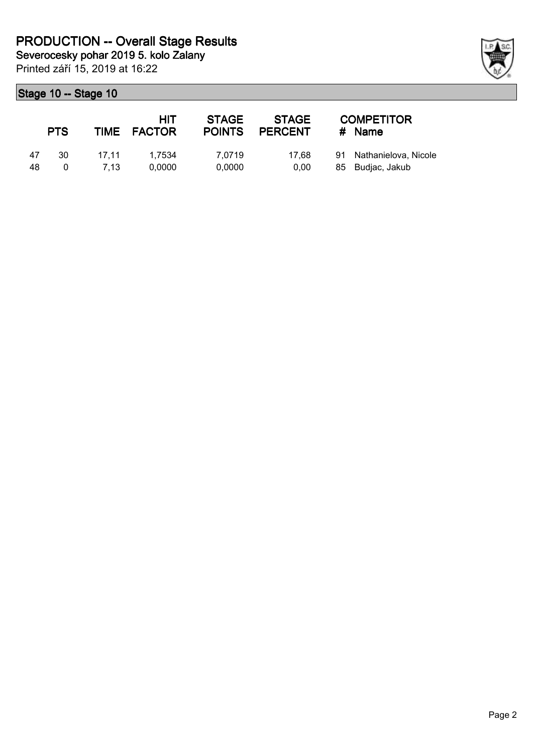# PRODUCTION -- Overall Stage Results

**Severocesky pohar 2019 5. kolo Zalany**

Printed září 15, 2019 at 16:22

## Stage 10 -- Stage 10

| | PTS | TIME | HIT FACTOR | STAGE POINTS | STAGE PERCENT | # | COMPETITOR Name |
|---|---|---|---|---|---|---|---|
| 47 | 30 | 17,11 | 1,7534 | 7,0719 | 17,68 | 91 | Nathanielova, Nicole |
| 48 | 0 | 7,13 | 0,0000 | 0,0000 | 0,00 | 85 | Budjac, Jakub |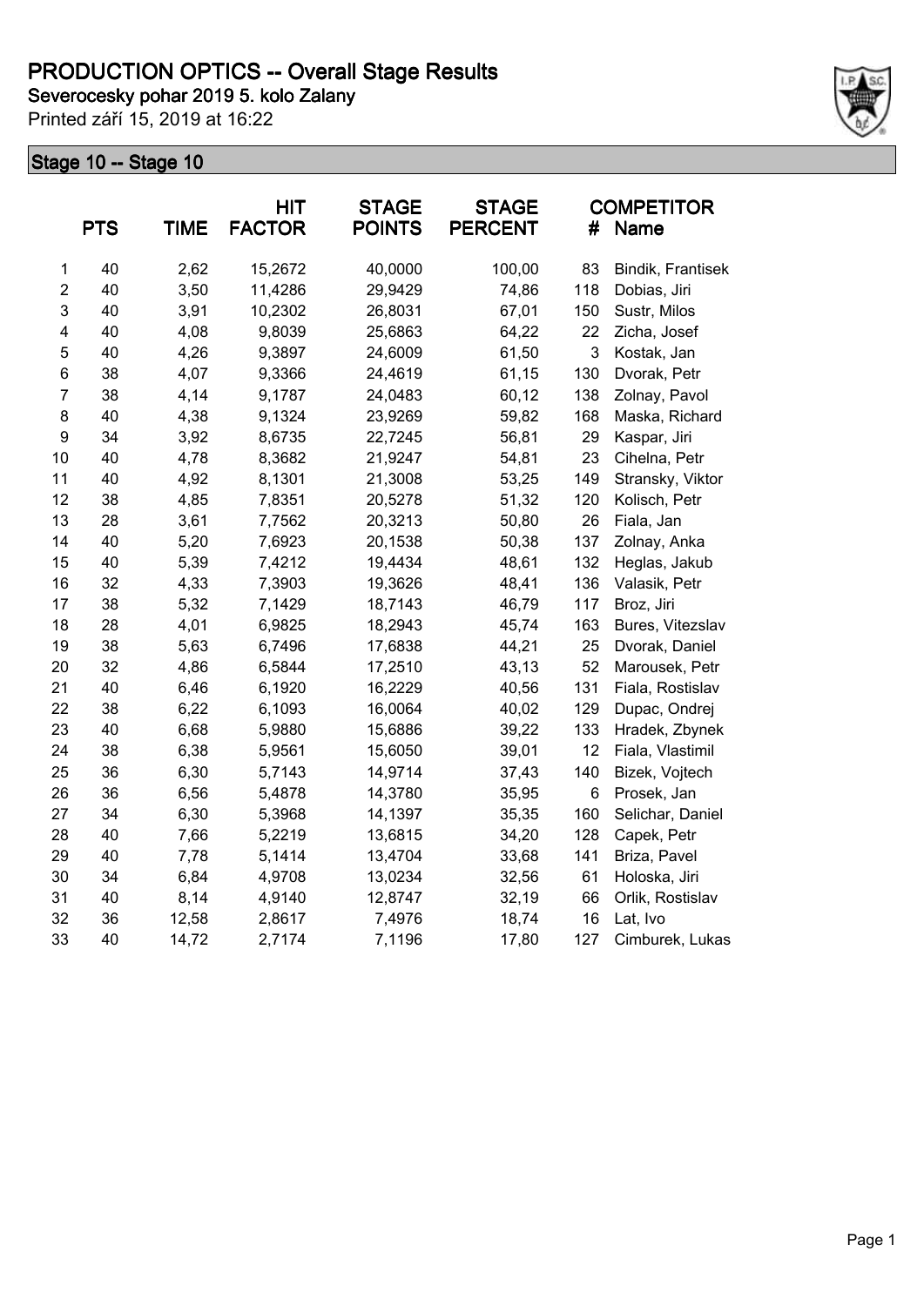# PRODUCTION OPTICS -- Overall Stage Results

**Severocesky pohar 2019 5. kolo Zalany**

Printed září 15, 2019 at 16:22

## Stage 10 -- Stage 10

| | PTS | TIME | HIT FACTOR | STAGE POINTS | STAGE PERCENT | # | COMPETITOR Name |
|---|---|---|---|---|---|---|---|
| 1 | 40 | 2,62 | 15,2672 | 40,0000 | 100,00 | 83 | Bindik, Frantisek |
| 2 | 40 | 3,50 | 11,4286 | 29,9429 | 74,86 | 118 | Dobias, Jiri |
| 3 | 40 | 3,91 | 10,2302 | 26,8031 | 67,01 | 150 | Sustr, Milos |
| 4 | 40 | 4,08 | 9,8039 | 25,6863 | 64,22 | 22 | Zicha, Josef |
| 5 | 40 | 4,26 | 9,3897 | 24,6009 | 61,50 | 3 | Kostak, Jan |
| 6 | 38 | 4,07 | 9,3366 | 24,4619 | 61,15 | 130 | Dvorak, Petr |
| 7 | 38 | 4,14 | 9,1787 | 24,0483 | 60,12 | 138 | Zolnay, Pavol |
| 8 | 40 | 4,38 | 9,1324 | 23,9269 | 59,82 | 168 | Maska, Richard |
| 9 | 34 | 3,92 | 8,6735 | 22,7245 | 56,81 | 29 | Kaspar, Jiri |
| 10 | 40 | 4,78 | 8,3682 | 21,9247 | 54,81 | 23 | Cihelna, Petr |
| 11 | 40 | 4,92 | 8,1301 | 21,3008 | 53,25 | 149 | Stransky, Viktor |
| 12 | 38 | 4,85 | 7,8351 | 20,5278 | 51,32 | 120 | Kolisch, Petr |
| 13 | 28 | 3,61 | 7,7562 | 20,3213 | 50,80 | 26 | Fiala, Jan |
| 14 | 40 | 5,20 | 7,6923 | 20,1538 | 50,38 | 137 | Zolnay, Anka |
| 15 | 40 | 5,39 | 7,4212 | 19,4434 | 48,61 | 132 | Heglas, Jakub |
| 16 | 32 | 4,33 | 7,3903 | 19,3626 | 48,41 | 136 | Valasik, Petr |
| 17 | 38 | 5,32 | 7,1429 | 18,7143 | 46,79 | 117 | Broz, Jiri |
| 18 | 28 | 4,01 | 6,9825 | 18,2943 | 45,74 | 163 | Bures, Vitezslav |
| 19 | 38 | 5,63 | 6,7496 | 17,6838 | 44,21 | 25 | Dvorak, Daniel |
| 20 | 32 | 4,86 | 6,5844 | 17,2510 | 43,13 | 52 | Marousek, Petr |
| 21 | 40 | 6,46 | 6,1920 | 16,2229 | 40,56 | 131 | Fiala, Rostislav |
| 22 | 38 | 6,22 | 6,1093 | 16,0064 | 40,02 | 129 | Dupac, Ondrej |
| 23 | 40 | 6,68 | 5,9880 | 15,6886 | 39,22 | 133 | Hradek, Zbynek |
| 24 | 38 | 6,38 | 5,9561 | 15,6050 | 39,01 | 12 | Fiala, Vlastimil |
| 25 | 36 | 6,30 | 5,7143 | 14,9714 | 37,43 | 140 | Bizek, Vojtech |
| 26 | 36 | 6,56 | 5,4878 | 14,3780 | 35,95 | 6 | Prosek, Jan |
| 27 | 34 | 6,30 | 5,3968 | 14,1397 | 35,35 | 160 | Selichar, Daniel |
| 28 | 40 | 7,66 | 5,2219 | 13,6815 | 34,20 | 128 | Capek, Petr |
| 29 | 40 | 7,78 | 5,1414 | 13,4704 | 33,68 | 141 | Briza, Pavel |
| 30 | 34 | 6,84 | 4,9708 | 13,0234 | 32,56 | 61 | Holoska, Jiri |
| 31 | 40 | 8,14 | 4,9140 | 12,8747 | 32,19 | 66 | Orlik, Rostislav |
| 32 | 36 | 12,58 | 2,8617 | 7,4976 | 18,74 | 16 | Lat, Ivo |
| 33 | 40 | 14,72 | 2,7174 | 7,1196 | 17,80 | 127 | Cimburek, Lukas |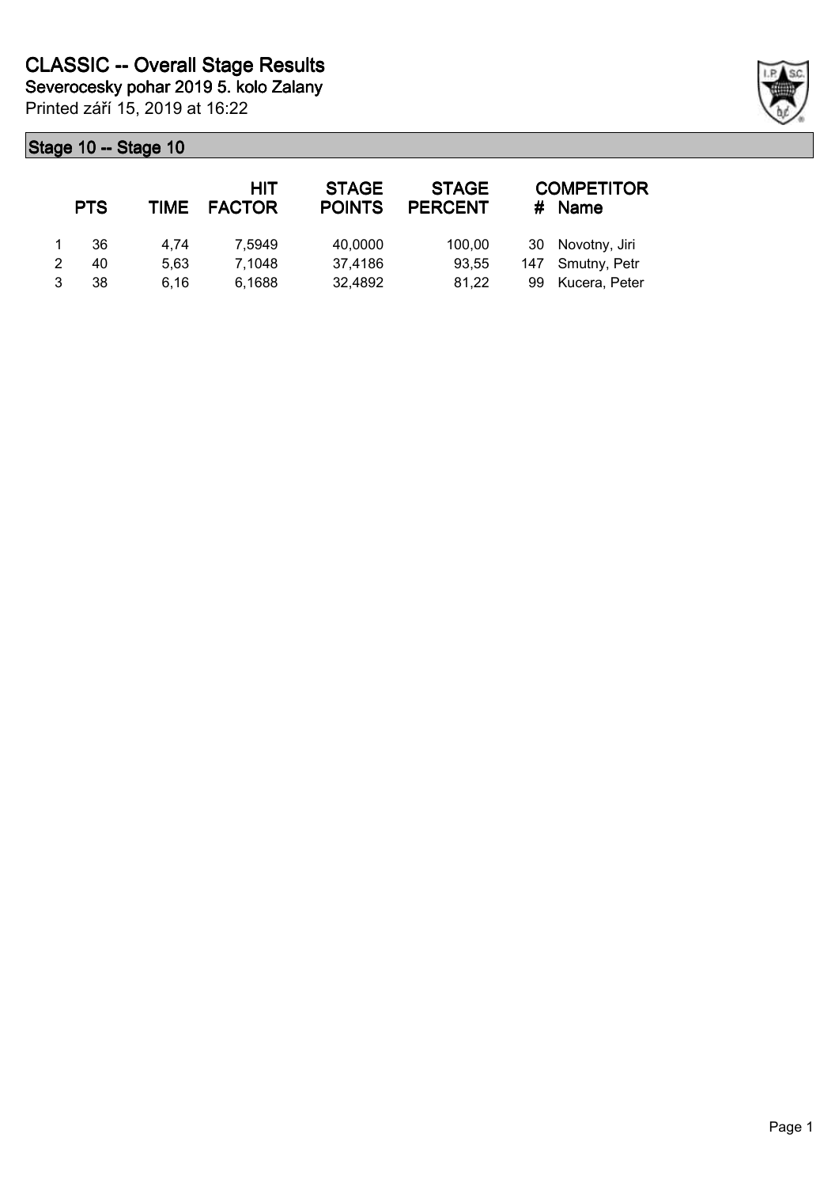# CLASSIC -- Overall Stage Results

**Severocesky pohar 2019 5. kolo Zalany**

Printed září 15, 2019 at 16:22

## Stage 10 -- Stage 10

| | PTS | TIME | HIT FACTOR | STAGE POINTS | STAGE PERCENT | # | COMPETITOR Name |
|---|---|---|---|---|---|---|---|
| 1 | 36 | 4,74 | 7,5949 | 40,0000 | 100,00 | 30 | Novotny, Jiri |
| 2 | 40 | 5,63 | 7,1048 | 37,4186 | 93,55 | 147 | Smutny, Petr |
| 3 | 38 | 6,16 | 6,1688 | 32,4892 | 81,22 | 99 | Kucera, Peter |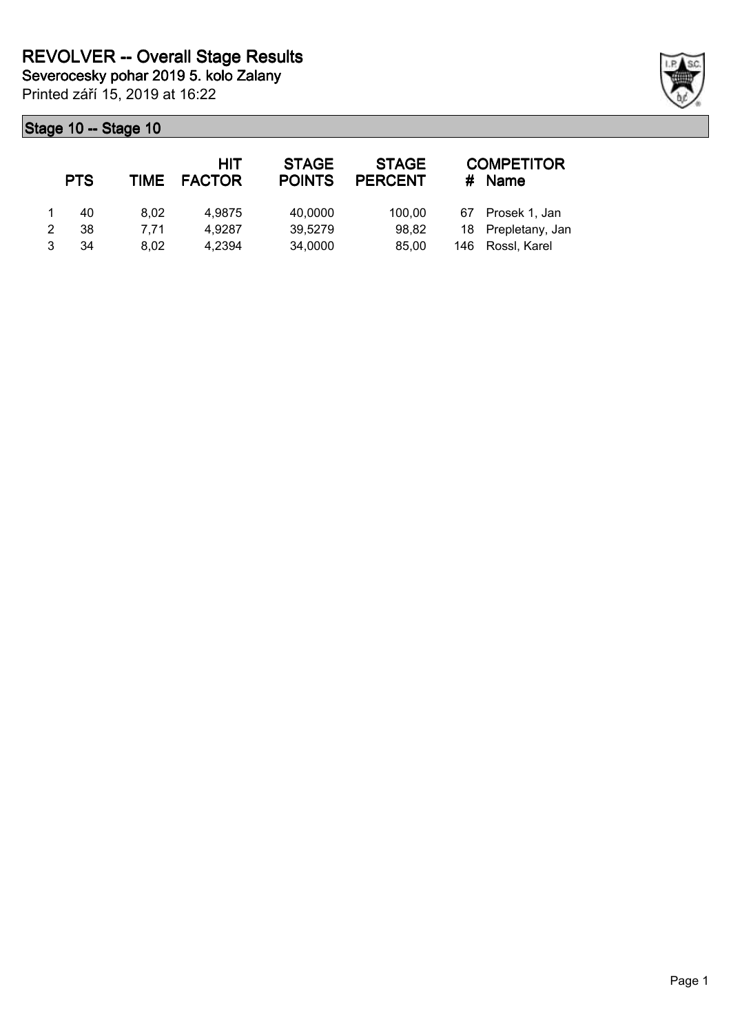# REVOLVER -- Overall Stage Results

**Severocesky pohar 2019 5. kolo Zalany**

Printed září 15, 2019 at 16:22

## Stage 10 -- Stage 10

| | PTS | TIME | HIT FACTOR | STAGE POINTS | STAGE PERCENT | # | COMPETITOR Name |
|---|---|---|---|---|---|---|---|
| 1 | 40 | 8,02 | 4,9875 | 40,0000 | 100,00 | 67 | Prosek 1, Jan |
| 2 | 38 | 7,71 | 4,9287 | 39,5279 | 98,82 | 18 | Prepletany, Jan |
| 3 | 34 | 8,02 | 4,2394 | 34,0000 | 85,00 | 146 | Rossl, Karel |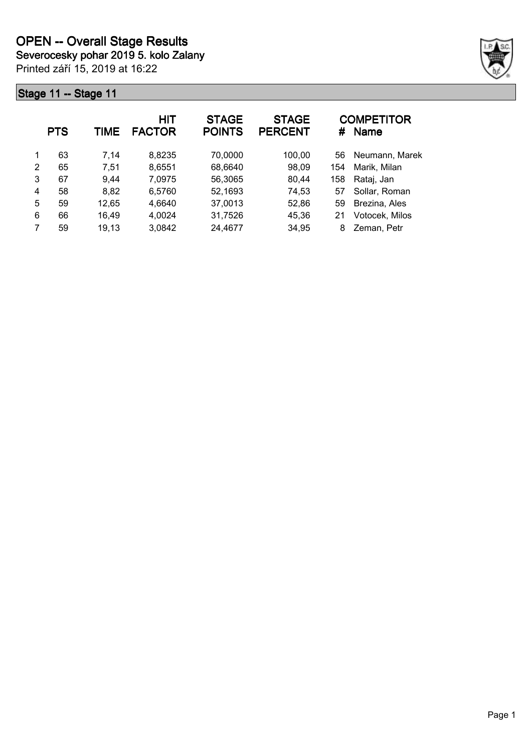# OPEN -- Overall Stage Results

**Severocesky pohar 2019 5. kolo Zalany**

Printed září 15, 2019 at 16:22

## Stage 11 -- Stage 11

| | PTS | TIME | HIT FACTOR | STAGE POINTS | STAGE PERCENT | # | COMPETITOR Name |
|---|---|---|---|---|---|---|---|
| 1 | 63 | 7,14 | 8,8235 | 70,0000 | 100,00 | 56 | Neumann, Marek |
| 2 | 65 | 7,51 | 8,6551 | 68,6640 | 98,09 | 154 | Marik, Milan |
| 3 | 67 | 9,44 | 7,0975 | 56,3065 | 80,44 | 158 | Rataj, Jan |
| 4 | 58 | 8,82 | 6,5760 | 52,1693 | 74,53 | 57 | Sollar, Roman |
| 5 | 59 | 12,65 | 4,6640 | 37,0013 | 52,86 | 59 | Brezina, Ales |
| 6 | 66 | 16,49 | 4,0024 | 31,7526 | 45,36 | 21 | Votocek, Milos |
| 7 | 59 | 19,13 | 3,0842 | 24,4677 | 34,95 | 8 | Zeman, Petr |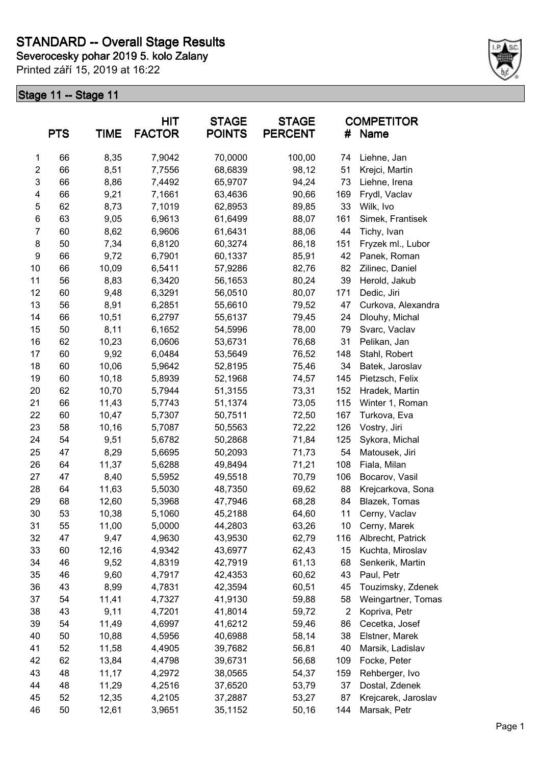# STANDARD -- Overall Stage Results

**Severocesky pohar 2019 5. kolo Zalany**

Printed září 15, 2019 at 16:22

## Stage 11 -- Stage 11

| | PTS | TIME | HIT FACTOR | STAGE POINTS | STAGE PERCENT | # | COMPETITOR Name |
|---|---|---|---|---|---|---|---|
| 1 | 66 | 8,35 | 7,9042 | 70,0000 | 100,00 | 74 | Liehne, Jan |
| 2 | 66 | 8,51 | 7,7556 | 68,6839 | 98,12 | 51 | Krejci, Martin |
| 3 | 66 | 8,86 | 7,4492 | 65,9707 | 94,24 | 73 | Liehne, Irena |
| 4 | 66 | 9,21 | 7,1661 | 63,4636 | 90,66 | 169 | Frydl, Vaclav |
| 5 | 62 | 8,73 | 7,1019 | 62,8953 | 89,85 | 33 | Wilk, Ivo |
| 6 | 63 | 9,05 | 6,9613 | 61,6499 | 88,07 | 161 | Simek, Frantisek |
| 7 | 60 | 8,62 | 6,9606 | 61,6431 | 88,06 | 44 | Tichy, Ivan |
| 8 | 50 | 7,34 | 6,8120 | 60,3274 | 86,18 | 151 | Fryzek ml., Lubor |
| 9 | 66 | 9,72 | 6,7901 | 60,1337 | 85,91 | 42 | Panek, Roman |
| 10 | 66 | 10,09 | 6,5411 | 57,9286 | 82,76 | 82 | Zilinec, Daniel |
| 11 | 56 | 8,83 | 6,3420 | 56,1653 | 80,24 | 39 | Herold, Jakub |
| 12 | 60 | 9,48 | 6,3291 | 56,0510 | 80,07 | 171 | Dedic, Jiri |
| 13 | 56 | 8,91 | 6,2851 | 55,6610 | 79,52 | 47 | Curkova, Alexandra |
| 14 | 66 | 10,51 | 6,2797 | 55,6137 | 79,45 | 24 | Dlouhy, Michal |
| 15 | 50 | 8,11 | 6,1652 | 54,5996 | 78,00 | 79 | Svarc, Vaclav |
| 16 | 62 | 10,23 | 6,0606 | 53,6731 | 76,68 | 31 | Pelikan, Jan |
| 17 | 60 | 9,92 | 6,0484 | 53,5649 | 76,52 | 148 | Stahl, Robert |
| 18 | 60 | 10,06 | 5,9642 | 52,8195 | 75,46 | 34 | Batek, Jaroslav |
| 19 | 60 | 10,18 | 5,8939 | 52,1968 | 74,57 | 145 | Pietzsch, Felix |
| 20 | 62 | 10,70 | 5,7944 | 51,3155 | 73,31 | 152 | Hradek, Martin |
| 21 | 66 | 11,43 | 5,7743 | 51,1374 | 73,05 | 115 | Winter 1, Roman |
| 22 | 60 | 10,47 | 5,7307 | 50,7511 | 72,50 | 167 | Turkova, Eva |
| 23 | 58 | 10,16 | 5,7087 | 50,5563 | 72,22 | 126 | Vostry, Jiri |
| 24 | 54 | 9,51 | 5,6782 | 50,2868 | 71,84 | 125 | Sykora, Michal |
| 25 | 47 | 8,29 | 5,6695 | 50,2093 | 71,73 | 54 | Matousek, Jiri |
| 26 | 64 | 11,37 | 5,6288 | 49,8494 | 71,21 | 108 | Fiala, Milan |
| 27 | 47 | 8,40 | 5,5952 | 49,5518 | 70,79 | 106 | Bocarov, Vasil |
| 28 | 64 | 11,63 | 5,5030 | 48,7350 | 69,62 | 88 | Krejcarkova, Sona |
| 29 | 68 | 12,60 | 5,3968 | 47,7946 | 68,28 | 84 | Blazek, Tomas |
| 30 | 53 | 10,38 | 5,1060 | 45,2188 | 64,60 | 11 | Cerny, Vaclav |
| 31 | 55 | 11,00 | 5,0000 | 44,2803 | 63,26 | 10 | Cerny, Marek |
| 32 | 47 | 9,47 | 4,9630 | 43,9530 | 62,79 | 116 | Albrecht, Patrick |
| 33 | 60 | 12,16 | 4,9342 | 43,6977 | 62,43 | 15 | Kuchta, Miroslav |
| 34 | 46 | 9,52 | 4,8319 | 42,7919 | 61,13 | 68 | Senkerik, Martin |
| 35 | 46 | 9,60 | 4,7917 | 42,4353 | 60,62 | 43 | Paul, Petr |
| 36 | 43 | 8,99 | 4,7831 | 42,3594 | 60,51 | 45 | Touzimsky, Zdenek |
| 37 | 54 | 11,41 | 4,7327 | 41,9130 | 59,88 | 58 | Weingartner, Tomas |
| 38 | 43 | 9,11 | 4,7201 | 41,8014 | 59,72 | 2 | Kopriva, Petr |
| 39 | 54 | 11,49 | 4,6997 | 41,6212 | 59,46 | 86 | Cecetka, Josef |
| 40 | 50 | 10,88 | 4,5956 | 40,6988 | 58,14 | 38 | Elstner, Marek |
| 41 | 52 | 11,58 | 4,4905 | 39,7682 | 56,81 | 40 | Marsik, Ladislav |
| 42 | 62 | 13,84 | 4,4798 | 39,6731 | 56,68 | 109 | Focke, Peter |
| 43 | 48 | 11,17 | 4,2972 | 38,0565 | 54,37 | 159 | Rehberger, Ivo |
| 44 | 48 | 11,29 | 4,2516 | 37,6520 | 53,79 | 37 | Dostal, Zdenek |
| 45 | 52 | 12,35 | 4,2105 | 37,2887 | 53,27 | 87 | Krejcarek, Jaroslav |
| 46 | 50 | 12,61 | 3,9651 | 35,1152 | 50,16 | 144 | Marsak, Petr |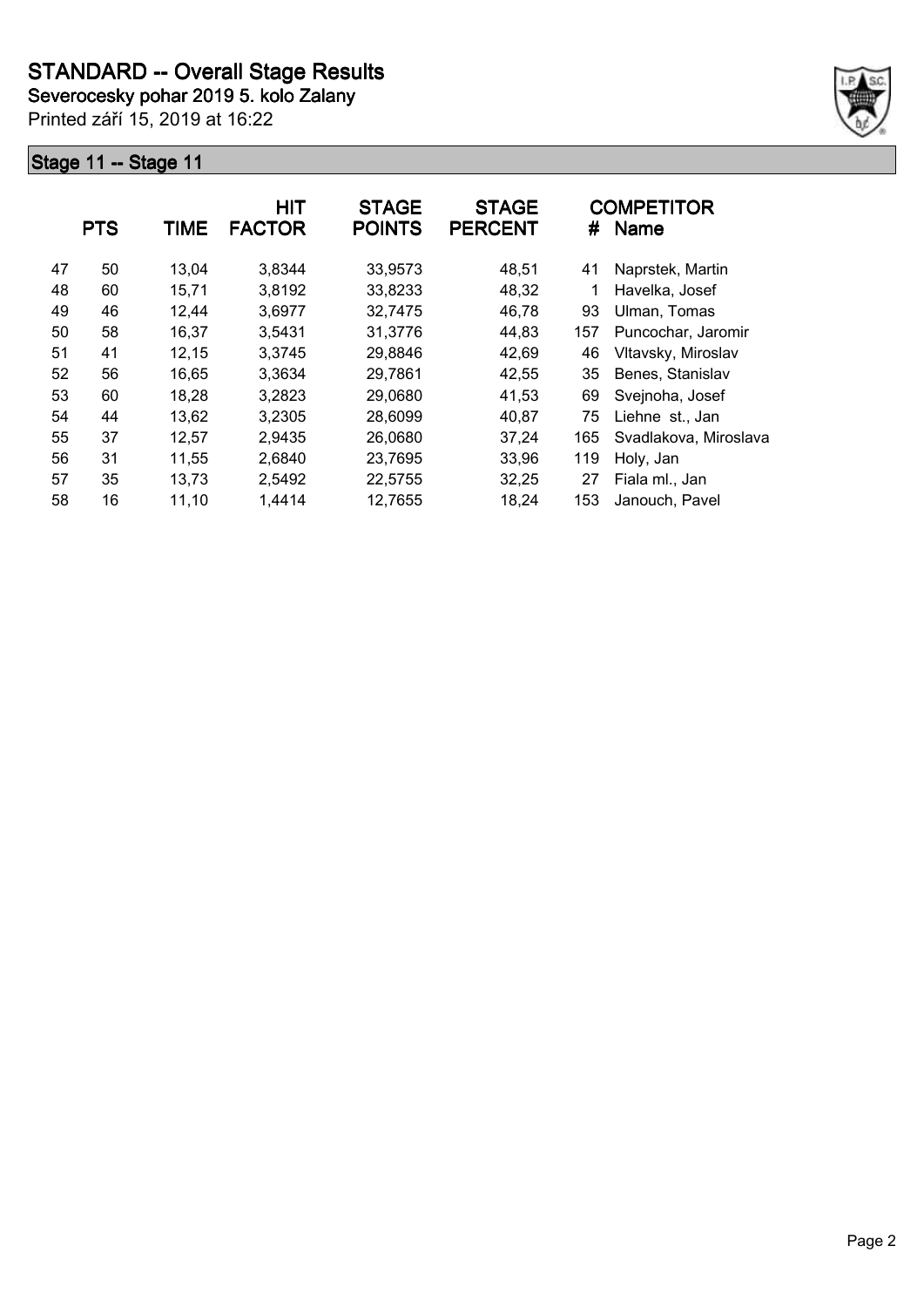# STANDARD -- Overall Stage Results

**Severocesky pohar 2019 5. kolo Zalany**

Printed září 15, 2019 at 16:22

## Stage 11 -- Stage 11

| | PTS | TIME | HIT FACTOR | STAGE POINTS | STAGE PERCENT | # | COMPETITOR Name |
|---|---|---|---|---|---|---|---|
| 47 | 50 | 13,04 | 3,8344 | 33,9573 | 48,51 | 41 | Naprstek, Martin |
| 48 | 60 | 15,71 | 3,8192 | 33,8233 | 48,32 | 1 | Havelka, Josef |
| 49 | 46 | 12,44 | 3,6977 | 32,7475 | 46,78 | 93 | Ulman, Tomas |
| 50 | 58 | 16,37 | 3,5431 | 31,3776 | 44,83 | 157 | Puncochar, Jaromir |
| 51 | 41 | 12,15 | 3,3745 | 29,8846 | 42,69 | 46 | Vltavsky, Miroslav |
| 52 | 56 | 16,65 | 3,3634 | 29,7861 | 42,55 | 35 | Benes, Stanislav |
| 53 | 60 | 18,28 | 3,2823 | 29,0680 | 41,53 | 69 | Svejnoha, Josef |
| 54 | 44 | 13,62 | 3,2305 | 28,6099 | 40,87 | 75 | Liehne st., Jan |
| 55 | 37 | 12,57 | 2,9435 | 26,0680 | 37,24 | 165 | Svadlakova, Miroslava |
| 56 | 31 | 11,55 | 2,6840 | 23,7695 | 33,96 | 119 | Holy, Jan |
| 57 | 35 | 13,73 | 2,5492 | 22,5755 | 32,25 | 27 | Fiala ml., Jan |
| 58 | 16 | 11,10 | 1,4414 | 12,7655 | 18,24 | 153 | Janouch, Pavel |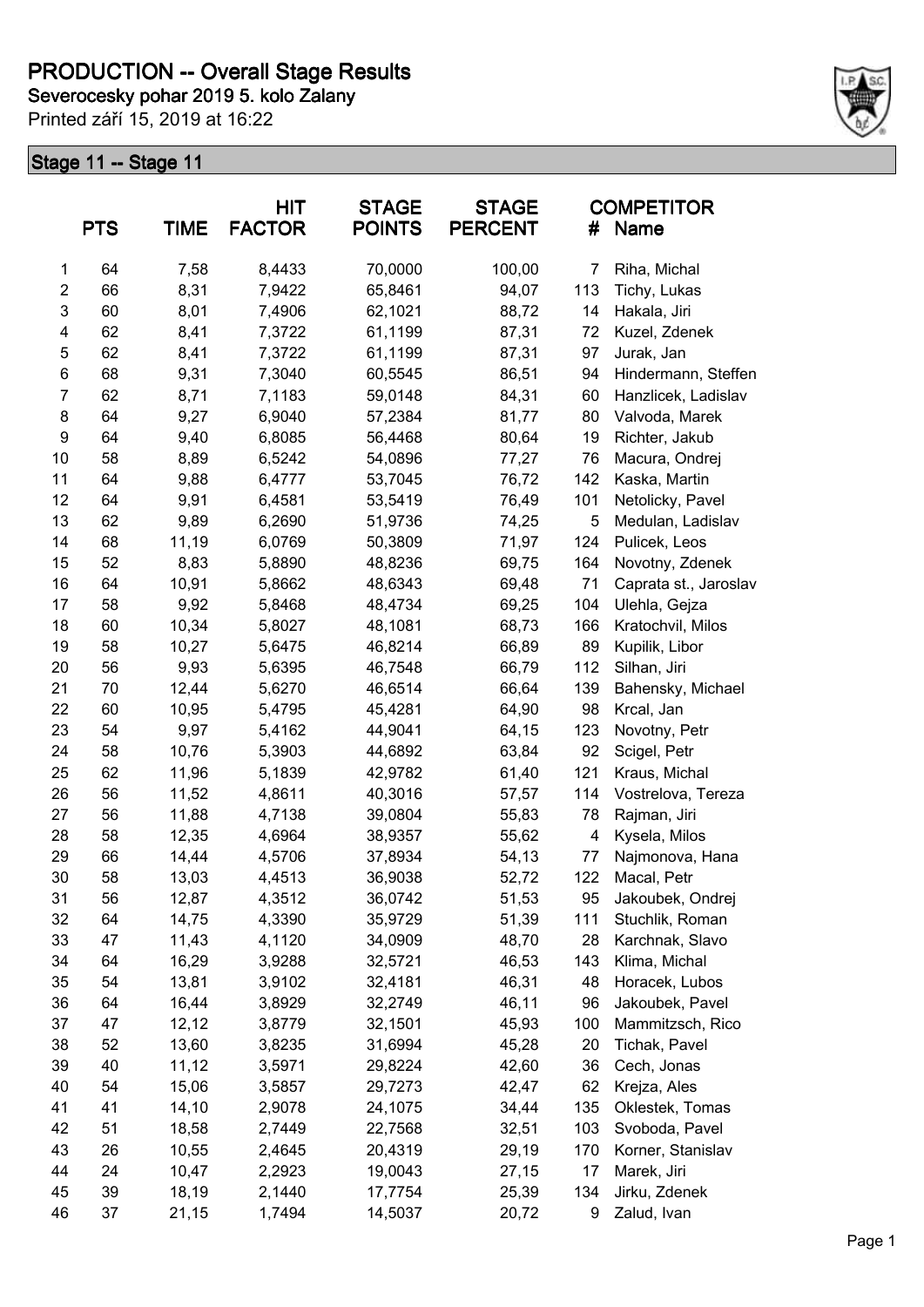# PRODUCTION -- Overall Stage Results

**Severocesky pohar 2019 5. kolo Zalany**

Printed září 15, 2019 at 16:22

## Stage 11 -- Stage 11

| | PTS | TIME | HIT FACTOR | STAGE POINTS | STAGE PERCENT | # | COMPETITOR Name |
|---|---|---|---|---|---|---|---|
| 1 | 64 | 7,58 | 8,4433 | 70,0000 | 100,00 | 7 | Riha, Michal |
| 2 | 66 | 8,31 | 7,9422 | 65,8461 | 94,07 | 113 | Tichy, Lukas |
| 3 | 60 | 8,01 | 7,4906 | 62,1021 | 88,72 | 14 | Hakala, Jiri |
| 4 | 62 | 8,41 | 7,3722 | 61,1199 | 87,31 | 72 | Kuzel, Zdenek |
| 5 | 62 | 8,41 | 7,3722 | 61,1199 | 87,31 | 97 | Jurak, Jan |
| 6 | 68 | 9,31 | 7,3040 | 60,5545 | 86,51 | 94 | Hindermann, Steffen |
| 7 | 62 | 8,71 | 7,1183 | 59,0148 | 84,31 | 60 | Hanzlicek, Ladislav |
| 8 | 64 | 9,27 | 6,9040 | 57,2384 | 81,77 | 80 | Valvoda, Marek |
| 9 | 64 | 9,40 | 6,8085 | 56,4468 | 80,64 | 19 | Richter, Jakub |
| 10 | 58 | 8,89 | 6,5242 | 54,0896 | 77,27 | 76 | Macura, Ondrej |
| 11 | 64 | 9,88 | 6,4777 | 53,7045 | 76,72 | 142 | Kaska, Martin |
| 12 | 64 | 9,91 | 6,4581 | 53,5419 | 76,49 | 101 | Netolicky, Pavel |
| 13 | 62 | 9,89 | 6,2690 | 51,9736 | 74,25 | 5 | Medulan, Ladislav |
| 14 | 68 | 11,19 | 6,0769 | 50,3809 | 71,97 | 124 | Pulicek, Leos |
| 15 | 52 | 8,83 | 5,8890 | 48,8236 | 69,75 | 164 | Novotny, Zdenek |
| 16 | 64 | 10,91 | 5,8662 | 48,6343 | 69,48 | 71 | Caprata st., Jaroslav |
| 17 | 58 | 9,92 | 5,8468 | 48,4734 | 69,25 | 104 | Ulehla, Gejza |
| 18 | 60 | 10,34 | 5,8027 | 48,1081 | 68,73 | 166 | Kratochvil, Milos |
| 19 | 58 | 10,27 | 5,6475 | 46,8214 | 66,89 | 89 | Kupilik, Libor |
| 20 | 56 | 9,93 | 5,6395 | 46,7548 | 66,79 | 112 | Silhan, Jiri |
| 21 | 70 | 12,44 | 5,6270 | 46,6514 | 66,64 | 139 | Bahensky, Michael |
| 22 | 60 | 10,95 | 5,4795 | 45,4281 | 64,90 | 98 | Krcal, Jan |
| 23 | 54 | 9,97 | 5,4162 | 44,9041 | 64,15 | 123 | Novotny, Petr |
| 24 | 58 | 10,76 | 5,3903 | 44,6892 | 63,84 | 92 | Scigel, Petr |
| 25 | 62 | 11,96 | 5,1839 | 42,9782 | 61,40 | 121 | Kraus, Michal |
| 26 | 56 | 11,52 | 4,8611 | 40,3016 | 57,57 | 114 | Vostrelova, Tereza |
| 27 | 56 | 11,88 | 4,7138 | 39,0804 | 55,83 | 78 | Rajman, Jiri |
| 28 | 58 | 12,35 | 4,6964 | 38,9357 | 55,62 | 4 | Kysela, Milos |
| 29 | 66 | 14,44 | 4,5706 | 37,8934 | 54,13 | 77 | Najmonova, Hana |
| 30 | 58 | 13,03 | 4,4513 | 36,9038 | 52,72 | 122 | Macal, Petr |
| 31 | 56 | 12,87 | 4,3512 | 36,0742 | 51,53 | 95 | Jakoubek, Ondrej |
| 32 | 64 | 14,75 | 4,3390 | 35,9729 | 51,39 | 111 | Stuchlik, Roman |
| 33 | 47 | 11,43 | 4,1120 | 34,0909 | 48,70 | 28 | Karchnak, Slavo |
| 34 | 64 | 16,29 | 3,9288 | 32,5721 | 46,53 | 143 | Klima, Michal |
| 35 | 54 | 13,81 | 3,9102 | 32,4181 | 46,31 | 48 | Horacek, Lubos |
| 36 | 64 | 16,44 | 3,8929 | 32,2749 | 46,11 | 96 | Jakoubek, Pavel |
| 37 | 47 | 12,12 | 3,8779 | 32,1501 | 45,93 | 100 | Mammitzsch, Rico |
| 38 | 52 | 13,60 | 3,8235 | 31,6994 | 45,28 | 20 | Tichak, Pavel |
| 39 | 40 | 11,12 | 3,5971 | 29,8224 | 42,60 | 36 | Cech, Jonas |
| 40 | 54 | 15,06 | 3,5857 | 29,7273 | 42,47 | 62 | Krejza, Ales |
| 41 | 41 | 14,10 | 2,9078 | 24,1075 | 34,44 | 135 | Oklestek, Tomas |
| 42 | 51 | 18,58 | 2,7449 | 22,7568 | 32,51 | 103 | Svoboda, Pavel |
| 43 | 26 | 10,55 | 2,4645 | 20,4319 | 29,19 | 170 | Korner, Stanislav |
| 44 | 24 | 10,47 | 2,2923 | 19,0043 | 27,15 | 17 | Marek, Jiri |
| 45 | 39 | 18,19 | 2,1440 | 17,7754 | 25,39 | 134 | Jirku, Zdenek |
| 46 | 37 | 21,15 | 1,7494 | 14,5037 | 20,72 | 9 | Zalud, Ivan |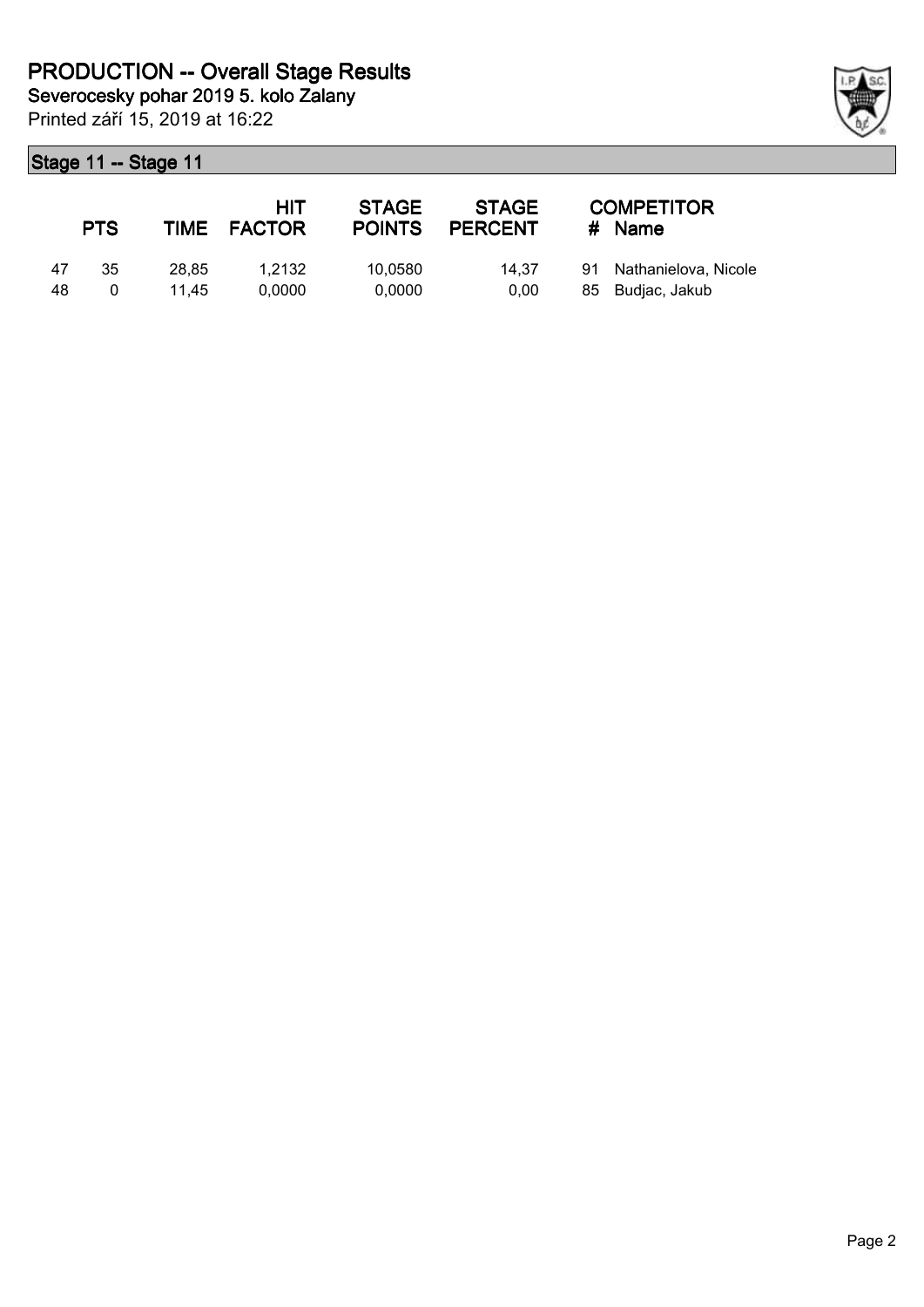# PRODUCTION -- Overall Stage Results

**Severocesky pohar 2019 5. kolo Zalany**

Printed září 15, 2019 at 16:22

## Stage 11 -- Stage 11

| | PTS | TIME | HIT FACTOR | STAGE POINTS | STAGE PERCENT | # | COMPETITOR Name |
|---|---|---|---|---|---|---|---|
| 47 | 35 | 28,85 | 1,2132 | 10,0580 | 14,37 | 91 | Nathanielova, Nicole |
| 48 | 0 | 11,45 | 0,0000 | 0,0000 | 0,00 | 85 | Budjac, Jakub |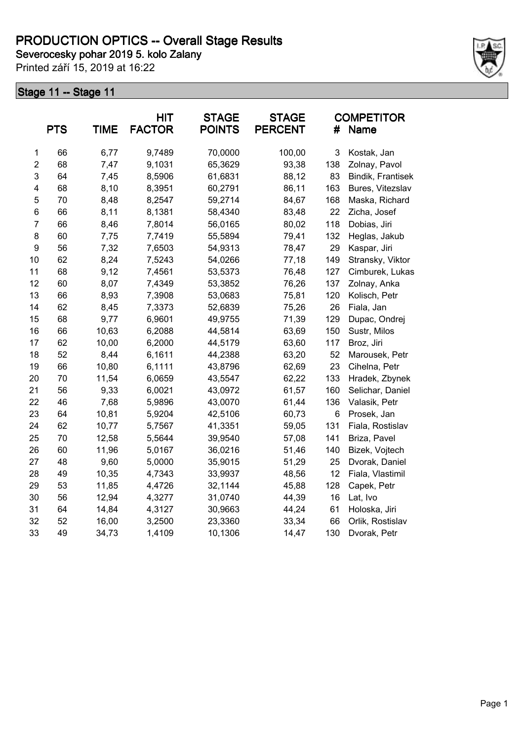# PRODUCTION OPTICS -- Overall Stage Results

**Severocesky pohar 2019 5. kolo Zalany**

Printed září 15, 2019 at 16:22

## Stage 11 -- Stage 11

| | PTS | TIME | HIT FACTOR | STAGE POINTS | STAGE PERCENT | # | COMPETITOR Name |
|---|---|---|---|---|---|---|---|
| 1 | 66 | 6,77 | 9,7489 | 70,0000 | 100,00 | 3 | Kostak, Jan |
| 2 | 68 | 7,47 | 9,1031 | 65,3629 | 93,38 | 138 | Zolnay, Pavol |
| 3 | 64 | 7,45 | 8,5906 | 61,6831 | 88,12 | 83 | Bindik, Frantisek |
| 4 | 68 | 8,10 | 8,3951 | 60,2791 | 86,11 | 163 | Bures, Vitezslav |
| 5 | 70 | 8,48 | 8,2547 | 59,2714 | 84,67 | 168 | Maska, Richard |
| 6 | 66 | 8,11 | 8,1381 | 58,4340 | 83,48 | 22 | Zicha, Josef |
| 7 | 66 | 8,46 | 7,8014 | 56,0165 | 80,02 | 118 | Dobias, Jiri |
| 8 | 60 | 7,75 | 7,7419 | 55,5894 | 79,41 | 132 | Heglas, Jakub |
| 9 | 56 | 7,32 | 7,6503 | 54,9313 | 78,47 | 29 | Kaspar, Jiri |
| 10 | 62 | 8,24 | 7,5243 | 54,0266 | 77,18 | 149 | Stransky, Viktor |
| 11 | 68 | 9,12 | 7,4561 | 53,5373 | 76,48 | 127 | Cimburek, Lukas |
| 12 | 60 | 8,07 | 7,4349 | 53,3852 | 76,26 | 137 | Zolnay, Anka |
| 13 | 66 | 8,93 | 7,3908 | 53,0683 | 75,81 | 120 | Kolisch, Petr |
| 14 | 62 | 8,45 | 7,3373 | 52,6839 | 75,26 | 26 | Fiala, Jan |
| 15 | 68 | 9,77 | 6,9601 | 49,9755 | 71,39 | 129 | Dupac, Ondrej |
| 16 | 66 | 10,63 | 6,2088 | 44,5814 | 63,69 | 150 | Sustr, Milos |
| 17 | 62 | 10,00 | 6,2000 | 44,5179 | 63,60 | 117 | Broz, Jiri |
| 18 | 52 | 8,44 | 6,1611 | 44,2388 | 63,20 | 52 | Marousek, Petr |
| 19 | 66 | 10,80 | 6,1111 | 43,8796 | 62,69 | 23 | Cihelna, Petr |
| 20 | 70 | 11,54 | 6,0659 | 43,5547 | 62,22 | 133 | Hradek, Zbynek |
| 21 | 56 | 9,33 | 6,0021 | 43,0972 | 61,57 | 160 | Selichar, Daniel |
| 22 | 46 | 7,68 | 5,9896 | 43,0070 | 61,44 | 136 | Valasik, Petr |
| 23 | 64 | 10,81 | 5,9204 | 42,5106 | 60,73 | 6 | Prosek, Jan |
| 24 | 62 | 10,77 | 5,7567 | 41,3351 | 59,05 | 131 | Fiala, Rostislav |
| 25 | 70 | 12,58 | 5,5644 | 39,9540 | 57,08 | 141 | Briza, Pavel |
| 26 | 60 | 11,96 | 5,0167 | 36,0216 | 51,46 | 140 | Bizek, Vojtech |
| 27 | 48 | 9,60 | 5,0000 | 35,9015 | 51,29 | 25 | Dvorak, Daniel |
| 28 | 49 | 10,35 | 4,7343 | 33,9937 | 48,56 | 12 | Fiala, Vlastimil |
| 29 | 53 | 11,85 | 4,4726 | 32,1144 | 45,88 | 128 | Capek, Petr |
| 30 | 56 | 12,94 | 4,3277 | 31,0740 | 44,39 | 16 | Lat, Ivo |
| 31 | 64 | 14,84 | 4,3127 | 30,9663 | 44,24 | 61 | Holoska, Jiri |
| 32 | 52 | 16,00 | 3,2500 | 23,3360 | 33,34 | 66 | Orlik, Rostislav |
| 33 | 49 | 34,73 | 1,4109 | 10,1306 | 14,47 | 130 | Dvorak, Petr |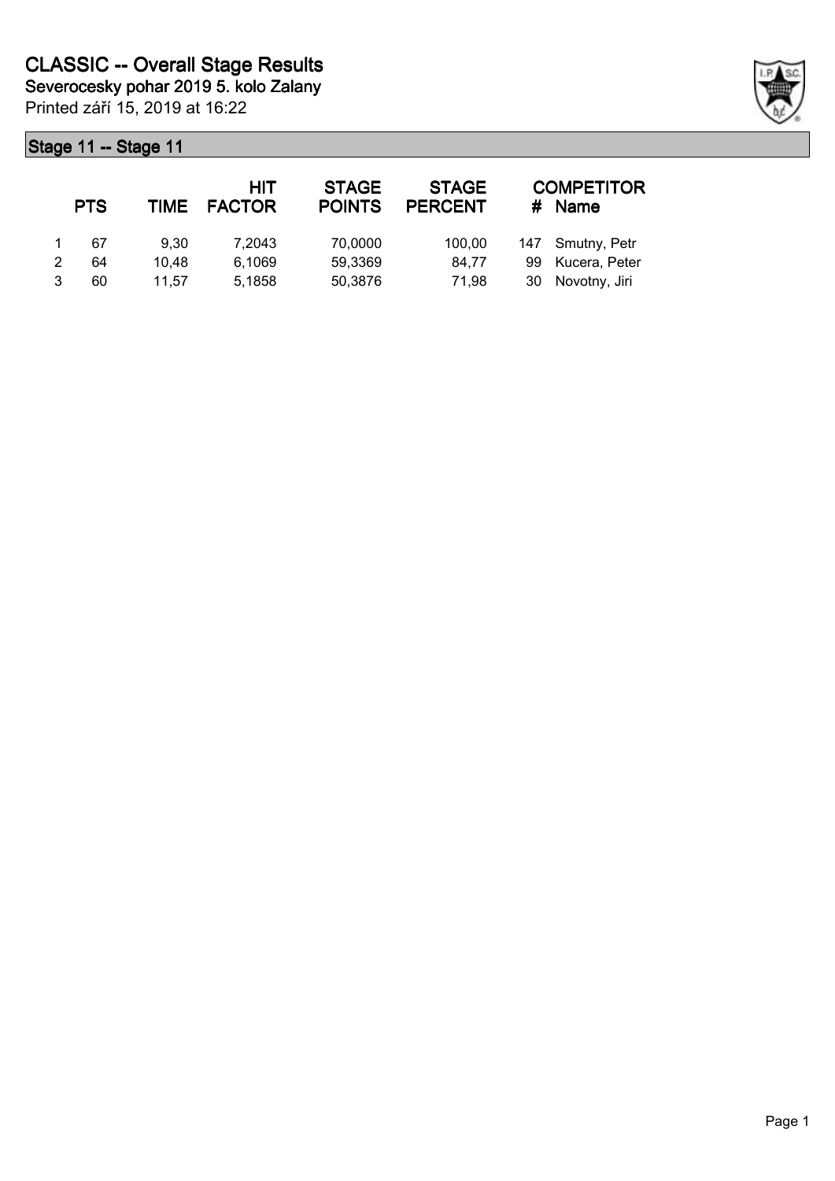# CLASSIC -- Overall Stage Results

**Severocesky pohar 2019 5. kolo Zalany**

Printed září 15, 2019 at 16:22

## Stage 11 -- Stage 11

| | PTS | TIME | HIT FACTOR | STAGE POINTS | STAGE PERCENT | # | COMPETITOR Name |
|---|---|---|---|---|---|---|---|
| 1 | 67 | 9,30 | 7,2043 | 70,0000 | 100,00 | 147 | Smutny, Petr |
| 2 | 64 | 10,48 | 6,1069 | 59,3369 | 84,77 | 99 | Kucera, Peter |
| 3 | 60 | 11,57 | 5,1858 | 50,3876 | 71,98 | 30 | Novotny, Jiri |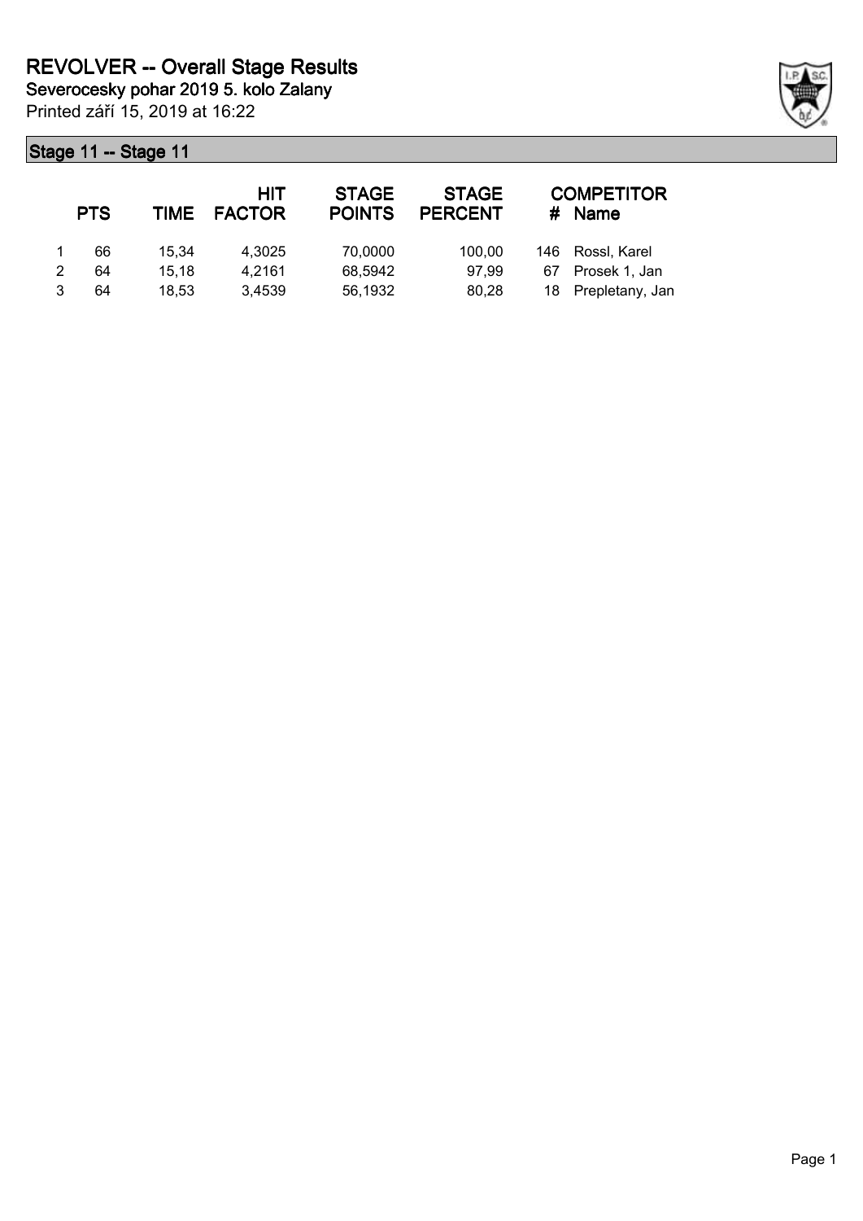# REVOLVER -- Overall Stage Results

**Severocesky pohar 2019 5. kolo Zalany**

Printed září 15, 2019 at 16:22

## Stage 11 -- Stage 11

| | PTS | TIME | HIT FACTOR | STAGE POINTS | STAGE PERCENT | # | COMPETITOR Name |
|---|---|---|---|---|---|---|---|
| 1 | 66 | 15,34 | 4,3025 | 70,0000 | 100,00 | 146 | Rossl, Karel |
| 2 | 64 | 15,18 | 4,2161 | 68,5942 | 97,99 | 67 | Prosek 1, Jan |
| 3 | 64 | 18,53 | 3,4539 | 56,1932 | 80,28 | 18 | Prepletany, Jan |